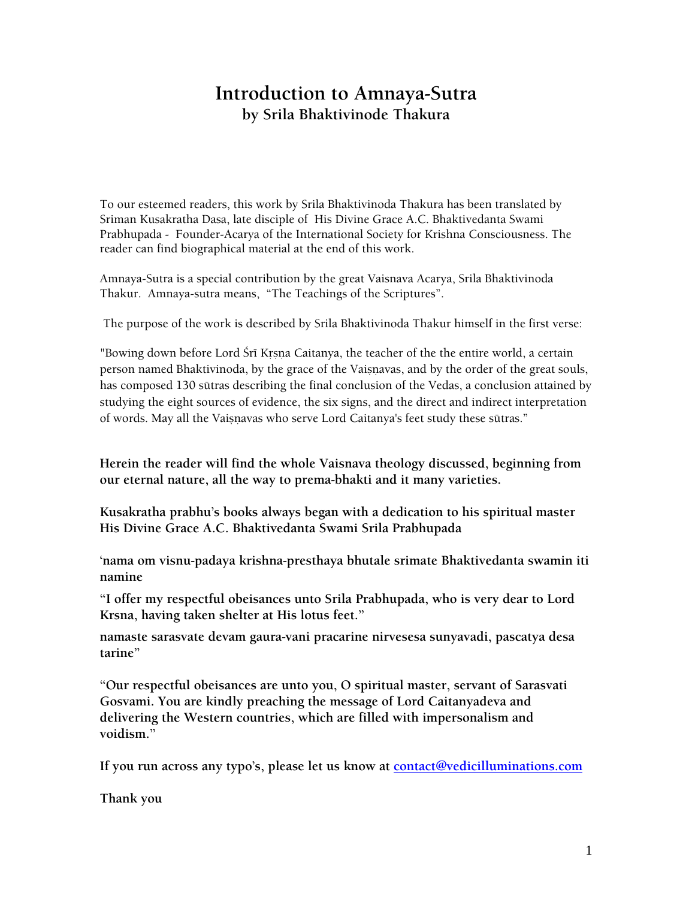# Introduction to Amnaya-Sutra
## by Srila Bhaktivinode Thakura

To our esteemed readers, this work by Srila Bhaktivinoda Thakura has been translated by Sriman Kusakratha Dasa, late disciple of His Divine Grace A.C. Bhaktivedanta Swami Prabhupada - Founder-Acarya of the International Society for Krishna Consciousness. The reader can find biographical material at the end of this work.

Amnaya-Sutra is a special contribution by the great Vaisnava Acarya, Srila Bhaktivinoda Thakur. Amnaya-sutra means, "The Teachings of the Scriptures".

The purpose of the work is described by Srila Bhaktivinoda Thakur himself in the first verse:

"Bowing down before Lord Śrī Kṛṣṇa Caitanya, the teacher of the the entire world, a certain person named Bhaktivinoda, by the grace of the Vaiṣṇavas, and by the order of the great souls, has composed 130 sūtras describing the final conclusion of the Vedas, a conclusion attained by studying the eight sources of evidence, the six signs, and the direct and indirect interpretation of words. May all the Vaiṣṇavas who serve Lord Caitanya's feet study these sūtras."

**Herein the reader will find the whole Vaisnava theology discussed, beginning from our eternal nature, all the way to prema-bhakti and it many varieties.**

**Kusakratha prabhu's books always began with a dedication to his spiritual master His Divine Grace A.C. Bhaktivedanta Swami Srila Prabhupada**

**'nama om visnu-padaya krishna-presthaya bhutale srimate Bhaktivedanta swamin iti namine**

**"I offer my respectful obeisances unto Srila Prabhupada, who is very dear to Lord Krsna, having taken shelter at His lotus feet."**

**namaste sarasvate devam gaura-vani pracarine nirvesesa sunyavadi, pascatya desa tarine"**

**"Our respectful obeisances are unto you, O spiritual master, servant of Sarasvati Gosvami. You are kindly preaching the message of Lord Caitanyadeva and delivering the Western countries, which are filled with impersonalism and voidism."**

**If you run across any typo's, please let us know at contact@vedicilluminations.com**

**Thank you**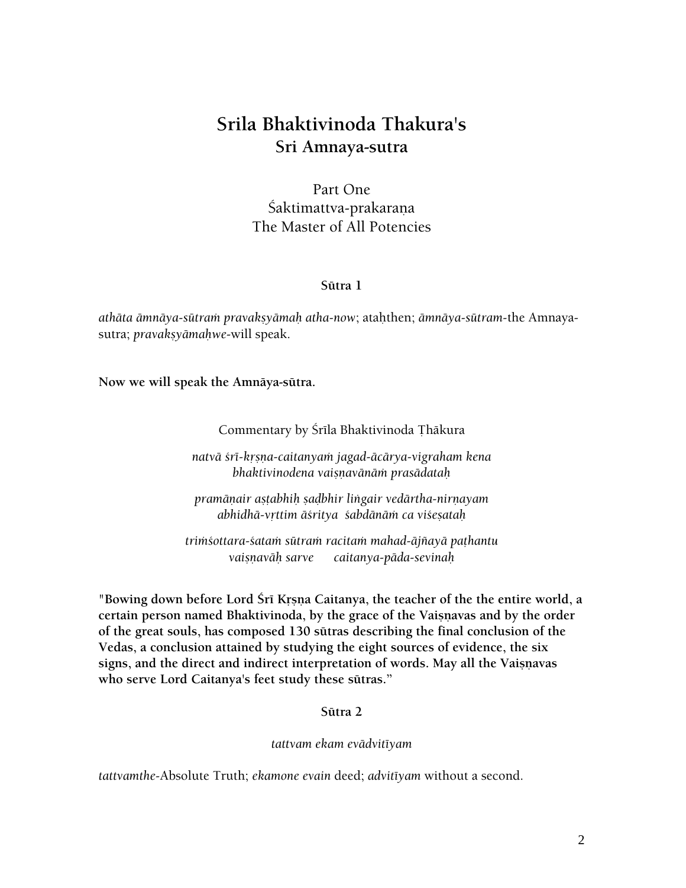# Srila Bhaktivinoda Thakura's
## Sri Amnaya-sutra

Part One
Śaktimattva-prakaraṇa
The Master of All Potencies

### Sūtra 1

*athāta āmnāya-sūtraṁ pravakṣyāmaḥ atha-now*; ataḥthen; *āmnāya-sūtram*-the Amnaya-sutra; *pravakṣyāmaḥwe*-will speak.

**Now we will speak the Amnāya-sūtra.**

Commentary by Śrīla Bhaktivinoda Ṭhākura

*natvā śrī-kṛṣṇa-caitanyaṁ jagad-ācārya-vigraham kena*
*bhaktivinodena vaiṣṇavānāṁ prasādataḥ*

*pramāṇair aṣṭabhiḥ ṣaḍbhir liṅgair vedārtha-nirṇayam*
*abhidhā-vṛttim āśritya śabdānāṁ ca viśeṣataḥ*

*triṁśottara-śataṁ sūtraṁ racitaṁ mahad-ājñayā paṭhantu*
*vaiṣṇavāḥ sarve caitanya-pāda-sevinaḥ*

**"Bowing down before Lord Śrī Kṛṣṇa Caitanya, the teacher of the the entire world, a certain person named Bhaktivinoda, by the grace of the Vaiṣṇavas and by the order of the great souls, has composed 130 sūtras describing the final conclusion of the Vedas, a conclusion attained by studying the eight sources of evidence, the six signs, and the direct and indirect interpretation of words. May all the Vaiṣṇavas who serve Lord Caitanya's feet study these sūtras."**

### Sūtra 2

*tattvam ekam evādvitīyam*

*tattvamthe*-Absolute Truth; *ekamone evain* deed; *advitīyam* without a second.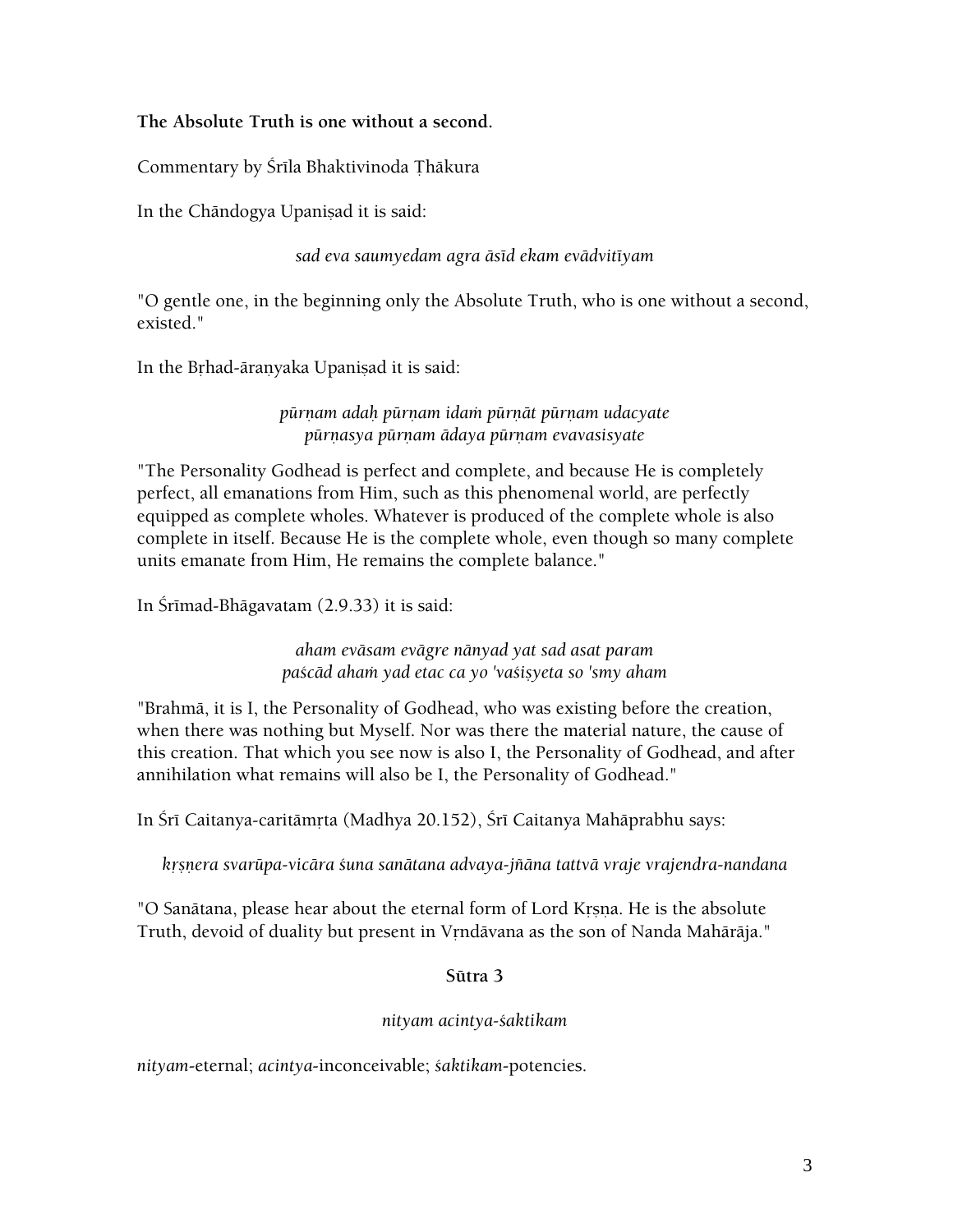**The Absolute Truth is one without a second.**

Commentary by Śrīla Bhaktivinoda Ṭhākura

In the Chāndogya Upaniṣad it is said:

*sad eva saumyedam agra āsīd ekam evādvitīyam*

"O gentle one, in the beginning only the Absolute Truth, who is one without a second, existed."

In the Bṛhad-āraṇyaka Upaniṣad it is said:

*pūrṇam adaḥ pūrṇam idaṁ pūrṇāt pūrṇam udacyate*
*pūrṇasya pūrṇam ādaya pūrṇam evavasisyate*

"The Personality Godhead is perfect and complete, and because He is completely perfect, all emanations from Him, such as this phenomenal world, are perfectly equipped as complete wholes. Whatever is produced of the complete whole is also complete in itself. Because He is the complete whole, even though so many complete units emanate from Him, He remains the complete balance."

In Śrīmad-Bhāgavatam (2.9.33) it is said:

*aham evāsam evāgre nānyad yat sad asat param*
*paścād ahaṁ yad etac ca yo 'vaśiṣyeta so 'smy aham*

"Brahmā, it is I, the Personality of Godhead, who was existing before the creation, when there was nothing but Myself. Nor was there the material nature, the cause of this creation. That which you see now is also I, the Personality of Godhead, and after annihilation what remains will also be I, the Personality of Godhead."

In Śrī Caitanya-caritāmṛta (Madhya 20.152), Śrī Caitanya Mahāprabhu says:

*kṛṣṇera svarūpa-vicāra śuna sanātana advaya-jñāna tattvā vraje vrajendra-nandana*

"O Sanātana, please hear about the eternal form of Lord Kṛṣṇa. He is the absolute Truth, devoid of duality but present in Vṛndāvana as the son of Nanda Mahārāja."

**Sūtra 3**

*nityam acintya-śaktikam*

*nityam*-eternal; *acintya*-inconceivable; *śaktikam*-potencies.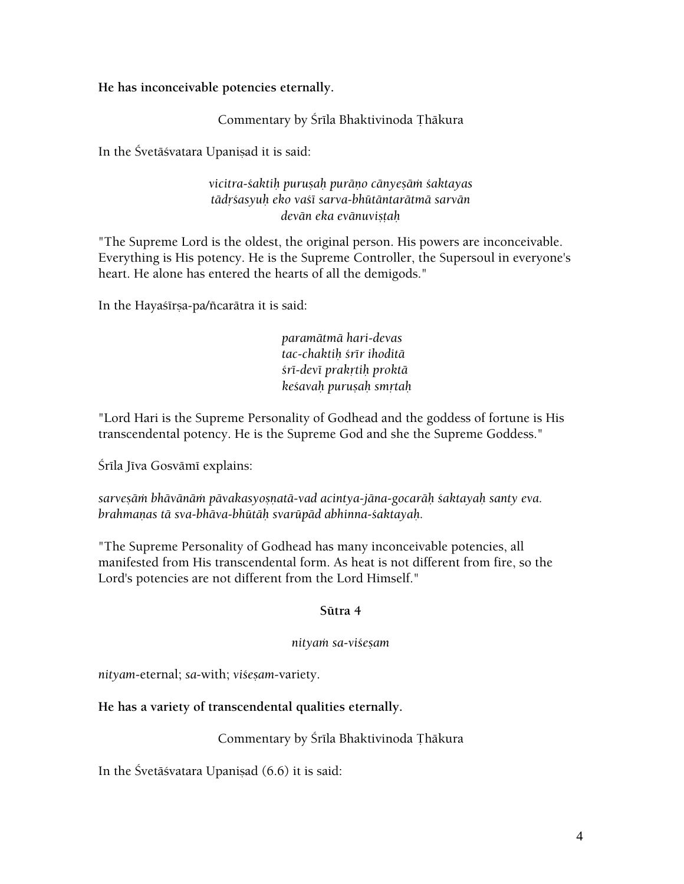**He has inconceivable potencies eternally.**

Commentary by Śrīla Bhaktivinoda Ṭhākura

In the Śvetāśvatara Upaniṣad it is said:

*vicitra-śaktiḥ puruṣaḥ purāṇo cānyeṣāṁ śaktayas*
*tādṛśasyuḥ eko vaśī sarva-bhūtāntarātmā sarvān*
*devān eka evānuviṣṭaḥ*

"The Supreme Lord is the oldest, the original person. His powers are inconceivable. Everything is His potency. He is the Supreme Controller, the Supersoul in everyone's heart. He alone has entered the hearts of all the demigods."

In the Hayaśīrṣa-pa/ñcarātra it is said:

*paramātmā hari-devas*
*tac-chaktiḥ śrīr ihoditā*
*śrī-devī prakṛtiḥ proktā*
*keśavaḥ puruṣaḥ smṛtaḥ*

"Lord Hari is the Supreme Personality of Godhead and the goddess of fortune is His transcendental potency. He is the Supreme God and she the Supreme Goddess."

Śrīla Jīva Gosvāmī explains:

*sarveṣāṁ bhāvānāṁ pāvakasyoṣṇatā-vad acintya-jāna-gocarāḥ śaktayaḥ santy eva. brahmaṇas tā sva-bhāva-bhūtāḥ svarūpād abhinna-śaktayaḥ.*

"The Supreme Personality of Godhead has many inconceivable potencies, all manifested from His transcendental form. As heat is not different from fire, so the Lord's potencies are not different from the Lord Himself."

**Sūtra 4**

*nityaṁ sa-viśeṣam*

*nityam*-eternal; *sa*-with; *viśeṣam*-variety.

**He has a variety of transcendental qualities eternally.**

Commentary by Śrīla Bhaktivinoda Ṭhākura

In the Śvetāśvatara Upaniṣad (6.6) it is said: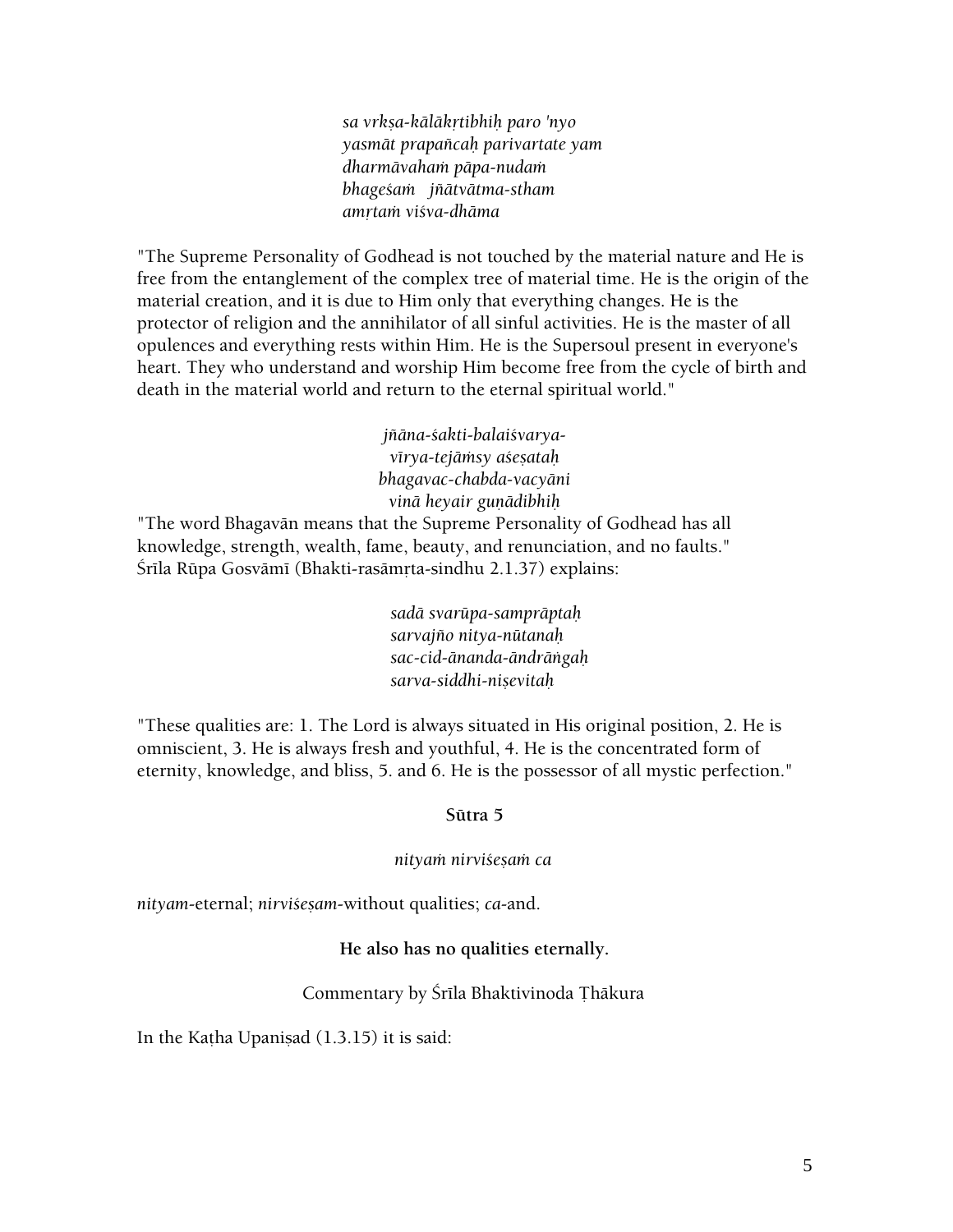*sa vṛkṣa-kālākṛtibhiḥ paro 'nyo*
*yasmāt prapañcaḥ parivartate yam*
*dharmāvahaṁ pāpa-nudaṁ*
*bhageśaṁ jñātvātma-stham*
*amṛtaṁ viśva-dhāma*

"The Supreme Personality of Godhead is not touched by the material nature and He is free from the entanglement of the complex tree of material time. He is the origin of the material creation, and it is due to Him only that everything changes. He is the protector of religion and the annihilator of all sinful activities. He is the master of all opulences and everything rests within Him. He is the Supersoul present in everyone's heart. They who understand and worship Him become free from the cycle of birth and death in the material world and return to the eternal spiritual world."

*jñāna-śakti-balaiśvarya-*
*vīrya-tejāṁsy aśeṣataḥ*
*bhagavac-chabda-vacyāni*
*vinā heyair guṇādibhiḥ*

"The word Bhagavān means that the Supreme Personality of Godhead has all knowledge, strength, wealth, fame, beauty, and renunciation, and no faults." Śrīla Rūpa Gosvāmī (Bhakti-rasāmṛta-sindhu 2.1.37) explains:

*sadā svarūpa-samprāptaḥ*
*sarvajño nitya-nūtanaḥ*
*sac-cid-ānanda-āndrāṅgaḥ*
*sarva-siddhi-niṣevitaḥ*

"These qualities are: 1. The Lord is always situated in His original position, 2. He is omniscient, 3. He is always fresh and youthful, 4. He is the concentrated form of eternity, knowledge, and bliss, 5. and 6. He is the possessor of all mystic perfection."

**Sūtra 5**

*nityaṁ nirviśeṣaṁ ca*

*nityam*-eternal; *nirviśeṣam*-without qualities; *ca*-and.

**He also has no qualities eternally.**

Commentary by Śrīla Bhaktivinoda Ṭhākura

In the Kaṭha Upaniṣad (1.3.15) it is said: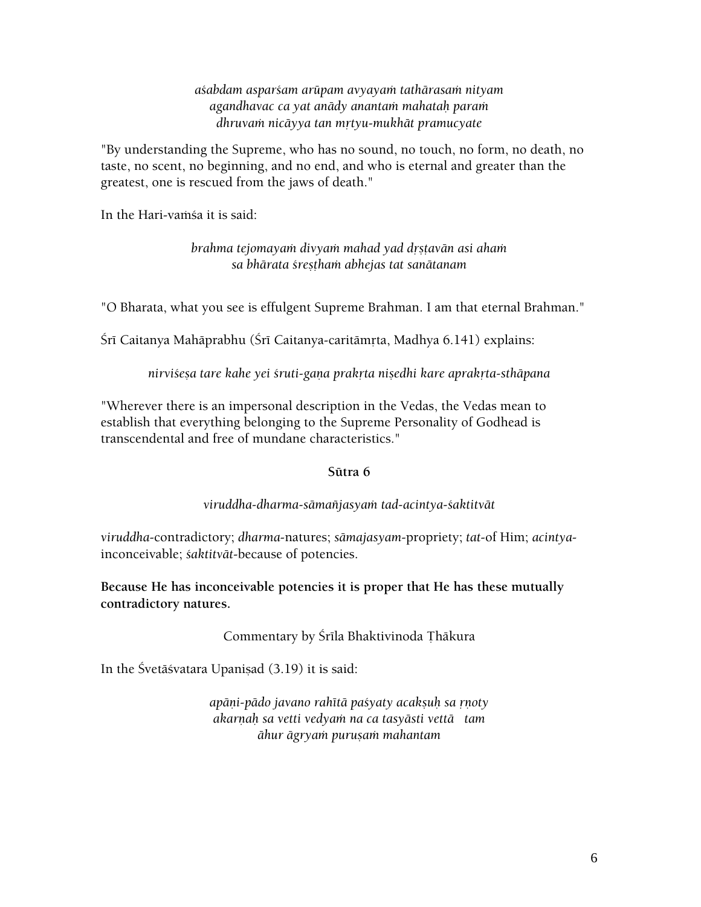*aśabdam asparśam arūpam avyayaṁ tathārasaṁ nityam*
*agandhavac ca yat anādy anantaṁ mahataḥ paraṁ*
*dhruvaṁ nicāyya tan mṛtyu-mukhāt pramucyate*

"By understanding the Supreme, who has no sound, no touch, no form, no death, no taste, no scent, no beginning, and no end, and who is eternal and greater than the greatest, one is rescued from the jaws of death."

In the Hari-vaṁśa it is said:

*brahma tejomayaṁ divyaṁ mahad yad dṛṣṭavān asi ahaṁ*
*sa bhārata śreṣṭhaṁ abhejas tat sanātanam*

"O Bharata, what you see is effulgent Supreme Brahman. I am that eternal Brahman."

Śrī Caitanya Mahāprabhu (Śrī Caitanya-caritāmṛta, Madhya 6.141) explains:

*nirviśeṣa tare kahe yei śruti-gaṇa prakṛta niṣedhi kare aprakṛta-sthāpana*

"Wherever there is an impersonal description in the Vedas, the Vedas mean to establish that everything belonging to the Supreme Personality of Godhead is transcendental and free of mundane characteristics."

### Sūtra 6

*viruddha-dharma-sāmañjasyaṁ tad-acintya-śaktitvāt*

*viruddha*-contradictory; *dharma*-natures; *sāmajasyam*-propriety; *tat*-of Him; *acintya*-inconceivable; *śaktitvāt*-because of potencies.

**Because He has inconceivable potencies it is proper that He has these mutually contradictory natures.**

Commentary by Śrīla Bhaktivinoda Ṭhākura

In the Śvetāśvatara Upaniṣad (3.19) it is said:

*apāṇi-pādo javano rahītā paśyaty acakṣuḥ sa ṛṇoty*
*akarṇaḥ sa vetti vedyaṁ na ca tasyāsti vettā tam*
*āhur āgryaṁ puruṣaṁ mahantam*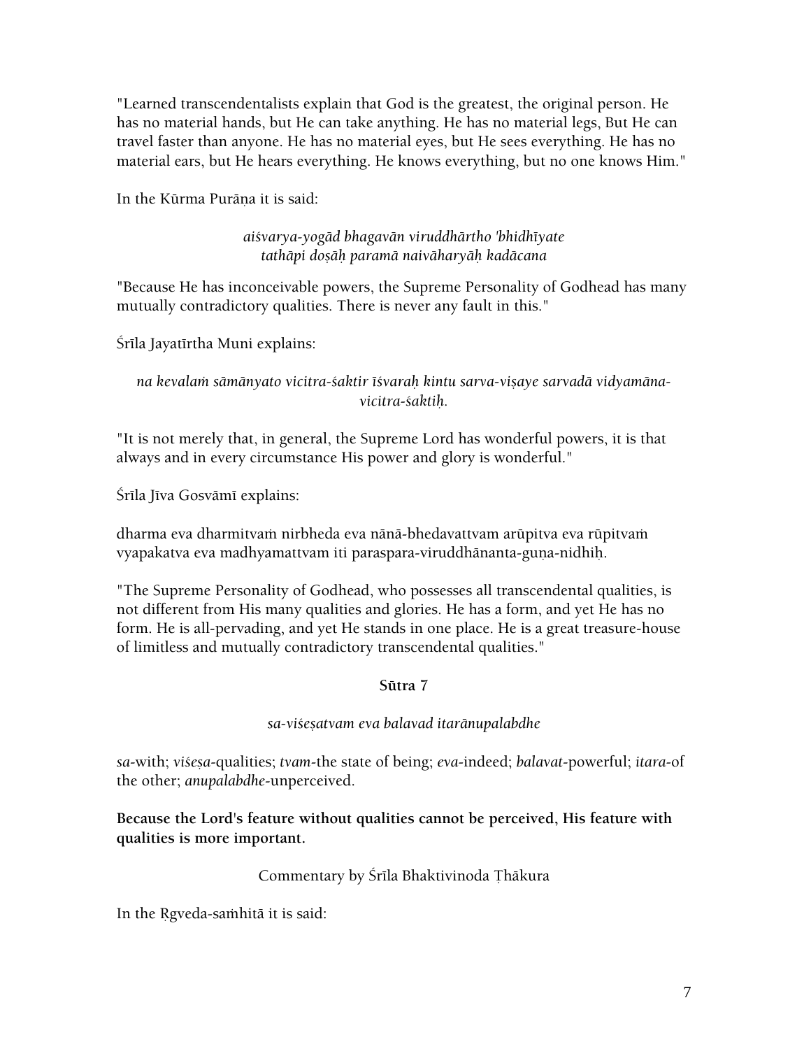"Learned transcendentalists explain that God is the greatest, the original person. He has no material hands, but He can take anything. He has no material legs, But He can travel faster than anyone. He has no material eyes, but He sees everything. He has no material ears, but He hears everything. He knows everything, but no one knows Him."

In the Kūrma Purāṇa it is said:

*aiśvarya-yogād bhagavān viruddhārtho 'bhidhīyate*
*tathāpi doṣāḥ paramā naivāharyāḥ kadācana*

"Because He has inconceivable powers, the Supreme Personality of Godhead has many mutually contradictory qualities. There is never any fault in this."

Śrīla Jayatīrtha Muni explains:

*na kevalaṁ sāmānyato vicitra-śaktir īśvaraḥ kintu sarva-viṣaye sarvadā vidyamāna-vicitra-śaktiḥ.*

"It is not merely that, in general, the Supreme Lord has wonderful powers, it is that always and in every circumstance His power and glory is wonderful."

Śrīla Jīva Gosvāmī explains:

dharma eva dharmitvaṁ nirbheda eva nānā-bhedavattvam arūpitva eva rūpitvaṁ vyapakatva eva madhyamattvam iti paraspara-viruddhānanta-guṇa-nidhiḥ.

"The Supreme Personality of Godhead, who possesses all transcendental qualities, is not different from His many qualities and glories. He has a form, and yet He has no form. He is all-pervading, and yet He stands in one place. He is a great treasure-house of limitless and mutually contradictory transcendental qualities."

### Sūtra 7

*sa-viśeṣatvam eva balavad itarānupalabdhe*

*sa*-with; *viśeṣa*-qualities; *tvam*-the state of being; *eva*-indeed; *balavat*-powerful; *itara*-of the other; *anupalabdhe*-unperceived.

**Because the Lord's feature without qualities cannot be perceived, His feature with qualities is more important.**

Commentary by Śrīla Bhaktivinoda Ṭhākura

In the Ṛgveda-saṁhitā it is said: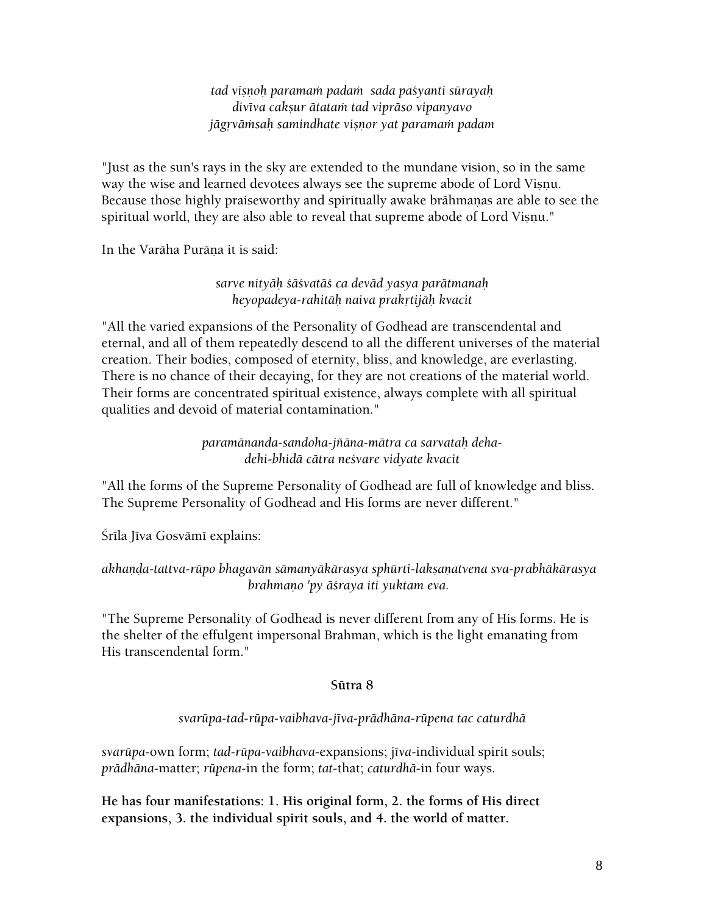*tad viṣṇoḥ paramaṁ padaṁ sada paśyanti sūrayaḥ*
*divīva cakṣur ātataṁ tad viprāso vipanyavo*
*jāgṛvāṁsaḥ samindhate viṣṇor yat paramaṁ padam*

"Just as the sun's rays in the sky are extended to the mundane vision, so in the same way the wise and learned devotees always see the supreme abode of Lord Viṣṇu. Because those highly praiseworthy and spiritually awake brāhmaṇas are able to see the spiritual world, they are also able to reveal that supreme abode of Lord Viṣṇu."

In the Varāha Purāṇa it is said:

*sarve nityāḥ śāśvatāś ca devād yasya parātmanaḥ*
*heyopadeya-rahitāḥ naiva prakṛtijāḥ kvacit*

"All the varied expansions of the Personality of Godhead are transcendental and eternal, and all of them repeatedly descend to all the different universes of the material creation. Their bodies, composed of eternity, bliss, and knowledge, are everlasting. There is no chance of their decaying, for they are not creations of the material world. Their forms are concentrated spiritual existence, always complete with all spiritual qualities and devoid of material contamination."

*paramānanda-sandoha-jñāna-mātra ca sarvataḥ deha-*
*dehi-bhidā cātra neśvare vidyate kvacit*

"All the forms of the Supreme Personality of Godhead are full of knowledge and bliss. The Supreme Personality of Godhead and His forms are never different."

Śrīla Jīva Gosvāmī explains:

*akhaṇḍa-tattva-rūpo bhagavān sāmanyākārasya sphūrti-lakṣaṇatvena sva-prabhākārasya brahmaṇo 'py āśraya iti yuktam eva.*

"The Supreme Personality of Godhead is never different from any of His forms. He is the shelter of the effulgent impersonal Brahman, which is the light emanating from His transcendental form."

## Sūtra 8

*svarūpa-tad-rūpa-vaibhava-jīva-prādhāna-rūpena tac caturdhā*

*svarūpa*-own form; *tad-rūpa-vaibhava*-expansions; *jīva*-individual spirit souls; *prādhāna*-matter; *rūpena*-in the form; *tat*-that; *caturdhā*-in four ways.

**He has four manifestations: 1. His original form, 2. the forms of His direct expansions, 3. the individual spirit souls, and 4. the world of matter.**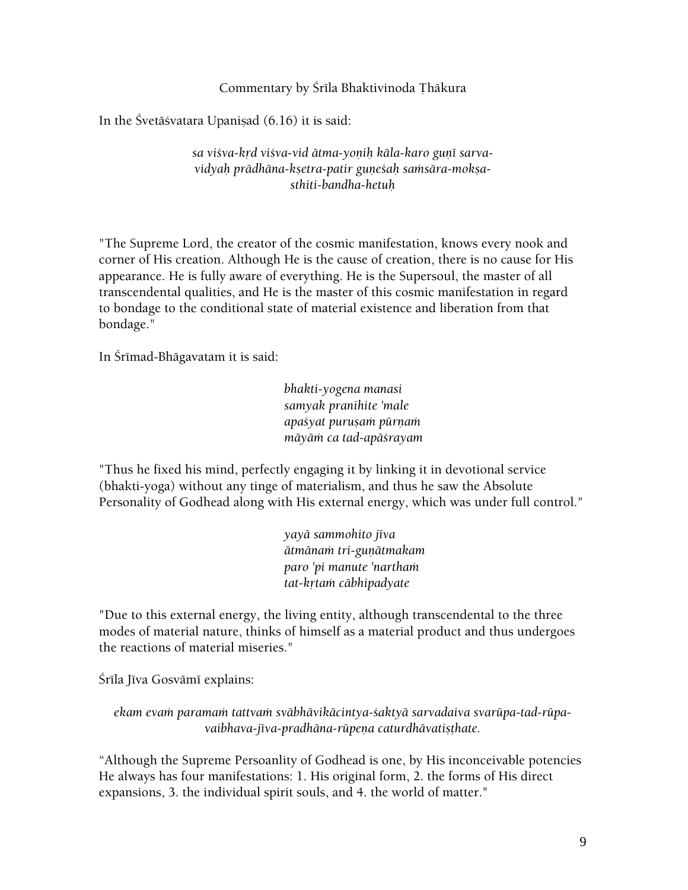Commentary by Śrīla Bhaktivinoda Ṭhākura

In the Śvetāśvatara Upaniṣad (6.16) it is said:

*sa viśva-kṛd viśva-vid ātma-yoṇiḥ kāla-karo guṇī sarva-vidyaḥ prādhāna-kṣetra-patir guṇeśaḥ saṁsāra-mokṣa-sthiti-bandha-hetuḥ*

"The Supreme Lord, the creator of the cosmic manifestation, knows every nook and corner of His creation. Although He is the cause of creation, there is no cause for His appearance. He is fully aware of everything. He is the Supersoul, the master of all transcendental qualities, and He is the master of this cosmic manifestation in regard to bondage to the conditional state of material existence and liberation from that bondage."

In Śrīmad-Bhāgavatam it is said:

*bhakti-yogena manasi*
*samyak pranihite 'male*
*apaśyat puruṣaṁ pūrṇaṁ*
*māyāṁ ca tad-apāśrayam*

"Thus he fixed his mind, perfectly engaging it by linking it in devotional service (bhakti-yoga) without any tinge of materialism, and thus he saw the Absolute Personality of Godhead along with His external energy, which was under full control."

*yayā sammohito jīva*
*ātmānaṁ tri-guṇātmakam*
*paro 'pi manute 'narthaṁ*
*tat-kṛtaṁ cābhipadyate*

"Due to this external energy, the living entity, although transcendental to the three modes of material nature, thinks of himself as a material product and thus undergoes the reactions of material miseries."

Śrīla Jīva Gosvāmī explains:

*ekam evaṁ paramaṁ tattvaṁ svābhāvikācintya-śaktyā sarvadaiva svarūpa-tad-rūpa-vaibhava-jīva-pradhāna-rūpeṇa caturdhāvatiṣṭhate.*

"Although the Supreme Persoanlity of Godhead is one, by His inconceivable potencies He always has four manifestations: 1. His original form, 2. the forms of His direct expansions, 3. the individual spirit souls, and 4. the world of matter."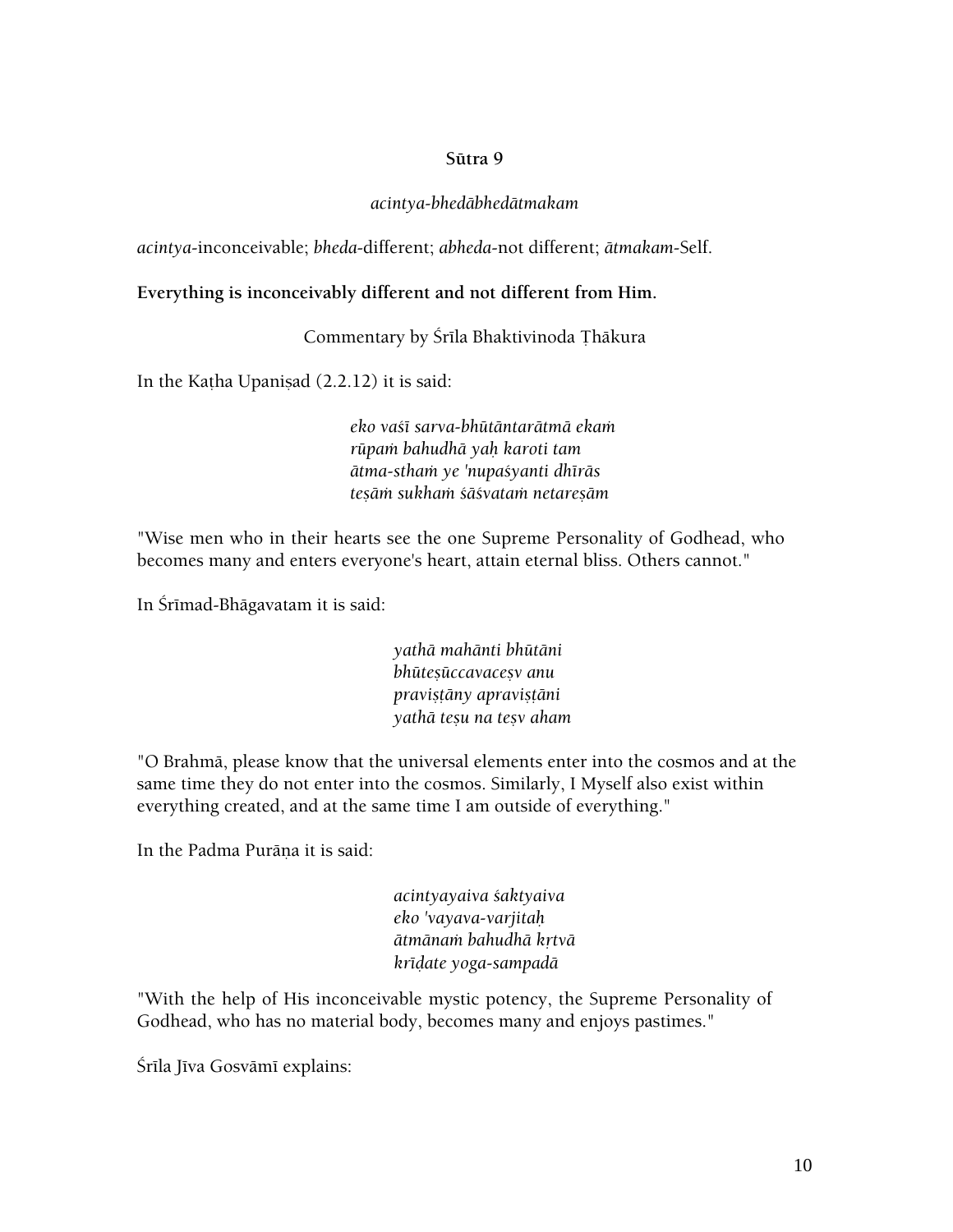**Sūtra 9**

*acintya-bhedābhedātmakam*

*acintya*-inconceivable; *bheda*-different; *abheda*-not different; *ātmakam*-Self.

**Everything is inconceivably different and not different from Him.**

Commentary by Śrīla Bhaktivinoda Ṭhākura

In the Kaṭha Upaniṣad (2.2.12) it is said:

> *eko vaśī sarva-bhūtāntarātmā ekaṁ*
> *rūpaṁ bahudhā yaḥ karoti tam*
> *ātma-sthaṁ ye 'nupaśyanti dhīrās*
> *teṣāṁ sukhaṁ śāśvataṁ netareṣām*

"Wise men who in their hearts see the one Supreme Personality of Godhead, who becomes many and enters everyone's heart, attain eternal bliss. Others cannot."

In Śrīmad-Bhāgavatam it is said:

> *yathā mahānti bhūtāni*
> *bhūteṣūccavaceṣv anu*
> *praviṣṭāny apraviṣṭāni*
> *yathā teṣu na teṣv aham*

"O Brahmā, please know that the universal elements enter into the cosmos and at the same time they do not enter into the cosmos. Similarly, I Myself also exist within everything created, and at the same time I am outside of everything."

In the Padma Purāṇa it is said:

> *acintyayaiva śaktyaiva*
> *eko 'vayava-varjitaḥ*
> *ātmānaṁ bahudhā kṛtvā*
> *krīḍate yoga-sampadā*

"With the help of His inconceivable mystic potency, the Supreme Personality of Godhead, who has no material body, becomes many and enjoys pastimes."

Śrīla Jīva Gosvāmī explains: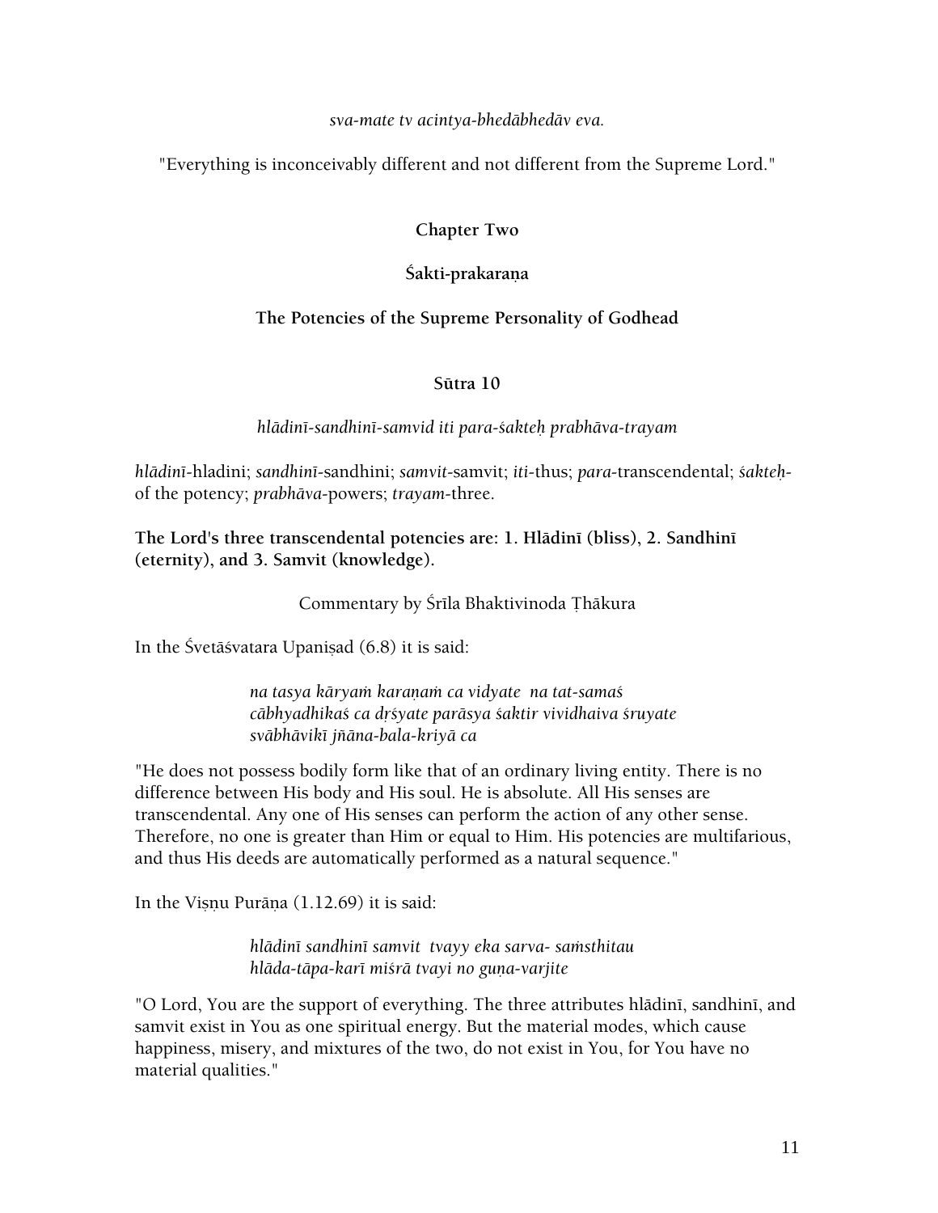*sva-mate tv acintya-bhedābhedāv eva.*

"Everything is inconceivably different and not different from the Supreme Lord."

## Chapter Two

## Śakti-prakaraṇa

## The Potencies of the Supreme Personality of Godhead

### Sūtra 10

*hlādinī-sandhinī-samvid iti para-śakteḥ prabhāva-trayam*

*hlādinī*-hladini; *sandhinī*-sandhini; *samvit*-samvit; *iti*-thus; *para*-transcendental; *śakteḥ*-of the potency; *prabhāva*-powers; *trayam*-three.

**The Lord's three transcendental potencies are: 1. Hlādinī (bliss), 2. Sandhinī (eternity), and 3. Samvit (knowledge).**

Commentary by Śrīla Bhaktivinoda Ṭhākura

In the Śvetāśvatara Upaniṣad (6.8) it is said:

> *na tasya kāryaṁ karaṇaṁ ca vidyate na tat-samaś*
> *cābhyadhikaś ca dṛśyate parāsya śaktir vividhaiva śruyate*
> *svābhāvikī jñāna-bala-kriyā ca*

"He does not possess bodily form like that of an ordinary living entity. There is no difference between His body and His soul. He is absolute. All His senses are transcendental. Any one of His senses can perform the action of any other sense. Therefore, no one is greater than Him or equal to Him. His potencies are multifarious, and thus His deeds are automatically performed as a natural sequence."

In the Viṣṇu Purāṇa (1.12.69) it is said:

> *hlādinī sandhinī samvit tvayy eka sarva- saṁsthitau*
> *hlāda-tāpa-karī miśrā tvayi no guṇa-varjite*

"O Lord, You are the support of everything. The three attributes hlādinī, sandhinī, and samvit exist in You as one spiritual energy. But the material modes, which cause happiness, misery, and mixtures of the two, do not exist in You, for You have no material qualities."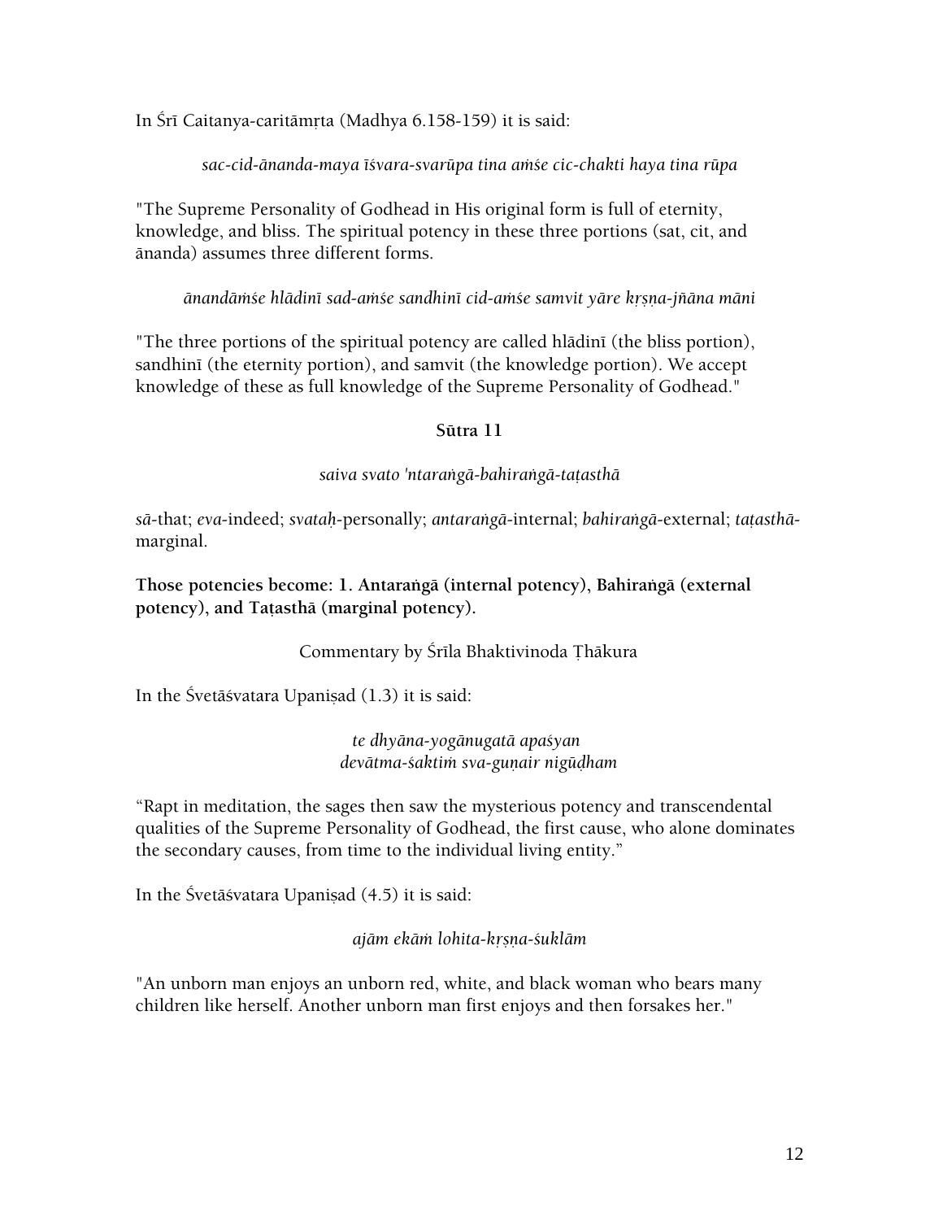In Śrī Caitanya-caritāmṛta (Madhya 6.158-159) it is said:

*sac-cid-ānanda-maya īśvara-svarūpa tina aṁśe cic-chakti haya tina rūpa*

"The Supreme Personality of Godhead in His original form is full of eternity, knowledge, and bliss. The spiritual potency in these three portions (sat, cit, and ānanda) assumes three different forms.

*ānandāṁśe hlādinī sad-aṁśe sandhinī cid-aṁśe samvit yāre kṛṣṇa-jñāna māni*

"The three portions of the spiritual potency are called hlādinī (the bliss portion), sandhinī (the eternity portion), and samvit (the knowledge portion). We accept knowledge of these as full knowledge of the Supreme Personality of Godhead."

### Sūtra 11

*saiva svato 'ntaraṅgā-bahiraṅgā-taṭasthā*

*sā*-that; *eva*-indeed; *svataḥ*-personally; *antaraṅgā*-internal; *bahiraṅgā*-external; *taṭasthā*-marginal.

**Those potencies become: 1. Antaraṅgā (internal potency), Bahiraṅgā (external potency), and Taṭasthā (marginal potency).**

Commentary by Śrīla Bhaktivinoda Ṭhākura

In the Śvetāśvatara Upaniṣad (1.3) it is said:

*te dhyāna-yogānugatā apaśyan*  
*devātma-śaktiṁ sva-guṇair nigūḍham*

"Rapt in meditation, the sages then saw the mysterious potency and transcendental qualities of the Supreme Personality of Godhead, the first cause, who alone dominates the secondary causes, from time to the individual living entity."

In the Śvetāśvatara Upaniṣad (4.5) it is said:

*ajām ekāṁ lohita-kṛṣṇa-śuklām*

"An unborn man enjoys an unborn red, white, and black woman who bears many children like herself. Another unborn man first enjoys and then forsakes her."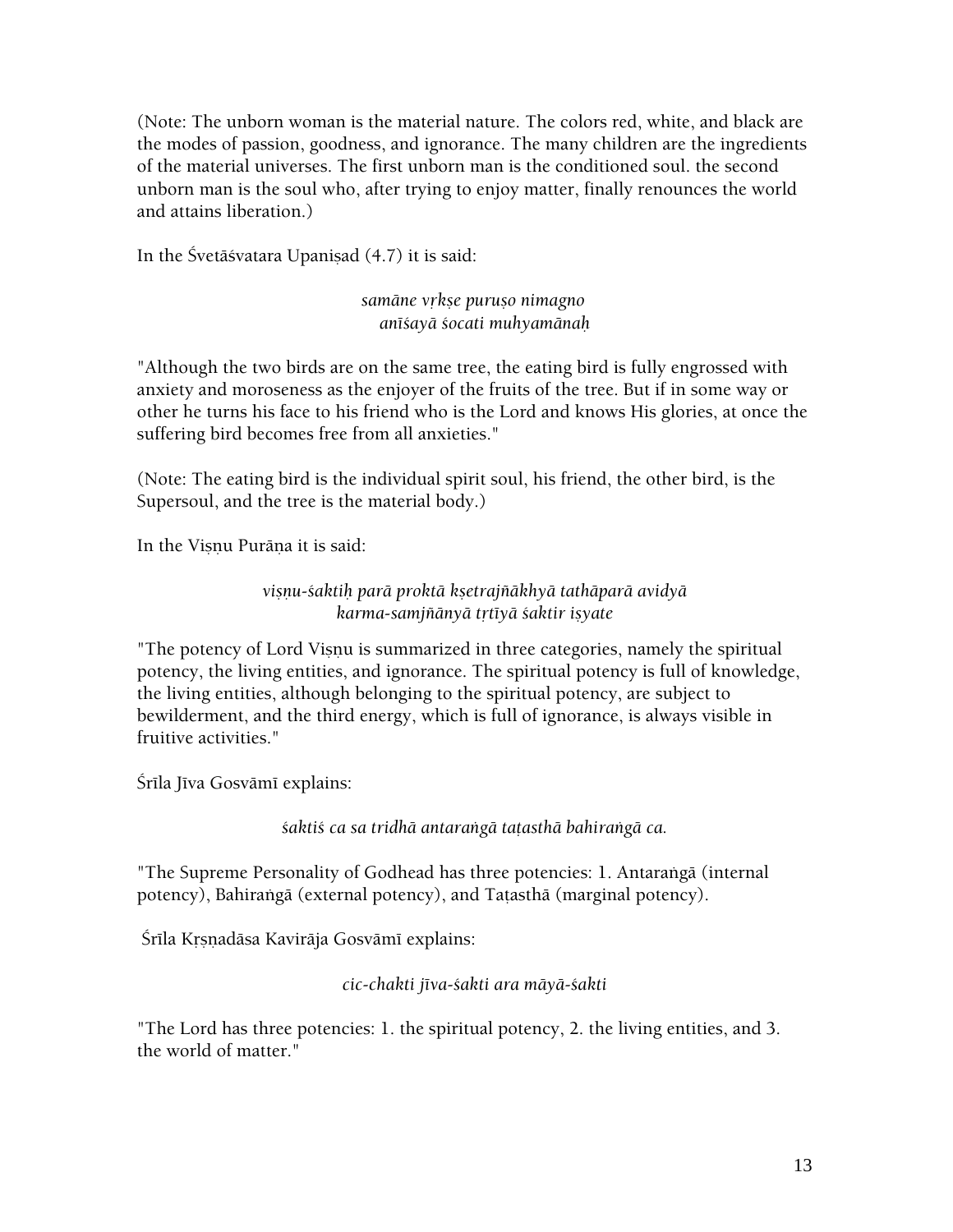(Note: The unborn woman is the material nature. The colors red, white, and black are the modes of passion, goodness, and ignorance. The many children are the ingredients of the material universes. The first unborn man is the conditioned soul. the second unborn man is the soul who, after trying to enjoy matter, finally renounces the world and attains liberation.)

In the Śvetāśvatara Upaniṣad (4.7) it is said:

*samāne vṛkṣe puruṣo nimagno*
*anīśayā śocati muhyamānaḥ*

"Although the two birds are on the same tree, the eating bird is fully engrossed with anxiety and moroseness as the enjoyer of the fruits of the tree. But if in some way or other he turns his face to his friend who is the Lord and knows His glories, at once the suffering bird becomes free from all anxieties."

(Note: The eating bird is the individual spirit soul, his friend, the other bird, is the Supersoul, and the tree is the material body.)

In the Viṣṇu Purāṇa it is said:

*viṣṇu-śaktiḥ parā proktā kṣetrajñākhyā tathāparā avidyā*
*karma-samjñānyā tṛtīyā śaktir iṣyate*

"The potency of Lord Viṣṇu is summarized in three categories, namely the spiritual potency, the living entities, and ignorance. The spiritual potency is full of knowledge, the living entities, although belonging to the spiritual potency, are subject to bewilderment, and the third energy, which is full of ignorance, is always visible in fruitive activities."

Śrīla Jīva Gosvāmī explains:

*śaktiś ca sa tridhā antaraṅgā taṭasthā bahiraṅgā ca.*

"The Supreme Personality of Godhead has three potencies: 1. Antaraṅgā (internal potency), Bahiraṅgā (external potency), and Taṭasthā (marginal potency).

Śrīla Kṛṣṇadāsa Kavirāja Gosvāmī explains:

*cic-chakti jīva-śakti ara māyā-śakti*

"The Lord has three potencies: 1. the spiritual potency, 2. the living entities, and 3. the world of matter."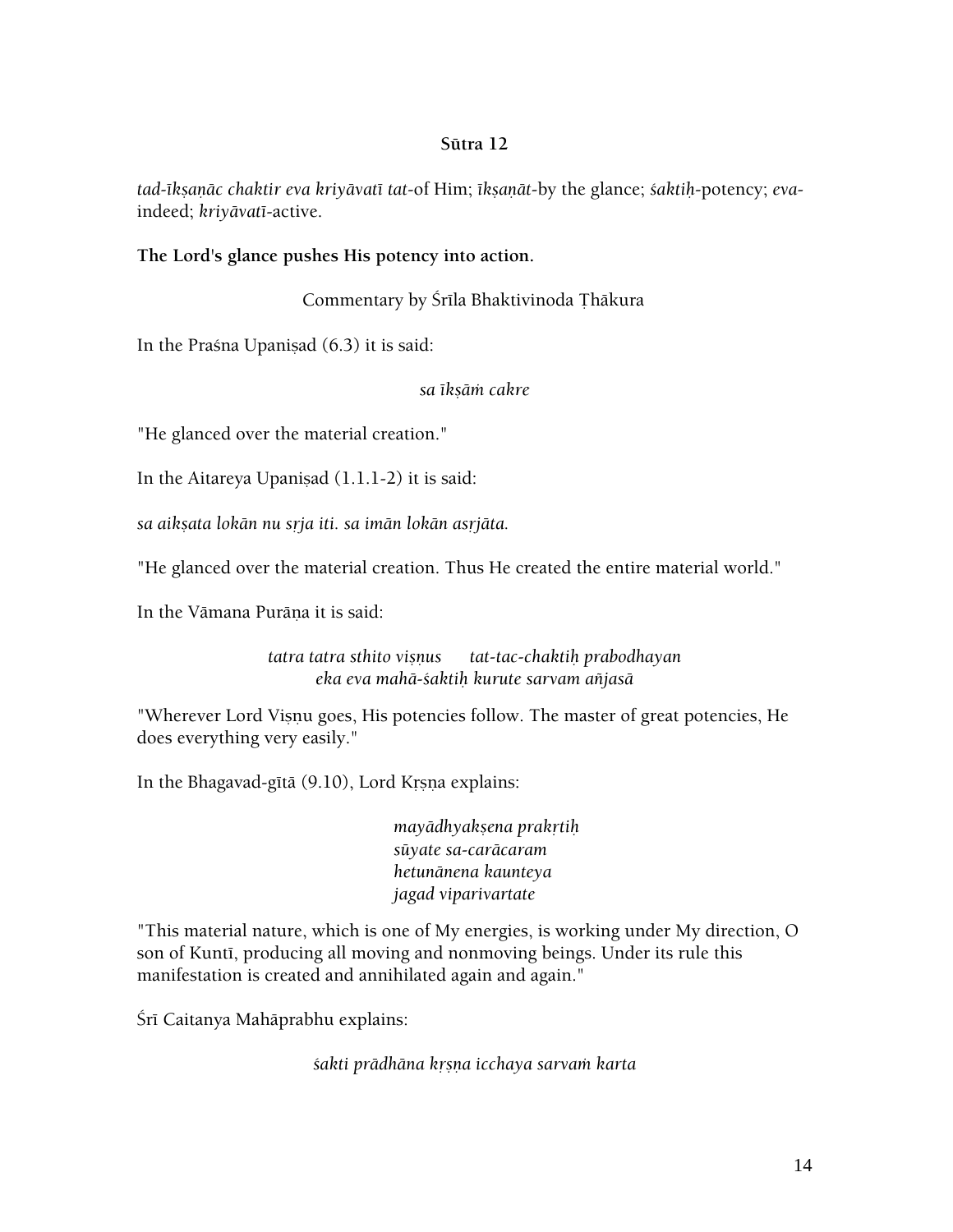**Sūtra 12**

*tad-īkṣaṇāc chaktir eva kriyāvatī tat*-of Him; *īkṣaṇāt*-by the glance; *śaktiḥ*-potency; *eva*-indeed; *kriyāvatī*-active.

**The Lord's glance pushes His potency into action.**

Commentary by Śrīla Bhaktivinoda Ṭhākura

In the Praśna Upaniṣad (6.3) it is said:

*sa īkṣāṁ cakre*

"He glanced over the material creation."

In the Aitareya Upaniṣad (1.1.1-2) it is said:

*sa aikṣata lokān nu sṛja iti. sa imān lokān asṛjāta.*

"He glanced over the material creation. Thus He created the entire material world."

In the Vāmana Purāṇa it is said:

*tatra tatra sthito viṣṇus tat-tac-chaktiḥ prabodhayan*
*eka eva mahā-śaktiḥ kurute sarvam añjasā*

"Wherever Lord Viṣṇu goes, His potencies follow. The master of great potencies, He does everything very easily."

In the Bhagavad-gītā (9.10), Lord Kṛṣṇa explains:

*mayādhyakṣena prakṛtiḥ*
*sūyate sa-carācaram*
*hetunānena kaunteya*
*jagad viparivartate*

"This material nature, which is one of My energies, is working under My direction, O son of Kuntī, producing all moving and nonmoving beings. Under its rule this manifestation is created and annihilated again and again."

Śrī Caitanya Mahāprabhu explains:

*śakti prādhāna kṛṣna icchaya sarvaṁ karta*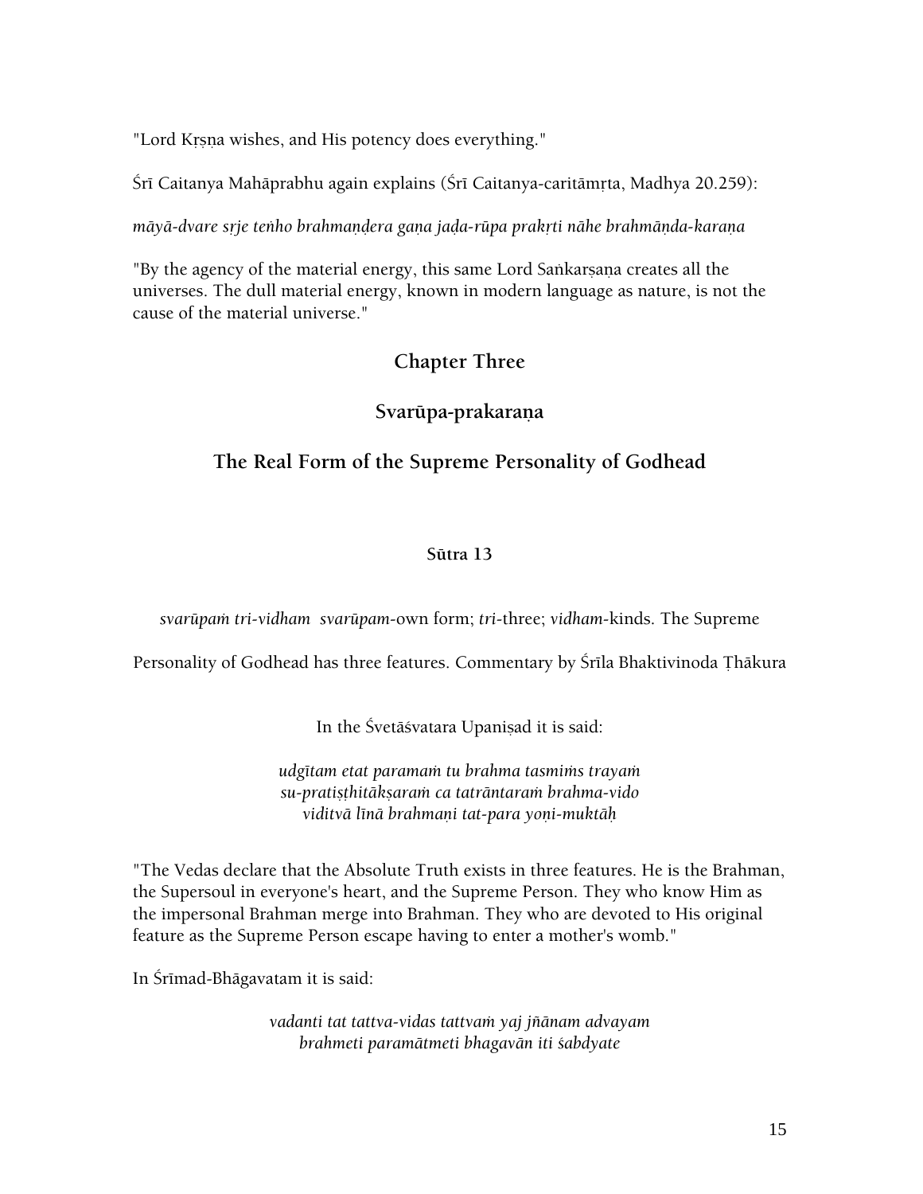"Lord Kṛṣṇa wishes, and His potency does everything."

Śrī Caitanya Mahāprabhu again explains (Śrī Caitanya-caritāmṛta, Madhya 20.259):

*māyā-dvare sṛje teṅho brahmaṇḍera gaṇa jaḍa-rūpa prakṛti nāhe brahmāṇḍa-karaṇa*

"By the agency of the material energy, this same Lord Saṅkarṣaṇa creates all the universes. The dull material energy, known in modern language as nature, is not the cause of the material universe."

## Chapter Three

## Svarūpa-prakaraṇa

## The Real Form of the Supreme Personality of Godhead

#### Sūtra 13

*svarūpaṁ tri-vidham* *svarūpam*-own form; *tri*-three; *vidham*-kinds. The Supreme Personality of Godhead has three features. Commentary by Śrīla Bhaktivinoda Ṭhākura

In the Śvetāśvatara Upaniṣad it is said:

*udgītam etat paramaṁ tu brahma tasmiṁs trayaṁ*
*su-pratiṣṭhitākṣaraṁ ca tatrāntaraṁ brahma-vido*
*viditvā līnā brahmaṇi tat-para yoṇi-muktāḥ*

"The Vedas declare that the Absolute Truth exists in three features. He is the Brahman, the Supersoul in everyone's heart, and the Supreme Person. They who know Him as the impersonal Brahman merge into Brahman. They who are devoted to His original feature as the Supreme Person escape having to enter a mother's womb."

In Śrīmad-Bhāgavatam it is said:

*vadanti tat tattva-vidas tattvaṁ yaj jñānam advayam*
*brahmeti paramātmeti bhagavān iti śabdyate*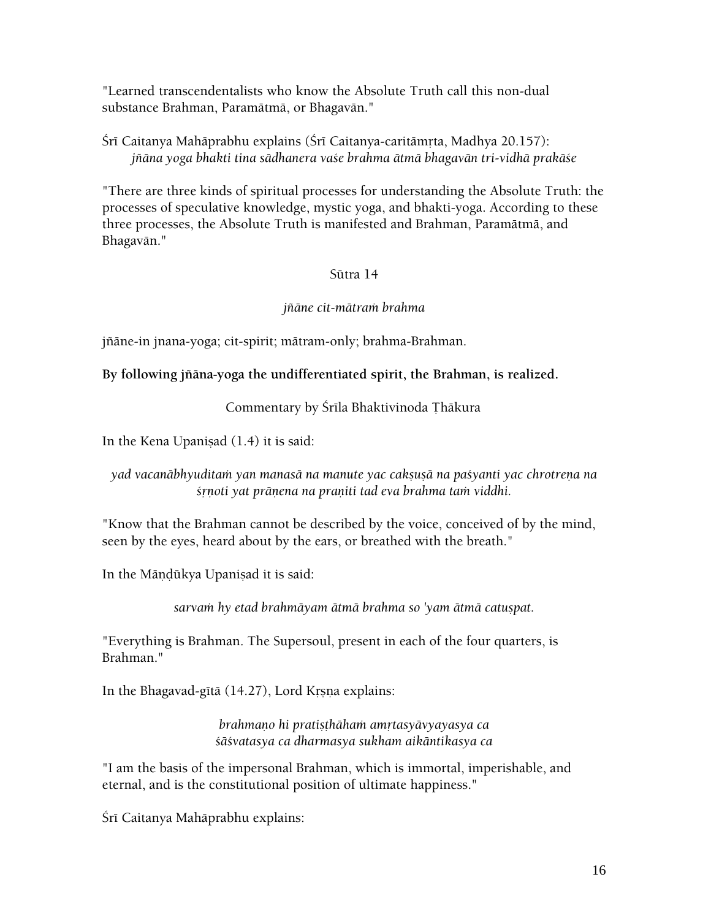"Learned transcendentalists who know the Absolute Truth call this non-dual substance Brahman, Paramātmā, or Bhagavān."

Śrī Caitanya Mahāprabhu explains (Śrī Caitanya-caritāmṛta, Madhya 20.157):

*jñāna yoga bhakti tina sādhanera vaśe brahma ātmā bhagavān tri-vidhā prakāśe*

"There are three kinds of spiritual processes for understanding the Absolute Truth: the processes of speculative knowledge, mystic yoga, and bhakti-yoga. According to these three processes, the Absolute Truth is manifested and Brahman, Paramātmā, and Bhagavān."

Sūtra 14

*jñāne cit-mātraṁ brahma*

jñāne-in jnana-yoga; cit-spirit; mātram-only; brahma-Brahman.

**By following jñāna-yoga the undifferentiated spirit, the Brahman, is realized.**

Commentary by Śrīla Bhaktivinoda Ṭhākura

In the Kena Upaniṣad (1.4) it is said:

*yad vacanābhyuditaṁ yan manasā na manute yac cakṣuṣā na paśyanti yac chrotreṇa na śṛṇoti yat prāṇena na praṇiti tad eva brahma taṁ viddhi.*

"Know that the Brahman cannot be described by the voice, conceived of by the mind, seen by the eyes, heard about by the ears, or breathed with the breath."

In the Māṇḍūkya Upaniṣad it is said:

*sarvaṁ hy etad brahmāyam ātmā brahma so 'yam ātmā catuṣpat.*

"Everything is Brahman. The Supersoul, present in each of the four quarters, is Brahman."

In the Bhagavad-gītā (14.27), Lord Kṛṣṇa explains:

*brahmaṇo hi pratiṣṭhāhaṁ amṛtasyāvyayasya ca*
*śāśvatasya ca dharmasya sukham aikāntikasya ca*

"I am the basis of the impersonal Brahman, which is immortal, imperishable, and eternal, and is the constitutional position of ultimate happiness."

Śrī Caitanya Mahāprabhu explains: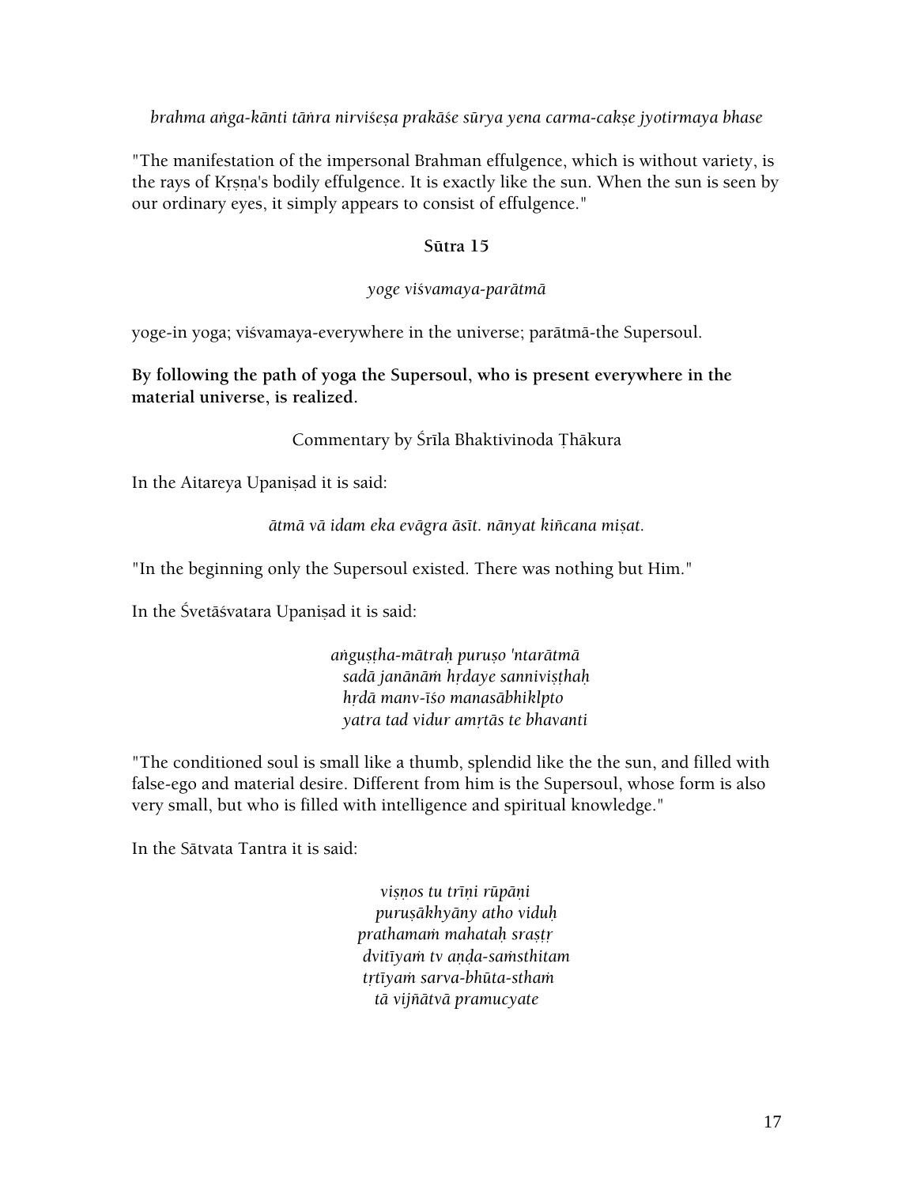*brahma aṅga-kānti tāṅra nirviśeṣa prakāśe sūrya yena carma-cakṣe jyotirmaya bhase*

"The manifestation of the impersonal Brahman effulgence, which is without variety, is the rays of Kṛṣṇa's bodily effulgence. It is exactly like the sun. When the sun is seen by our ordinary eyes, it simply appears to consist of effulgence."

### Sūtra 15

*yoge viśvamaya-parātmā*

yoge-in yoga; viśvamaya-everywhere in the universe; parātmā-the Supersoul.

**By following the path of yoga the Supersoul, who is present everywhere in the material universe, is realized.**

Commentary by Śrīla Bhaktivinoda Ṭhākura

In the Aitareya Upaniṣad it is said:

*ātmā vā idam eka evāgra āsīt. nānyat kiñcana miṣat.*

"In the beginning only the Supersoul existed. There was nothing but Him."

In the Śvetāśvatara Upaniṣad it is said:

*aṅguṣṭha-mātraḥ puruṣo 'ntarātmā*
*sadā janānāṁ hṛdaye sanniviṣṭhaḥ*
*hṛdā manv-īśo manasābhiklpto*
*yatra tad vidur amṛtās te bhavanti*

"The conditioned soul is small like a thumb, splendid like the the sun, and filled with false-ego and material desire. Different from him is the Supersoul, whose form is also very small, but who is filled with intelligence and spiritual knowledge."

In the Sātvata Tantra it is said:

*viṣṇos tu trīṇi rūpāṇi*
*puruṣākhyāny atho viduḥ*
*prathamaṁ mahataḥ sraṣṭṛ*
*dvitīyaṁ tv aṇḍa-saṁsthitam*
*tṛtīyaṁ sarva-bhūta-sthaṁ*
*tā vijñātvā pramucyate*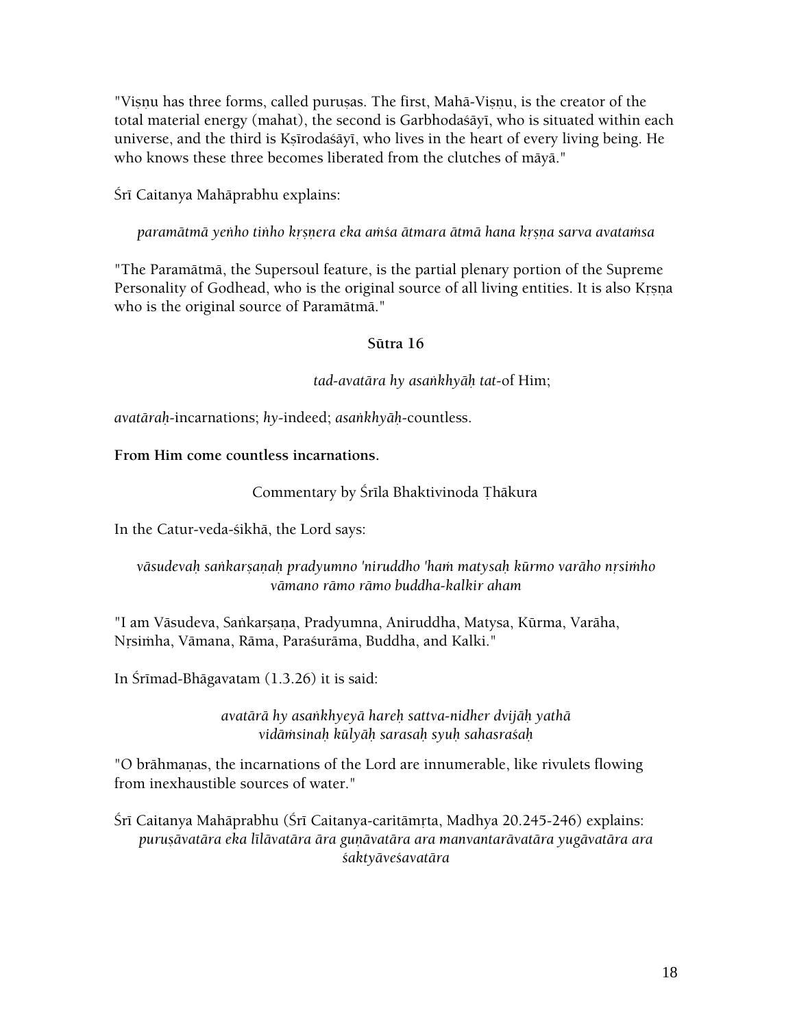"Viṣṇu has three forms, called puruṣas. The first, Mahā-Viṣṇu, is the creator of the total material energy (mahat), the second is Garbhodaśāyī, who is situated within each universe, and the third is Kṣīrodaśāyī, who lives in the heart of every living being. He who knows these three becomes liberated from the clutches of māyā."

Śrī Caitanya Mahāprabhu explains:

> *paramātmā yeṅho tiṅho kṛṣṇera eka aṁśa ātmara ātmā hana kṛṣṇa sarva avataṁsa*

"The Paramātmā, the Supersoul feature, is the partial plenary portion of the Supreme Personality of Godhead, who is the original source of all living entities. It is also Kṛṣna who is the original source of Paramātmā."

### Sūtra 16

*tad-avatāra hy asaṅkhyāḥ tat*-of Him;

*avatāraḥ*-incarnations; *hy*-indeed; *asaṅkhyāḥ*-countless.

**From Him come countless incarnations.**

Commentary by Śrīla Bhaktivinoda Ṭhākura

In the Catur-veda-śikhā, the Lord says:

> *vāsudevaḥ saṅkarṣaṇaḥ pradyumno 'niruddho 'haṁ matysaḥ kūrmo varāho nṛsiṁho vāmano rāmo rāmo buddha-kalkir aham*

"I am Vāsudeva, Saṅkarṣaṇa, Pradyumna, Aniruddha, Matysa, Kūrma, Varāha, Nṛsiṁha, Vāmana, Rāma, Paraśurāma, Buddha, and Kalki."

In Śrīmad-Bhāgavatam (1.3.26) it is said:

> *avatārā hy asaṅkhyeyā hareḥ sattva-nidher dvijāḥ yathā*
> *vidāṁsinaḥ kūlyāḥ sarasaḥ syuḥ sahasraśaḥ*

"O brāhmaṇas, the incarnations of the Lord are innumerable, like rivulets flowing from inexhaustible sources of water."

Śrī Caitanya Mahāprabhu (Śrī Caitanya-caritāmṛta, Madhya 20.245-246) explains:

> *puruṣāvatāra eka līlāvatāra āra guṇāvatāra ara manvantarāvatāra yugāvatāra ara śaktyāveśavatāra*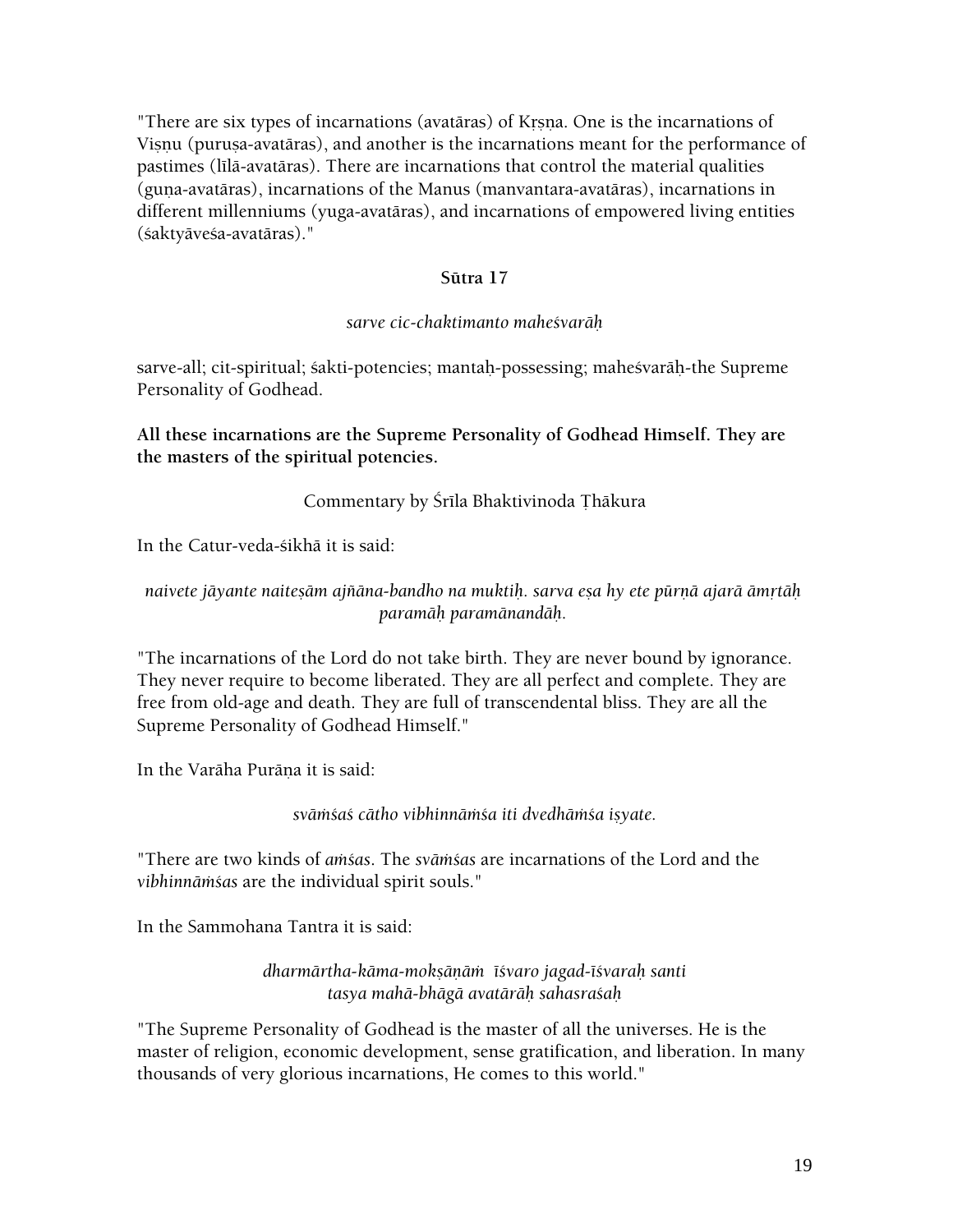"There are six types of incarnations (avatāras) of Kṛṣṇa. One is the incarnations of Viṣṇu (puruṣa-avatāras), and another is the incarnations meant for the performance of pastimes (līlā-avatāras). There are incarnations that control the material qualities (guṇa-avatāras), incarnations of the Manus (manvantara-avatāras), incarnations in different millenniums (yuga-avatāras), and incarnations of empowered living entities (śaktyāveśa-avatāras)."

### Sūtra 17

*sarve cic-chaktimanto maheśvarāḥ*

sarve-all; cit-spiritual; śakti-potencies; mantaḥ-possessing; maheśvarāḥ-the Supreme Personality of Godhead.

**All these incarnations are the Supreme Personality of Godhead Himself. They are the masters of the spiritual potencies.**

Commentary by Śrīla Bhaktivinoda Ṭhākura

In the Catur-veda-śikhā it is said:

*naivete jāyante naiteṣām ajñāna-bandho na muktiḥ. sarva eṣa hy ete pūrṇā ajarā āmṛtāḥ paramāḥ paramānandāḥ.*

"The incarnations of the Lord do not take birth. They are never bound by ignorance. They never require to become liberated. They are all perfect and complete. They are free from old-age and death. They are full of transcendental bliss. They are all the Supreme Personality of Godhead Himself."

In the Varāha Purāṇa it is said:

*svāṁśaś cātho vibhinnāṁśa iti dvedhāṁśa iṣyate.*

"There are two kinds of *aṁśas*. The *svāṁśas* are incarnations of the Lord and the *vibhinnāṁśas* are the individual spirit souls."

In the Sammohana Tantra it is said:

*dharmārtha-kāma-mokṣāṇāṁ īśvaro jagad-īśvaraḥ santi*
*tasya mahā-bhāgā avatārāḥ sahasraśaḥ*

"The Supreme Personality of Godhead is the master of all the universes. He is the master of religion, economic development, sense gratification, and liberation. In many thousands of very glorious incarnations, He comes to this world."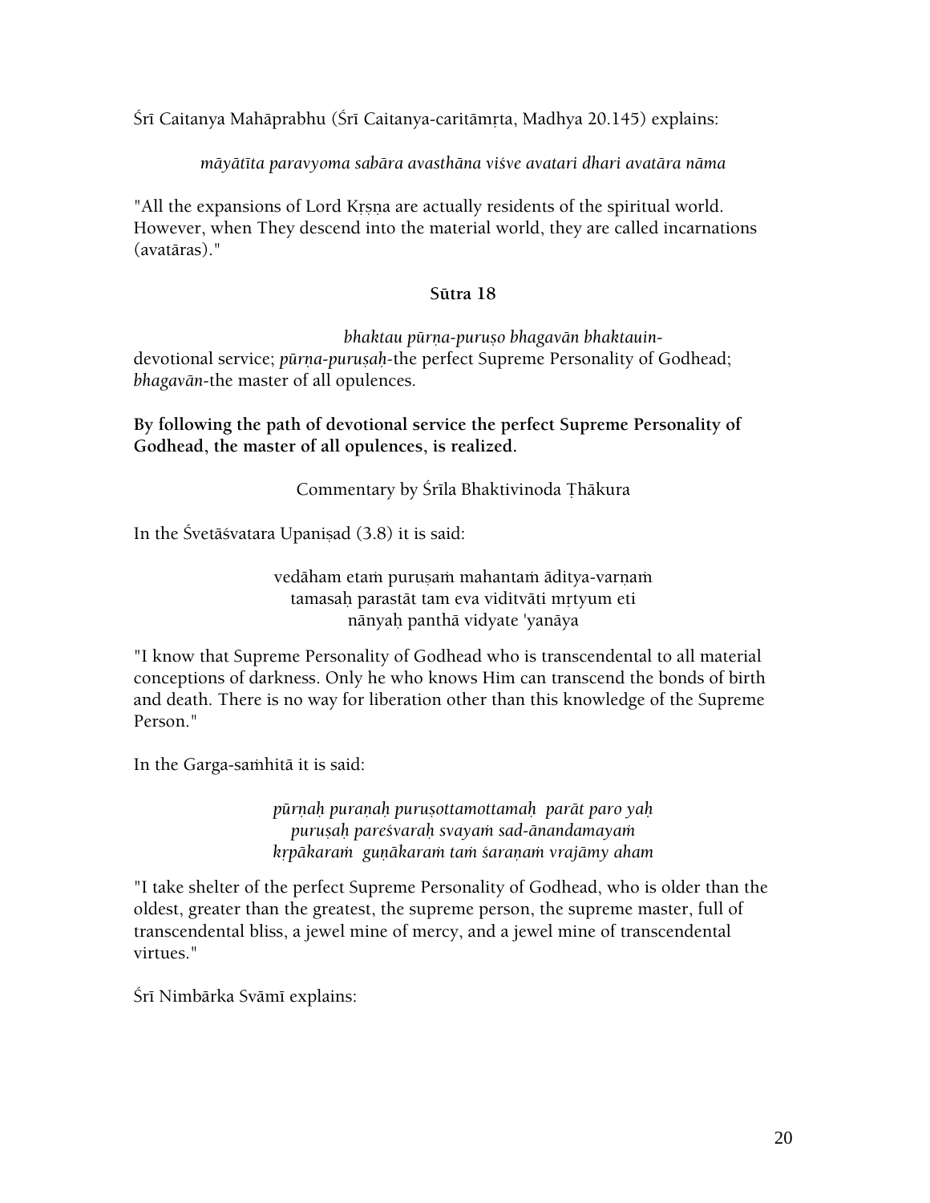Śrī Caitanya Mahāprabhu (Śrī Caitanya-caritāmṛta, Madhya 20.145) explains:

*māyātīta paravyoma sabāra avasthāna viśve avatari dhari avatāra nāma*

"All the expansions of Lord Kṛṣṇa are actually residents of the spiritual world. However, when They descend into the material world, they are called incarnations (avatāras)."

**Sūtra 18**

*bhaktau pūrṇa-puruṣo bhagavān bhaktau*in-devotional service; *pūrṇa-puruṣaḥ*-the perfect Supreme Personality of Godhead; *bhagavān*-the master of all opulences.

**By following the path of devotional service the perfect Supreme Personality of Godhead, the master of all opulences, is realized.**

Commentary by Śrīla Bhaktivinoda Ṭhākura

In the Śvetāśvatara Upaniṣad (3.8) it is said:

vedāham etaṁ puruṣaṁ mahantaṁ āditya-varṇaṁ
tamasaḥ parastāt tam eva viditvāti mṛtyum eti
nānyaḥ panthā vidyate 'yanāya

"I know that Supreme Personality of Godhead who is transcendental to all material conceptions of darkness. Only he who knows Him can transcend the bonds of birth and death. There is no way for liberation other than this knowledge of the Supreme Person."

In the Garga-saṁhitā it is said:

*pūrṇaḥ puraṇaḥ puruṣottamottamaḥ parāt paro yaḥ*
*puruṣaḥ pareśvaraḥ svayaṁ sad-ānandamayaṁ*
*kṛpākaraṁ guṇākaraṁ taṁ śaraṇaṁ vrajāmy aham*

"I take shelter of the perfect Supreme Personality of Godhead, who is older than the oldest, greater than the greatest, the supreme person, the supreme master, full of transcendental bliss, a jewel mine of mercy, and a jewel mine of transcendental virtues."

Śrī Nimbārka Svāmī explains: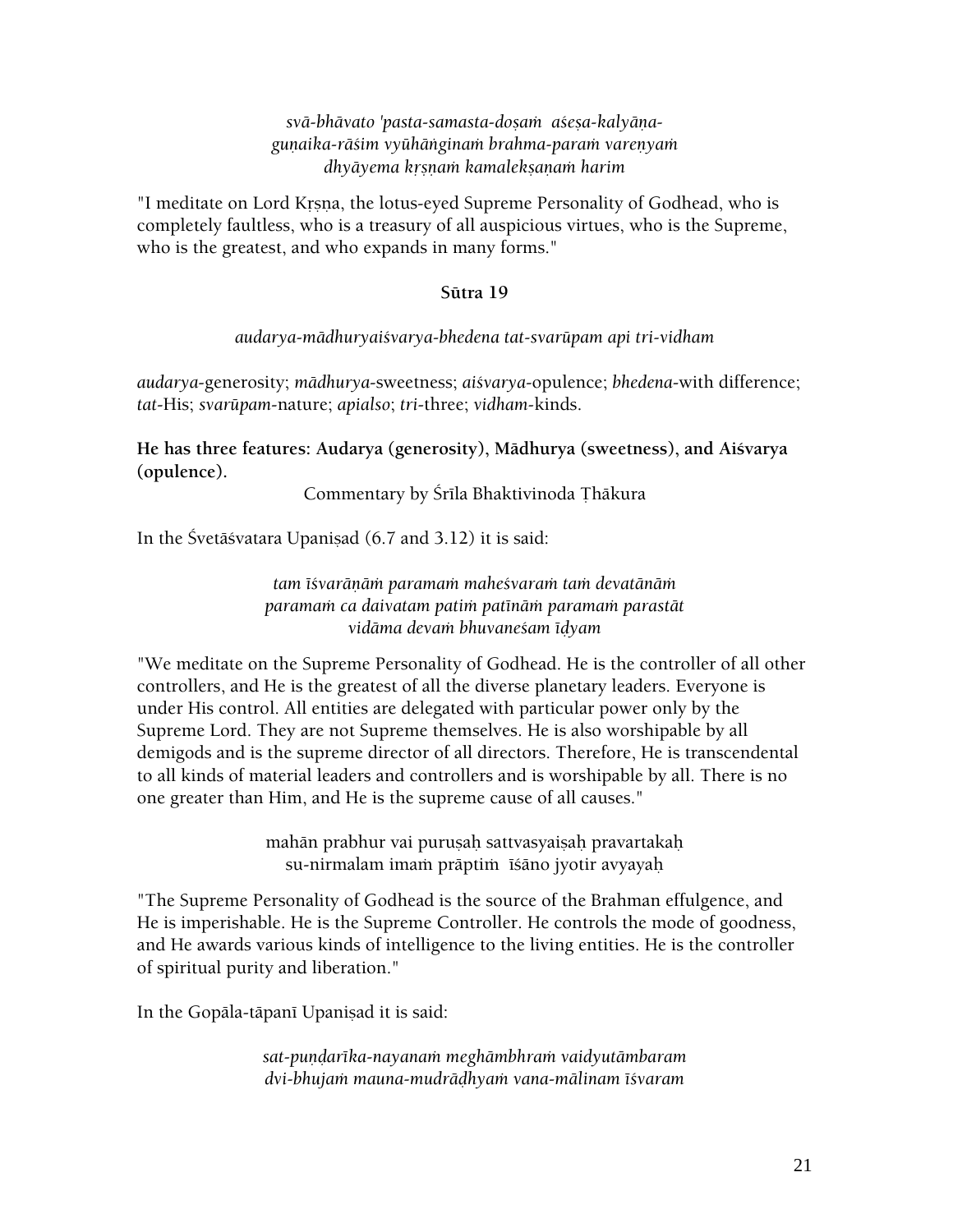*svā-bhāvato 'pasta-samasta-doṣaṁ aśeṣa-kalyāṇa-*
*guṇaika-rāśim vyūhāṅginaṁ brahma-paraṁ vareṇyaṁ*
*dhyāyema kṛṣṇaṁ kamalekṣaṇaṁ harim*

"I meditate on Lord Kṛṣṇa, the lotus-eyed Supreme Personality of Godhead, who is completely faultless, who is a treasury of all auspicious virtues, who is the Supreme, who is the greatest, and who expands in many forms."

**Sūtra 19**

*audarya-mādhuryaiśvarya-bhedena tat-svarūpam api tri-vidham*

*audarya*-generosity; *mādhurya*-sweetness; *aiśvarya*-opulence; *bhedena*-with difference; *tat*-His; *svarūpam*-nature; *apialso*; *tri*-three; *vidham*-kinds.

**He has three features: Audarya (generosity), Mādhurya (sweetness), and Aiśvarya (opulence).**

Commentary by Śrīla Bhaktivinoda Ṭhākura

In the Śvetāśvatara Upaniṣad (6.7 and 3.12) it is said:

*tam īśvarāṇāṁ paramaṁ maheśvaraṁ taṁ devatānāṁ*
*paramaṁ ca daivatam patiṁ patīnāṁ paramaṁ parastāt*
*vidāma devaṁ bhuvaneśam īḍyam*

"We meditate on the Supreme Personality of Godhead. He is the controller of all other controllers, and He is the greatest of all the diverse planetary leaders. Everyone is under His control. All entities are delegated with particular power only by the Supreme Lord. They are not Supreme themselves. He is also worshipable by all demigods and is the supreme director of all directors. Therefore, He is transcendental to all kinds of material leaders and controllers and is worshipable by all. There is no one greater than Him, and He is the supreme cause of all causes."

mahān prabhur vai puruṣaḥ sattvasyaiṣaḥ pravartakaḥ
su-nirmalam imaṁ prāptiṁ īśāno jyotir avyayaḥ

"The Supreme Personality of Godhead is the source of the Brahman effulgence, and He is imperishable. He is the Supreme Controller. He controls the mode of goodness, and He awards various kinds of intelligence to the living entities. He is the controller of spiritual purity and liberation."

In the Gopāla-tāpanī Upaniṣad it is said:

*sat-puṇḍarīka-nayanaṁ meghāmbhraṁ vaidyutāmbaram*
*dvi-bhujaṁ mauna-mudrāḍhyaṁ vana-mālinam īśvaram*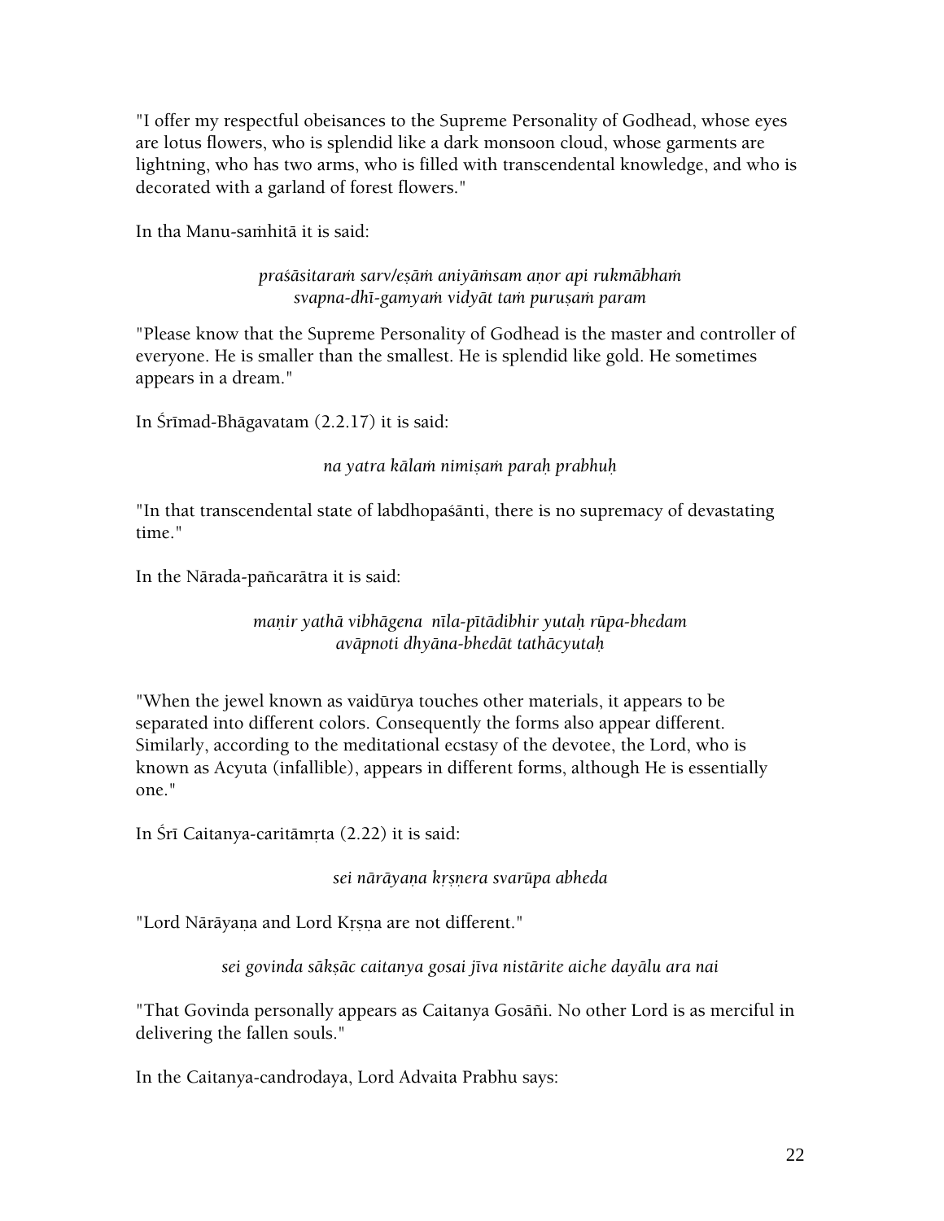"I offer my respectful obeisances to the Supreme Personality of Godhead, whose eyes are lotus flowers, who is splendid like a dark monsoon cloud, whose garments are lightning, who has two arms, who is filled with transcendental knowledge, and who is decorated with a garland of forest flowers."

In tha Manu-saṁhitā it is said:

*praśāsitaraṁ sarv/eṣāṁ aniyāṁsam aṇor api rukmābhaṁ*
*svapna-dhī-gamyaṁ vidyāt taṁ puruṣaṁ param*

"Please know that the Supreme Personality of Godhead is the master and controller of everyone. He is smaller than the smallest. He is splendid like gold. He sometimes appears in a dream."

In Śrīmad-Bhāgavatam (2.2.17) it is said:

*na yatra kālaṁ nimiṣaṁ paraḥ prabhuḥ*

"In that transcendental state of labdhopaśānti, there is no supremacy of devastating time."

In the Nārada-pañcarātra it is said:

*maṇir yathā vibhāgena nīla-pītādibhir yutaḥ rūpa-bhedam*
*avāpnoti dhyāna-bhedāt tathācyutaḥ*

"When the jewel known as vaidūrya touches other materials, it appears to be separated into different colors. Consequently the forms also appear different. Similarly, according to the meditational ecstasy of the devotee, the Lord, who is known as Acyuta (infallible), appears in different forms, although He is essentially one."

In Śrī Caitanya-caritāmṛta (2.22) it is said:

*sei nārāyaṇa kṛṣṇera svarūpa abheda*

"Lord Nārāyaṇa and Lord Kṛṣṇa are not different."

*sei govinda sākṣāc caitanya gosai jīva nistārite aiche dayālu ara nai*

"That Govinda personally appears as Caitanya Gosāñi. No other Lord is as merciful in delivering the fallen souls."

In the Caitanya-candrodaya, Lord Advaita Prabhu says: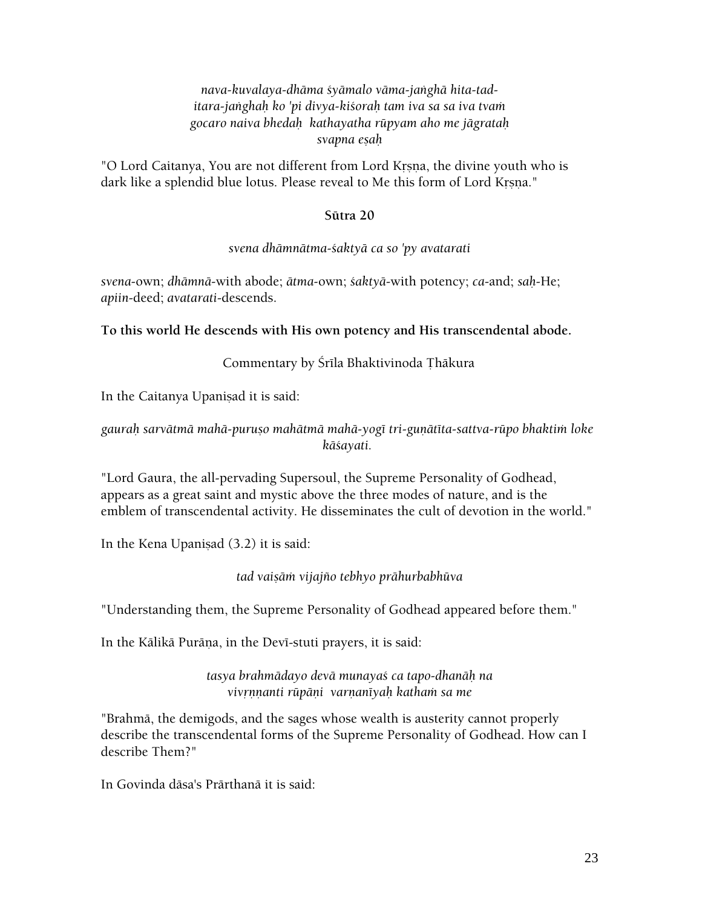*nava-kuvalaya-dhāma śyāmalo vāma-jaṅghā hita-tad-*
*itara-jaṅghaḥ ko 'pi divya-kiśoraḥ tam iva sa sa iva tvaṁ*
*gocaro naiva bhedaḥ kathayatha rūpyam aho me jāgrataḥ*
*svapna eṣaḥ*

"O Lord Caitanya, You are not different from Lord Kṛṣṇa, the divine youth who is dark like a splendid blue lotus. Please reveal to Me this form of Lord Kṛṣṇa."

**Sūtra 20**

*svena dhāmnātma-śaktyā ca so 'py avatarati*

*svena*-own; *dhāmnā*-with abode; *ātma*-own; *śaktyā*-with potency; *ca*-and; *saḥ*-He; *apiin*-deed; *avatarati*-descends.

**To this world He descends with His own potency and His transcendental abode.**

Commentary by Śrīla Bhaktivinoda Ṭhākura

In the Caitanya Upaniṣad it is said:

*gauraḥ sarvātmā mahā-puruṣo mahātmā mahā-yogī tri-guṇātīta-sattva-rūpo bhaktiṁ loke kāśayati.*

"Lord Gaura, the all-pervading Supersoul, the Supreme Personality of Godhead, appears as a great saint and mystic above the three modes of nature, and is the emblem of transcendental activity. He disseminates the cult of devotion in the world."

In the Kena Upaniṣad (3.2) it is said:

*tad vaiṣāṁ vijajño tebhyo prāhurbabhūva*

"Understanding them, the Supreme Personality of Godhead appeared before them."

In the Kālikā Purāṇa, in the Devī-stuti prayers, it is said:

*tasya brahmādayo devā munayaś ca tapo-dhanāḥ na*
*vivṛṇṇanti rūpāṇi varṇanīyaḥ kathaṁ sa me*

"Brahmā, the demigods, and the sages whose wealth is austerity cannot properly describe the transcendental forms of the Supreme Personality of Godhead. How can I describe Them?"

In Govinda dāsa's Prārthanā it is said: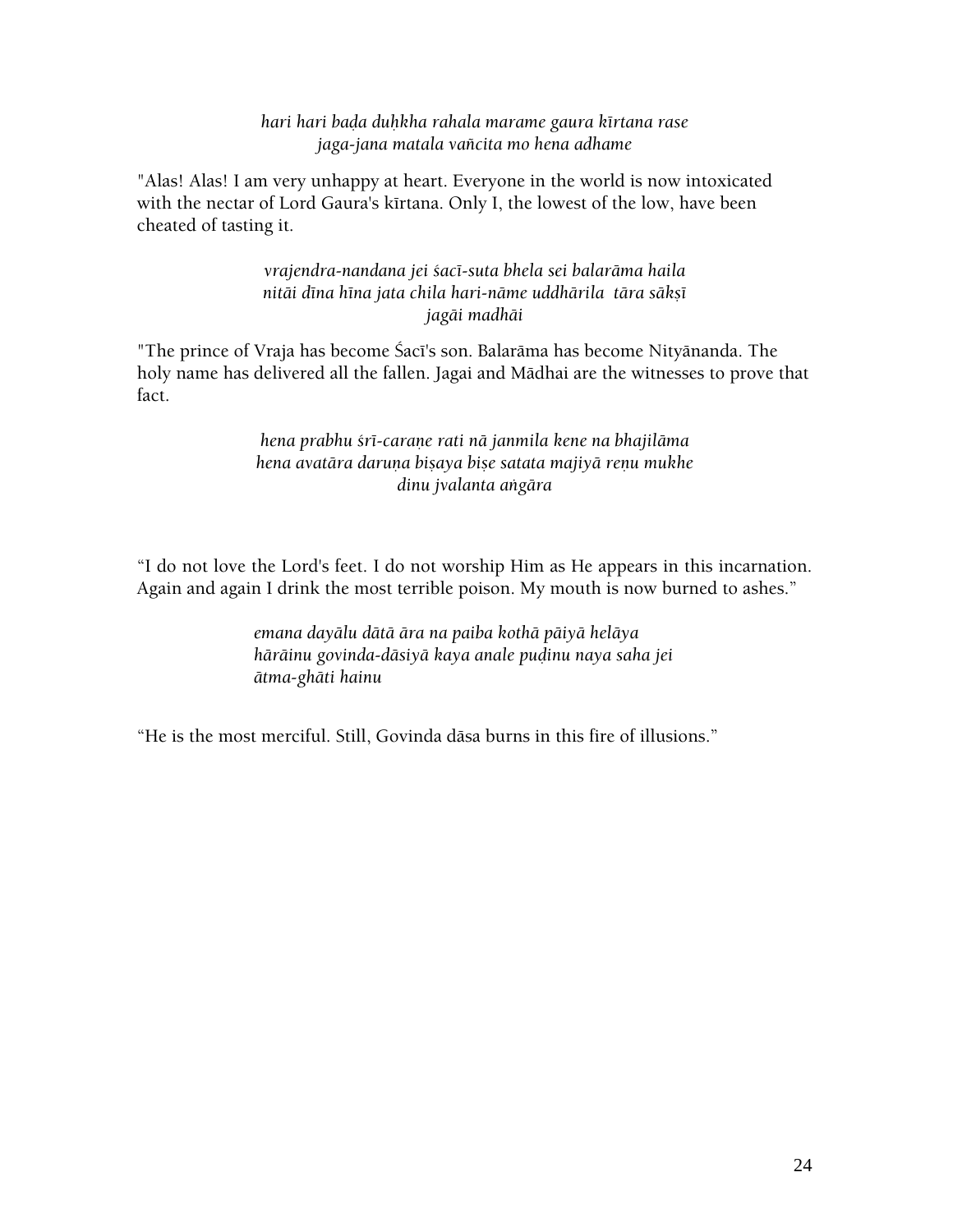*hari hari baḍa duḥkha rahala marame gaura kīrtana rase*
*jaga-jana matala vañcita mo hena adhame*

"Alas! Alas! I am very unhappy at heart. Everyone in the world is now intoxicated with the nectar of Lord Gaura's kīrtana. Only I, the lowest of the low, have been cheated of tasting it.

*vrajendra-nandana jei śacī-suta bhela sei balarāma haila*
*nitāi dīna hīna jata chila hari-nāme uddhārila tāra sākṣī*
*jagāi madhāi*

"The prince of Vraja has become Śacī's son. Balarāma has become Nityānanda. The holy name has delivered all the fallen. Jagai and Mādhai are the witnesses to prove that fact.

*hena prabhu śrī-caraṇe rati nā janmila kene na bhajilāma*
*hena avatāra daruṇa biṣaya biṣe satata majiyā reṇu mukhe*
*dinu jvalanta aṅgāra*

"I do not love the Lord's feet. I do not worship Him as He appears in this incarnation. Again and again I drink the most terrible poison. My mouth is now burned to ashes."

*emana dayālu dātā āra na paiba kothā pāiyā helāya*
*hārāinu govinda-dāsiyā kaya anale puḍinu naya saha jei*
*ātma-ghāti hainu*

"He is the most merciful. Still, Govinda dāsa burns in this fire of illusions."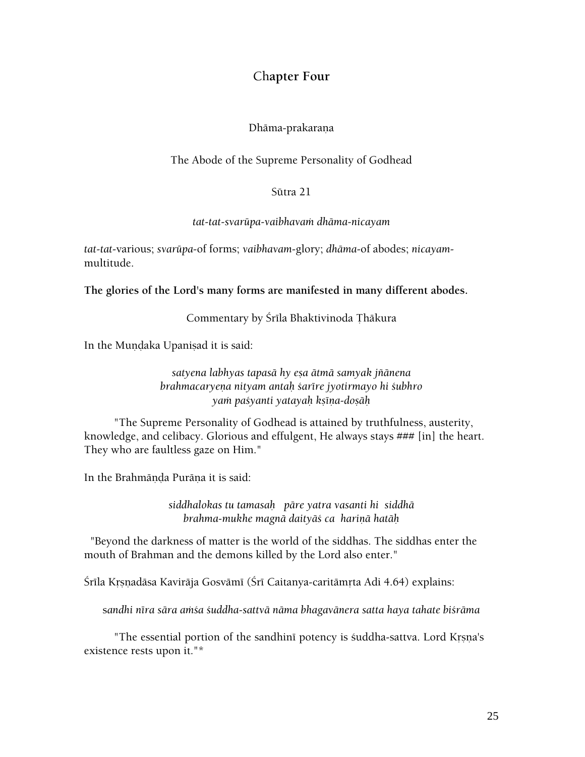## Chapter Four

Dhāma-prakaraṇa

The Abode of the Supreme Personality of Godhead

Sūtra 21

*tat-tat-svarūpa-vaibhavaṁ dhāma-nicayam*

*tat-tat*-various; *svarūpa*-of forms; *vaibhavam*-glory; *dhāma*-of abodes; *nicayam*-multitude.

**The glories of the Lord's many forms are manifested in many different abodes.**

Commentary by Śrīla Bhaktivinoda Ṭhākura

In the Muṇḍaka Upaniṣad it is said:

*satyena labhyas tapasā hy eṣa ātmā samyak jñānena*
*brahmacaryeṇa nityam antaḥ śarīre jyotirmayo hi śubhro*
*yaṁ paśyanti yatayaḥ kṣīṇa-doṣāḥ*

"The Supreme Personality of Godhead is attained by truthfulness, austerity, knowledge, and celibacy. Glorious and effulgent, He always stays ### [in] the heart. They who are faultless gaze on Him."

In the Brahmāṇḍa Purāṇa it is said:

*siddhalokas tu tamasaḥ pāre yatra vasanti hi siddhā*
*brahma-mukhe magnā daityāś ca hariṇā hatāḥ*

"Beyond the darkness of matter is the world of the siddhas. The siddhas enter the mouth of Brahman and the demons killed by the Lord also enter."

Śrīla Kṛṣṇadāsa Kavirāja Gosvāmī (Śrī Caitanya-caritāmṛta Adi 4.64) explains:

*sandhi nīra sāra aṁśa śuddha-sattvā nāma bhagavānera satta haya tahate biśrāma*

"The essential portion of the sandhinī potency is śuddha-sattva. Lord Kṛṣṇa's existence rests upon it."*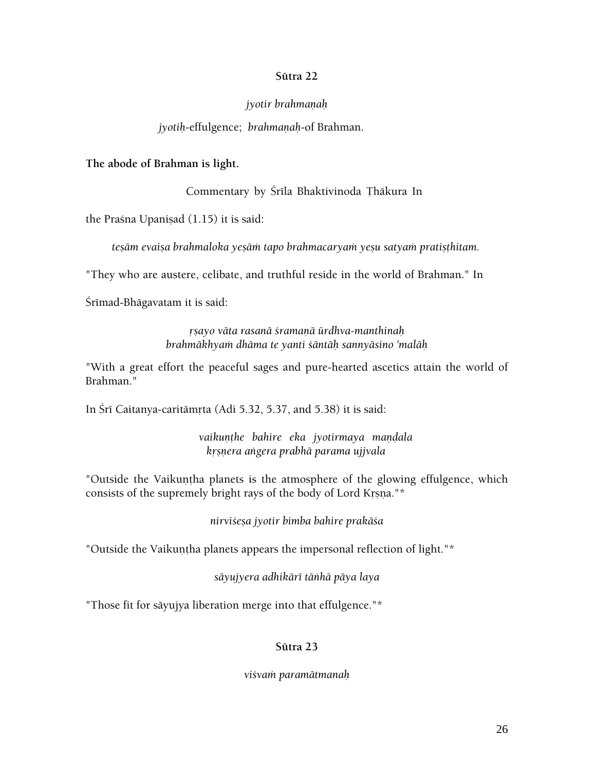### Sūtra 22

*jyotir brahmaṇaḥ*

*jyotiḥ*-effulgence; *brahmaṇaḥ*-of Brahman.

**The abode of Brahman is light.**

Commentary by Śrīla Bhaktivinoda Ṭhākura In

the Praśna Upaniṣad (1.15) it is said:

*teṣām evaiṣa brahmaloka yeṣāṁ tapo brahmacaryaṁ yeṣu satyaṁ pratiṣṭhitam.*

"They who are austere, celibate, and truthful reside in the world of Brahman." In

Śrīmad-Bhāgavatam it is said:

*ṛṣayo vāta rasanā śramaṇā ūrdhva-manthinaḥ*
*brahmākhyaṁ dhāma te yanti śāntāḥ sannyāsino 'malāḥ*

"With a great effort the peaceful sages and pure-hearted ascetics attain the world of Brahman."

In Śrī Caitanya-caritāmṛta (Adi 5.32, 5.37, and 5.38) it is said:

*vaikuṇṭhe bahire eka jyotirmaya maṇḍala*
*kṛṣṇera aṅgera prabhā parama ujjvala*

"Outside the Vaikuṇṭha planets is the atmosphere of the glowing effulgence, which consists of the supremely bright rays of the body of Lord Kṛṣṇa."*

*nirviśeṣa jyotir bimba bahire prakāśa*

"Outside the Vaikuṇṭha planets appears the impersonal reflection of light."*

*sāyujyera adhikārī tāṅhā pāya laya*

"Those fit for sāyujya liberation merge into that effulgence."*

### Sūtra 23

*viśvaṁ paramātmanaḥ*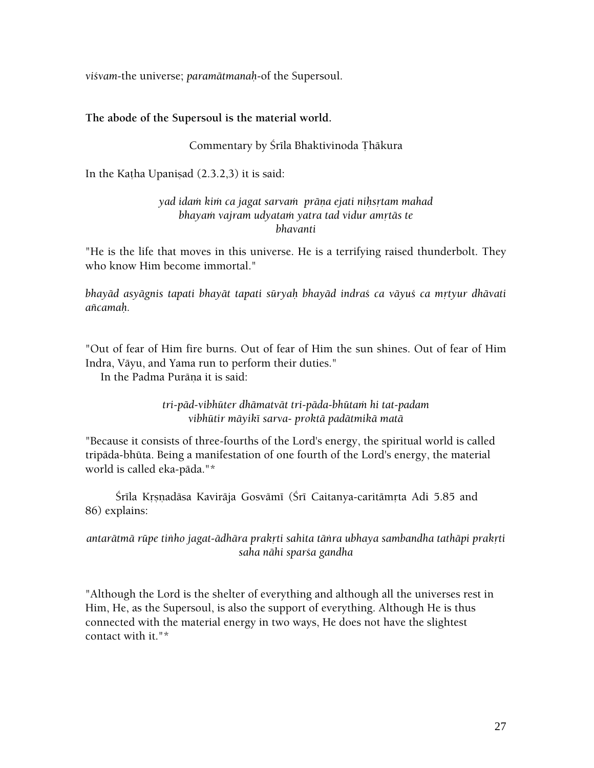*viśvam*-the universe; *paramātmanaḥ*-of the Supersoul.

**The abode of the Supersoul is the material world.**

Commentary by Śrīla Bhaktivinoda Ṭhākura

In the Kaṭha Upaniṣad (2.3.2,3) it is said:

*yad idaṁ kiṁ ca jagat sarvaṁ prāṇa ejati niḥsṛtam mahad*
*bhayaṁ vajram udyataṁ yatra tad vidur amṛtās te*
*bhavanti*

"He is the life that moves in this universe. He is a terrifying raised thunderbolt. They who know Him become immortal."

*bhayād asyāgnis tapati bhayāt tapati sūryaḥ bhayād indraś ca vāyuś ca mṛtyur dhāvati añcamaḥ.*

"Out of fear of Him fire burns. Out of fear of Him the sun shines. Out of fear of Him Indra, Vāyu, and Yama run to perform their duties."

In the Padma Purāṇa it is said:

*tri-pād-vibhūter dhāmatvāt tri-pāda-bhūtaṁ hi tat-padam*
*vibhūtir māyikī sarva- proktā padātmikā matā*

"Because it consists of three-fourths of the Lord's energy, the spiritual world is called tripāda-bhūta. Being a manifestation of one fourth of the Lord's energy, the material world is called eka-pāda."*

Śrīla Kṛṣṇadāsa Kavirāja Gosvāmī (Śrī Caitanya-caritāmṛta Adi 5.85 and 86) explains:

*antarātmā rūpe tiṅho jagat-ādhāra prakṛti sahita tāṅra ubhaya sambandha tathāpi prakṛti saha nāhi sparśa gandha*

"Although the Lord is the shelter of everything and although all the universes rest in Him, He, as the Supersoul, is also the support of everything. Although He is thus connected with the material energy in two ways, He does not have the slightest contact with it."*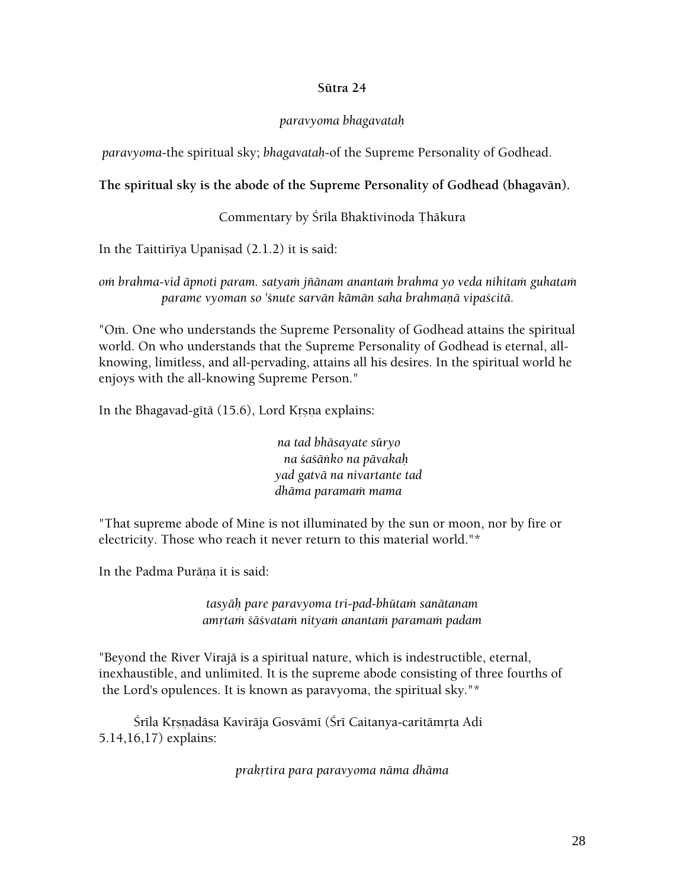**Sūtra 24**

*paravyoma bhagavataḥ*

*paravyoma*-the spiritual sky; *bhagavataḥ*-of the Supreme Personality of Godhead.

**The spiritual sky is the abode of the Supreme Personality of Godhead (bhagavān).**

Commentary by Śrīla Bhaktivinoda Ṭhākura

In the Taittirīya Upaniṣad (2.1.2) it is said:

*oṁ brahma-vid āpnoti param. satyaṁ jñānam anantaṁ brahma yo veda nihitaṁ guhataṁ parame vyoman so 'śnute sarvān kāmān saha brahmaṇā vipaścitā.*

"Oṁ. One who understands the Supreme Personality of Godhead attains the spiritual world. On who understands that the Supreme Personality of Godhead is eternal, all-knowing, limitless, and all-pervading, attains all his desires. In the spiritual world he enjoys with the all-knowing Supreme Person."

In the Bhagavad-gītā (15.6), Lord Kṛṣṇa explains:

*na tad bhāsayate sūryo*
*na śaśāṅko na pāvakaḥ*
*yad gatvā na nivartante tad*
*dhāma paramaṁ mama*

"That supreme abode of Mine is not illuminated by the sun or moon, nor by fire or electricity. Those who reach it never return to this material world."*

In the Padma Purāṇa it is said:

*tasyāḥ pare paravyoma tri-pad-bhūtaṁ sanātanam*
*amṛtaṁ śāśvataṁ nityaṁ anantaṁ paramaṁ padam*

"Beyond the River Virajā is a spiritual nature, which is indestructible, eternal, inexhaustible, and unlimited. It is the supreme abode consisting of three fourths of the Lord's opulences. It is known as paravyoma, the spiritual sky."*

Śrīla Kṛṣṇadāsa Kavirāja Gosvāmī (Śrī Caitanya-caritāmṛta Adi 5.14,16,17) explains:

*prakṛtira para paravyoma nāma dhāma*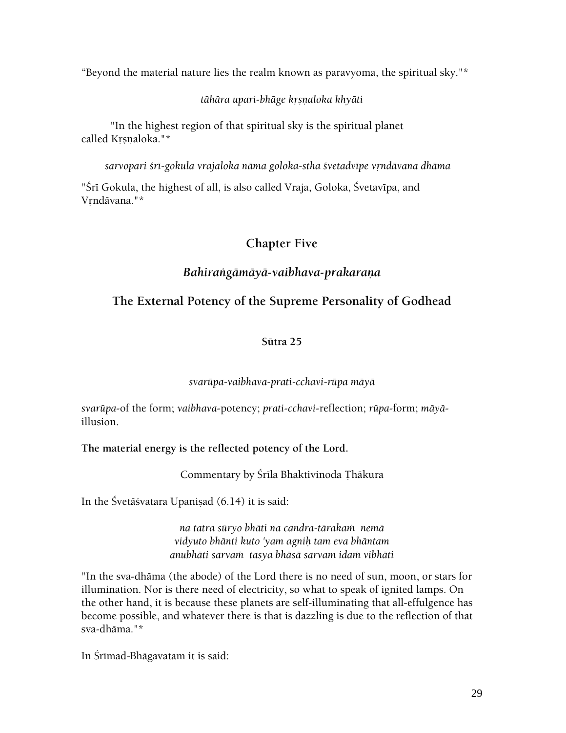"Beyond the material nature lies the realm known as paravyoma, the spiritual sky."*

*tāhāra upari-bhāge kṛṣṇaloka khyāti*

"In the highest region of that spiritual sky is the spiritual planet called Kṛṣṇaloka."*

*sarvopari śrī-gokula vrajaloka nāma goloka-stha śvetadvīpe vṛndāvana dhāma*

"Śrī Gokula, the highest of all, is also called Vraja, Goloka, Śvetavīpa, and Vṛndāvana."*

## Chapter Five

## *Bahiraṅgāmāyā-vaibhava-prakaraṇa*

## The External Potency of the Supreme Personality of Godhead

### Sūtra 25

*svarūpa-vaibhava-prati-cchavi-rūpa māyā*

*svarūpa*-of the form; *vaibhava*-potency; *prati-cchavi*-reflection; *rūpa*-form; *māyā*-illusion.

**The material energy is the reflected potency of the Lord.**

Commentary by Śrīla Bhaktivinoda Ṭhākura

In the Śvetāśvatara Upaniṣad (6.14) it is said:

*na tatra sūryo bhāti na candra-tārakaṁ nemā*
*vidyuto bhānti kuto 'yam agniḥ tam eva bhāntam*
*anubhāti sarvaṁ tasya bhāsā sarvam idaṁ vibhāti*

"In the sva-dhāma (the abode) of the Lord there is no need of sun, moon, or stars for illumination. Nor is there need of electricity, so what to speak of ignited lamps. On the other hand, it is because these planets are self-illuminating that all-effulgence has become possible, and whatever there is that is dazzling is due to the reflection of that sva-dhāma."*

In Śrīmad-Bhāgavatam it is said: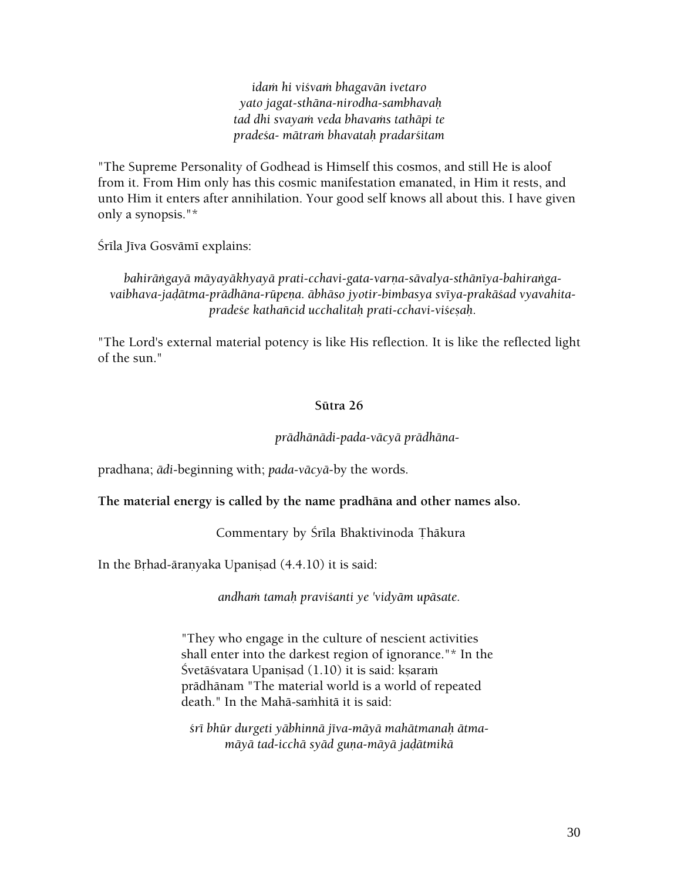*idaṁ hi viśvaṁ bhagavān ivetaro*
*yato jagat-sthāna-nirodha-sambhavaḥ*
*tad dhi svayaṁ veda bhavaṁs tathāpi te*
*pradeśa- mātraṁ bhavataḥ pradarśitam*

"The Supreme Personality of Godhead is Himself this cosmos, and still He is aloof from it. From Him only has this cosmic manifestation emanated, in Him it rests, and unto Him it enters after annihilation. Your good self knows all about this. I have given only a synopsis."*

Śrīla Jīva Gosvāmī explains:

*bahirāṅgayā māyayākhyayā prati-cchavi-gata-varṇa-sāvalya-sthānīya-bahiraṅga-vaibhava-jaḍātma-prādhāna-rūpeṇa. ābhāso jyotir-bimbasya svīya-prakāśad vyavahita-pradeśe kathañcid ucchalitaḥ prati-cchavi-viśeṣaḥ.*

"The Lord's external material potency is like His reflection. It is like the reflected light of the sun."

**Sūtra 26**

*prādhānādi-pada-vācyā prādhāna-*

pradhana; *ādi*-beginning with; *pada-vācyā*-by the words.

**The material energy is called by the name pradhāna and other names also.**

Commentary by Śrīla Bhaktivinoda Ṭhākura

In the Bṛhad-āraṇyaka Upaniṣad (4.4.10) it is said:

*andhaṁ tamaḥ praviśanti ye 'vidyām upāsate.*

"They who engage in the culture of nescient activities shall enter into the darkest region of ignorance."* In the Śvetāśvatara Upaniṣad (1.10) it is said: kṣaraṁ prādhānam "The material world is a world of repeated death." In the Mahā-saṁhitā it is said:

*śrī bhūr durgeti yābhinnā jīva-māyā mahātmanaḥ ātma-māyā tad-icchā syād guṇa-māyā jaḍātmikā*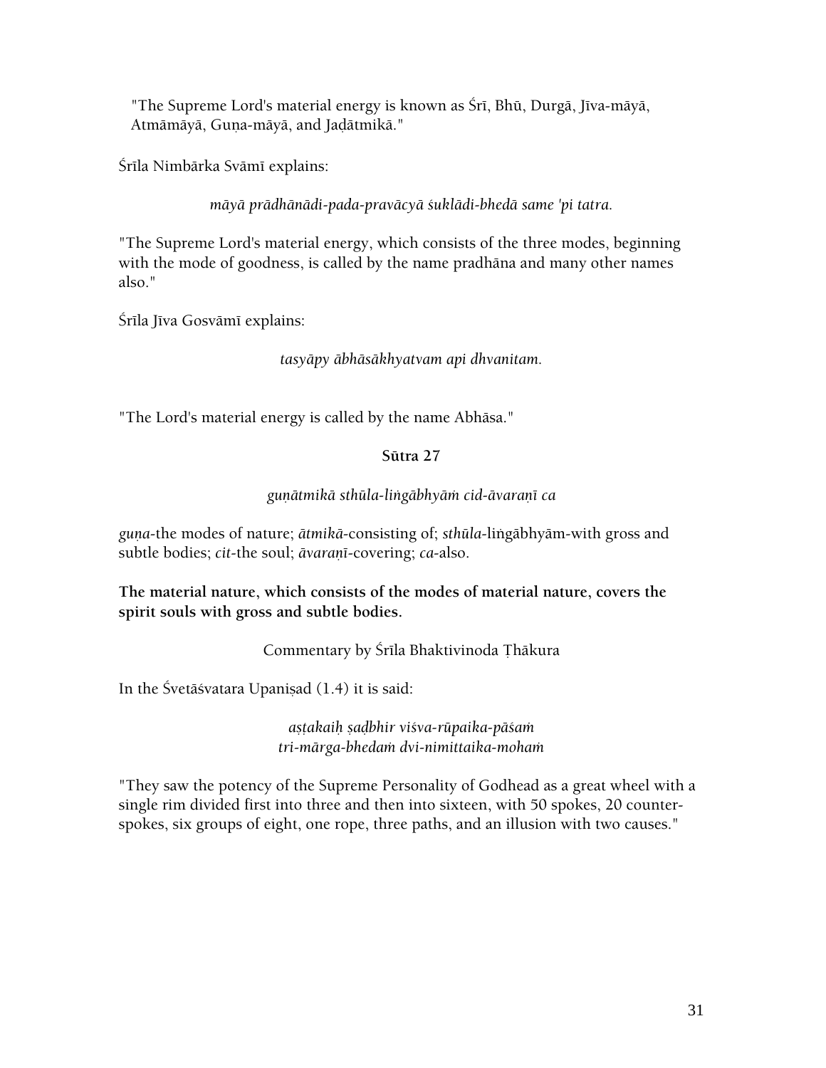"The Supreme Lord's material energy is known as Śrī, Bhū, Durgā, Jīva-māyā, Atmāmāyā, Guṇa-māyā, and Jaḍātmikā."

Śrīla Nimbārka Svāmī explains:

*māyā prādhānādi-pada-pravācyā śuklādi-bhedā same 'pi tatra.*

"The Supreme Lord's material energy, which consists of the three modes, beginning with the mode of goodness, is called by the name pradhāna and many other names also."

Śrīla Jīva Gosvāmī explains:

*tasyāpy ābhāsākhyatvam api dhvanitam.*

"The Lord's material energy is called by the name Abhāsa."

**Sūtra 27**

*guṇātmikā sthūla-liṅgābhyāṁ cid-āvaraṇī ca*

*guṇa*-the modes of nature; *ātmikā*-consisting of; *sthūla*-liṅgābhyām-with gross and subtle bodies; *cit*-the soul; *āvaraṇī*-covering; *ca*-also.

**The material nature, which consists of the modes of material nature, covers the spirit souls with gross and subtle bodies.**

Commentary by Śrīla Bhaktivinoda Ṭhākura

In the Śvetāśvatara Upaniṣad (1.4) it is said:

*aṣṭakaiḥ ṣaḍbhir viśva-rūpaika-pāśaṁ*
*tri-mārga-bhedaṁ dvi-nimittaika-mohaṁ*

"They saw the potency of the Supreme Personality of Godhead as a great wheel with a single rim divided first into three and then into sixteen, with 50 spokes, 20 counter-spokes, six groups of eight, one rope, three paths, and an illusion with two causes."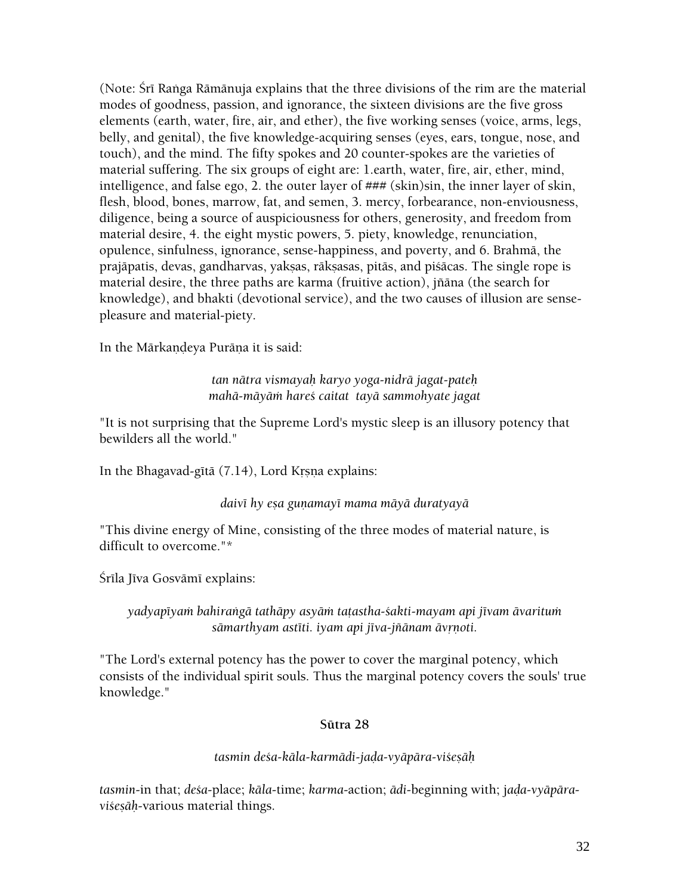(Note: Śrī Raṅga Rāmānuja explains that the three divisions of the rim are the material modes of goodness, passion, and ignorance, the sixteen divisions are the five gross elements (earth, water, fire, air, and ether), the five working senses (voice, arms, legs, belly, and genital), the five knowledge-acquiring senses (eyes, ears, tongue, nose, and touch), and the mind. The fifty spokes and 20 counter-spokes are the varieties of material suffering. The six groups of eight are: 1.earth, water, fire, air, ether, mind, intelligence, and false ego, 2. the outer layer of ### (skin)sin, the inner layer of skin, flesh, blood, bones, marrow, fat, and semen, 3. mercy, forbearance, non-enviousness, diligence, being a source of auspiciousness for others, generosity, and freedom from material desire, 4. the eight mystic powers, 5. piety, knowledge, renunciation, opulence, sinfulness, ignorance, sense-happiness, and poverty, and 6. Brahmā, the prajāpatis, devas, gandharvas, yakṣas, rākṣasas, pitās, and piśācas. The single rope is material desire, the three paths are karma (fruitive action), jñāna (the search for knowledge), and bhakti (devotional service), and the two causes of illusion are sense-pleasure and material-piety.

In the Mārkaṇḍeya Purāṇa it is said:

*tan nātra vismayaḥ karyo yoga-nidrā jagat-pateḥ*
*mahā-māyāṁ hareś caitat tayā sammohyate jagat*

"It is not surprising that the Supreme Lord's mystic sleep is an illusory potency that bewilders all the world."

In the Bhagavad-gītā (7.14), Lord Kṛṣṇa explains:

*daivī hy eṣa guṇamayī mama māyā duratyayā*

"This divine energy of Mine, consisting of the three modes of material nature, is difficult to overcome."*

Śrīla Jīva Gosvāmī explains:

*yadyapīyaṁ bahiraṅgā tathāpy asyāṁ taṭastha-śakti-mayam api jīvam āvarituṁ sāmarthyam astīti. iyam api jīva-jñānam āvṛṇoti.*

"The Lord's external potency has the power to cover the marginal potency, which consists of the individual spirit souls. Thus the marginal potency covers the souls' true knowledge."

**Sūtra 28**

*tasmin deśa-kāla-karmādi-jaḍa-vyāpāra-viśeṣāḥ*

*tasmin*-in that; *deśa*-place; *kāla*-time; *karma*-action; *ādi*-beginning with; *jaḍa-vyāpāra-viśeṣāḥ*-various material things.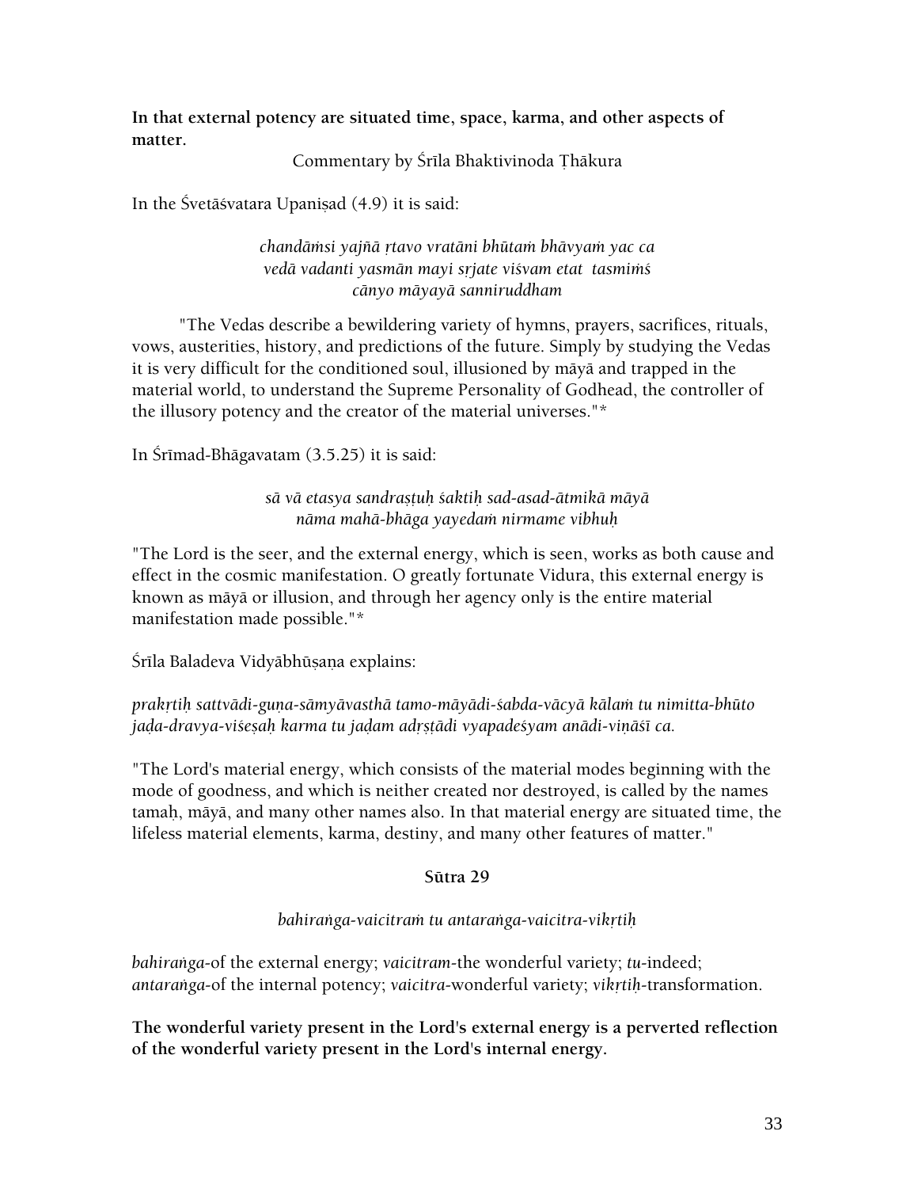**In that external potency are situated time, space, karma, and other aspects of matter.**

Commentary by Śrīla Bhaktivinoda Ṭhākura

In the Śvetāśvatara Upaniṣad (4.9) it is said:

*chandāṁsi yajñā ṛtavo vratāni bhūtaṁ bhāvyaṁ yac ca*
*vedā vadanti yasmān mayi srjate viśvam etat tasmiṁś*
*cānyo māyayā sanniruddham*

"The Vedas describe a bewildering variety of hymns, prayers, sacrifices, rituals, vows, austerities, history, and predictions of the future. Simply by studying the Vedas it is very difficult for the conditioned soul, illusioned by māyā and trapped in the material world, to understand the Supreme Personality of Godhead, the controller of the illusory potency and the creator of the material universes."*

In Śrīmad-Bhāgavatam (3.5.25) it is said:

*sā vā etasya sandraṣṭuḥ śaktiḥ sad-asad-ātmikā māyā*
*nāma mahā-bhāga yayedaṁ nirmame vibhuḥ*

"The Lord is the seer, and the external energy, which is seen, works as both cause and effect in the cosmic manifestation. O greatly fortunate Vidura, this external energy is known as māyā or illusion, and through her agency only is the entire material manifestation made possible."*

Śrīla Baladeva Vidyābhūṣaṇa explains:

*prakṛtiḥ sattvādi-guṇa-sāmyāvasthā tamo-māyādi-śabda-vācyā kālaṁ tu nimitta-bhūto jaḍa-dravya-viśeṣaḥ karma tu jaḍam adṛṣṭādi vyapadeśyam anādi-viṇāśī ca.*

"The Lord's material energy, which consists of the material modes beginning with the mode of goodness, and which is neither created nor destroyed, is called by the names tamaḥ, māyā, and many other names also. In that material energy are situated time, the lifeless material elements, karma, destiny, and many other features of matter."

**Sūtra 29**

*bahiraṅga-vaicitraṁ tu antaraṅga-vaicitra-vikṛtiḥ*

*bahiraṅga*-of the external energy; *vaicitram*-the wonderful variety; *tu*-indeed; *antaraṅga*-of the internal potency; *vaicitra*-wonderful variety; *vikṛtiḥ*-transformation.

**The wonderful variety present in the Lord's external energy is a perverted reflection of the wonderful variety present in the Lord's internal energy.**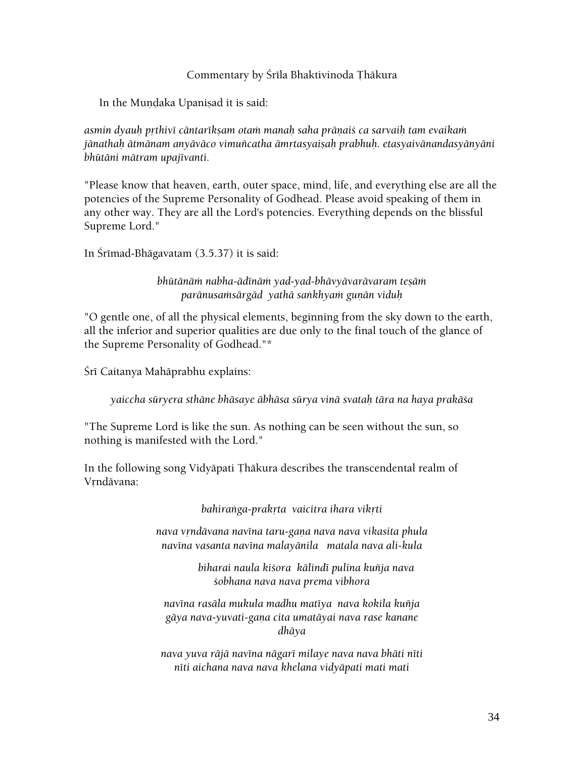Commentary by Śrīla Bhaktivinoda Ṭhākura

In the Muṇḍaka Upaniṣad it is said:

*asmin dyauḥ pṛthivī cāntarīkṣam otaṁ manaḥ saha prāṇaiś ca sarvaiḥ tam evaikaṁ jānathaḥ ātmānam anyāvāco vimuñcatha āmṛtasyaiṣaḥ prabhuḥ. etasyaivānandasyānyāni bhūtāni mātram upajīvanti.*

"Please know that heaven, earth, outer space, mind, life, and everything else are all the potencies of the Supreme Personality of Godhead. Please avoid speaking of them in any other way. They are all the Lord's potencies. Everything depends on the blissful Supreme Lord."

In Śrīmad-Bhāgavatam (3.5.37) it is said:

*bhūtānāṁ nabha-ādīnāṁ yad-yad-bhāvyāvarāvaraṁ teṣāṁ*
*parānusaṁsārgād yathā saṅkhyaṁ guṇān viduḥ*

"O gentle one, of all the physical elements, beginning from the sky down to the earth, all the inferior and superior qualities are due only to the final touch of the glance of the Supreme Personality of Godhead."*

Śrī Caitanya Mahāprabhu explains:

*yaiccha sūryera sthāne bhāsaye ābhāsa sūrya vinā svataḥ tāra na haya prakāśa*

"The Supreme Lord is like the sun. As nothing can be seen without the sun, so nothing is manifested with the Lord."

In the following song Vidyāpati Ṭhākura describes the transcendental realm of Vṛndāvana:

*bahiraṅga-prakṛta vaicitra ihara vikṛti*

*nava vṛndāvana navīna taru-gaṇa nava nava vikasita phula*
*navīna vasanta navīna malayānila matala nava ali-kula*

*biharai naula kiśora kālindī pulina kuñja nava*
*śobhana nava nava prema vibhora*

*navīna rasāla mukula madhu matīya nava kokila kuñja*
*gāya nava-yuvati-gaṇa cita umatāyai nava rase kanane*
*dhāya*

*nava yuva rājā navīna nāgarī milaye nava nava bhāti nīti*
*nīti aichana nava nava khelana vidyāpati mati mati*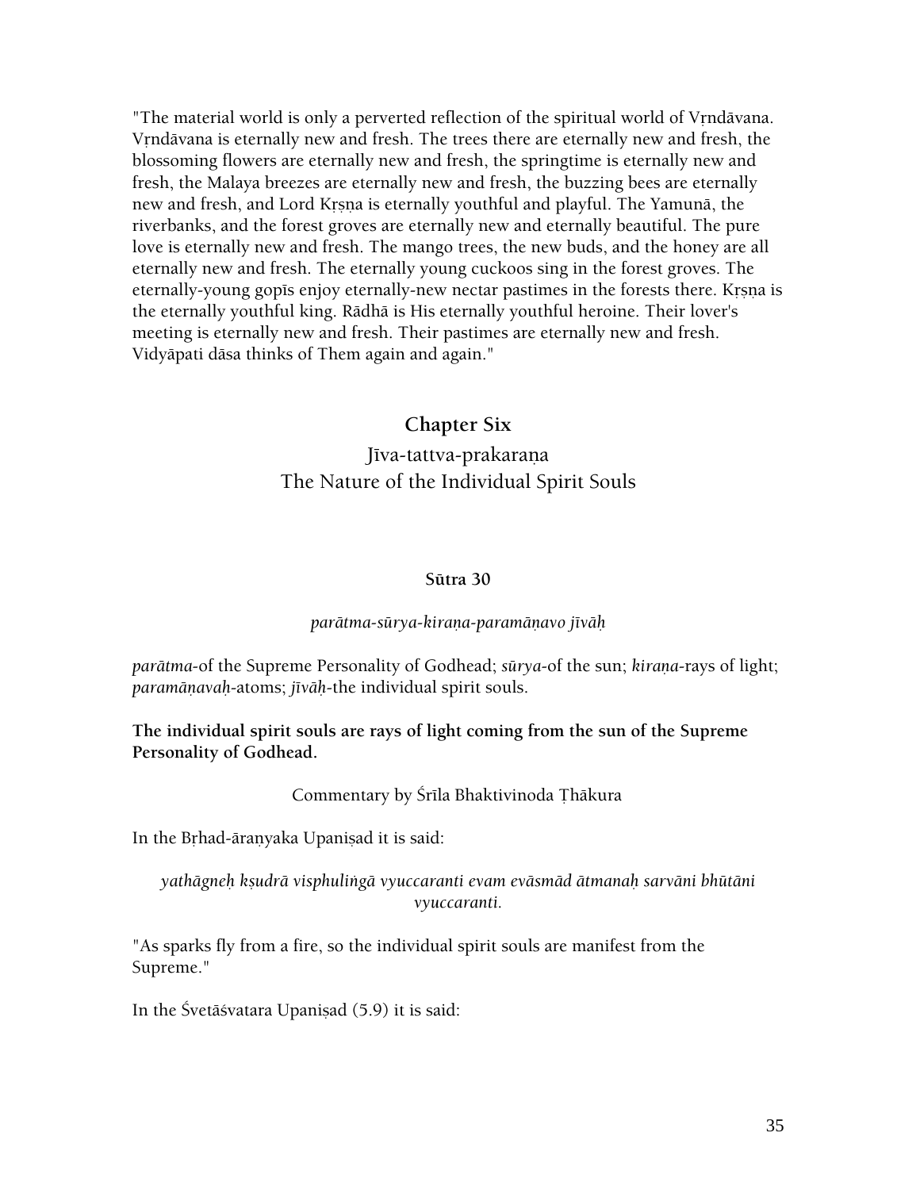"The material world is only a perverted reflection of the spiritual world of Vṛndāvana. Vṛndāvana is eternally new and fresh. The trees there are eternally new and fresh, the blossoming flowers are eternally new and fresh, the springtime is eternally new and fresh, the Malaya breezes are eternally new and fresh, the buzzing bees are eternally new and fresh, and Lord Kṛṣṇa is eternally youthful and playful. The Yamunā, the riverbanks, and the forest groves are eternally new and eternally beautiful. The pure love is eternally new and fresh. The mango trees, the new buds, and the honey are all eternally new and fresh. The eternally young cuckoos sing in the forest groves. The eternally-young gopīs enjoy eternally-new nectar pastimes in the forests there. Kṛṣṇa is the eternally youthful king. Rādhā is His eternally youthful heroine. Their lover's meeting is eternally new and fresh. Their pastimes are eternally new and fresh. Vidyāpati dāsa thinks of Them again and again."

## Chapter Six

### Jīva-tattva-prakaraṇa
### The Nature of the Individual Spirit Souls

#### Sūtra 30

*parātma-sūrya-kiraṇa-paramāṇavo jīvāḥ*

*parātma*-of the Supreme Personality of Godhead; *sūrya*-of the sun; *kiraṇa*-rays of light; *paramāṇavaḥ*-atoms; *jīvāḥ*-the individual spirit souls.

**The individual spirit souls are rays of light coming from the sun of the Supreme Personality of Godhead.**

Commentary by Śrīla Bhaktivinoda Ṭhākura

In the Bṛhad-āraṇyaka Upaniṣad it is said:

*yathāgneḥ kṣudrā visphuliṅgā vyuccaranti evam evāsmād ātmanaḥ sarvāni bhūtāni vyuccaranti.*

"As sparks fly from a fire, so the individual spirit souls are manifest from the Supreme."

In the Śvetāśvatara Upaniṣad (5.9) it is said: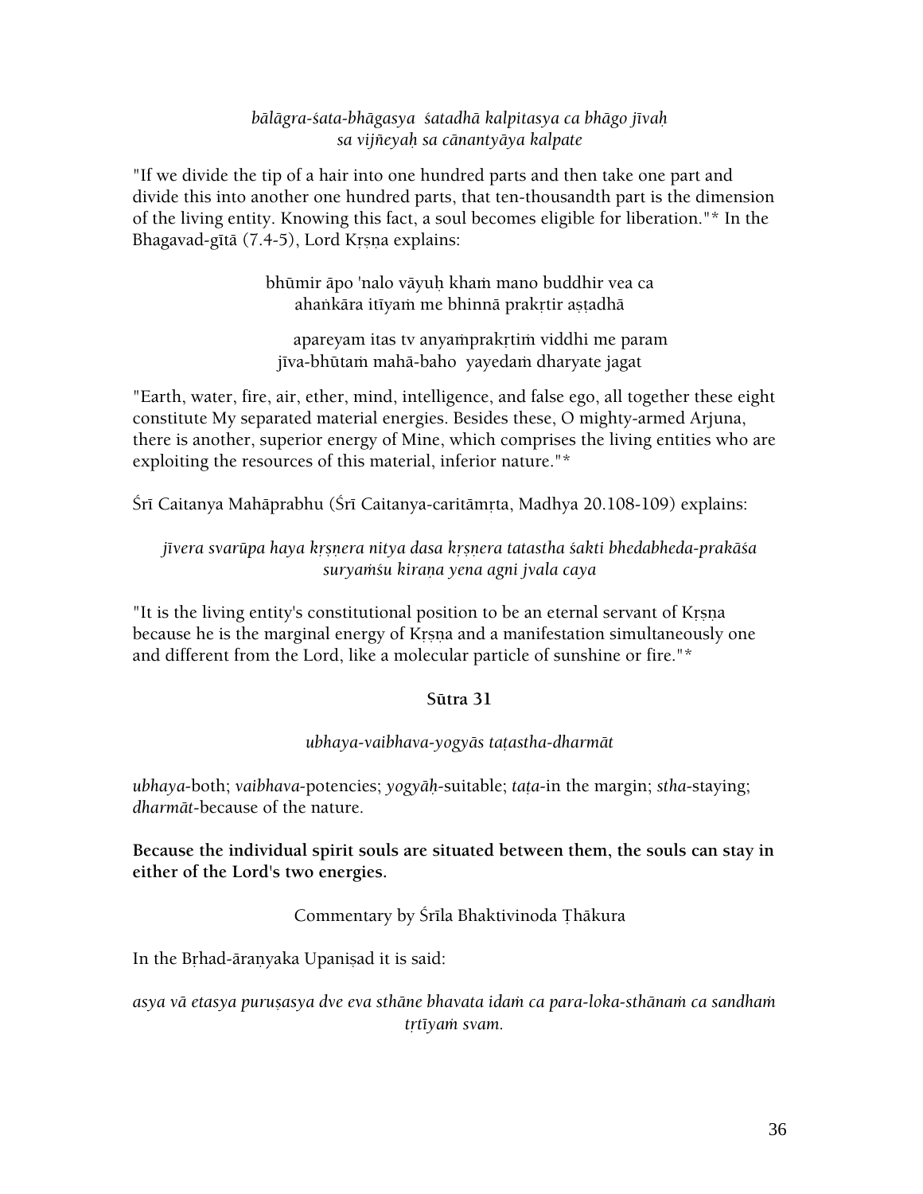*bālāgra-śata-bhāgasya śatadhā kalpitasya ca bhāgo jīvaḥ*
*sa vijñeyaḥ sa cānantyāya kalpate*

"If we divide the tip of a hair into one hundred parts and then take one part and divide this into another one hundred parts, that ten-thousandth part is the dimension of the living entity. Knowing this fact, a soul becomes eligible for liberation."* In the Bhagavad-gītā (7.4-5), Lord Kṛṣṇa explains:

bhūmir āpo 'nalo vāyuḥ khaṁ mano buddhir vea ca
ahaṅkāra itīyaṁ me bhinnā prakṛtir aṣṭadhā

apareyam itas tv anyaṁprakṛtiṁ viddhi me param
jīva-bhūtaṁ mahā-baho yayedaṁ dharyate jagat

"Earth, water, fire, air, ether, mind, intelligence, and false ego, all together these eight constitute My separated material energies. Besides these, O mighty-armed Arjuna, there is another, superior energy of Mine, which comprises the living entities who are exploiting the resources of this material, inferior nature."*

Śrī Caitanya Mahāprabhu (Śrī Caitanya-caritāmṛta, Madhya 20.108-109) explains:

*jīvera svarūpa haya kṛṣṇera nitya dasa kṛṣṇera tatastha śakti bhedabheda-prakāśa*
*suryaṁśu kiraṇa yena agni jvala caya*

"It is the living entity's constitutional position to be an eternal servant of Kṛṣṇa because he is the marginal energy of Kṛṣṇa and a manifestation simultaneously one and different from the Lord, like a molecular particle of sunshine or fire."*

**Sūtra 31**

*ubhaya-vaibhava-yogyās taṭastha-dharmāt*

*ubhaya*-both; *vaibhava*-potencies; *yogyāḥ*-suitable; *taṭa*-in the margin; *stha*-staying; *dharmāt*-because of the nature.

**Because the individual spirit souls are situated between them, the souls can stay in either of the Lord's two energies.**

Commentary by Śrīla Bhaktivinoda Ṭhākura

In the Bṛhad-āraṇyaka Upaniṣad it is said:

*asya vā etasya puruṣasya dve eva sthāne bhavata idaṁ ca para-loka-sthānaṁ ca sandhaṁ tṛtīyaṁ svam.*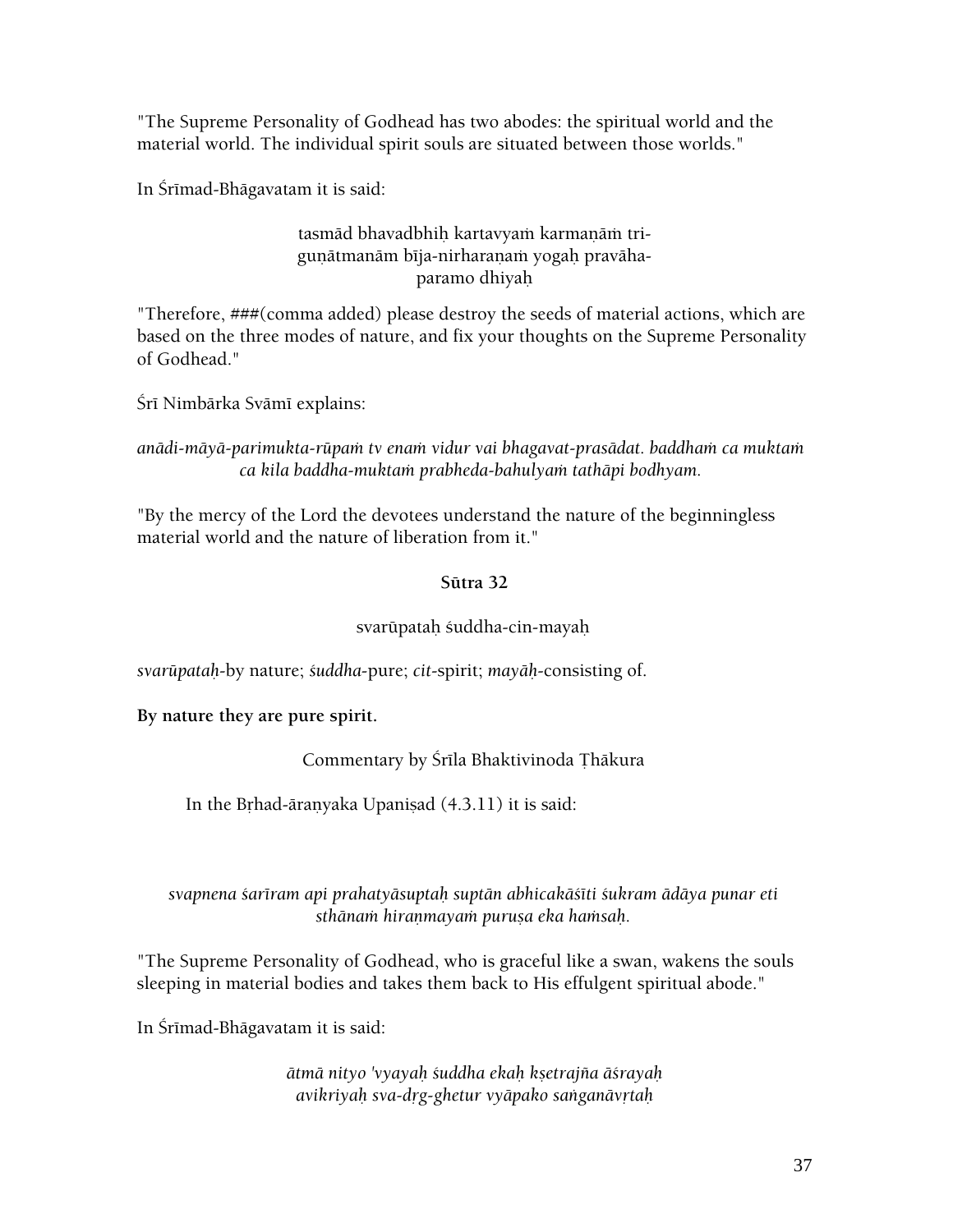"The Supreme Personality of Godhead has two abodes: the spiritual world and the material world. The individual spirit souls are situated between those worlds."

In Śrīmad-Bhāgavatam it is said:

> tasmād bhavadbhiḥ kartavyaṁ karmaṇāṁ tri-
> guṇātmanām bīja-nirharaṇaṁ yogaḥ pravāha-
> paramo dhiyaḥ

"Therefore, ###(comma added) please destroy the seeds of material actions, which are based on the three modes of nature, and fix your thoughts on the Supreme Personality of Godhead."

Śrī Nimbārka Svāmī explains:

*anādi-māyā-parimukta-rūpaṁ tv enaṁ vidur vai bhagavat-prasādat. baddhaṁ ca muktaṁ ca kila baddha-muktaṁ prabheda-bahulyaṁ tathāpi bodhyam.*

"By the mercy of the Lord the devotees understand the nature of the beginningless material world and the nature of liberation from it."

**Sūtra 32**

svarūpataḥ śuddha-cin-mayaḥ

*svarūpataḥ*-by nature; *śuddha*-pure; *cit*-spirit; *mayāḥ*-consisting of.

**By nature they are pure spirit.**

Commentary by Śrīla Bhaktivinoda Ṭhākura

In the Bṛhad-āraṇyaka Upaniṣad (4.3.11) it is said:

*svapnena śarīram api prahatyāsuptaḥ suptān abhicakāśīti śukram ādāya punar eti sthānaṁ hiraṇmayaṁ puruṣa eka haṁsaḥ.*

"The Supreme Personality of Godhead, who is graceful like a swan, wakens the souls sleeping in material bodies and takes them back to His effulgent spiritual abode."

In Śrīmad-Bhāgavatam it is said:

> *ātmā nityo 'vyayaḥ śuddha ekaḥ kṣetrajña āśrayaḥ*
> *avikriyaḥ sva-dṛg-ghetur vyāpako saṅganāvṛtaḥ*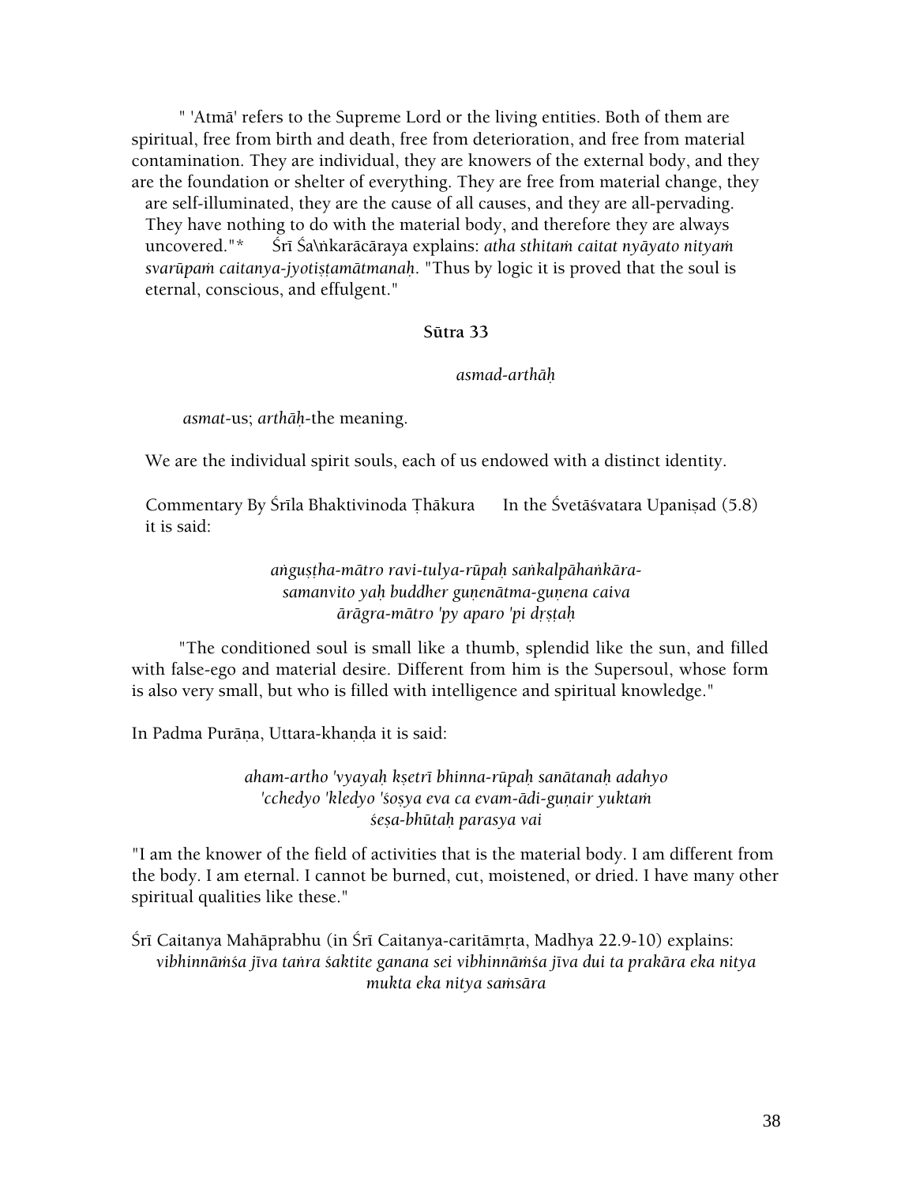" 'Atmā' refers to the Supreme Lord or the living entities. Both of them are spiritual, free from birth and death, free from deterioration, and free from material contamination. They are individual, they are knowers of the external body, and they are the foundation or shelter of everything. They are free from material change, they are self-illuminated, they are the cause of all causes, and they are all-pervading. They have nothing to do with the material body, and therefore they are always uncovered."* Śrī Śa\ṅkarācāraya explains: *atha sthitaṁ caitat nyāyato nityaṁ svarūpaṁ caitanya-jyotiṣṭamātmanaḥ*. "Thus by logic it is proved that the soul is eternal, conscious, and effulgent."

**Sūtra 33**

*asmad-arthāḥ*

*asmat*-us; *arthāḥ*-the meaning.

We are the individual spirit souls, each of us endowed with a distinct identity.

Commentary By Śrīla Bhaktivinoda Ṭhākura In the Śvetāśvatara Upaniṣad (5.8) it is said:

*aṅguṣṭha-mātro ravi-tulya-rūpaḥ saṅkalpāhaṅkāra-*
*samanvito yaḥ buddher guṇenātma-guṇena caiva*
*ārāgra-mātro 'py aparo 'pi dṛṣṭaḥ*

"The conditioned soul is small like a thumb, splendid like the sun, and filled with false-ego and material desire. Different from him is the Supersoul, whose form is also very small, but who is filled with intelligence and spiritual knowledge."

In Padma Purāṇa, Uttara-khaṇḍa it is said:

*aham-artho 'vyayaḥ kṣetrī bhinna-rūpaḥ sanātanaḥ adahyo*
*'cchedyo 'kledyo 'śoṣya eva ca evam-ādi-guṇair yuktaṁ*
*śeṣa-bhūtaḥ parasya vai*

"I am the knower of the field of activities that is the material body. I am different from the body. I am eternal. I cannot be burned, cut, moistened, or dried. I have many other spiritual qualities like these."

Śrī Caitanya Mahāprabhu (in Śrī Caitanya-caritāmṛta, Madhya 22.9-10) explains:

*vibhinnāṁśa jīva taṅra śaktite ganana sei vibhinnāṁśa jīva dui ta prakāra eka nitya*
*mukta eka nitya saṁsāra*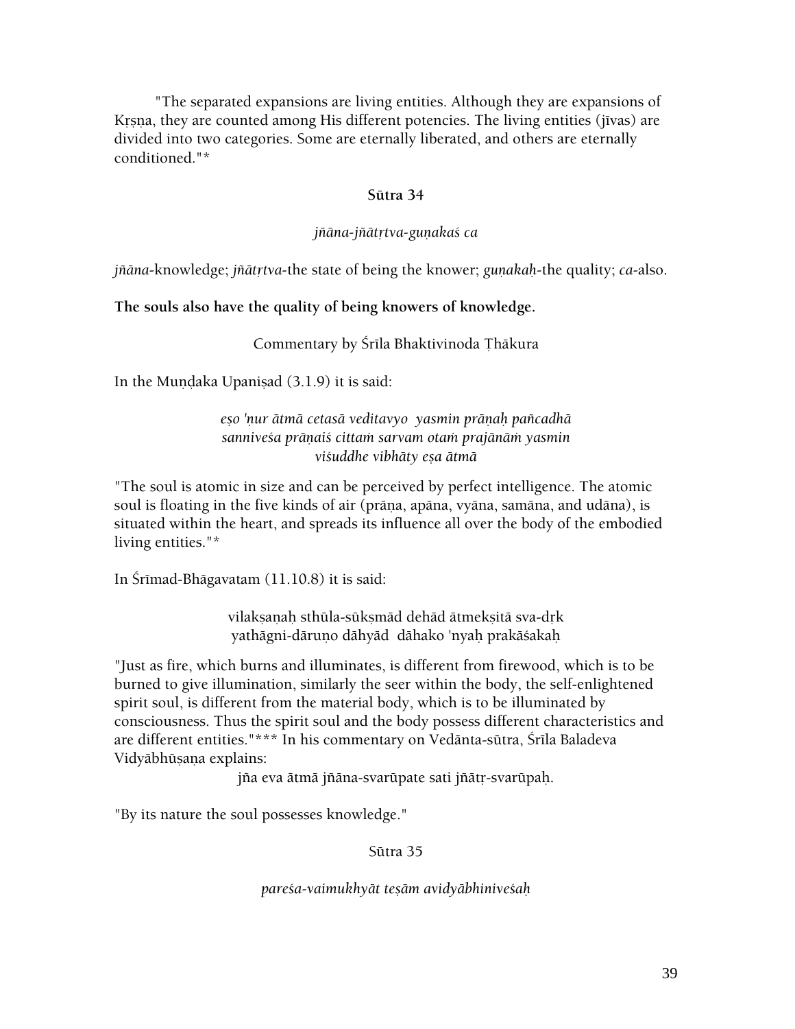"The separated expansions are living entities. Although they are expansions of Kṛṣṇa, they are counted among His different potencies. The living entities (jīvas) are divided into two categories. Some are eternally liberated, and others are eternally conditioned."*

**Sūtra 34**

*jñāna-jñātṛtva-guṇakaś ca*

*jñāna*-knowledge; *jñātṛtva*-the state of being the knower; *guṇakaḥ*-the quality; *ca*-also.

**The souls also have the quality of being knowers of knowledge.**

Commentary by Śrīla Bhaktivinoda Ṭhākura

In the Muṇḍaka Upaniṣad (3.1.9) it is said:

*eṣo 'ṇur ātmā cetasā veditavyo yasmin prāṇaḥ pañcadhā*
*sanniveśa prāṇaiś cittaṁ sarvam otaṁ prajānāṁ yasmin*
*viśuddhe vibhāty eṣa ātmā*

"The soul is atomic in size and can be perceived by perfect intelligence. The atomic soul is floating in the five kinds of air (prāṇa, apāna, vyāna, samāna, and udāna), is situated within the heart, and spreads its influence all over the body of the embodied living entities."*

In Śrīmad-Bhāgavatam (11.10.8) it is said:

vilakṣaṇaḥ sthūla-sūkṣmād dehād ātmekṣitā sva-dṛk
yathāgni-dāruṇo dāhyād dāhako 'nyaḥ prakāśakaḥ

"Just as fire, which burns and illuminates, is different from firewood, which is to be burned to give illumination, similarly the seer within the body, the self-enlightened spirit soul, is different from the material body, which is to be illuminated by consciousness. Thus the spirit soul and the body possess different characteristics and are different entities."*** In his commentary on Vedānta-sūtra, Śrīla Baladeva Vidyābhūṣaṇa explains:

jña eva ātmā jñāna-svarūpate sati jñātṛ-svarūpaḥ.

"By its nature the soul possesses knowledge."

Sūtra 35

*pareśa-vaimukhyāt teṣām avidyābhiniveśaḥ*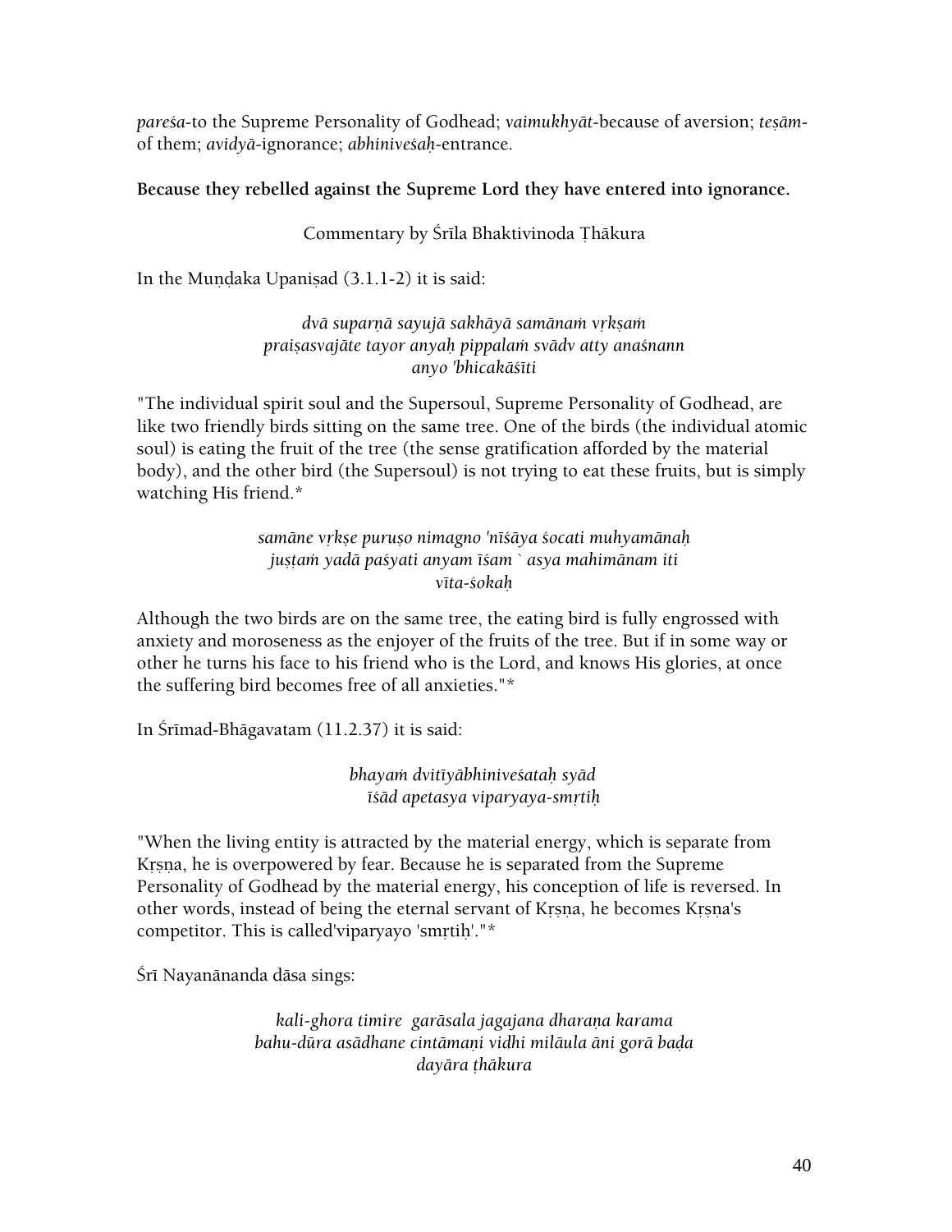*pareśa*-to the Supreme Personality of Godhead; *vaimukhyāt*-because of aversion; *teṣām*-of them; *avidyā*-ignorance; *abhiniveśaḥ*-entrance.

**Because they rebelled against the Supreme Lord they have entered into ignorance.**

Commentary by Śrīla Bhaktivinoda Ṭhākura

In the Muṇḍaka Upaniṣad (3.1.1-2) it is said:

*dvā suparṇā sayujā sakhāyā samānaṁ vṛkṣaṁ*
*praiṣasvajāte tayor anyaḥ pippalaṁ svādv atty anaśnann*
*anyo 'bhicakāśīti*

"The individual spirit soul and the Supersoul, Supreme Personality of Godhead, are like two friendly birds sitting on the same tree. One of the birds (the individual atomic soul) is eating the fruit of the tree (the sense gratification afforded by the material body), and the other bird (the Supersoul) is not trying to eat these fruits, but is simply watching His friend.*

*samāne vṛkṣe puruṣo nimagno 'nīśāya śocati muhyamānaḥ*
*juṣṭaṁ yadā paśyati anyam īśam ` asya mahimānam iti*
*vīta-śokaḥ*

Although the two birds are on the same tree, the eating bird is fully engrossed with anxiety and moroseness as the enjoyer of the fruits of the tree. But if in some way or other he turns his face to his friend who is the Lord, and knows His glories, at once the suffering bird becomes free of all anxieties."*

In Śrīmad-Bhāgavatam (11.2.37) it is said:

*bhayaṁ dvitīyābhiniveśataḥ syād*
*īśād apetasya viparyaya-smṛtiḥ*

"When the living entity is attracted by the material energy, which is separate from Kṛṣṇa, he is overpowered by fear. Because he is separated from the Supreme Personality of Godhead by the material energy, his conception of life is reversed. In other words, instead of being the eternal servant of Kṛṣṇa, he becomes Kṛṣṇa's competitor. This is called'viparyayo 'smṛtiḥ'."*

Śrī Nayanānanda dāsa sings:

*kali-ghora timire garāsala jagajana dharaṇa karama*
*bahu-dūra asādhane cintāmaṇi vidhi milāula āni gorā baḍa*
*dayāra ṭhākura*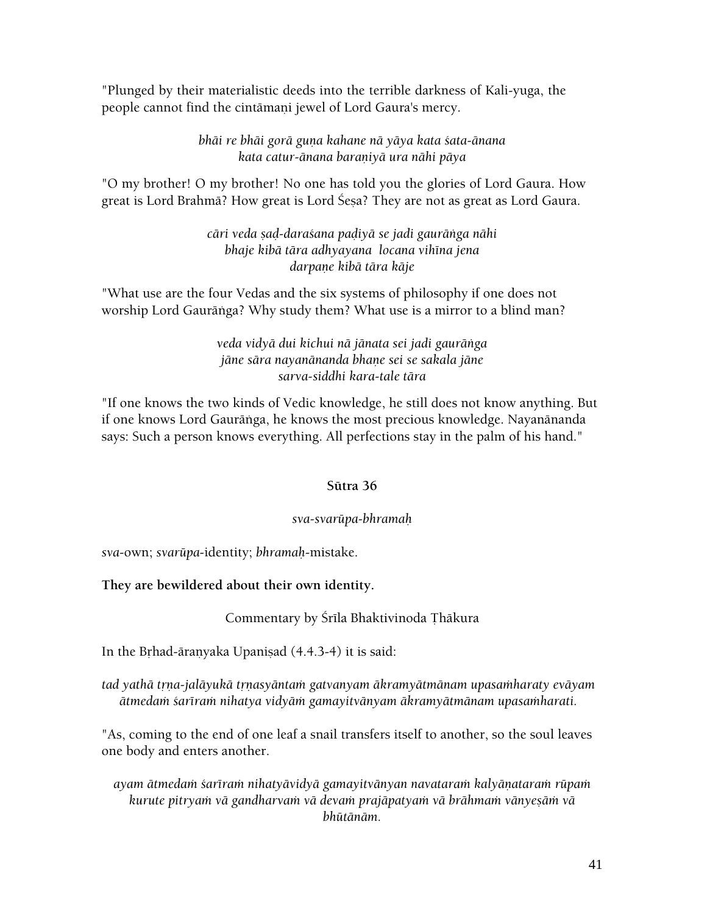"Plunged by their materialistic deeds into the terrible darkness of Kali-yuga, the people cannot find the cintāmaṇi jewel of Lord Gaura's mercy.

*bhāi re bhāi gorā guṇa kahane nā yāya kata śata-ānana*
*kata catur-ānana baraṇiyā ura nāhi pāya*

"O my brother! O my brother! No one has told you the glories of Lord Gaura. How great is Lord Brahmā? How great is Lord Śeṣa? They are not as great as Lord Gaura.

*cāri veda ṣaḍ-daraśana paḍiyā se jadi gaurāṅga nāhi*
*bhaje kibā tāra adhyayana locana vihīna jena*
*darpaṇe kibā tāra kāje*

"What use are the four Vedas and the six systems of philosophy if one does not worship Lord Gaurāṅga? Why study them? What use is a mirror to a blind man?

*veda vidyā dui kichui nā jānata sei jadi gaurāṅga*
*jāne sāra nayanānanda bhaṇe sei se sakala jāne*
*sarva-siddhi kara-tale tāra*

"If one knows the two kinds of Vedic knowledge, he still does not know anything. But if one knows Lord Gaurāṅga, he knows the most precious knowledge. Nayanānanda says: Such a person knows everything. All perfections stay in the palm of his hand."

**Sūtra 36**

*sva-svarūpa-bhramaḥ*

*sva*-own; *svarūpa*-identity; *bhramaḥ*-mistake.

**They are bewildered about their own identity.**

Commentary by Śrīla Bhaktivinoda Ṭhākura

In the Bṛhad-āraṇyaka Upaniṣad (4.4.3-4) it is said:

*tad yathā tṛṇa-jalāyukā tṛṇasyāntaṁ gatvanyam ākramyātmānam upasaṁharaty evāyam ātmedaṁ śarīraṁ nihatya vidyāṁ gamayitvānyam ākramyātmānam upasaṁharati.*

"As, coming to the end of one leaf a snail transfers itself to another, so the soul leaves one body and enters another.

*ayam ātmedaṁ śarīraṁ nihatyāvidyā gamayitvānyan navataraṁ kalyāṇataraṁ rūpaṁ kurute pitryaṁ vā gandharvaṁ vā devaṁ prajāpatyaṁ vā brāhmaṁ vānyeṣāṁ vā bhūtānām.*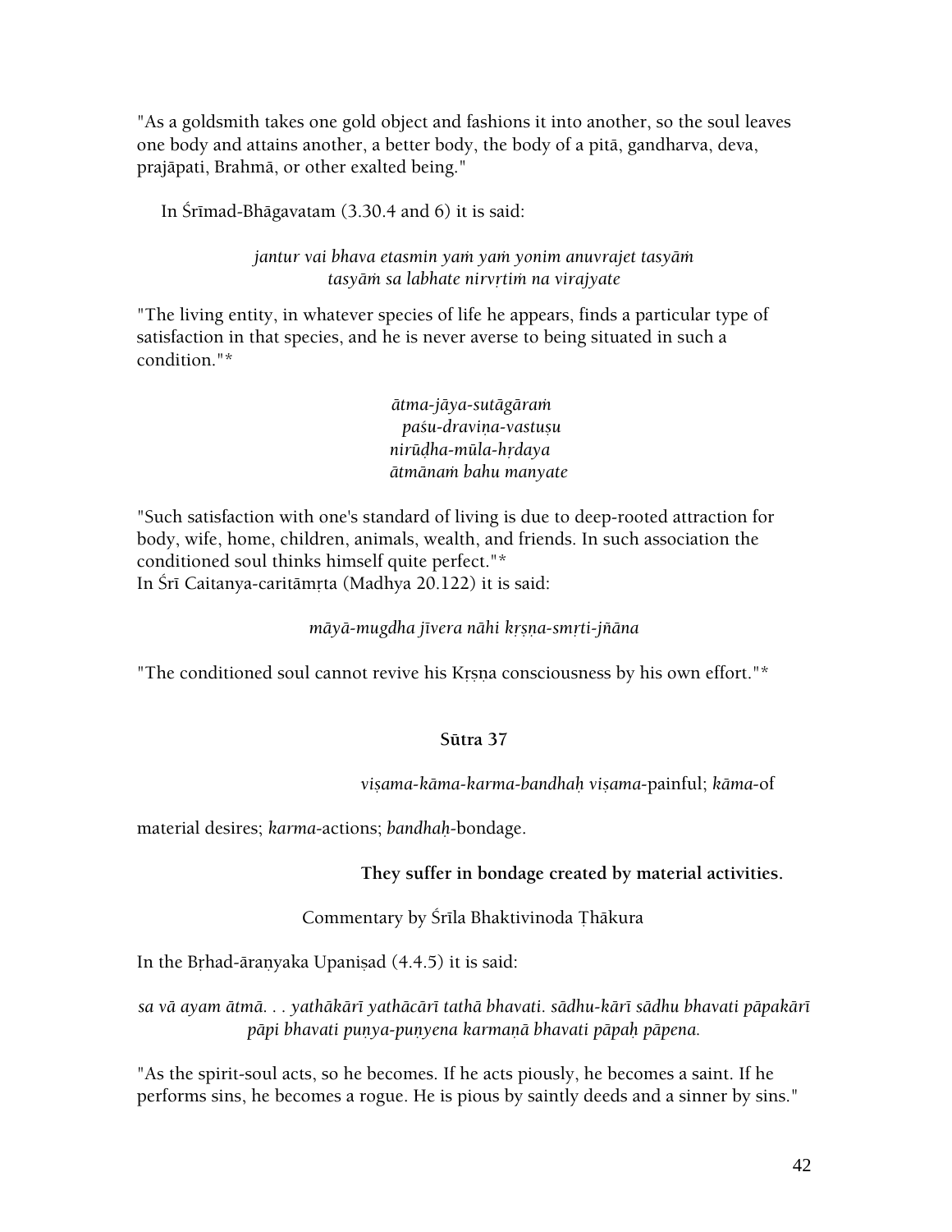"As a goldsmith takes one gold object and fashions it into another, so the soul leaves one body and attains another, a better body, the body of a pitā, gandharva, deva, prajāpati, Brahmā, or other exalted being."

In Śrīmad-Bhāgavatam (3.30.4 and 6) it is said:

*jantur vai bhava etasmin yaṁ yaṁ yonim anuvrajet tasyāṁ*
*tasyāṁ sa labhate nirvṛtiṁ na virajyate*

"The living entity, in whatever species of life he appears, finds a particular type of satisfaction in that species, and he is never averse to being situated in such a condition."*

*ātma-jāya-sutāgāraṁ*
*paśu-draviṇa-vastuṣu*
*nirūḍha-mūla-hṛdaya*
*ātmānaṁ bahu manyate*

"Such satisfaction with one's standard of living is due to deep-rooted attraction for body, wife, home, children, animals, wealth, and friends. In such association the conditioned soul thinks himself quite perfect."*
In Śrī Caitanya-caritāmṛta (Madhya 20.122) it is said:

*māyā-mugdha jīvera nāhi kṛṣṇa-smṛti-jñāna*

"The conditioned soul cannot revive his Kṛṣṇa consciousness by his own effort."*

### Sūtra 37

*viṣama-kāma-karma-bandhaḥ viṣama*-painful; *kāma*-of material desires; *karma*-actions; *bandhaḥ*-bondage.

**They suffer in bondage created by material activities.**

Commentary by Śrīla Bhaktivinoda Ṭhākura

In the Bṛhad-āraṇyaka Upaniṣad (4.4.5) it is said:

*sa vā ayam ātmā. . . yathākārī yathācārī tathā bhavati. sādhu-kārī sādhu bhavati pāpakārī pāpi bhavati puṇya-puṇyena karmaṇā bhavati pāpaḥ pāpena.*

"As the spirit-soul acts, so he becomes. If he acts piously, he becomes a saint. If he performs sins, he becomes a rogue. He is pious by saintly deeds and a sinner by sins."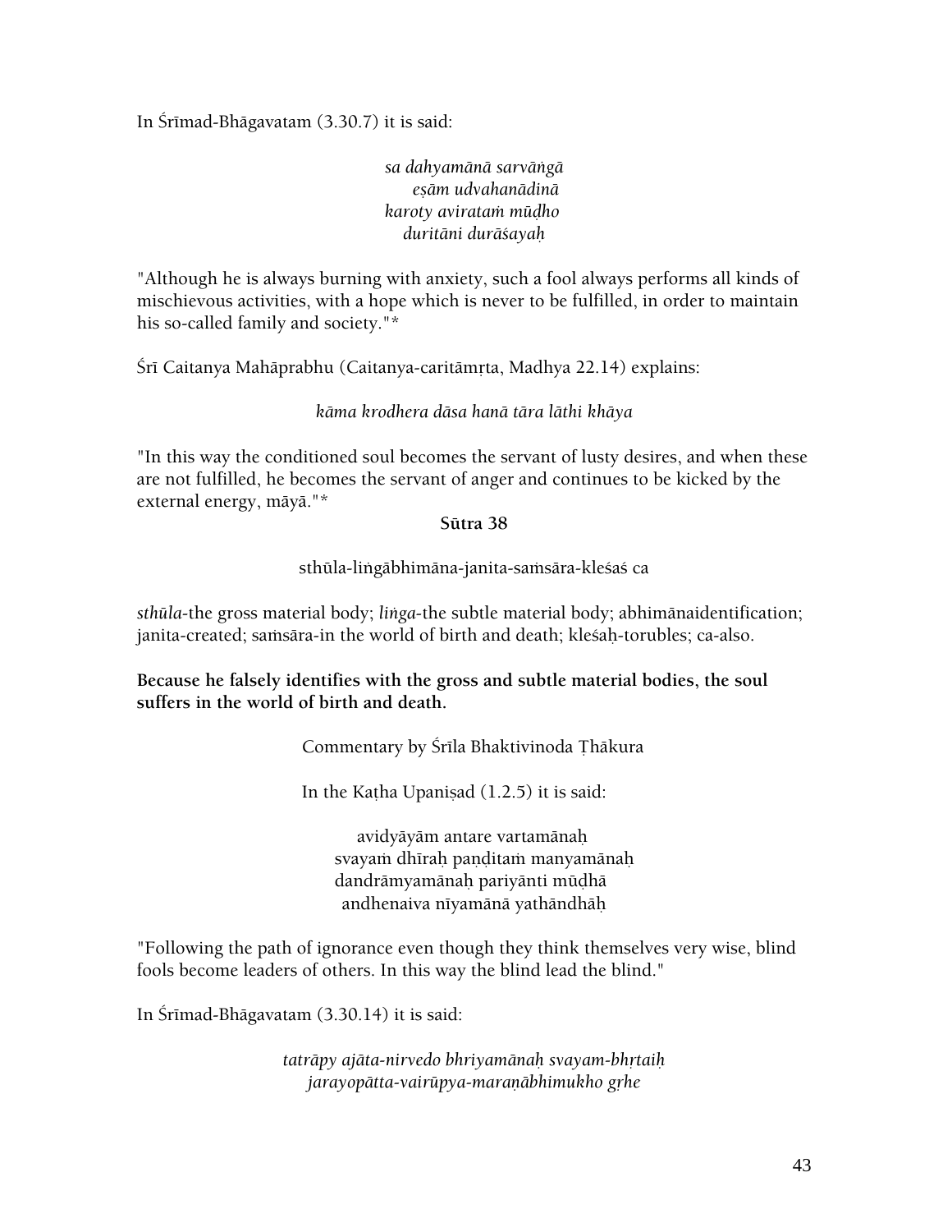In Śrīmad-Bhāgavatam (3.30.7) it is said:

*sa dahyamānā sarvāṅgā*
*eṣām udvahanādinā*
*karoty aviratam mūḍho*
*duritāni durāśayaḥ*

"Although he is always burning with anxiety, such a fool always performs all kinds of mischievous activities, with a hope which is never to be fulfilled, in order to maintain his so-called family and society."*

Śrī Caitanya Mahāprabhu (Caitanya-caritāmṛta, Madhya 22.14) explains:

*kāma krodhera dāsa hanā tāra lāthi khāya*

"In this way the conditioned soul becomes the servant of lusty desires, and when these are not fulfilled, he becomes the servant of anger and continues to be kicked by the external energy, māyā."*

**Sūtra 38**

sthūla-liṅgābhimāna-janita-saṁsāra-kleśaś ca

*sthūla*-the gross material body; *liṅga*-the subtle material body; abhimānaidentification; janita-created; saṁsāra-in the world of birth and death; kleśaḥ-torubles; ca-also.

**Because he falsely identifies with the gross and subtle material bodies, the soul suffers in the world of birth and death.**

Commentary by Śrīla Bhaktivinoda Ṭhākura

In the Kaṭha Upaniṣad (1.2.5) it is said:

avidyāyām antare vartamānaḥ
svayaṁ dhīraḥ paṇḍitaṁ manyamānaḥ
dandrāmyamānaḥ pariyānti mūḍhā
andhenaiva nīyamānā yathāndhāḥ

"Following the path of ignorance even though they think themselves very wise, blind fools become leaders of others. In this way the blind lead the blind."

In Śrīmad-Bhāgavatam (3.30.14) it is said:

*tatrāpy ajāta-nirvedo bhriyamānaḥ svayam-bhṛtaiḥ*
*jarayopātta-vairūpya-maraṇābhimukho gṛhe*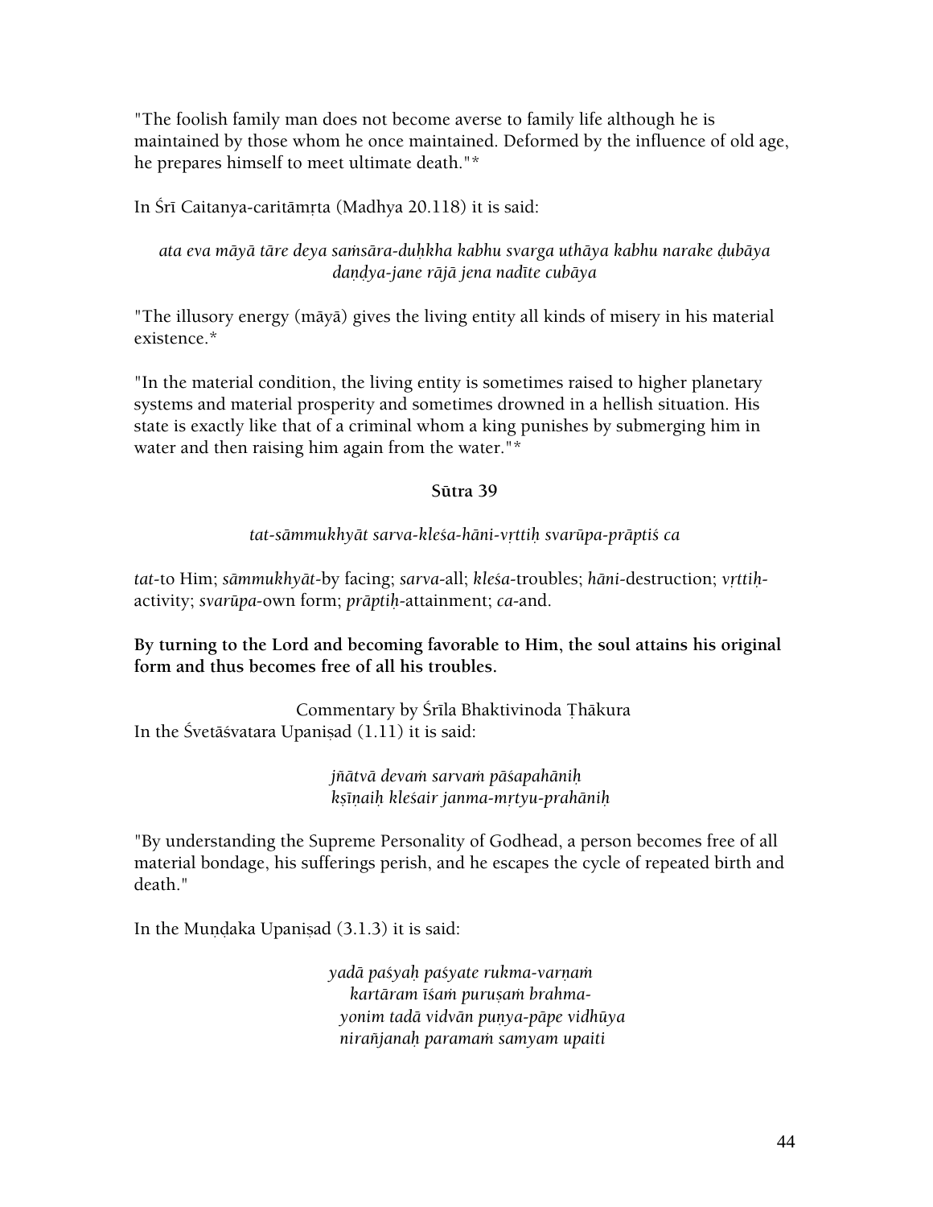"The foolish family man does not become averse to family life although he is maintained by those whom he once maintained. Deformed by the influence of old age, he prepares himself to meet ultimate death."*

In Śrī Caitanya-caritāmṛta (Madhya 20.118) it is said:

*ata eva māyā tāre deya saṁsāra-duḥkha kabhu svarga uthāya kabhu narake ḍubāya daṇḍya-jane rājā jena nadīte cubāya*

"The illusory energy (māyā) gives the living entity all kinds of misery in his material existence.*

"In the material condition, the living entity is sometimes raised to higher planetary systems and material prosperity and sometimes drowned in a hellish situation. His state is exactly like that of a criminal whom a king punishes by submerging him in water and then raising him again from the water."*

### Sūtra 39

*tat-sāmmukhyāt sarva-kleśa-hāni-vṛttiḥ svarūpa-prāptiś ca*

*tat*-to Him; *sāmmukhyāt*-by facing; *sarva*-all; *kleśa*-troubles; *hāni*-destruction; *vṛttiḥ*-activity; *svarūpa*-own form; *prāptiḥ*-attainment; *ca*-and.

**By turning to the Lord and becoming favorable to Him, the soul attains his original form and thus becomes free of all his troubles.**

Commentary by Śrīla Bhaktivinoda Ṭhākura

In the Śvetāśvatara Upaniṣad (1.11) it is said:

*jñātvā devaṁ sarvaṁ pāśapahāniḥ*
*kṣīṇaiḥ kleśair janma-mṛtyu-prahāniḥ*

"By understanding the Supreme Personality of Godhead, a person becomes free of all material bondage, his sufferings perish, and he escapes the cycle of repeated birth and death."

In the Muṇḍaka Upaniṣad (3.1.3) it is said:

*yadā paśyaḥ paśyate rukma-varṇaṁ*
*kartāram īśaṁ puruṣaṁ brahma-*
*yonim tadā vidvān puṇya-pāpe vidhūya*
*nirañjanaḥ paramaṁ samyam upaiti*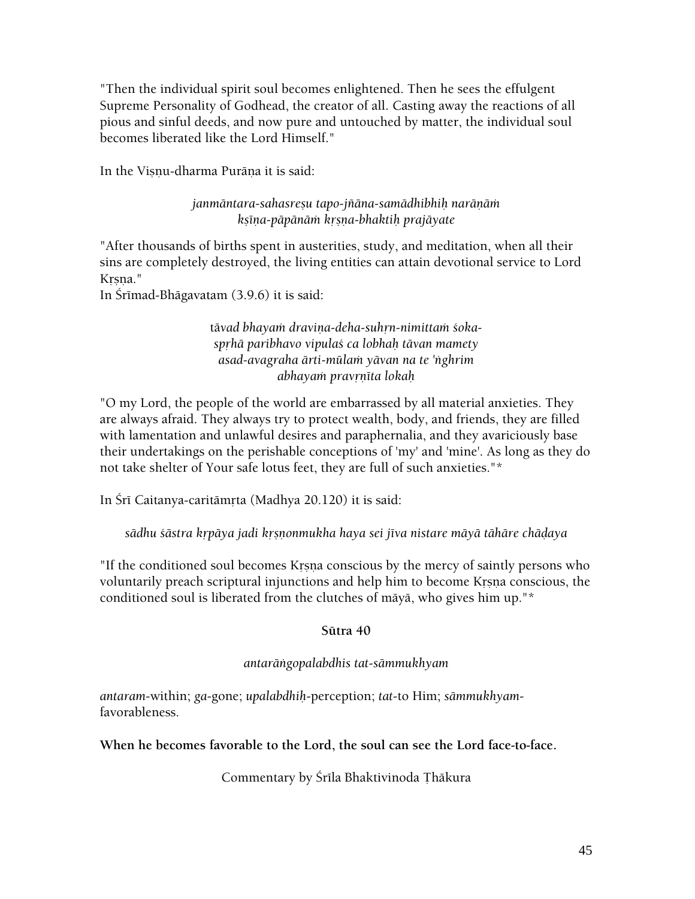"Then the individual spirit soul becomes enlightened. Then he sees the effulgent Supreme Personality of Godhead, the creator of all. Casting away the reactions of all pious and sinful deeds, and now pure and untouched by matter, the individual soul becomes liberated like the Lord Himself."

In the Viṣṇu-dharma Purāṇa it is said:

*janmāntara-sahasreṣu tapo-jñāna-samādhibhiḥ narāṇāṁ*
*kṣīṇa-pāpānāṁ kṛṣṇa-bhaktiḥ prajāyate*

"After thousands of births spent in austerities, study, and meditation, when all their sins are completely destroyed, the living entities can attain devotional service to Lord Kṛṣṇa."

In Śrīmad-Bhāgavatam (3.9.6) it is said:

*tāvad bhayaṁ draviṇa-deha-suhṛn-nimittaṁ śoka-*
*spṛhā paribhavo vipulaś ca lobhaḥ tāvan mamety*
*asad-avagraha ārti-mūlaṁ yāvan na te 'ṅghrim*
*abhayaṁ pravṛṇīta lokaḥ*

"O my Lord, the people of the world are embarrassed by all material anxieties. They are always afraid. They always try to protect wealth, body, and friends, they are filled with lamentation and unlawful desires and paraphernalia, and they avariciously base their undertakings on the perishable conceptions of 'my' and 'mine'. As long as they do not take shelter of Your safe lotus feet, they are full of such anxieties."*

In Śrī Caitanya-caritāmṛta (Madhya 20.120) it is said:

*sādhu śāstra kṛpāya jadi kṛṣṇonmukha haya sei jīva nistare māyā tāhāre chāḍaya*

"If the conditioned soul becomes Kṛṣṇa conscious by the mercy of saintly persons who voluntarily preach scriptural injunctions and help him to become Kṛṣṇa conscious, the conditioned soul is liberated from the clutches of māyā, who gives him up."*

**Sūtra 40**

*antarāṅgopalabdhis tat-sāmmukhyam*

*antaram*-within; *ga*-gone; *upalabdhiḥ*-perception; *tat*-to Him; *sāmmukhyam*-favorableness.

**When he becomes favorable to the Lord, the soul can see the Lord face-to-face.**

Commentary by Śrīla Bhaktivinoda Ṭhākura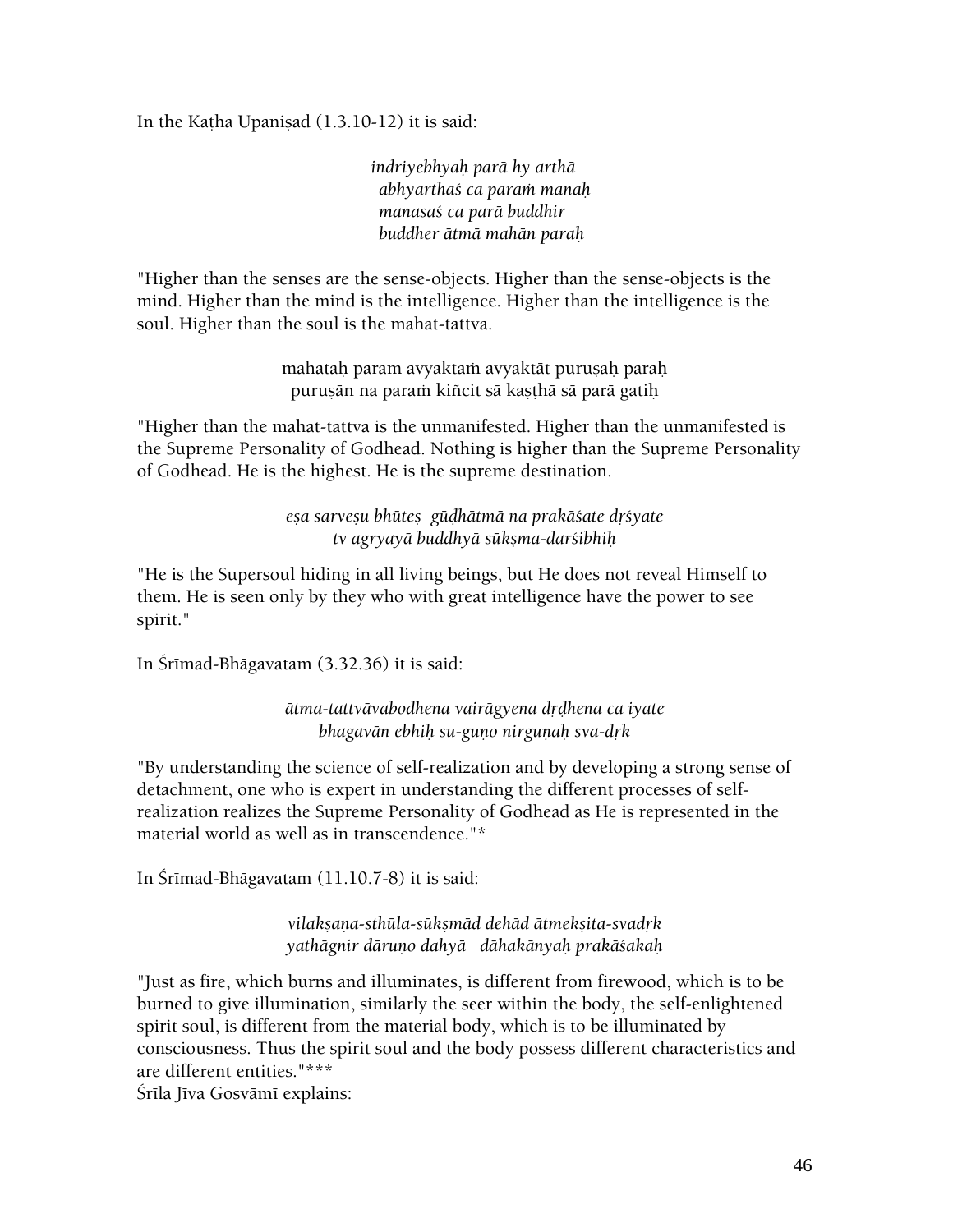In the Kaṭha Upaniṣad (1.3.10-12) it is said:

*indriyebhyaḥ parā hy arthā*
*abhyarthaś ca paraṁ manaḥ*
*manasaś ca parā buddhir*
*buddher ātmā mahān paraḥ*

"Higher than the senses are the sense-objects. Higher than the sense-objects is the mind. Higher than the mind is the intelligence. Higher than the intelligence is the soul. Higher than the soul is the mahat-tattva.

mahataḥ param avyaktaṁ avyaktāt puruṣaḥ paraḥ
puruṣān na paraṁ kiñcit sā kaṣṭhā sā parā gatiḥ

"Higher than the mahat-tattva is the unmanifested. Higher than the unmanifested is the Supreme Personality of Godhead. Nothing is higher than the Supreme Personality of Godhead. He is the highest. He is the supreme destination.

*eṣa sarveṣu bhūteṣ gūḍhātmā na prakāśate dṛśyate*
*tv agryayā buddhyā sūkṣma-darśibhiḥ*

"He is the Supersoul hiding in all living beings, but He does not reveal Himself to them. He is seen only by they who with great intelligence have the power to see spirit."

In Śrīmad-Bhāgavatam (3.32.36) it is said:

*ātma-tattvāvabodhena vairāgyena dṛḍhena ca iyate*
*bhagavān ebhiḥ su-guṇo nirguṇaḥ sva-dṛk*

"By understanding the science of self-realization and by developing a strong sense of detachment, one who is expert in understanding the different processes of self-realization realizes the Supreme Personality of Godhead as He is represented in the material world as well as in transcendence."*

In Śrīmad-Bhāgavatam (11.10.7-8) it is said:

*vilakṣaṇa-sthūla-sūkṣmād dehād ātmekṣita-svadṛk*
*yathāgnir dāruṇo dahyā dāhakānyaḥ prakāśakaḥ*

"Just as fire, which burns and illuminates, is different from firewood, which is to be burned to give illumination, similarly the seer within the body, the self-enlightened spirit soul, is different from the material body, which is to be illuminated by consciousness. Thus the spirit soul and the body possess different characteristics and are different entities."***

Śrīla Jīva Gosvāmī explains: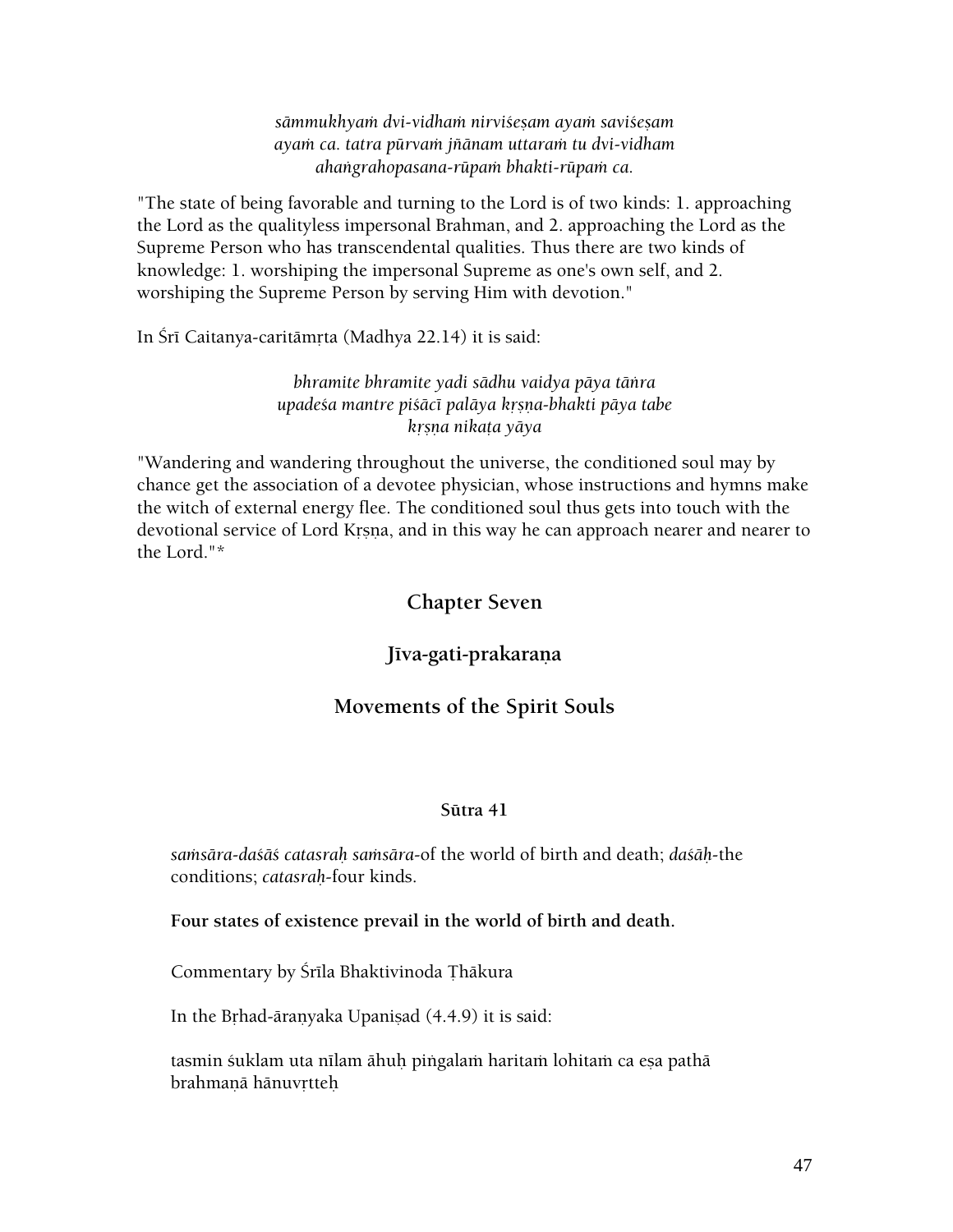*sāmmukhyaṁ dvi-vidhaṁ nirviśeṣam ayaṁ saviśeṣam*
*ayaṁ ca. tatra pūrvaṁ jñānam uttaraṁ tu dvi-vidham*
*ahaṅgrahopasana-rūpaṁ bhakti-rūpaṁ ca.*

"The state of being favorable and turning to the Lord is of two kinds: 1. approaching the Lord as the qualityless impersonal Brahman, and 2. approaching the Lord as the Supreme Person who has transcendental qualities. Thus there are two kinds of knowledge: 1. worshiping the impersonal Supreme as one's own self, and 2. worshiping the Supreme Person by serving Him with devotion."

In Śrī Caitanya-caritāmṛta (Madhya 22.14) it is said:

*bhramite bhramite yadi sādhu vaidya pāya tāṅra*
*upadeśa mantre piśācī palāya kṛṣṇa-bhakti pāya tabe*
*kṛṣṇa nikaṭa yāya*

"Wandering and wandering throughout the universe, the conditioned soul may by chance get the association of a devotee physician, whose instructions and hymns make the witch of external energy flee. The conditioned soul thus gets into touch with the devotional service of Lord Kṛṣṇa, and in this way he can approach nearer and nearer to the Lord."*

## Chapter Seven

## Jīva-gati-prakaraṇa

## Movements of the Spirit Souls

#### Sūtra 41

*saṁsāra-daśāś catasraḥ saṁsāra*-of the world of birth and death; *daśāḥ*-the conditions; *catasraḥ*-four kinds.

**Four states of existence prevail in the world of birth and death.**

Commentary by Śrīla Bhaktivinoda Ṭhākura

In the Bṛhad-āraṇyaka Upaniṣad (4.4.9) it is said:

tasmin śuklam uta nīlam āhuḥ piṅgalaṁ haritaṁ lohitaṁ ca eṣa pathā brahmaṇā hānuvṛtteḥ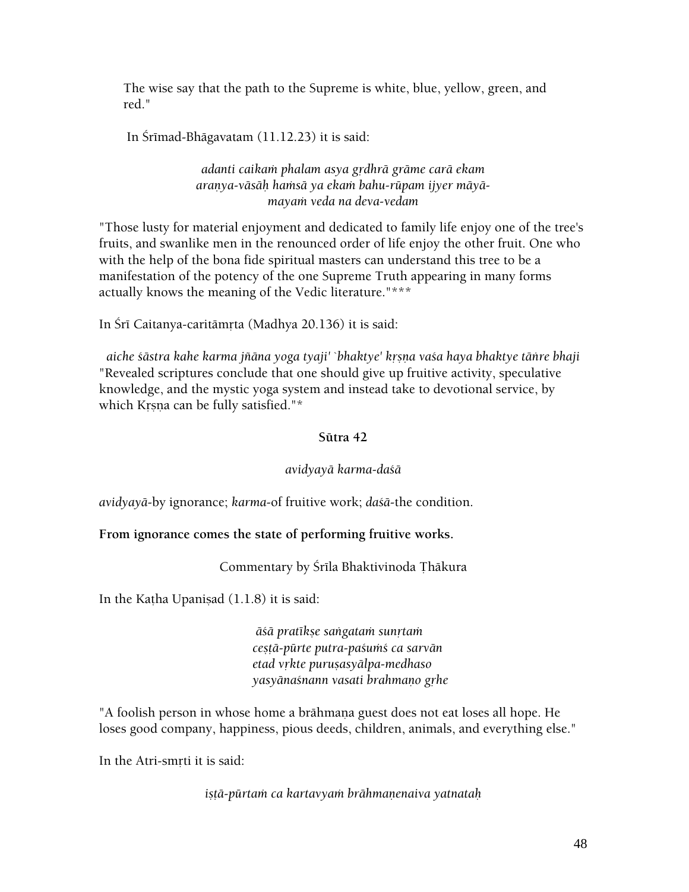The wise say that the path to the Supreme is white, blue, yellow, green, and red."

In Śrīmad-Bhāgavatam (11.12.23) it is said:

*adanti caikaṁ phalam asya gṛdhrā grāme carā ekam*
*araṇya-vāsāḥ haṁsā ya ekaṁ bahu-rūpam ijyer māyā-*
*mayaṁ veda na deva-vedam*

"Those lusty for material enjoyment and dedicated to family life enjoy one of the tree's fruits, and swanlike men in the renounced order of life enjoy the other fruit. One who with the help of the bona fide spiritual masters can understand this tree to be a manifestation of the potency of the one Supreme Truth appearing in many forms actually knows the meaning of the Vedic literature."***

In Śrī Caitanya-caritāmṛta (Madhya 20.136) it is said:

*aiche śāstra kahe karma jñāna yoga tyaji' `bhaktye' kṛṣṇa vaśa haya bhaktye tāṅre bhaji*
"Revealed scriptures conclude that one should give up fruitive activity, speculative knowledge, and the mystic yoga system and instead take to devotional service, by which Kṛṣṇa can be fully satisfied."*

**Sūtra 42**

*avidyayā karma-daśā*

*avidyayā*-by ignorance; *karma*-of fruitive work; *daśā*-the condition.

**From ignorance comes the state of performing fruitive works.**

Commentary by Śrīla Bhaktivinoda Ṭhākura

In the Kaṭha Upaniṣad (1.1.8) it is said:

*āśā pratīkṣe saṅgataṁ sunṛtaṁ*
*ceṣṭā-pūrte putra-paśuṁś ca sarvān*
*etad vṛkte puruṣasyālpa-medhaso*
*yasyānaśnann vasati brahmaṇo gṛhe*

"A foolish person in whose home a brāhmaṇa guest does not eat loses all hope. He loses good company, happiness, pious deeds, children, animals, and everything else."

In the Atri-smṛti it is said:

*iṣṭā-pūrtaṁ ca kartavyaṁ brāhmaṇenaiva yatnataḥ*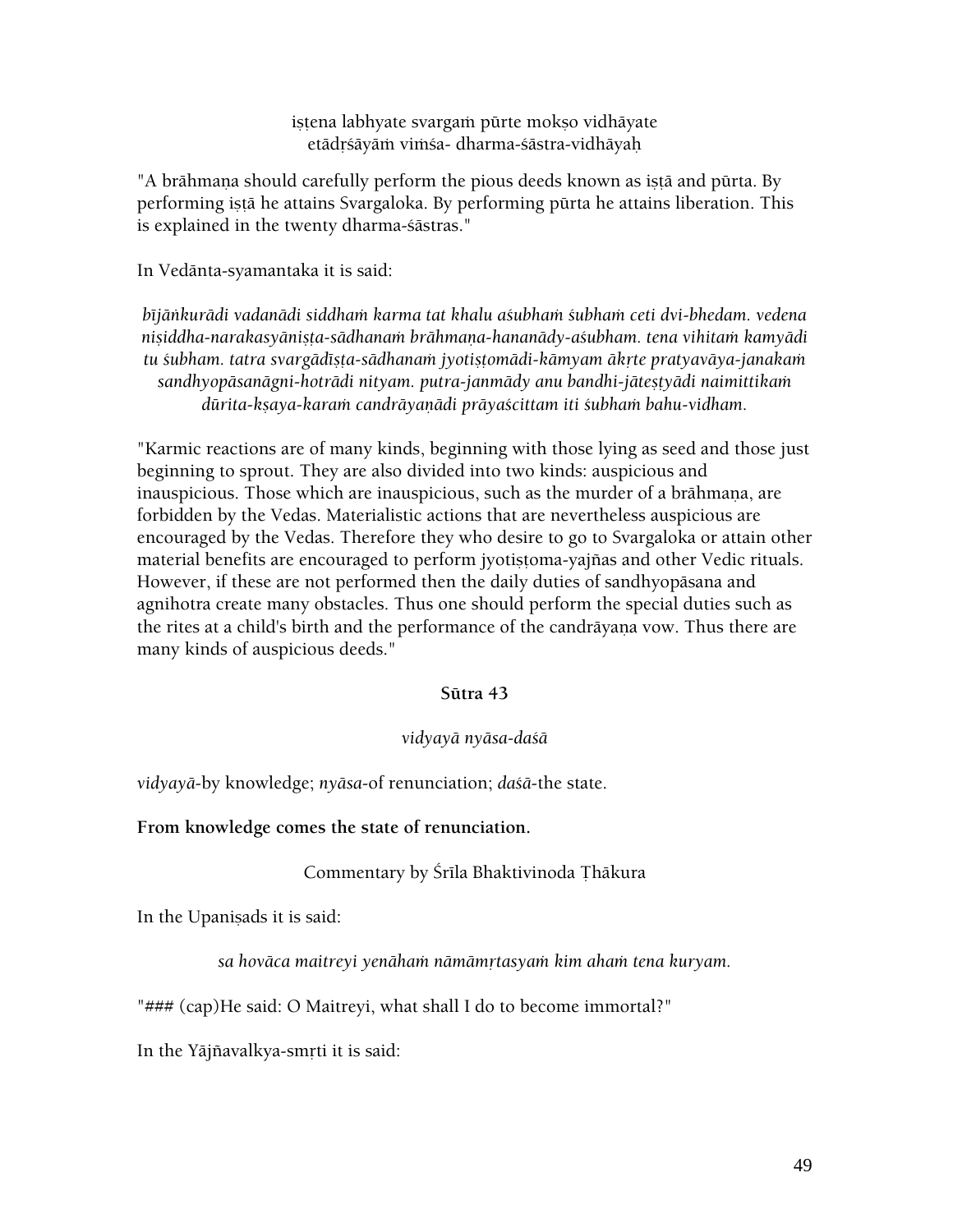iṣṭena labhyate svargaṁ pūrte mokṣo vidhāyate
etādṛśāyāṁ viṁśa- dharma-śāstra-vidhāyaḥ

"A brāhmaṇa should carefully perform the pious deeds known as iṣṭā and pūrta. By performing iṣṭā he attains Svargaloka. By performing pūrta he attains liberation. This is explained in the twenty dharma-śāstras."

In Vedānta-syamantaka it is said:

*bījāṅkurādi vadanādi siddhaṁ karma tat khalu aśubhaṁ śubhaṁ ceti dvi-bhedam. vedena niṣiddha-narakasyāniṣṭa-sādhanaṁ brāhmaṇa-hananādy-aśubham. tena vihitaṁ kamyādi tu śubham. tatra svargādīṣṭa-sādhanaṁ jyotiṣṭomādi-kāmyam ākṛte pratyavāya-janakaṁ sandhyopāsanāgni-hotrādi nityam. putra-janmādy anu bandhi-jāteṣṭyādi naimittikaṁ dūrita-kṣaya-karaṁ candrāyaṇādi prāyaścittam iti śubhaṁ bahu-vidham.*

"Karmic reactions are of many kinds, beginning with those lying as seed and those just beginning to sprout. They are also divided into two kinds: auspicious and inauspicious. Those which are inauspicious, such as the murder of a brāhmaṇa, are forbidden by the Vedas. Materialistic actions that are nevertheless auspicious are encouraged by the Vedas. Therefore they who desire to go to Svargaloka or attain other material benefits are encouraged to perform jyotiṣṭoma-yajñas and other Vedic rituals. However, if these are not performed then the daily duties of sandhyopāsana and agnihotra create many obstacles. Thus one should perform the special duties such as the rites at a child's birth and the performance of the candrāyaṇa vow. Thus there are many kinds of auspicious deeds."

**Sūtra 43**

*vidyayā nyāsa-daśā*

*vidyayā*-by knowledge; *nyāsa*-of renunciation; *daśā*-the state.

**From knowledge comes the state of renunciation.**

Commentary by Śrīla Bhaktivinoda Ṭhākura

In the Upaniṣads it is said:

*sa hovāca maitreyi yenāhaṁ nāmāmṛtasyaṁ kim ahaṁ tena kuryam.*

"### (cap)He said: O Maitreyi, what shall I do to become immortal?"

In the Yājñavalkya-smṛti it is said: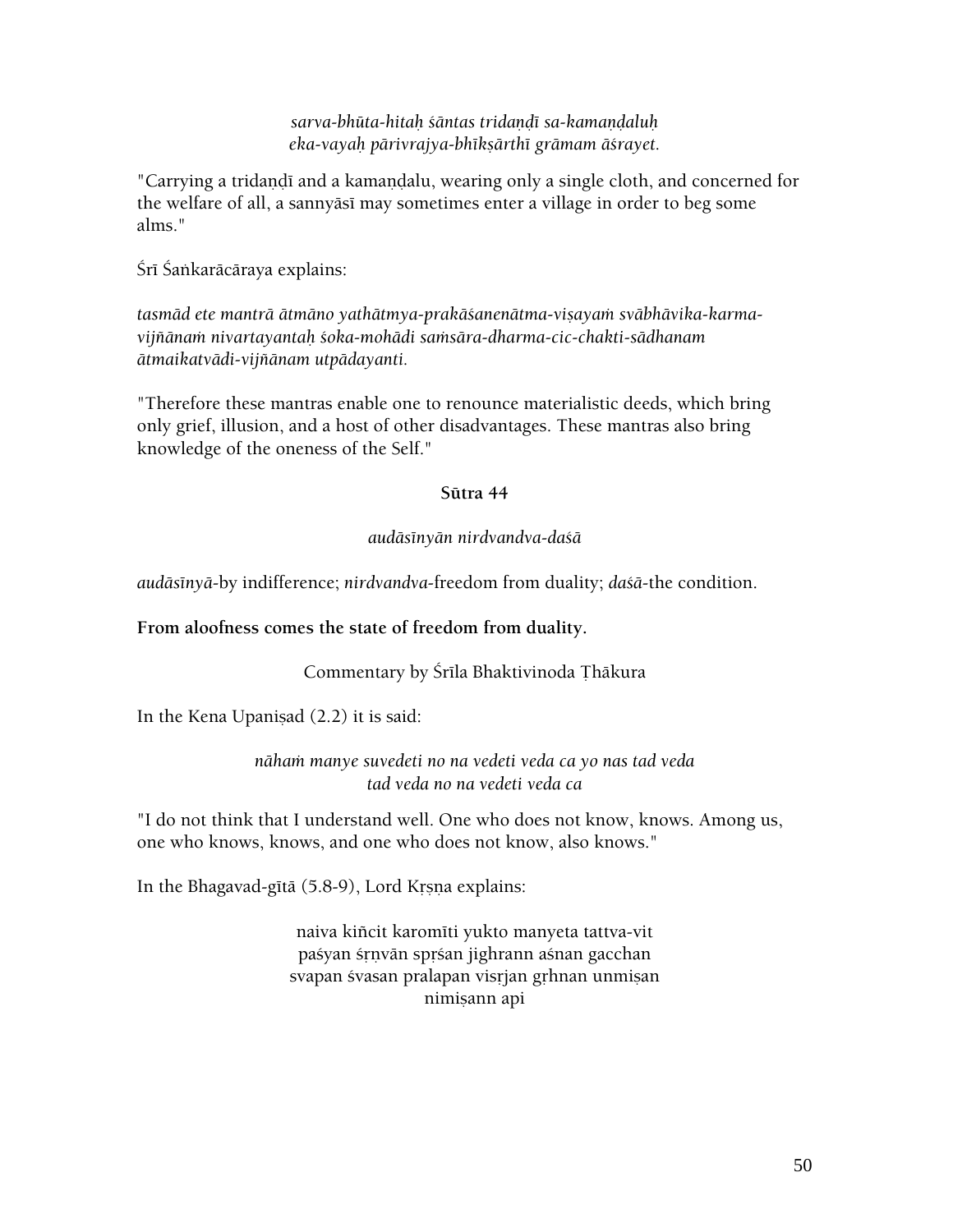*sarva-bhūta-hitaḥ śāntas tridaṇḍī sa-kamaṇḍaluḥ*
*eka-vayaḥ pārivrajya-bhīkṣārthī grāmam āśrayet.*

"Carrying a tridaṇḍī and a kamaṇḍalu, wearing only a single cloth, and concerned for the welfare of all, a sannyāsī may sometimes enter a village in order to beg some alms."

Śrī Śaṅkarācāraya explains:

*tasmād ete mantrā ātmāno yathātmya-prakāśanenātma-viṣayaṁ svābhāvika-karma-vijñānaṁ nivartayantaḥ śoka-mohādi saṁsāra-dharma-cic-chakti-sādhanam ātmaikatvādi-vijñānam utpādayanti.*

"Therefore these mantras enable one to renounce materialistic deeds, which bring only grief, illusion, and a host of other disadvantages. These mantras also bring knowledge of the oneness of the Self."

### Sūtra 44

*audāsīnyān nirdvandva-daśā*

*audāsīnyā*-by indifference; *nirdvandva*-freedom from duality; *daśā*-the condition.

**From aloofness comes the state of freedom from duality.**

Commentary by Śrīla Bhaktivinoda Ṭhākura

In the Kena Upaniṣad (2.2) it is said:

*nāhaṁ manye suvedeti no na vedeti veda ca yo nas tad veda*
*tad veda no na vedeti veda ca*

"I do not think that I understand well. One who does not know, knows. Among us, one who knows, knows, and one who does not know, also knows."

In the Bhagavad-gītā (5.8-9), Lord Kṛṣṇa explains:

naiva kiñcit karomīti yukto manyeta tattva-vit
paśyan śṛṇvān spṛśan jighrann aśnan gacchan
svapan śvasan pralapan visṛjan gṛhnan unmiṣan
nimiṣann api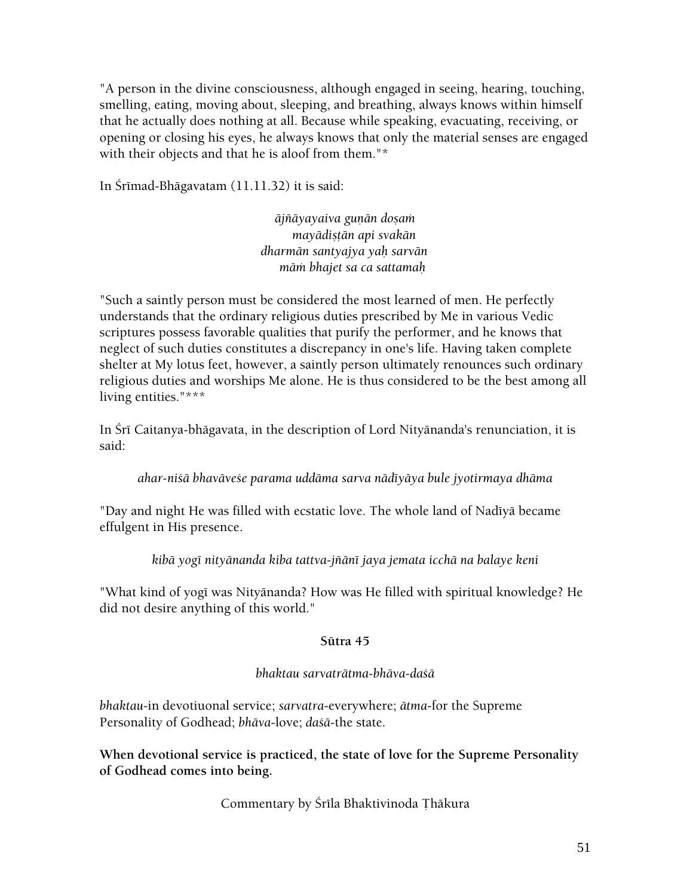"A person in the divine consciousness, although engaged in seeing, hearing, touching, smelling, eating, moving about, sleeping, and breathing, always knows within himself that he actually does nothing at all. Because while speaking, evacuating, receiving, or opening or closing his eyes, he always knows that only the material senses are engaged with their objects and that he is aloof from them."*

In Śrīmad-Bhāgavatam (11.11.32) it is said:

*ājñāyayaiva guṇān doṣaṁ*
*mayādiṣṭān api svakān*
*dharmān santyajya yaḥ sarvān*
*māṁ bhajet sa ca sattamaḥ*

"Such a saintly person must be considered the most learned of men. He perfectly understands that the ordinary religious duties prescribed by Me in various Vedic scriptures possess favorable qualities that purify the performer, and he knows that neglect of such duties constitutes a discrepancy in one's life. Having taken complete shelter at My lotus feet, however, a saintly person ultimately renounces such ordinary religious duties and worships Me alone. He is thus considered to be the best among all living entities."***

In Śrī Caitanya-bhāgavata, in the description of Lord Nityānanda's renunciation, it is said:

*ahar-niśā bhavāveśe parama uddāma sarva nādīyāya bule jyotirmaya dhāma*

"Day and night He was filled with ecstatic love. The whole land of Nadīyā became effulgent in His presence.

*kibā yogī nityānanda kiba tattva-jñānī jaya jemata icchā na balaye keni*

"What kind of yogī was Nityānanda? How was He filled with spiritual knowledge? He did not desire anything of this world."

**Sūtra 45**

*bhaktau sarvatrātma-bhāva-daśā*

*bhaktau*-in devotiuonal service; *sarvatra*-everywhere; *ātma*-for the Supreme Personality of Godhead; *bhāva*-love; *daśā*-the state.

**When devotional service is practiced, the state of love for the Supreme Personality of Godhead comes into being.**

Commentary by Śrīla Bhaktivinoda Ṭhākura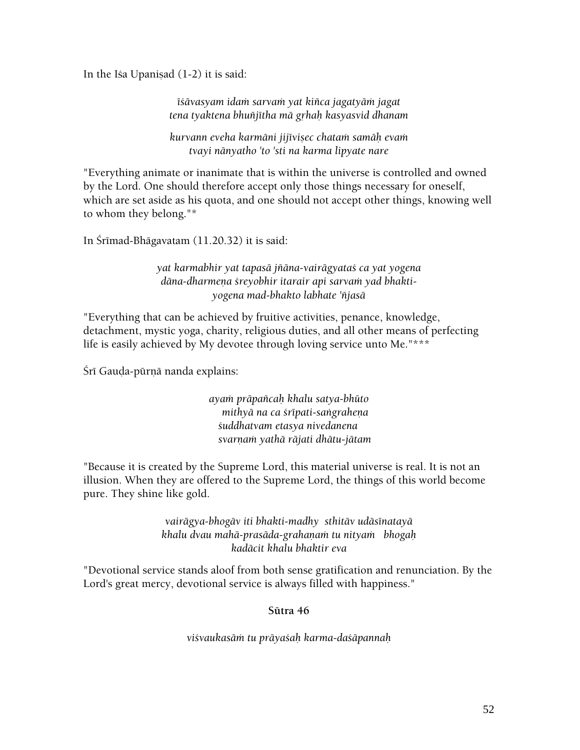In the Iśa Upaniṣad (1-2) it is said:

*īśāvasyam idaṁ sarvaṁ yat kiñca jagatyāṁ jagat*
*tena tyaktena bhuñjītha mā gṛhaḥ kasyasvid dhanam*

*kurvann eveha karmāni jijīviṣec chataṁ samāḥ evaṁ*
*tvayi nānyatho 'to 'sti na karma lipyate nare*

"Everything animate or inanimate that is within the universe is controlled and owned by the Lord. One should therefore accept only those things necessary for oneself, which are set aside as his quota, and one should not accept other things, knowing well to whom they belong."*

In Śrīmad-Bhāgavatam (11.20.32) it is said:

*yat karmabhir yat tapasā jñāna-vairāgyataś ca yat yogena*
*dāna-dharmeṇa śreyobhir itarair api sarvaṁ yad bhakti-*
*yogena mad-bhakto labhate 'ñjasā*

"Everything that can be achieved by fruitive activities, penance, knowledge, detachment, mystic yoga, charity, religious duties, and all other means of perfecting life is easily achieved by My devotee through loving service unto Me."***

Śrī Gauḍa-pūrṇā nanda explains:

*ayaṁ prāpañcaḥ khalu satya-bhūto*
*mithyā na ca śrīpati-saṅgraheṇa*
*śuddhatvam etasya nivedanena*
*svarṇaṁ yathā rājati dhātu-jātam*

"Because it is created by the Supreme Lord, this material universe is real. It is not an illusion. When they are offered to the Supreme Lord, the things of this world become pure. They shine like gold.

*vairāgya-bhogāv iti bhakti-madhy sthitāv udāsīnatayā*
*khalu dvau mahā-prasāda-grahaṇaṁ tu nityaṁ bhogaḥ*
*kadācit khalu bhaktir eva*

"Devotional service stands aloof from both sense gratification and renunciation. By the Lord's great mercy, devotional service is always filled with happiness."

**Sūtra 46**

*viśvaukasāṁ tu prāyaśaḥ karma-daśāpannaḥ*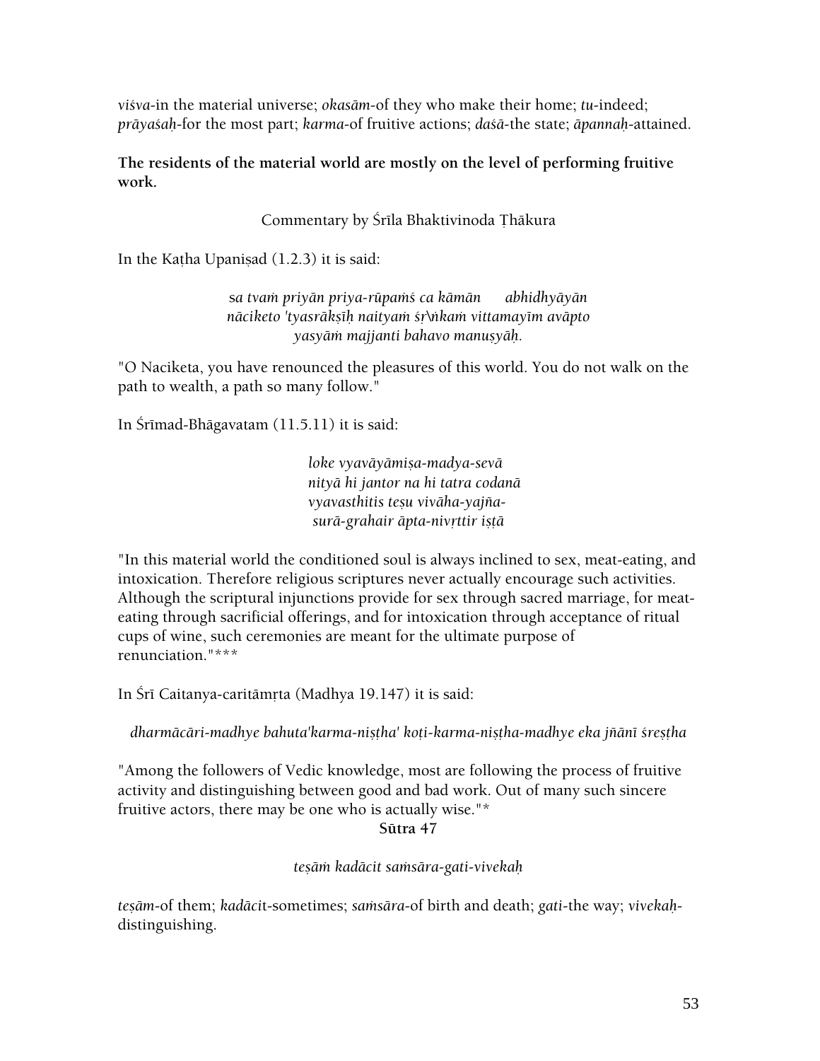*viśva*-in the material universe; *okasām*-of they who make their home; *tu*-indeed; *prāyaśaḥ*-for the most part; *karma*-of fruitive actions; *daśā*-the state; *āpannaḥ*-attained.

**The residents of the material world are mostly on the level of performing fruitive work.**

Commentary by Śrīla Bhaktivinoda Ṭhākura

In the Kaṭha Upaniṣad (1.2.3) it is said:

*sa tvaṁ priyān priya-rūpaṁś ca kāmān abhidhyāyān*
*nāciketo 'tyasrākṣīḥ naityaṁ sṛ\ṅkaṁ vittamayīm avāpto*
*yasyāṁ majjanti bahavo manuṣyāḥ.*

"O Naciketa, you have renounced the pleasures of this world. You do not walk on the path to wealth, a path so many follow."

In Śrīmad-Bhāgavatam (11.5.11) it is said:

*loke vyavāyāmiṣa-madya-sevā*
*nityā hi jantor na hi tatra codanā*
*vyavasthitis teṣu vivāha-yajña-*
*surā-grahair āpta-nivṛttir iṣṭā*

"In this material world the conditioned soul is always inclined to sex, meat-eating, and intoxication. Therefore religious scriptures never actually encourage such activities. Although the scriptural injunctions provide for sex through sacred marriage, for meat-eating through sacrificial offerings, and for intoxication through acceptance of ritual cups of wine, such ceremonies are meant for the ultimate purpose of renunciation."***

In Śrī Caitanya-caritāmṛta (Madhya 19.147) it is said:

*dharmācāri-madhye bahuta'karma-niṣṭha' koṭi-karma-niṣṭha-madhye eka jñānī śreṣṭha*

"Among the followers of Vedic knowledge, most are following the process of fruitive activity and distinguishing between good and bad work. Out of many such sincere fruitive actors, there may be one who is actually wise."*

**Sūtra 47**

*teṣāṁ kadācit saṁsāra-gati-vivekaḥ*

*teṣām*-of them; *kadācit*-sometimes; *saṁsāra*-of birth and death; *gati*-the way; *vivekaḥ*-distinguishing.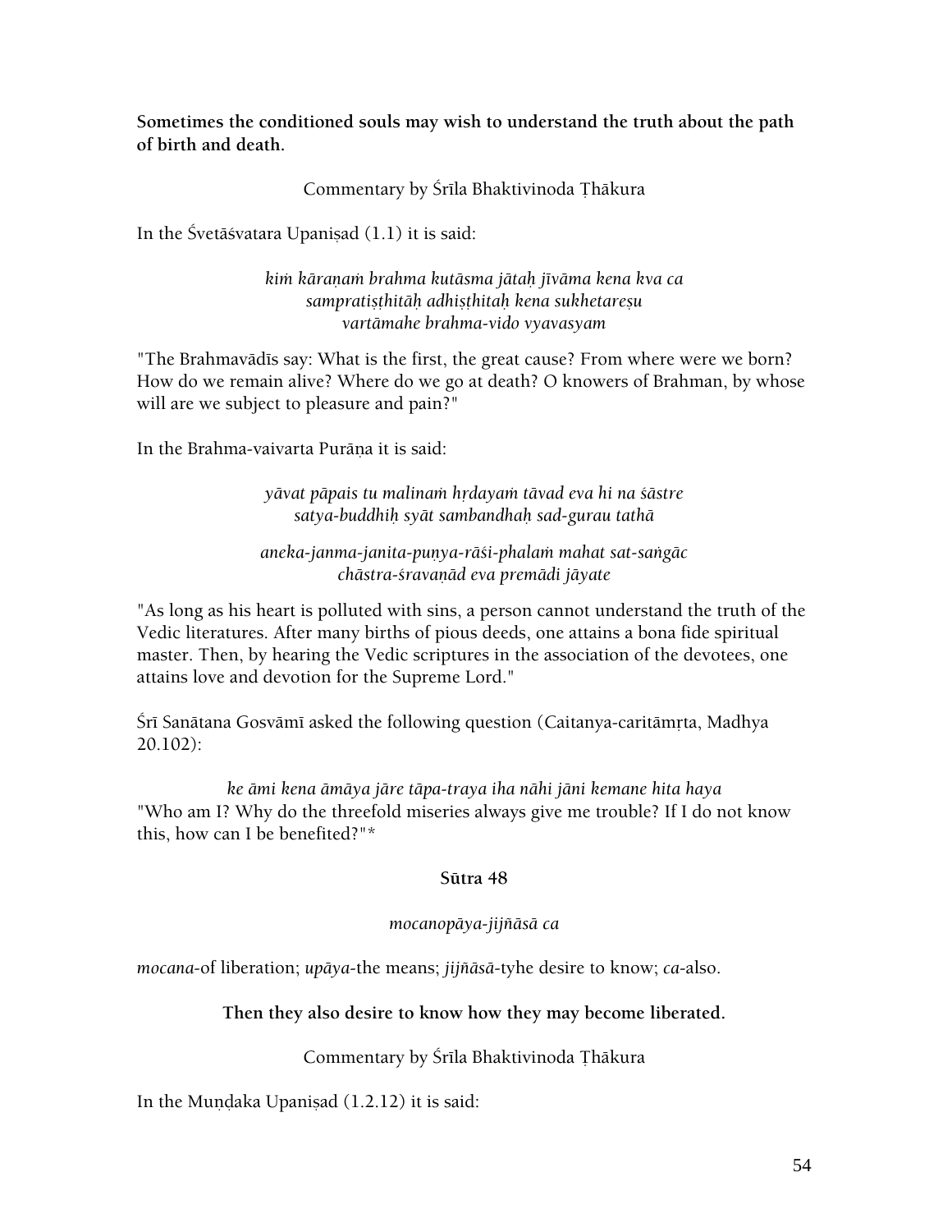**Sometimes the conditioned souls may wish to understand the truth about the path of birth and death.**

Commentary by Śrīla Bhaktivinoda Ṭhākura

In the Śvetāśvatara Upaniṣad (1.1) it is said:

*kiṁ kāraṇaṁ brahma kutāsma jātaḥ jīvāma kena kva ca*
*sampratiṣṭhitāḥ adhiṣṭhitaḥ kena sukhetareṣu*
*vartāmahe brahma-vido vyavasyam*

"The Brahmavādīs say: What is the first, the great cause? From where were we born? How do we remain alive? Where do we go at death? O knowers of Brahman, by whose will are we subject to pleasure and pain?"

In the Brahma-vaivarta Purāṇa it is said:

*yāvat pāpais tu malinaṁ hṛdayaṁ tāvad eva hi na śāstre*
*satya-buddhiḥ syāt sambandhaḥ sad-gurau tathā*

*aneka-janma-janita-puṇya-rāśi-phalaṁ mahat sat-saṅgāc*
*chāstra-śravaṇād eva premādi jāyate*

"As long as his heart is polluted with sins, a person cannot understand the truth of the Vedic literatures. After many births of pious deeds, one attains a bona fide spiritual master. Then, by hearing the Vedic scriptures in the association of the devotees, one attains love and devotion for the Supreme Lord."

Śrī Sanātana Gosvāmī asked the following question (Caitanya-caritāmṛta, Madhya 20.102):

*ke āmi kena āmāya jāre tāpa-traya iha nāhi jāni kemane hita haya*
"Who am I? Why do the threefold miseries always give me trouble? If I do not know this, how can I be benefited?"*

**Sūtra 48**

*mocanopāya-jijñāsā ca*

*mocana*-of liberation; *upāya*-the means; *jijñāsā*-tyhe desire to know; *ca*-also.

**Then they also desire to know how they may become liberated.**

Commentary by Śrīla Bhaktivinoda Ṭhākura

In the Muṇḍaka Upaniṣad (1.2.12) it is said: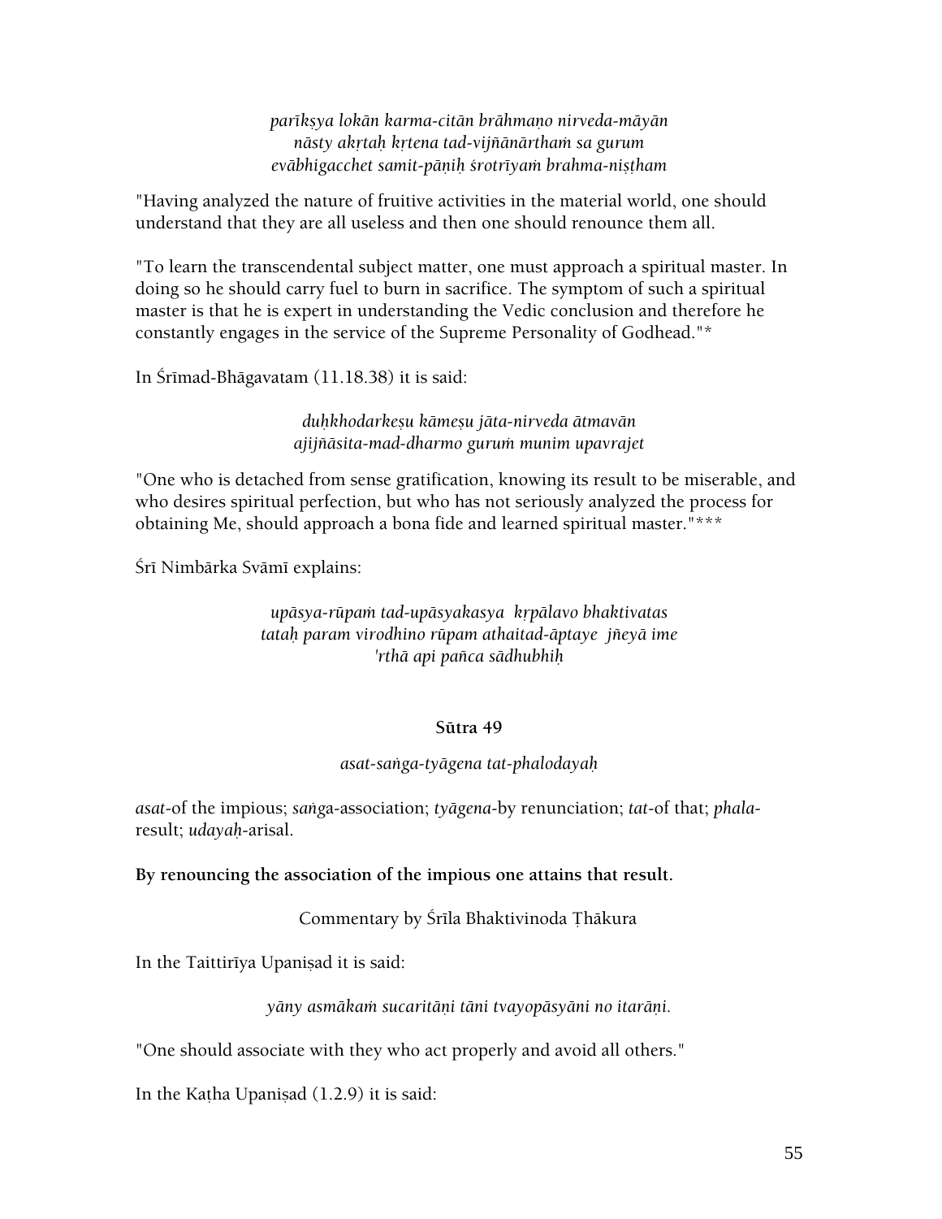*parīkṣya lokān karma-citān brāhmaṇo nirveda-māyān*
*nāsty akṛtaḥ kṛtena tad-vijñānārthaṁ sa gurum*
*evābhigacchet samit-pāṇiḥ śrotrīyaṁ brahma-niṣṭham*

"Having analyzed the nature of fruitive activities in the material world, one should understand that they are all useless and then one should renounce them all.

"To learn the transcendental subject matter, one must approach a spiritual master. In doing so he should carry fuel to burn in sacrifice. The symptom of such a spiritual master is that he is expert in understanding the Vedic conclusion and therefore he constantly engages in the service of the Supreme Personality of Godhead."*

In Śrīmad-Bhāgavatam (11.18.38) it is said:

*duḥkhodarkeṣu kāmeṣu jāta-nirveda ātmavān*
*ajijñāsita-mad-dharmo guruṁ munim upavrajet*

"One who is detached from sense gratification, knowing its result to be miserable, and who desires spiritual perfection, but who has not seriously analyzed the process for obtaining Me, should approach a bona fide and learned spiritual master."***

Śrī Nimbārka Svāmī explains:

*upāsya-rūpaṁ tad-upāsyakasya kṛpālavo bhaktivatas*
*tataḥ param virodhino rūpam athaitad-āptaye jñeyā ime*
*'rthā api pañca sādhubhiḥ*

### Sūtra 49

*asat-saṅga-tyāgena tat-phalodayaḥ*

*asat*-of the impious; *saṅga*-association; *tyāgena*-by renunciation; *tat*-of that; *phala*-result; *udayaḥ*-arisal.

**By renouncing the association of the impious one attains that result.**

Commentary by Śrīla Bhaktivinoda Ṭhākura

In the Taittirīya Upaniṣad it is said:

*yāny asmākaṁ sucaritāṇi tāni tvayopāsyāni no itarāṇi.*

"One should associate with they who act properly and avoid all others."

In the Kaṭha Upaniṣad (1.2.9) it is said: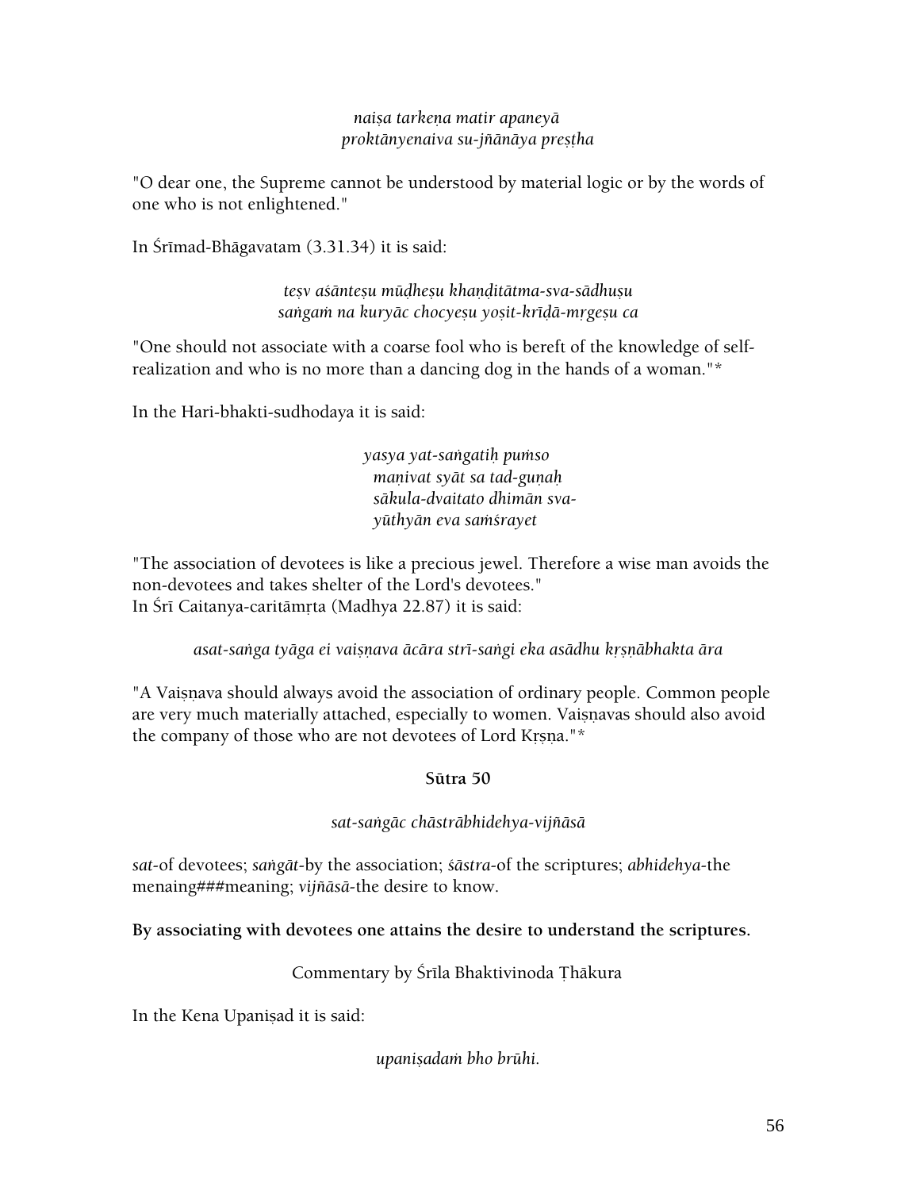*naiṣa tarkeṇa matir apaneyā*
*proktānyenaiva su-jñānāya preṣṭha*

"O dear one, the Supreme cannot be understood by material logic or by the words of one who is not enlightened."

In Śrīmad-Bhāgavatam (3.31.34) it is said:

*teṣv aśānteṣu mūḍheṣu khaṇḍitātma-sva-sādhuṣu*
*saṅgaṁ na kuryāc chocyeṣu yoṣit-krīḍā-mṛgeṣu ca*

"One should not associate with a coarse fool who is bereft of the knowledge of self-realization and who is no more than a dancing dog in the hands of a woman."*

In the Hari-bhakti-sudhodaya it is said:

*yasya yat-saṅgatiḥ puṁso*
*maṇivat syāt sa tad-guṇaḥ*
*sākula-dvaitato dhimān sva-*
*yūthyān eva saṁśrayet*

"The association of devotees is like a precious jewel. Therefore a wise man avoids the non-devotees and takes shelter of the Lord's devotees."
In Śrī Caitanya-caritāmṛta (Madhya 22.87) it is said:

*asat-saṅga tyāga ei vaiṣṇava ācāra strī-saṅgi eka asādhu kṛṣṇābhakta āra*

"A Vaiṣṇava should always avoid the association of ordinary people. Common people are very much materially attached, especially to women. Vaiṣṇavas should also avoid the company of those who are not devotees of Lord Kṛṣṇa."*

**Sūtra 50**

*sat-saṅgāc chāstrābhidehya-vijñāsā*

*sat*-of devotees; *saṅgāt*-by the association; *śāstra*-of the scriptures; *abhidehya*-the menaing###meaning; *vijñāsā*-the desire to know.

**By associating with devotees one attains the desire to understand the scriptures.**

Commentary by Śrīla Bhaktivinoda Ṭhākura

In the Kena Upaniṣad it is said:

*upaniṣadaṁ bho brūhi.*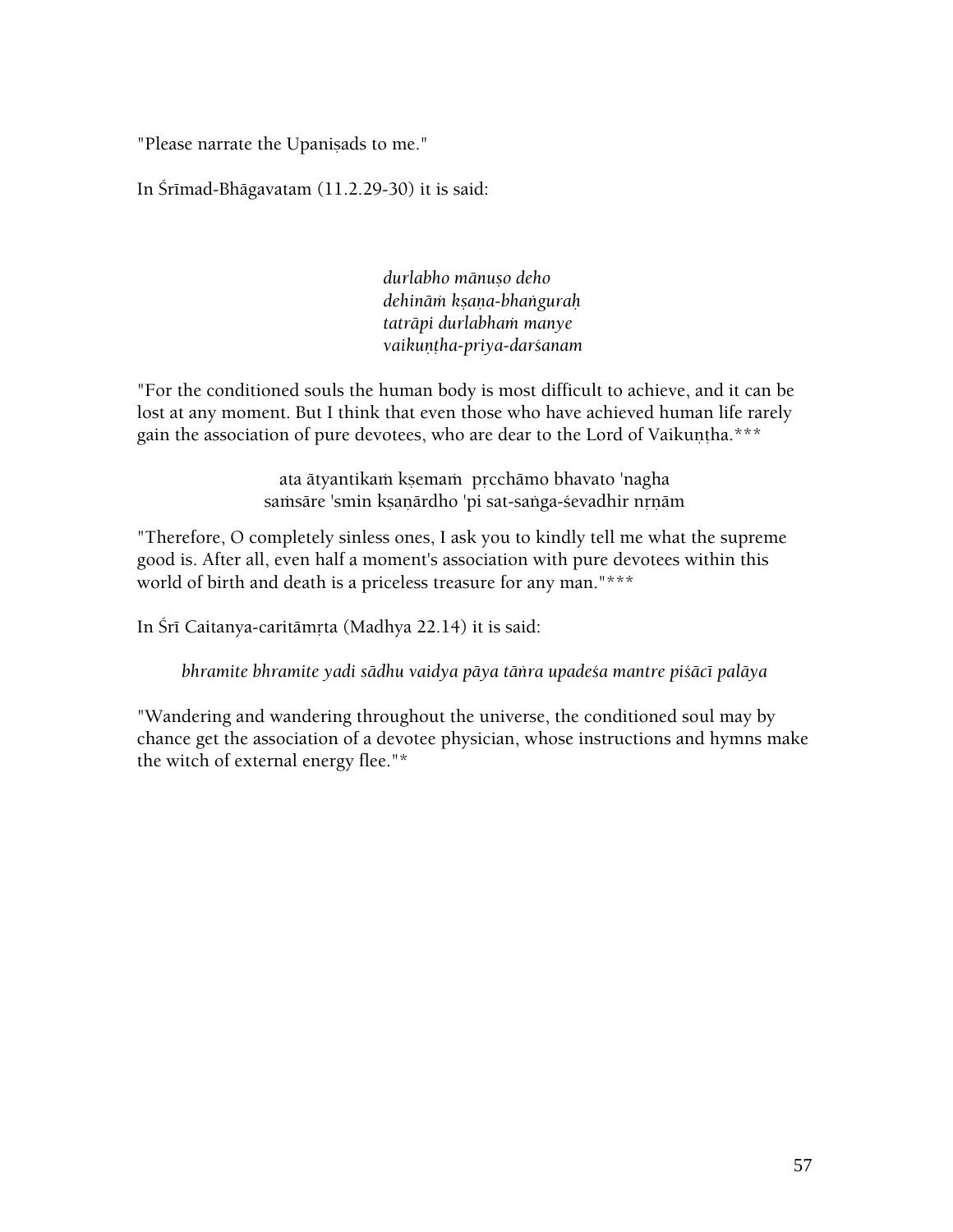"Please narrate the Upaniṣads to me."

In Śrīmad-Bhāgavatam (11.2.29-30) it is said:

*durlabho mānuṣo deho*
*dehināṁ kṣaṇa-bhaṅguraḥ*
*tatrāpi durlabhaṁ manye*
*vaikuṇṭha-priya-darśanam*

"For the conditioned souls the human body is most difficult to achieve, and it can be lost at any moment. But I think that even those who have achieved human life rarely gain the association of pure devotees, who are dear to the Lord of Vaikuṇṭha.***

ata ātyantikaṁ kṣemaṁ pṛcchāmo bhavato 'nagha
saṁsāre 'smin kṣaṇārdho 'pi sat-saṅga-śevadhir nṛṇām

"Therefore, O completely sinless ones, I ask you to kindly tell me what the supreme good is. After all, even half a moment's association with pure devotees within this world of birth and death is a priceless treasure for any man."***

In Śrī Caitanya-caritāmṛta (Madhya 22.14) it is said:

*bhramite bhramite yadi sādhu vaidya pāya tāṅra upadeśa mantre piśācī palāya*

"Wandering and wandering throughout the universe, the conditioned soul may by chance get the association of a devotee physician, whose instructions and hymns make the witch of external energy flee."*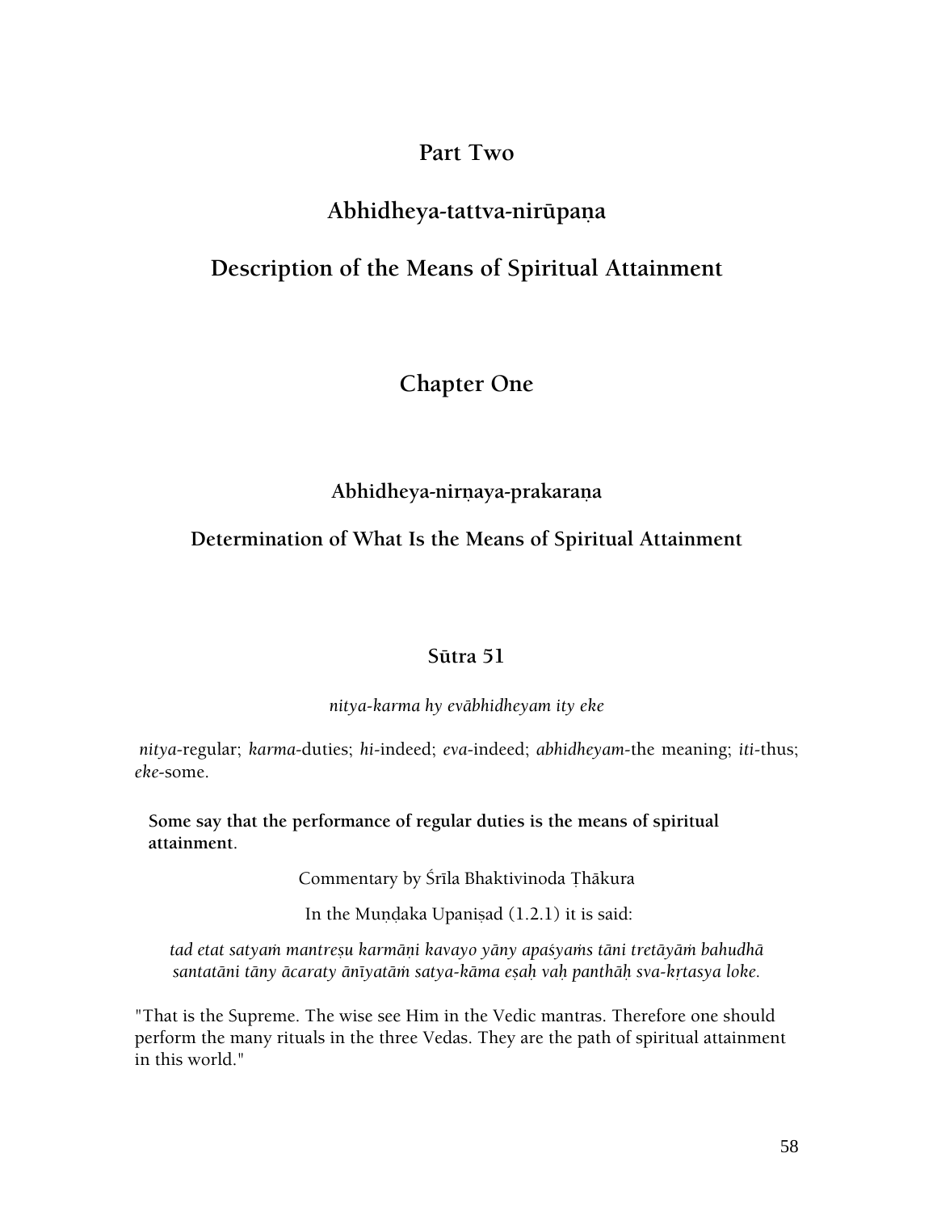# Part Two

# Abhidheya-tattva-nirūpaṇa

# Description of the Means of Spiritual Attainment

## Chapter One

### Abhidheya-nirṇaya-prakaraṇa

### Determination of What Is the Means of Spiritual Attainment

#### Sūtra 51

*nitya-karma hy evābhidheyam ity eke*

*nitya*-regular; *karma*-duties; *hi*-indeed; *eva*-indeed; *abhidheyam*-the meaning; *iti*-thus; *eke*-some.

**Some say that the performance of regular duties is the means of spiritual attainment.**

Commentary by Śrīla Bhaktivinoda Ṭhākura

In the Muṇḍaka Upaniṣad (1.2.1) it is said:

*tad etat satyaṁ mantreṣu karmāṇi kavayo yāny apaśyaṁs tāni tretāyāṁ bahudhā santatāni tāny ācaraty ānīyatāṁ satya-kāma eṣaḥ vaḥ panthāḥ sva-kṛtasya loke.*

"That is the Supreme. The wise see Him in the Vedic mantras. Therefore one should perform the many rituals in the three Vedas. They are the path of spiritual attainment in this world."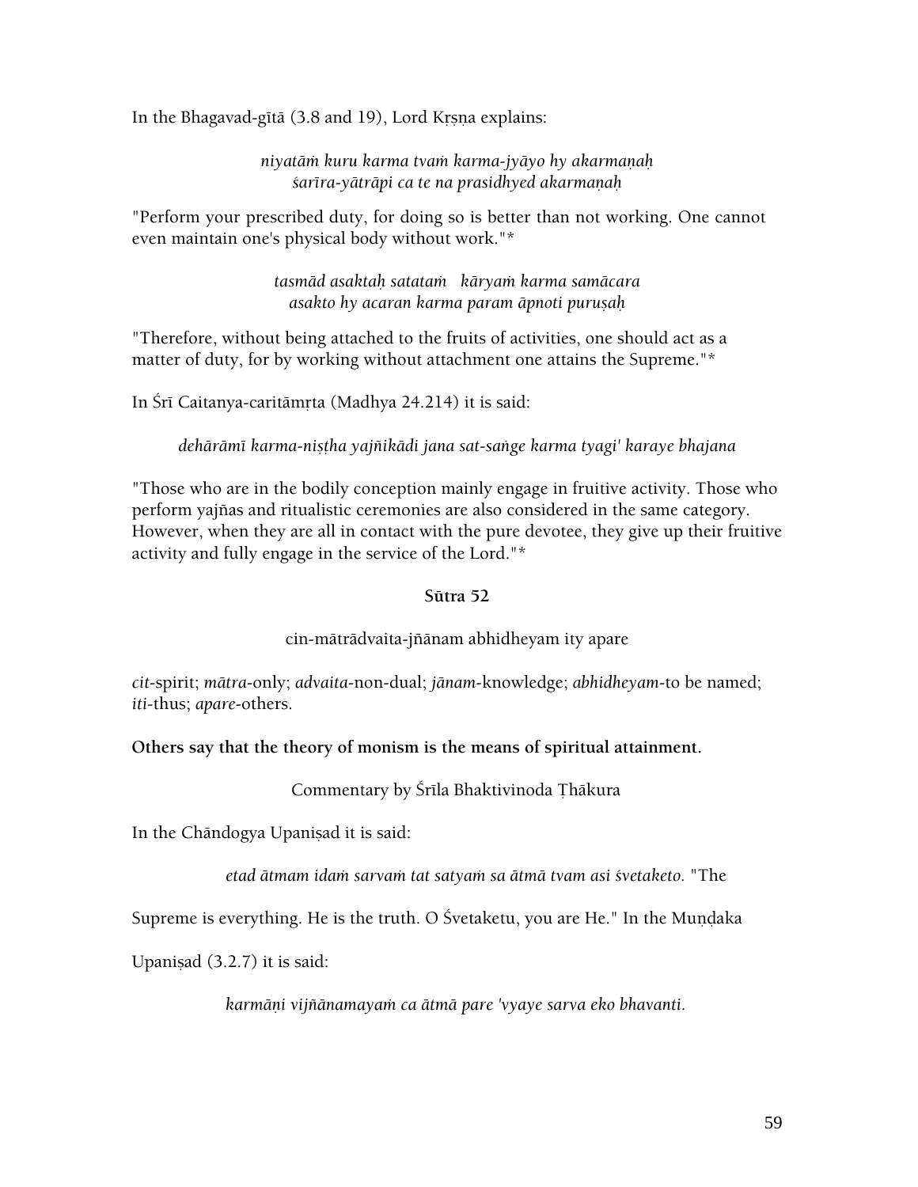In the Bhagavad-gītā (3.8 and 19), Lord Kṛṣṇa explains:

*niyatāṁ kuru karma tvaṁ karma-jyāyo hy akarmaṇaḥ*
*śarīra-yātrāpi ca te na prasidhyed akarmaṇaḥ*

"Perform your prescribed duty, for doing so is better than not working. One cannot even maintain one's physical body without work."*

*tasmād asaktaḥ satataṁ kāryaṁ karma samācara*
*asakto hy acaran karma param āpnoti puruṣaḥ*

"Therefore, without being attached to the fruits of activities, one should act as a matter of duty, for by working without attachment one attains the Supreme."*

In Śrī Caitanya-caritāmṛta (Madhya 24.214) it is said:

*dehārāmī karma-niṣṭha yajñikādi jana sat-saṅge karma tyagi' karaye bhajana*

"Those who are in the bodily conception mainly engage in fruitive activity. Those who perform yajñas and ritualistic ceremonies are also considered in the same category. However, when they are all in contact with the pure devotee, they give up their fruitive activity and fully engage in the service of the Lord."*

**Sūtra 52**

cin-mātrādvaita-jñānam abhidheyam ity apare

*cit*-spirit; *mātra*-only; *advaita*-non-dual; *jānam*-knowledge; *abhidheyam*-to be named; *iti*-thus; *apare*-others.

**Others say that the theory of monism is the means of spiritual attainment.**

Commentary by Śrīla Bhaktivinoda Ṭhākura

In the Chāndogya Upaniṣad it is said:

*etad ātmam idaṁ sarvaṁ tat satyaṁ sa ātmā tvam asi śvetaketo.* "The Supreme is everything. He is the truth. O Śvetaketu, you are He." In the Muṇḍaka Upaniṣad (3.2.7) it is said:

*karmāṇi vijñānamayaṁ ca ātmā pare 'vyaye sarva eko bhavanti.*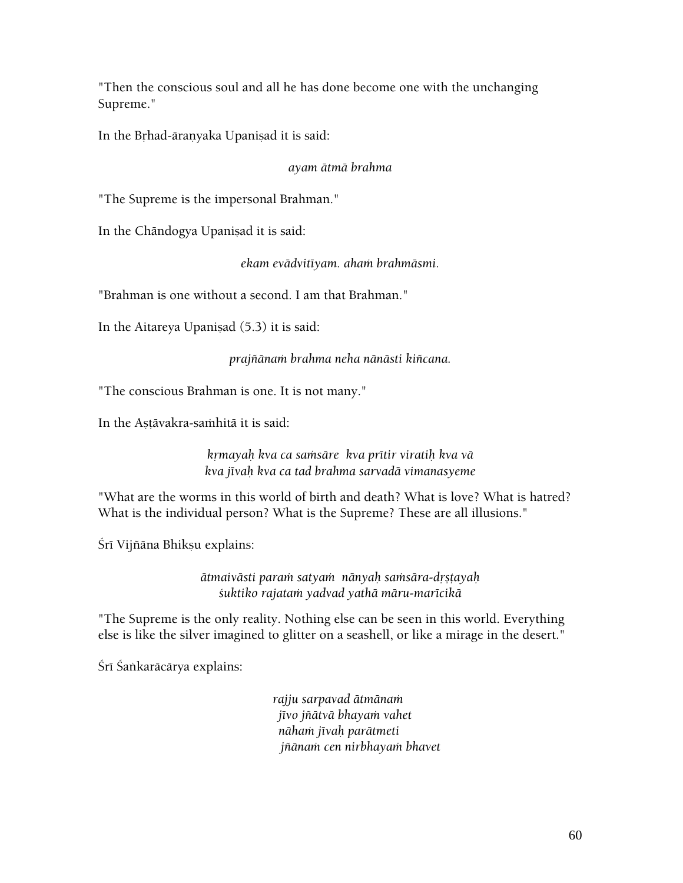"Then the conscious soul and all he has done become one with the unchanging Supreme."

In the Bṛhad-āraṇyaka Upaniṣad it is said:

*ayam ātmā brahma*

"The Supreme is the impersonal Brahman."

In the Chāndogya Upaniṣad it is said:

*ekam evādvitīyam. ahaṁ brahmāsmi.*

"Brahman is one without a second. I am that Brahman."

In the Aitareya Upaniṣad (5.3) it is said:

*prajñānaṁ brahma neha nānāsti kiñcana.*

"The conscious Brahman is one. It is not many."

In the Aṣṭāvakra-saṁhitā it is said:

*kṛmayaḥ kva ca saṁsāre kva prītir viratiḥ kva vā*
*kva jīvaḥ kva ca tad brahma sarvadā vimanasyeme*

"What are the worms in this world of birth and death? What is love? What is hatred? What is the individual person? What is the Supreme? These are all illusions."

Śrī Vijñāna Bhikṣu explains:

*ātmaivāsti paraṁ satyaṁ nānyaḥ saṁsāra-dṛṣṭayaḥ*
*śuktiko rajataṁ yadvad yathā māru-marīcikā*

"The Supreme is the only reality. Nothing else can be seen in this world. Everything else is like the silver imagined to glitter on a seashell, or like a mirage in the desert."

Śrī Śaṅkarācārya explains:

*rajju sarpavad ātmānaṁ*
*jīvo jñātvā bhayaṁ vahet*
*nāhaṁ jīvaḥ parātmeti*
*jñānaṁ cen nirbhayaṁ bhavet*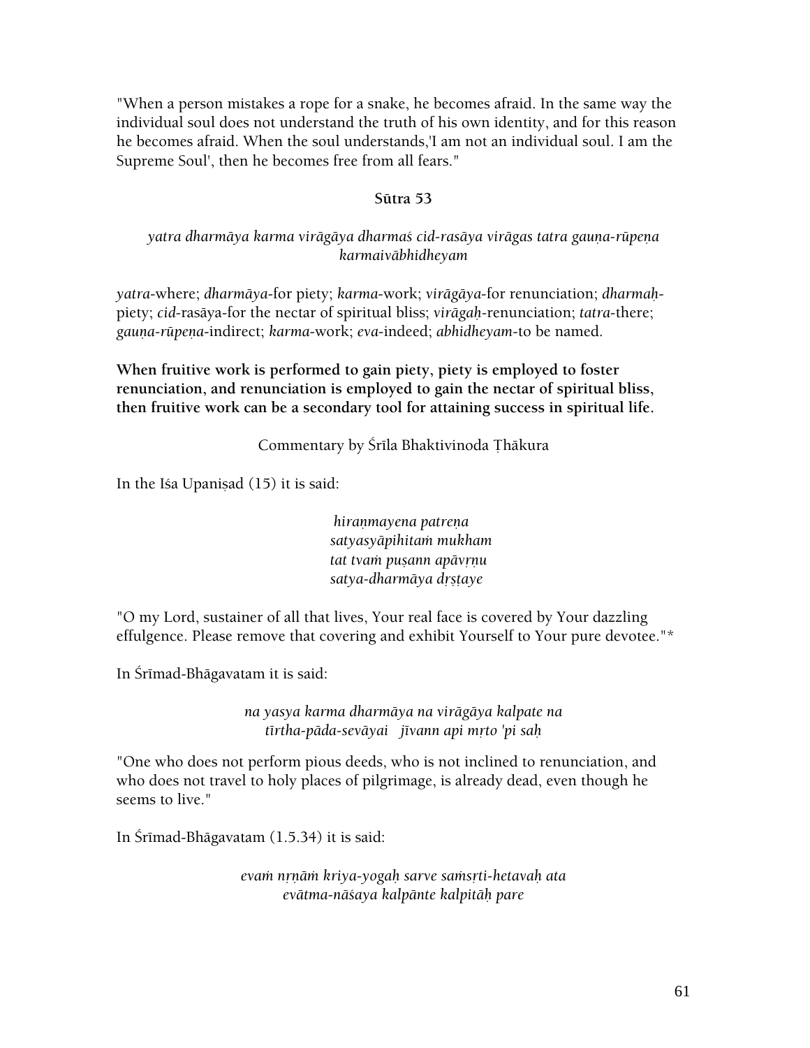"When a person mistakes a rope for a snake, he becomes afraid. In the same way the individual soul does not understand the truth of his own identity, and for this reason he becomes afraid. When the soul understands,'I am not an individual soul. I am the Supreme Soul', then he becomes free from all fears."

### Sūtra 53

*yatra dharmāya karma virāgāya dharmaś cid-rasāya virāgas tatra gauṇa-rūpeṇa karmaivābhidheyam*

*yatra*-where; *dharmāya*-for piety; *karma*-work; *virāgāya*-for renunciation; *dharmaḥ*-piety; *cid*-rasāya-for the nectar of spiritual bliss; *virāgaḥ*-renunciation; *tatra*-there; *gauṇa-rūpeṇa*-indirect; *karma*-work; *eva*-indeed; *abhidheyam*-to be named.

**When fruitive work is performed to gain piety, piety is employed to foster renunciation, and renunciation is employed to gain the nectar of spiritual bliss, then fruitive work can be a secondary tool for attaining success in spiritual life.**

Commentary by Śrīla Bhaktivinoda Ṭhākura

In the Iśa Upaniṣad (15) it is said:

*hiraṇmayena patreṇa*
*satyasyāpihitaṁ mukham*
*tat tvaṁ puṣann apāvṛṇu*
*satya-dharmāya dṛṣṭaye*

"O my Lord, sustainer of all that lives, Your real face is covered by Your dazzling effulgence. Please remove that covering and exhibit Yourself to Your pure devotee."*

In Śrīmad-Bhāgavatam it is said:

*na yasya karma dharmāya na virāgāya kalpate na*
*tīrtha-pāda-sevāyai jīvann api mṛto 'pi saḥ*

"One who does not perform pious deeds, who is not inclined to renunciation, and who does not travel to holy places of pilgrimage, is already dead, even though he seems to live."

In Śrīmad-Bhāgavatam (1.5.34) it is said:

*evaṁ nṛṇāṁ kriya-yogaḥ sarve saṁsṛti-hetavaḥ ata*
*evātma-nāśaya kalpānte kalpitāḥ pare*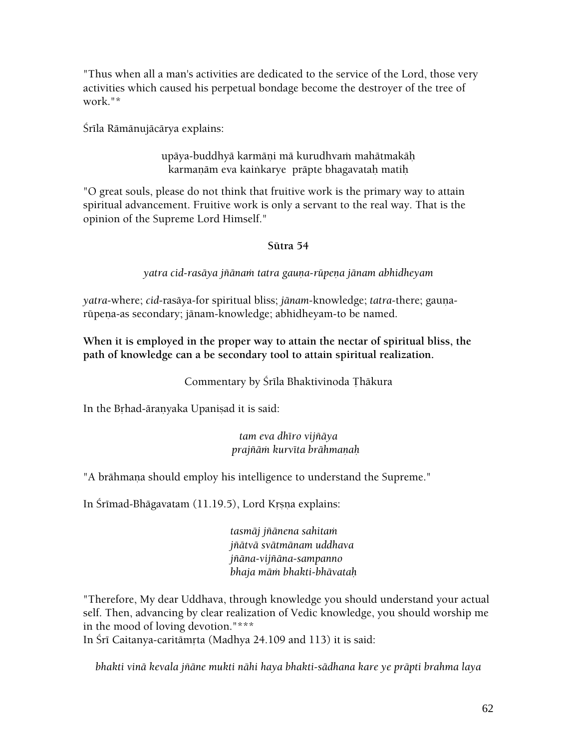"Thus when all a man's activities are dedicated to the service of the Lord, those very activities which caused his perpetual bondage become the destroyer of the tree of work."*

Śrīla Rāmānujācārya explains:

upāya-buddhyā karmāṇi mā kurudhvaṁ mahātmakāḥ
karmaṇām eva kaiṅkarye prāpte bhagavataḥ matiḥ

"O great souls, please do not think that fruitive work is the primary way to attain spiritual advancement. Fruitive work is only a servant to the real way. That is the opinion of the Supreme Lord Himself."

**Sūtra 54**

*yatra cid-rasāya jñānaṁ tatra gauṇa-rūpeṇa jānam abhidheyam*

*yatra*-where; *cid*-rasāya-for spiritual bliss; *jānam*-knowledge; *tatra*-there; gauṇa-rūpeṇa-as secondary; jānam-knowledge; abhidheyam-to be named.

**When it is employed in the proper way to attain the nectar of spiritual bliss, the path of knowledge can a be secondary tool to attain spiritual realization.**

Commentary by Śrīla Bhaktivinoda Ṭhākura

In the Bṛhad-āraṇyaka Upaniṣad it is said:

*tam eva dhīro vijñāya*
*prajñāṁ kurvīta brāhmaṇaḥ*

"A brāhmaṇa should employ his intelligence to understand the Supreme."

In Śrīmad-Bhāgavatam (11.19.5), Lord Kṛṣṇa explains:

*tasmāj jñānena sahitaṁ*
*jñātvā svātmānam uddhava*
*jñāna-vijñāna-sampanno*
*bhaja māṁ bhakti-bhāvataḥ*

"Therefore, My dear Uddhava, through knowledge you should understand your actual self. Then, advancing by clear realization of Vedic knowledge, you should worship me in the mood of loving devotion."***

In Śrī Caitanya-caritāmṛta (Madhya 24.109 and 113) it is said:

*bhakti vinā kevala jñāne mukti nāhi haya bhakti-sādhana kare ye prāpti brahma laya*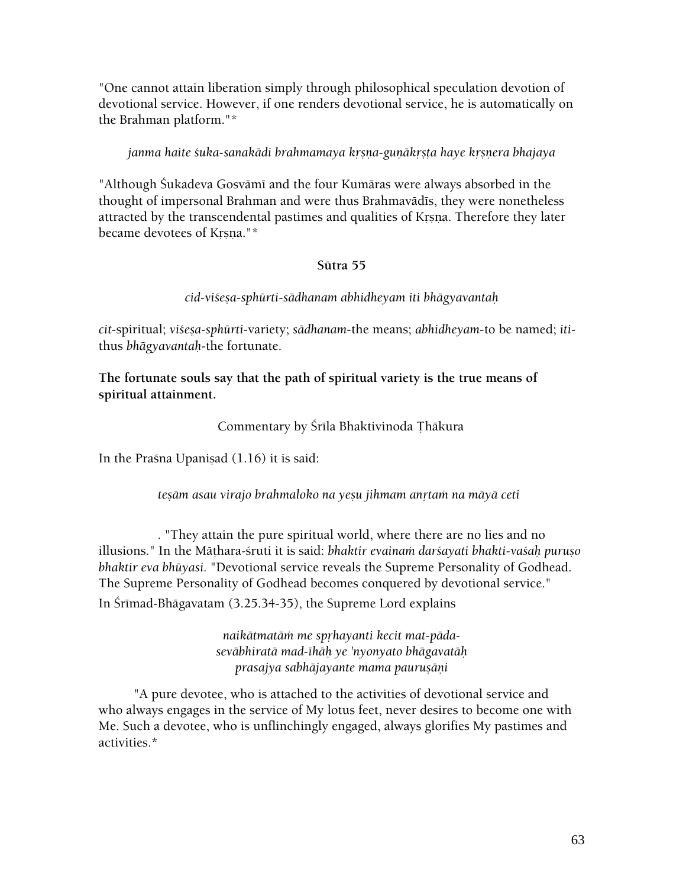"One cannot attain liberation simply through philosophical speculation devotion of devotional service. However, if one renders devotional service, he is automatically on the Brahman platform."*

*janma haite śuka-sanakādi brahmamaya kṛṣṇa-guṇākṛṣṭa haye kṛṣṇera bhajaya*

"Although Śukadeva Gosvāmī and the four Kumāras were always absorbed in the thought of impersonal Brahman and were thus Brahmavādīs, they were nonetheless attracted by the transcendental pastimes and qualities of Kṛṣṇa. Therefore they later became devotees of Kṛṣṇa."*

**Sūtra 55**

*cid-viśeṣa-sphūrti-sādhanam abhidheyam iti bhāgyavantaḥ*

*cit*-spiritual; *viśeṣa-sphūrti*-variety; *sādhanam*-the means; *abhidheyam*-to be named; *iti*-thus *bhāgyavantaḥ*-the fortunate.

**The fortunate souls say that the path of spiritual variety is the true means of spiritual attainment.**

Commentary by Śrīla Bhaktivinoda Ṭhākura

In the Praśna Upaniṣad (1.16) it is said:

*teṣām asau virajo brahmaloko na yeṣu jihmam anṛtaṁ na māyā ceti*

. "They attain the pure spiritual world, where there are no lies and no illusions." In the Māṭhara-śruti it is said: *bhaktir evainaṁ darśayati bhakti-vaśaḥ puruṣo bhaktir eva bhūyasi.* "Devotional service reveals the Supreme Personality of Godhead. The Supreme Personality of Godhead becomes conquered by devotional service." In Śrīmad-Bhāgavatam (3.25.34-35), the Supreme Lord explains

*naikātmatāṁ me spṛhayanti kecit mat-pāda-*
*sevābhiratā mad-īhāḥ ye 'nyonyato bhāgavatāḥ*
*prasajya sabhājayante mama pauruṣāṇi*

"A pure devotee, who is attached to the activities of devotional service and who always engages in the service of My lotus feet, never desires to become one with Me. Such a devotee, who is unflinchingly engaged, always glorifies My pastimes and activities.*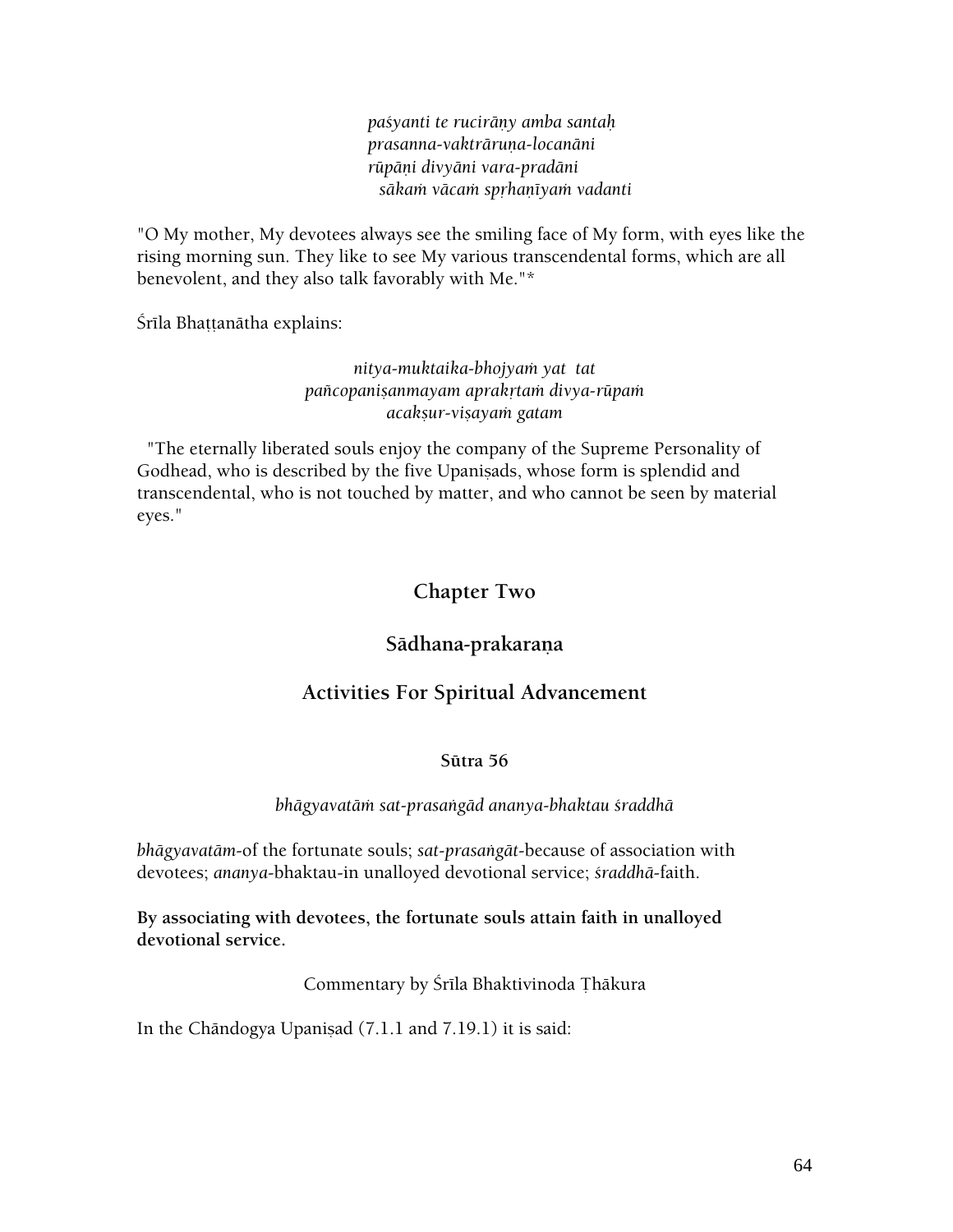*paśyanti te rucirāṇy amba santaḥ*
*prasanna-vaktrāruṇa-locanāni*
*rūpāṇi divyāni vara-pradāni*
*sākaṁ vācaṁ spṛhaṇīyaṁ vadanti*

"O My mother, My devotees always see the smiling face of My form, with eyes like the rising morning sun. They like to see My various transcendental forms, which are all benevolent, and they also talk favorably with Me."*

Śrīla Bhaṭṭanātha explains:

*nitya-muktaika-bhojyaṁ yat tat*
*pañcopaniṣanmayam aprakṛtaṁ divya-rūpaṁ*
*acakṣur-viṣayaṁ gatam*

"The eternally liberated souls enjoy the company of the Supreme Personality of Godhead, who is described by the five Upaniṣads, whose form is splendid and transcendental, who is not touched by matter, and who cannot be seen by material eyes."

## Chapter Two

## Sādhana-prakaraṇa

## Activities For Spiritual Advancement

### Sūtra 56

*bhāgyavatāṁ sat-prasaṅgād ananya-bhaktau śraddhā*

*bhāgyavatām*-of the fortunate souls; *sat-prasaṅgāt*-because of association with devotees; *ananya*-bhaktau-in unalloyed devotional service; *śraddhā*-faith.

**By associating with devotees, the fortunate souls attain faith in unalloyed devotional service.**

Commentary by Śrīla Bhaktivinoda Ṭhākura

In the Chāndogya Upaniṣad (7.1.1 and 7.19.1) it is said: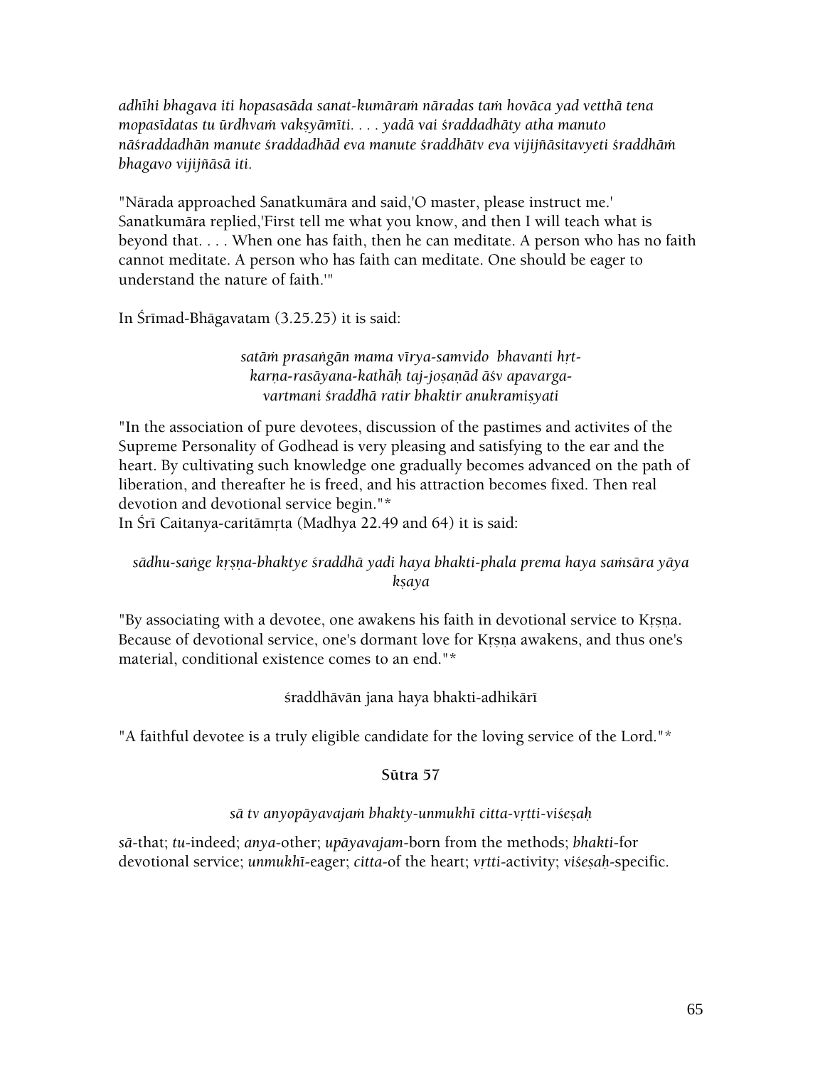*adhīhi bhagava iti hopasasāda sanat-kumāraṁ nāradas taṁ hovāca yad vetthā tena mopasīdatas tu ūrdhvaṁ vakṣyāmīti. . . . yadā vai śraddadhāty atha manuto nāśraddadhān manute śraddadhād eva manute śraddhātv eva vijijñāsitavyeti śraddhāṁ bhagavo vijijñāsā iti.*

"Nārada approached Sanatkumāra and said,'O master, please instruct me.' Sanatkumāra replied,'First tell me what you know, and then I will teach what is beyond that. . . . When one has faith, then he can meditate. A person who has no faith cannot meditate. A person who has faith can meditate. One should be eager to understand the nature of faith.'"

In Śrīmad-Bhāgavatam (3.25.25) it is said:

*satāṁ prasaṅgān mama vīrya-samvido bhavanti hṛt-*
*karṇa-rasāyana-kathāḥ taj-joṣaṇād āśv apavarga-*
*vartmani śraddhā ratir bhaktir anukramiṣyati*

"In the association of pure devotees, discussion of the pastimes and activites of the Supreme Personality of Godhead is very pleasing and satisfying to the ear and the heart. By cultivating such knowledge one gradually becomes advanced on the path of liberation, and thereafter he is freed, and his attraction becomes fixed. Then real devotion and devotional service begin."*

In Śrī Caitanya-caritāmṛta (Madhya 22.49 and 64) it is said:

*sādhu-saṅge kṛṣṇa-bhaktye śraddhā yadi haya bhakti-phala prema haya saṁsāra yāya kṣaya*

"By associating with a devotee, one awakens his faith in devotional service to Kṛṣṇa. Because of devotional service, one's dormant love for Kṛṣṇa awakens, and thus one's material, conditional existence comes to an end."*

śraddhāvān jana haya bhakti-adhikārī

"A faithful devotee is a truly eligible candidate for the loving service of the Lord."*

### Sūtra 57

*sā tv anyopāyavajaṁ bhakty-unmukhī citta-vṛtti-viśeṣaḥ*

*sā*-that; *tu*-indeed; *anya*-other; *upāyavajam*-born from the methods; *bhakti*-for devotional service; *unmukhī*-eager; *citta*-of the heart; *vṛtti*-activity; *viśeṣaḥ*-specific.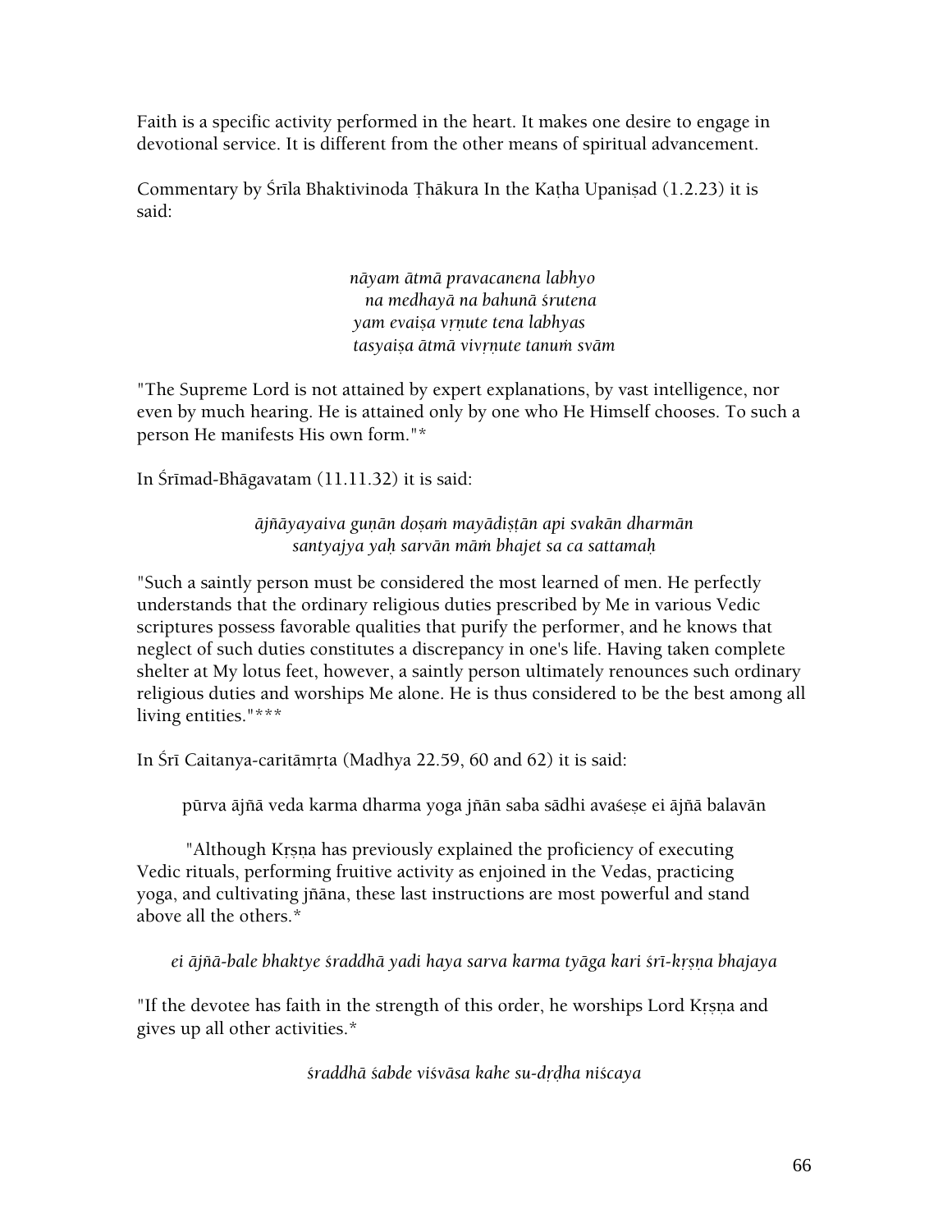Faith is a specific activity performed in the heart. It makes one desire to engage in devotional service. It is different from the other means of spiritual advancement.

Commentary by Śrīla Bhaktivinoda Ṭhākura In the Kaṭha Upaniṣad (1.2.23) it is said:

*nāyam ātmā pravacanena labhyo*
*na medhayā na bahunā śrutena*
*yam evaiṣa vṛṇute tena labhyas*
*tasyaiṣa ātmā vivṛṇute tanuṁ svām*

"The Supreme Lord is not attained by expert explanations, by vast intelligence, nor even by much hearing. He is attained only by one who He Himself chooses. To such a person He manifests His own form."*

In Śrīmad-Bhāgavatam (11.11.32) it is said:

*ājñāyayaiva guṇān doṣaṁ mayādiṣṭān api svakān dharmān*
*santyajya yaḥ sarvān māṁ bhajet sa ca sattamaḥ*

"Such a saintly person must be considered the most learned of men. He perfectly understands that the ordinary religious duties prescribed by Me in various Vedic scriptures possess favorable qualities that purify the performer, and he knows that neglect of such duties constitutes a discrepancy in one's life. Having taken complete shelter at My lotus feet, however, a saintly person ultimately renounces such ordinary religious duties and worships Me alone. He is thus considered to be the best among all living entities."***

In Śrī Caitanya-caritāmṛta (Madhya 22.59, 60 and 62) it is said:

pūrva ājñā veda karma dharma yoga jñān saba sādhi avaśeṣe ei ājñā balavān

"Although Kṛṣṇa has previously explained the proficiency of executing Vedic rituals, performing fruitive activity as enjoined in the Vedas, practicing yoga, and cultivating jñāna, these last instructions are most powerful and stand above all the others.*

*ei ājñā-bale bhaktye śraddhā yadi haya sarva karma tyāga kari śrī-kṛṣṇa bhajaya*

"If the devotee has faith in the strength of this order, he worships Lord Kṛṣṇa and gives up all other activities.*

*śraddhā śabde viśvāsa kahe su-dṛḍha niścaya*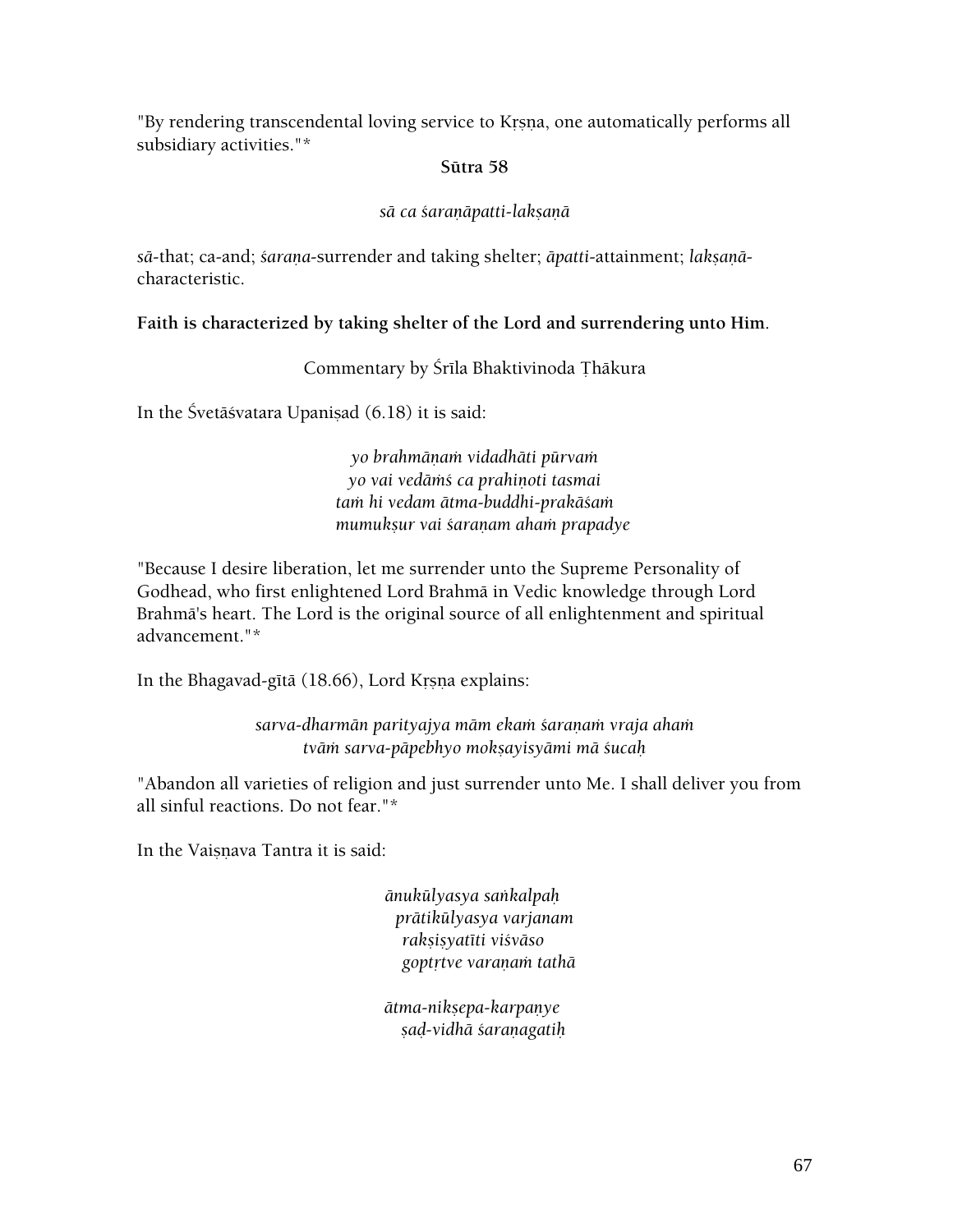"By rendering transcendental loving service to Kṛṣṇa, one automatically performs all subsidiary activities."*

### Sūtra 58

*sā ca śaraṇāpatti-lakṣaṇā*

*sā*-that; ca-and; *śaraṇa*-surrender and taking shelter; *āpatti*-attainment; *lakṣaṇā*-characteristic.

**Faith is characterized by taking shelter of the Lord and surrendering unto Him**.

Commentary by Śrīla Bhaktivinoda Ṭhākura

In the Śvetāśvatara Upaniṣad (6.18) it is said:

*yo brahmāṇaṁ vidadhāti pūrvaṁ*
*yo vai vedāṁś ca prahiṇoti tasmai*
*taṁ hi vedam ātma-buddhi-prakāśaṁ*
*mumukṣur vai śaraṇam ahaṁ prapadye*

"Because I desire liberation, let me surrender unto the Supreme Personality of Godhead, who first enlightened Lord Brahmā in Vedic knowledge through Lord Brahmā's heart. The Lord is the original source of all enlightenment and spiritual advancement."*

In the Bhagavad-gītā (18.66), Lord Kṛṣṇa explains:

*sarva-dharmān parityajya mām ekaṁ śaraṇaṁ vraja ahaṁ*
*tvāṁ sarva-pāpebhyo mokṣayisyāmi mā śucaḥ*

"Abandon all varieties of religion and just surrender unto Me. I shall deliver you from all sinful reactions. Do not fear."*

In the Vaiṣṇava Tantra it is said:

*ānukūlyasya saṅkalpaḥ*
*prātikūlyasya varjanam*
*rakṣiṣyatīti viśvāso*
*goptṛtve varaṇaṁ tathā*

*ātma-nikṣepa-karpaṇye*
*ṣaḍ-vidhā śaraṇagatiḥ*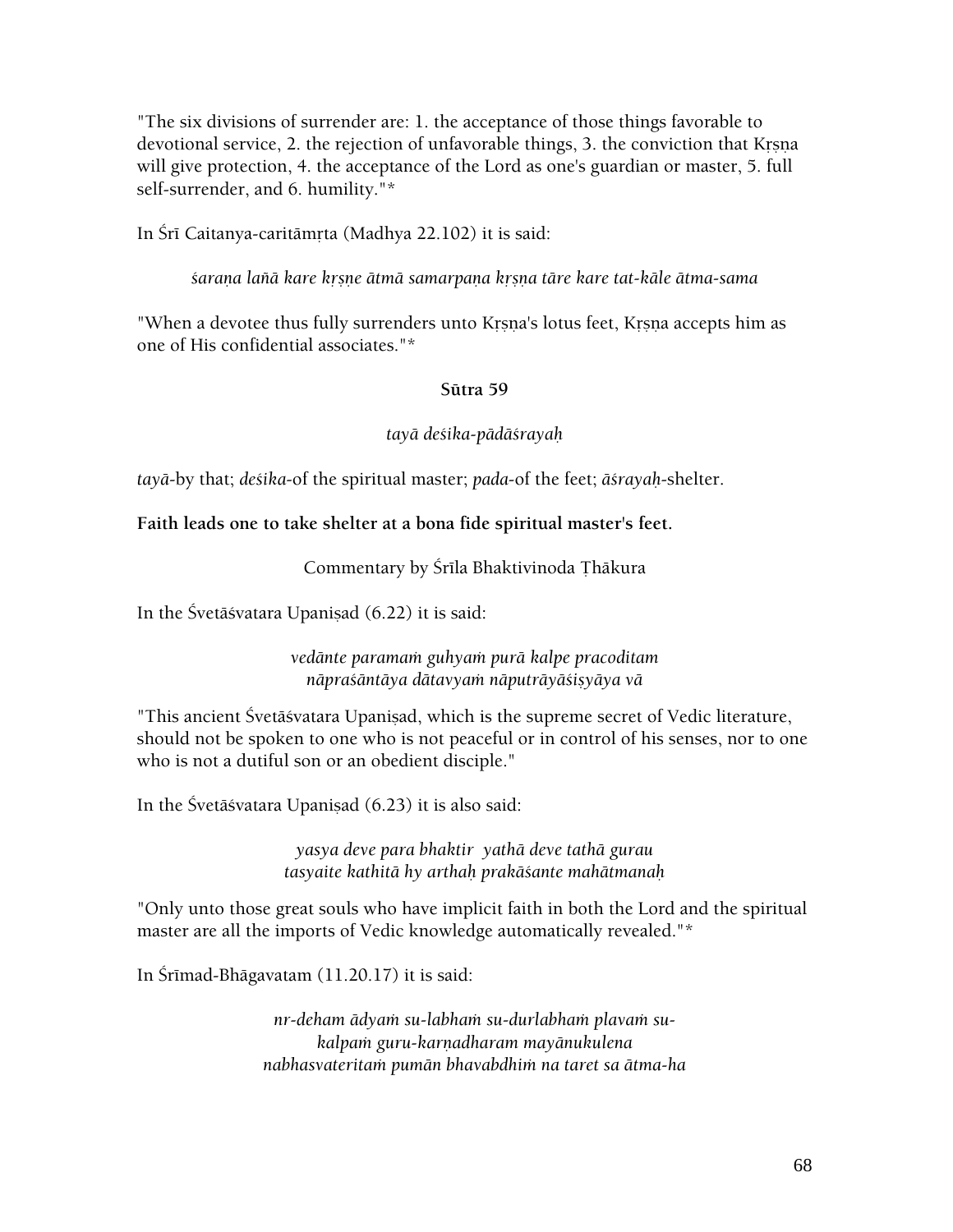"The six divisions of surrender are: 1. the acceptance of those things favorable to devotional service, 2. the rejection of unfavorable things, 3. the conviction that Kṛṣṇa will give protection, 4. the acceptance of the Lord as one's guardian or master, 5. full self-surrender, and 6. humility."*

In Śrī Caitanya-caritāmṛta (Madhya 22.102) it is said:

*śaraṇa lañā kare kṛṣṇe ātmā samarpaṇa kṛṣṇa tāre kare tat-kāle ātma-sama*

"When a devotee thus fully surrenders unto Kṛṣṇa's lotus feet, Kṛṣṇa accepts him as one of His confidential associates."*

**Sūtra 59**

*tayā deśika-pādāśrayaḥ*

*tayā*-by that; *deśika*-of the spiritual master; *pada*-of the feet; *āśrayaḥ*-shelter.

**Faith leads one to take shelter at a bona fide spiritual master's feet.**

Commentary by Śrīla Bhaktivinoda Ṭhākura

In the Śvetāśvatara Upaniṣad (6.22) it is said:

*vedānte paramaṁ guhyaṁ purā kalpe pracoditam*
*nāpraśāntāya dātavyaṁ nāputrāyāśiṣyāya vā*

"This ancient Śvetāśvatara Upaniṣad, which is the supreme secret of Vedic literature, should not be spoken to one who is not peaceful or in control of his senses, nor to one who is not a dutiful son or an obedient disciple."

In the Śvetāśvatara Upaniṣad (6.23) it is also said:

*yasya deve para bhaktir yathā deve tathā gurau*
*tasyaite kathitā hy arthaḥ prakāśante mahātmanaḥ*

"Only unto those great souls who have implicit faith in both the Lord and the spiritual master are all the imports of Vedic knowledge automatically revealed."*

In Śrīmad-Bhāgavatam (11.20.17) it is said:

*nr-deham ādyaṁ su-labhaṁ su-durlabhaṁ plavaṁ su-*
*kalpaṁ guru-karṇadharam mayānukulena*
*nabhasvateritaṁ pumān bhavabdhiṁ na taret sa ātma-ha*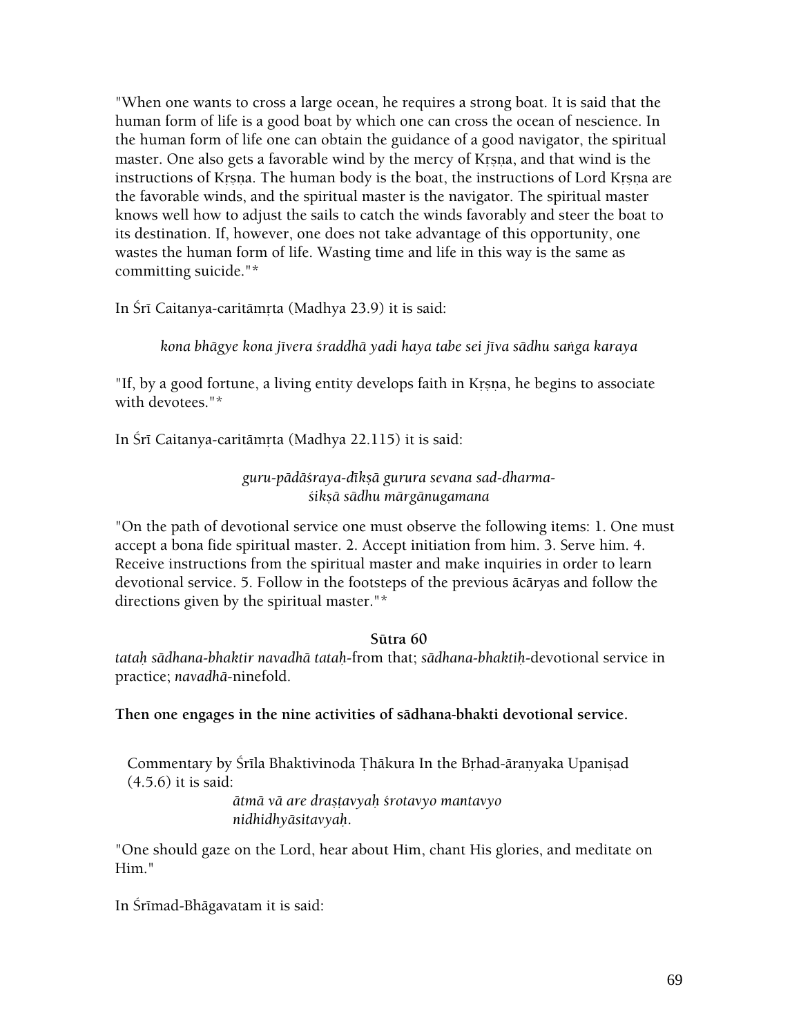"When one wants to cross a large ocean, he requires a strong boat. It is said that the human form of life is a good boat by which one can cross the ocean of nescience. In the human form of life one can obtain the guidance of a good navigator, the spiritual master. One also gets a favorable wind by the mercy of Kṛṣṇa, and that wind is the instructions of Kṛṣṇa. The human body is the boat, the instructions of Lord Kṛṣṇa are the favorable winds, and the spiritual master is the navigator. The spiritual master knows well how to adjust the sails to catch the winds favorably and steer the boat to its destination. If, however, one does not take advantage of this opportunity, one wastes the human form of life. Wasting time and life in this way is the same as committing suicide."*

In Śrī Caitanya-caritāmṛta (Madhya 23.9) it is said:

*kona bhāgye kona jīvera śraddhā yadi haya tabe sei jīva sādhu saṅga karaya*

"If, by a good fortune, a living entity develops faith in Kṛṣṇa, he begins to associate with devotees."*

In Śrī Caitanya-caritāmṛta (Madhya 22.115) it is said:

*guru-pādāśraya-dīkṣā gurura sevana sad-dharma-*
*śikṣā sādhu mārgānugamana*

"On the path of devotional service one must observe the following items: 1. One must accept a bona fide spiritual master. 2. Accept initiation from him. 3. Serve him. 4. Receive instructions from the spiritual master and make inquiries in order to learn devotional service. 5. Follow in the footsteps of the previous ācāryas and follow the directions given by the spiritual master."*

**Sūtra 60**

*tataḥ sādhana-bhaktir navadhā tataḥ*-from that; *sādhana-bhaktiḥ*-devotional service in practice; *navadhā*-ninefold.

**Then one engages in the nine activities of sādhana-bhakti devotional service.**

Commentary by Śrīla Bhaktivinoda Ṭhākura In the Bṛhad-āraṇyaka Upaniṣad (4.5.6) it is said:

*ātmā vā are draṣṭavyaḥ śrotavyo mantavyo*
*nidhidhyāsitavyaḥ.*

"One should gaze on the Lord, hear about Him, chant His glories, and meditate on Him."

In Śrīmad-Bhāgavatam it is said: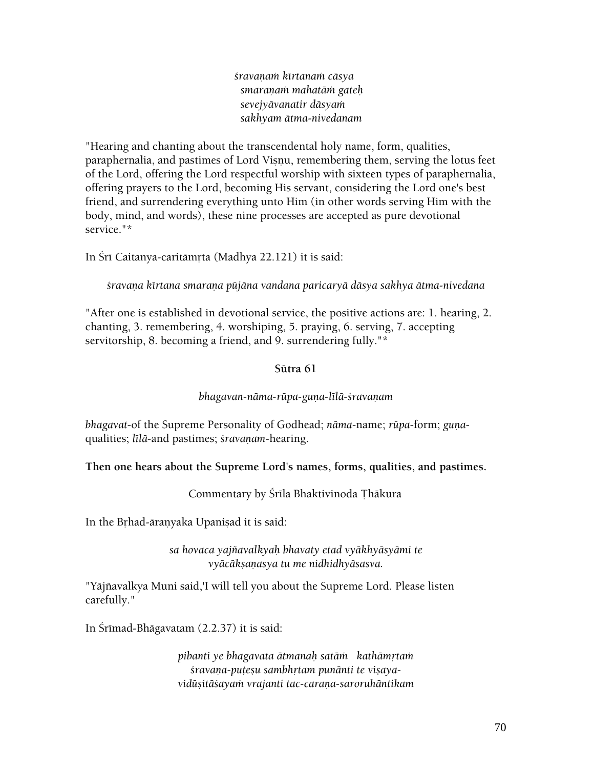*śravaṇaṁ kīrtanaṁ cāsya*
*smaraṇaṁ mahatāṁ gateḥ*
*sevejyāvanatir dāsyaṁ*
*sakhyam ātma-nivedanam*

"Hearing and chanting about the transcendental holy name, form, qualities, paraphernalia, and pastimes of Lord Viṣṇu, remembering them, serving the lotus feet of the Lord, offering the Lord respectful worship with sixteen types of paraphernalia, offering prayers to the Lord, becoming His servant, considering the Lord one's best friend, and surrendering everything unto Him (in other words serving Him with the body, mind, and words), these nine processes are accepted as pure devotional service."*

In Śrī Caitanya-caritāmṛta (Madhya 22.121) it is said:

*śravaṇa kīrtana smaraṇa pūjāna vandana paricaryā dāsya sakhya ātma-nivedana*

"After one is established in devotional service, the positive actions are: 1. hearing, 2. chanting, 3. remembering, 4. worshiping, 5. praying, 6. serving, 7. accepting servitorship, 8. becoming a friend, and 9. surrendering fully."*

**Sūtra 61**

*bhagavan-nāma-rūpa-guṇa-līlā-śravaṇam*

*bhagavat*-of the Supreme Personality of Godhead; *nāma*-name; *rūpa*-form; *guṇa*-qualities; *līlā*-and pastimes; *śravaṇam*-hearing.

**Then one hears about the Supreme Lord's names, forms, qualities, and pastimes.**

Commentary by Śrīla Bhaktivinoda Ṭhākura

In the Bṛhad-āraṇyaka Upaniṣad it is said:

*sa hovaca yajñavalkyaḥ bhavaty etad vyākhyāsyāmi te*
*vyācākṣaṇasya tu me nidhidhyāsasva.*

"Yājñavalkya Muni said,'I will tell you about the Supreme Lord. Please listen carefully."

In Śrīmad-Bhāgavatam (2.2.37) it is said:

*pibanti ye bhagavata ātmanaḥ satāṁ kathāmṛtaṁ*
*śravaṇa-puṭeṣu sambhṛtam punānti te viṣaya-*
*vidūṣitāśayaṁ vrajanti tac-caraṇa-saroruhāntikam*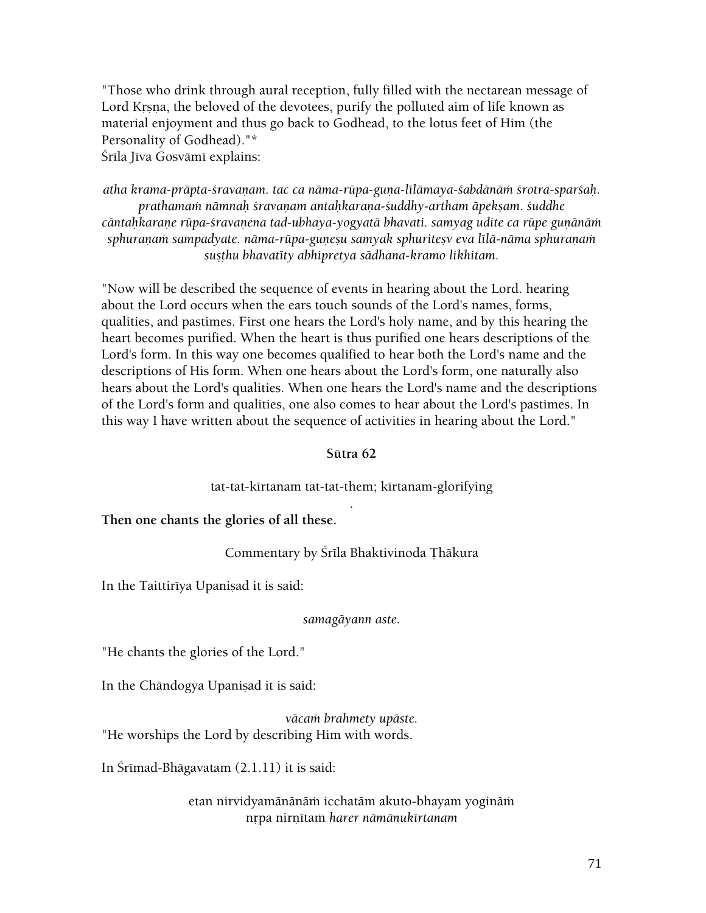"Those who drink through aural reception, fully filled with the nectarean message of Lord Kṛṣṇa, the beloved of the devotees, purify the polluted aim of life known as material enjoyment and thus go back to Godhead, to the lotus feet of Him (the Personality of Godhead)."*

Śrīla Jīva Gosvāmī explains:

*atha krama-prāpta-śravaṇam. tac ca nāma-rūpa-guṇa-līlāmaya-śabdānāṁ śrotra-sparśaḥ. prathamaṁ nāmnaḥ śravaṇam antaḥkaraṇa-śuddhy-artham āpekṣam. śuddhe cāntaḥkaraṇe rūpa-śravaṇena tad-ubhaya-yogyatā bhavati. samyag udite ca rūpe guṇānāṁ sphuraṇaṁ sampadyate. nāma-rūpa-guṇeṣu samyak sphuriteṣv eva līlā-nāma sphuraṇaṁ suṣṭhu bhavatīty abhipretya sādhana-kramo likhitam.*

"Now will be described the sequence of events in hearing about the Lord. hearing about the Lord occurs when the ears touch sounds of the Lord's names, forms, qualities, and pastimes. First one hears the Lord's holy name, and by this hearing the heart becomes purified. When the heart is thus purified one hears descriptions of the Lord's form. In this way one becomes qualified to hear both the Lord's name and the descriptions of His form. When one hears about the Lord's form, one naturally also hears about the Lord's qualities. When one hears the Lord's name and the descriptions of the Lord's form and qualities, one also comes to hear about the Lord's pastimes. In this way I have written about the sequence of activities in hearing about the Lord."

### Sūtra 62

tat-tat-kīrtanam tat-tat-them; kīrtanam-glorifying

**Then one chants the glories of all these.**

Commentary by Śrīla Bhaktivinoda Ṭhākura

In the Taittirīya Upaniṣad it is said:

*samagāyann aste.*

"He chants the glories of the Lord."

In the Chāndogya Upaniṣad it is said:

*vācaṁ brahmety upāste.*

"He worships the Lord by describing Him with words.

In Śrīmad-Bhāgavatam (2.1.11) it is said:

etan nirvidyamānānāṁ icchatām akuto-bhayam yogināṁ
nṛpa nirṇītaṁ *harer nāmānukīrtanam*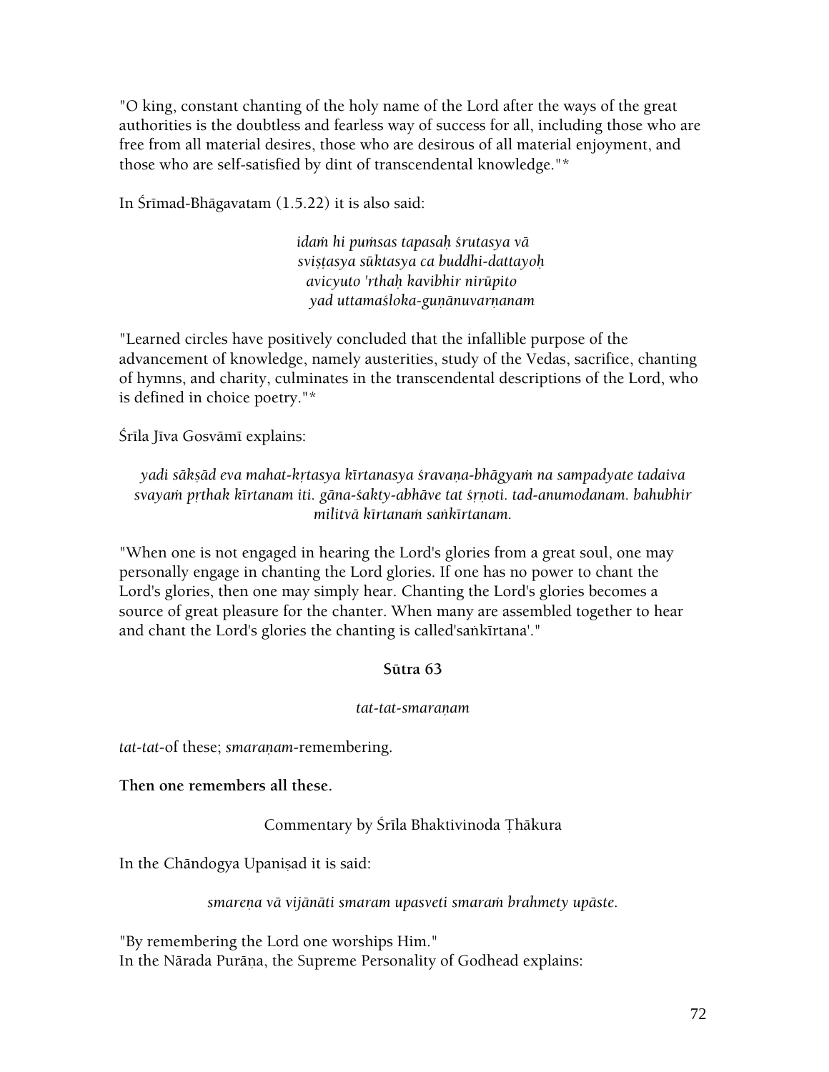"O king, constant chanting of the holy name of the Lord after the ways of the great authorities is the doubtless and fearless way of success for all, including those who are free from all material desires, those who are desirous of all material enjoyment, and those who are self-satisfied by dint of transcendental knowledge."*

In Śrīmad-Bhāgavatam (1.5.22) it is also said:

*idaṁ hi puṁsas tapasaḥ śrutasya vā*
*sviṣṭasya sūktasya ca buddhi-dattayoḥ*
*avicyuto 'rthaḥ kavibhir nirūpito*
*yad uttamaśloka-guṇānuvarṇanam*

"Learned circles have positively concluded that the infallible purpose of the advancement of knowledge, namely austerities, study of the Vedas, sacrifice, chanting of hymns, and charity, culminates in the transcendental descriptions of the Lord, who is defined in choice poetry."*

Śrīla Jīva Gosvāmī explains:

*yadi sākṣād eva mahat-kṛtasya kīrtanasya śravaṇa-bhāgyaṁ na sampadyate tadaiva svayaṁ pṛthak kīrtanam iti. gāna-śakty-abhāve tat śṛṇoti. tad-anumodanam. bahubhir militvā kīrtanaṁ saṅkīrtanam.*

"When one is not engaged in hearing the Lord's glories from a great soul, one may personally engage in chanting the Lord glories. If one has no power to chant the Lord's glories, then one may simply hear. Chanting the Lord's glories becomes a source of great pleasure for the chanter. When many are assembled together to hear and chant the Lord's glories the chanting is called'saṅkīrtana'."

### Sūtra 63

*tat-tat-smaraṇam*

*tat-tat*-of these; *smaraṇam*-remembering.

**Then one remembers all these.**

Commentary by Śrīla Bhaktivinoda Ṭhākura

In the Chāndogya Upaniṣad it is said:

*smareṇa vā vijānāti smaram upasveti smaraṁ brahmety upāste.*

"By remembering the Lord one worships Him."
In the Nārada Purāṇa, the Supreme Personality of Godhead explains: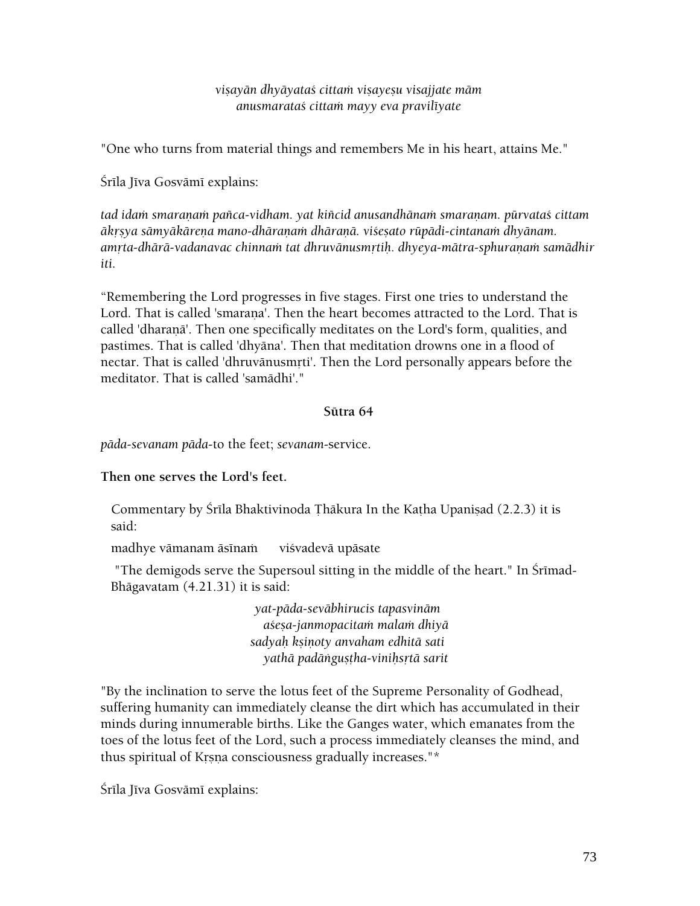*viṣayān dhyāyataś cittaṁ viṣayeṣu visajjate mām*
*anusmarataś cittaṁ mayy eva pravilīyate*

"One who turns from material things and remembers Me in his heart, attains Me."

Śrīla Jīva Gosvāmī explains:

*tad idaṁ smaraṇaṁ pañca-vidham. yat kiñcid anusandhānaṁ smaraṇam. pūrvataś cittam ākṛṣya sāmyākāreṇa mano-dhāraṇaṁ dhāraṇā. viśeṣato rūpādi-cintanaṁ dhyānam. amṛta-dhārā-vadanavac chinnaṁ tat dhruvānusmṛtiḥ. dhyeya-mātra-sphuraṇaṁ samādhir iti.*

"Remembering the Lord progresses in five stages. First one tries to understand the Lord. That is called 'smaraṇa'. Then the heart becomes attracted to the Lord. That is called 'dharaṇā'. Then one specifically meditates on the Lord's form, qualities, and pastimes. That is called 'dhyāna'. Then that meditation drowns one in a flood of nectar. That is called 'dhruvānusmṛti'. Then the Lord personally appears before the meditator. That is called 'samādhi'."

#### Sūtra 64

*pāda-sevanam pāda*-to the feet; *sevanam*-service.

**Then one serves the Lord's feet.**

Commentary by Śrīla Bhaktivinoda Ṭhākura In the Kaṭha Upaniṣad (2.2.3) it is said:

madhye vāmanam āsīnaṁ viśvadevā upāsate

"The demigods serve the Supersoul sitting in the middle of the heart." In Śrīmad-Bhāgavatam (4.21.31) it is said:

*yat-pāda-sevābhirucis tapasvinām*
*aśeṣa-janmopacitaṁ malaṁ dhiyā*
*sadyaḥ kṣiṇoty anvaham edhitā sati*
*yathā padāṅguṣṭha-viniḥsṛtā sarit*

"By the inclination to serve the lotus feet of the Supreme Personality of Godhead, suffering humanity can immediately cleanse the dirt which has accumulated in their minds during innumerable births. Like the Ganges water, which emanates from the toes of the lotus feet of the Lord, such a process immediately cleanses the mind, and thus spiritual of Kṛṣṇa consciousness gradually increases."*

Śrīla Jīva Gosvāmī explains: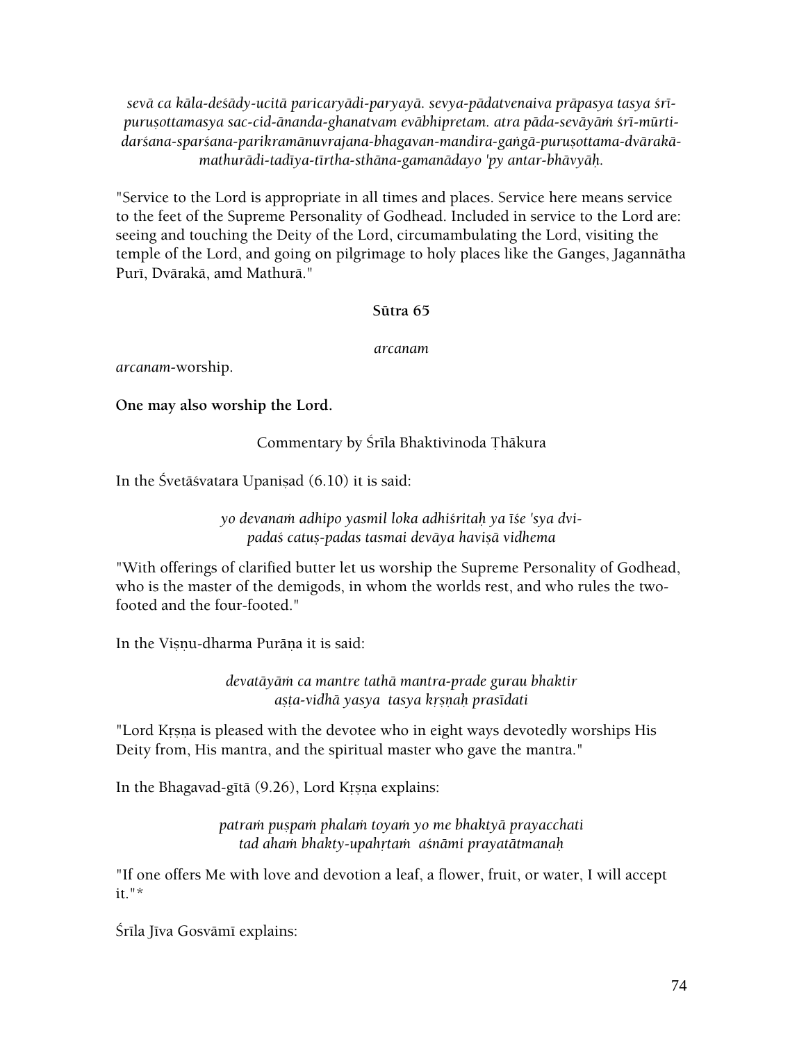*sevā ca kāla-deśādy-ucitā paricaryādi-paryayā. sevya-pādatvenaiva prāpasya tasya śrī-puruṣottamasya sac-cid-ānanda-ghanatvam evābhipretam. atra pāda-sevāyāṁ śrī-mūrti-darśana-sparśana-parikramānuvrajana-bhagavan-mandira-gaṅgā-puruṣottama-dvārakā-mathurādi-tadīya-tīrtha-sthāna-gamanādayo 'py antar-bhāvyāḥ.*

"Service to the Lord is appropriate in all times and places. Service here means service to the feet of the Supreme Personality of Godhead. Included in service to the Lord are: seeing and touching the Deity of the Lord, circumambulating the Lord, visiting the temple of the Lord, and going on pilgrimage to holy places like the Ganges, Jagannātha Purī, Dvārakā, amd Mathurā."

**Sūtra 65**

*arcanam*

*arcanam*-worship.

**One may also worship the Lord.**

Commentary by Śrīla Bhaktivinoda Ṭhākura

In the Śvetāśvatara Upaniṣad (6.10) it is said:

*yo devanaṁ adhipo yasmil loka adhiśritaḥ ya īśe 'sya dvi-*
*padaś catuṣ-padas tasmai devāya haviṣā vidhema*

"With offerings of clarified butter let us worship the Supreme Personality of Godhead, who is the master of the demigods, in whom the worlds rest, and who rules the two-footed and the four-footed."

In the Viṣṇu-dharma Purāṇa it is said:

*devatāyāṁ ca mantre tathā mantra-prade gurau bhaktir*
*aṣṭa-vidhā yasya tasya kṛṣṇaḥ prasīdati*

"Lord Kṛṣṇa is pleased with the devotee who in eight ways devotedly worships His Deity from, His mantra, and the spiritual master who gave the mantra."

In the Bhagavad-gītā (9.26), Lord Kṛṣṇa explains:

*patraṁ puṣpaṁ phalaṁ toyaṁ yo me bhaktyā prayacchati*
*tad ahaṁ bhakty-upahṛtaṁ aśnāmi prayatātmanaḥ*

"If one offers Me with love and devotion a leaf, a flower, fruit, or water, I will accept it."*

Śrīla Jīva Gosvāmī explains: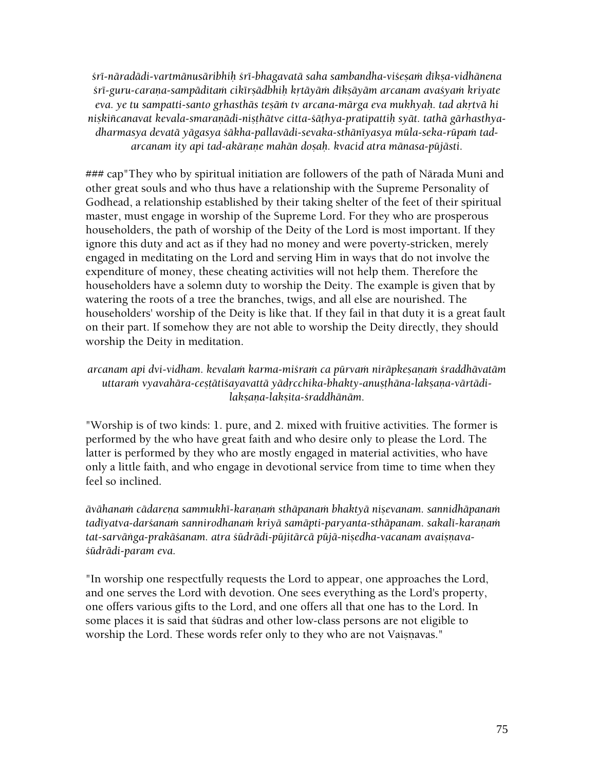*śrī-nāradādi-vartmānusāribhiḥ śrī-bhagavatā saha sambandha-viśeṣaṁ dīkṣa-vidhānena śrī-guru-caraṇa-sampāditaṁ cikīrṣādbhiḥ kṛtāyāṁ dīkṣāyām arcanam avaśyaṁ kriyate eva. ye tu sampatti-santo gṛhasthās teṣāṁ tv arcana-mārga eva mukhyaḥ. tad akṛtvā hi niṣkiñcanavat kevala-smaraṇādi-niṣṭhātve citta-śāṭhya-pratipattiḥ syāt. tathā gārhasthya-dharmasya devatā yāgasya śākha-pallavādi-sevaka-sthānīyasya mūla-seka-rūpaṁ tad-arcanam ity api tad-akāraṇe mahān doṣaḥ. kvacid atra mānasa-pūjāsti.*

### cap"They who by spiritual initiation are followers of the path of Nārada Muni and other great souls and who thus have a relationship with the Supreme Personality of Godhead, a relationship established by their taking shelter of the feet of their spiritual master, must engage in worship of the Supreme Lord. For they who are prosperous householders, the path of worship of the Deity of the Lord is most important. If they ignore this duty and act as if they had no money and were poverty-stricken, merely engaged in meditating on the Lord and serving Him in ways that do not involve the expenditure of money, these cheating activities will not help them. Therefore the householders have a solemn duty to worship the Deity. The example is given that by watering the roots of a tree the branches, twigs, and all else are nourished. The householders' worship of the Deity is like that. If they fail in that duty it is a great fault on their part. If somehow they are not able to worship the Deity directly, they should worship the Deity in meditation.

*arcanam api dvi-vidham. kevalaṁ karma-miśraṁ ca pūrvaṁ nirāpkeṣaṇaṁ śraddhāvatām uttaraṁ vyavahāra-ceṣṭātiśayavattā yādṛcchika-bhakty-anuṣṭhāna-lakṣaṇa-vārtādi-lakṣaṇa-lakṣita-śraddhānām.*

"Worship is of two kinds: 1. pure, and 2. mixed with fruitive activities. The former is performed by the who have great faith and who desire only to please the Lord. The latter is performed by they who are mostly engaged in material activities, who have only a little faith, and who engage in devotional service from time to time when they feel so inclined.

*āvāhanaṁ cādareṇa sammukhī-karaṇaṁ sthāpanaṁ bhaktyā niṣevanam. sannidhāpanaṁ tadīyatva-darśanaṁ sannirodhanaṁ kriyā samāpti-paryanta-sthāpanam. sakalī-karaṇaṁ tat-sarvāṅga-prakāśanam. atra śūdrādi-pūjitārcā pūjā-niṣedha-vacanam avaiṣṇava-śūdrādi-param eva.*

"In worship one respectfully requests the Lord to appear, one approaches the Lord, and one serves the Lord with devotion. One sees everything as the Lord's property, one offers various gifts to the Lord, and one offers all that one has to the Lord. In some places it is said that śūdras and other low-class persons are not eligible to worship the Lord. These words refer only to they who are not Vaiṣṇavas."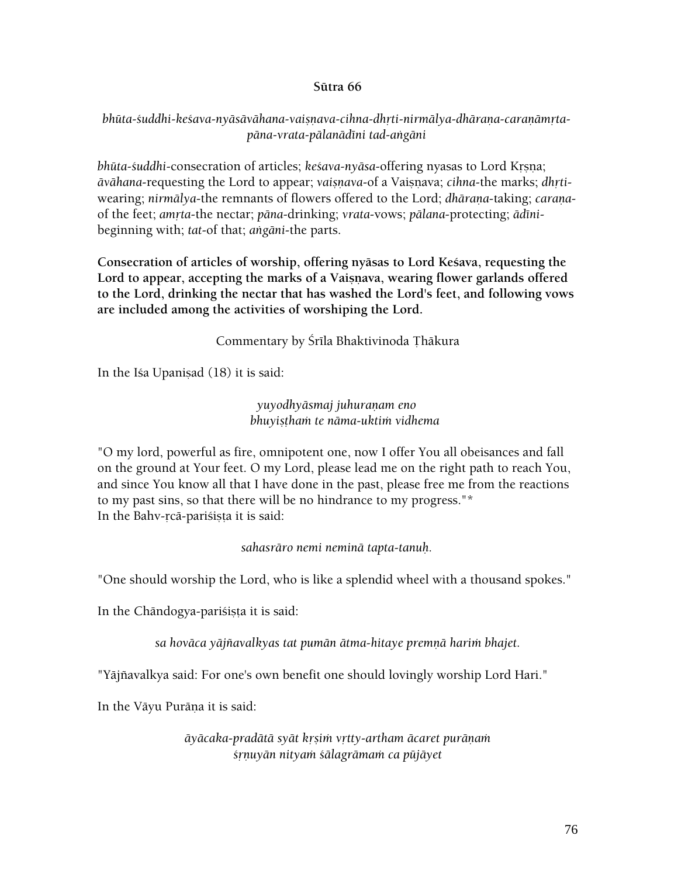**Sūtra 66**

*bhūta-śuddhi-keśava-nyāsāvāhana-vaiṣṇava-cihna-dhṛti-nirmālya-dhāraṇa-caraṇāmṛta-pāna-vrata-pālanādīni tad-aṅgāni*

*bhūta-śuddhi*-consecration of articles; *keśava-nyāsa*-offering nyasas to Lord Kṛṣṇa; *āvāhana*-requesting the Lord to appear; *vaiṣṇava*-of a Vaiṣṇava; *cihna*-the marks; *dhṛti*-wearing; *nirmālya*-the remnants of flowers offered to the Lord; *dhāraṇa*-taking; *caraṇa*-of the feet; *amṛta*-the nectar; *pāna*-drinking; *vrata*-vows; *pālana*-protecting; *ādīni*-beginning with; *tat*-of that; *aṅgāni*-the parts.

**Consecration of articles of worship, offering nyāsas to Lord Keśava, requesting the Lord to appear, accepting the marks of a Vaiṣṇava, wearing flower garlands offered to the Lord, drinking the nectar that has washed the Lord's feet, and following vows are included among the activities of worshiping the Lord.**

Commentary by Śrīla Bhaktivinoda Ṭhākura

In the Iśa Upaniṣad (18) it is said:

*yuyodhyāsmaj juhuraṇam eno*
*bhuyiṣṭhaṁ te nāma-uktiṁ vidhema*

"O my lord, powerful as fire, omnipotent one, now I offer You all obeisances and fall on the ground at Your feet. O my Lord, please lead me on the right path to reach You, and since You know all that I have done in the past, please free me from the reactions to my past sins, so that there will be no hindrance to my progress."*
In the Bahv-ṛcā-pariśiṣṭa it is said:

*sahasrāro nemi neminā tapta-tanuḥ.*

"One should worship the Lord, who is like a splendid wheel with a thousand spokes."

In the Chāndogya-pariśiṣṭa it is said:

*sa hovāca yājñavalkyas tat pumān ātma-hitaye premṇā hariṁ bhajet.*

"Yājñavalkya said: For one's own benefit one should lovingly worship Lord Hari."

In the Vāyu Purāṇa it is said:

*āyācaka-pradātā syāt kṛṣiṁ vrtty-artham ācaret purāṇaṁ*
*śṛṇuyān nityaṁ śālagrāmaṁ ca pūjāyet*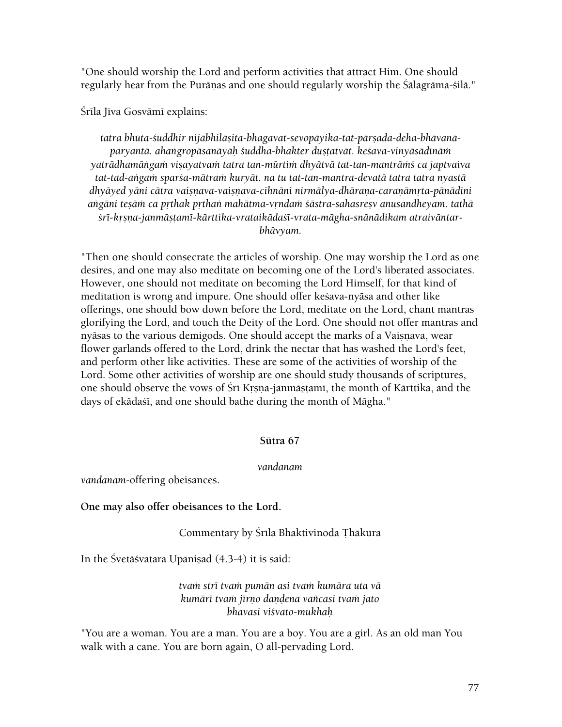"One should worship the Lord and perform activities that attract Him. One should regularly hear from the Purāṇas and one should regularly worship the Śālagrāma-śilā."

Śrīla Jīva Gosvāmī explains:

*tatra bhūta-śuddhir nijābhilāṣita-bhagavat-sevopāyika-tat-pārṣada-deha-bhāvanā-paryantā. ahaṅgropāsanāyāḥ śuddha-bhakter duṣṭatvāt. keśava-vinyāsādīnāṁ yatrādhamāṅgaṁ viṣayatvaṁ tatra tan-mūrtiṁ dhyātvā tat-tan-mantrāṁś ca japtvaiva tat-tad-aṅgaṁ sparśa-mātraṁ kuryāt. na tu tat-tan-mantra-devatā tatra tatra nyastā dhyāyed yāni cātra vaiṣṇava-vaiṣṇava-cihnāni nirmālya-dhāraṇa-caraṇāmṛta-pānādini aṅgāni teṣāṁ ca pṛthak pṛthaṅ mahātma-vṛndaṁ śāstra-sahasreṣv anusandheyam. tathā śrī-kṛṣṇa-janmāṣṭamī-kārttika-vrataikādaśī-vrata-māgha-snānādikam atraivāntar-bhāvyam.*

"Then one should consecrate the articles of worship. One may worship the Lord as one desires, and one may also meditate on becoming one of the Lord's liberated associates. However, one should not meditate on becoming the Lord Himself, for that kind of meditation is wrong and impure. One should offer keśava-nyāsa and other like offerings, one should bow down before the Lord, meditate on the Lord, chant mantras glorifying the Lord, and touch the Deity of the Lord. One should not offer mantras and nyāsas to the various demigods. One should accept the marks of a Vaiṣṇava, wear flower garlands offered to the Lord, drink the nectar that has washed the Lord's feet, and perform other like activities. These are some of the activities of worship of the Lord. Some other activities of worship are one should study thousands of scriptures, one should observe the vows of Śrī Kṛṣṇa-janmāṣṭamī, the month of Kārttika, and the days of ekādaśī, and one should bathe during the month of Māgha."

**Sūtra 67**

*vandanam*

*vandanam*-offering obeisances.

**One may also offer obeisances to the Lord.**

Commentary by Śrīla Bhaktivinoda Ṭhākura

In the Śvetāśvatara Upaniṣad (4.3-4) it is said:

*tvaṁ strī tvaṁ pumān asi tvaṁ kumāra uta vā*
*kumārī tvaṁ jīrṇo daṇḍena vañcasi tvaṁ jato*
*bhavasi viśvato-mukhaḥ*

"You are a woman. You are a man. You are a boy. You are a girl. As an old man You walk with a cane. You are born again, O all-pervading Lord.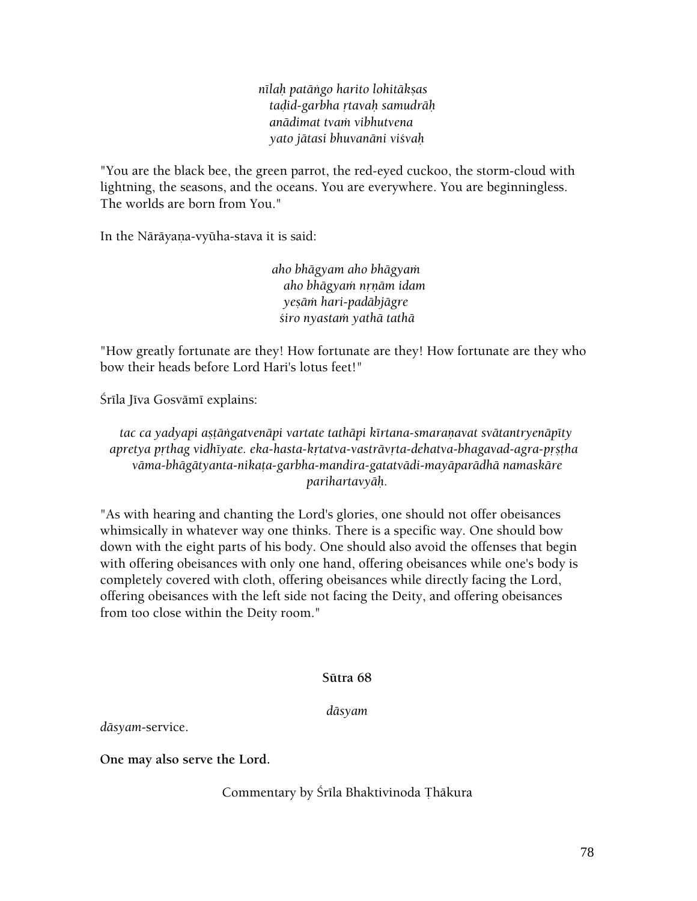*nīlaḥ patāṅgo harito lohitākṣas*
*taḍid-garbha ṛtavaḥ samudrāḥ*
*anādimat tvaṁ vibhutvena*
*yato jātasi bhuvanāni viśvaḥ*

"You are the black bee, the green parrot, the red-eyed cuckoo, the storm-cloud with lightning, the seasons, and the oceans. You are everywhere. You are beginningless. The worlds are born from You."

In the Nārāyaṇa-vyūha-stava it is said:

*aho bhāgyam aho bhāgyaṁ*
*aho bhāgyaṁ nṛṇām idam*
*yeṣāṁ hari-padābjāgre*
*śiro nyastaṁ yathā tathā*

"How greatly fortunate are they! How fortunate are they! How fortunate are they who bow their heads before Lord Hari's lotus feet!"

Śrīla Jīva Gosvāmī explains:

*tac ca yadyapi aṣṭāṅgatvenāpi vartate tathāpi kīrtana-smaraṇavat svātantryenāpīty apretya pṛthag vidhīyate. eka-hasta-kṛtatva-vastrāvṛta-dehatva-bhagavad-agra-pṛṣṭha vāma-bhāgātyanta-nikaṭa-garbha-mandira-gatatvādi-mayāparādhā namaskāre parihartavyāḥ.*

"As with hearing and chanting the Lord's glories, one should not offer obeisances whimsically in whatever way one thinks. There is a specific way. One should bow down with the eight parts of his body. One should also avoid the offenses that begin with offering obeisances with only one hand, offering obeisances while one's body is completely covered with cloth, offering obeisances while directly facing the Lord, offering obeisances with the left side not facing the Deity, and offering obeisances from too close within the Deity room."

## Sūtra 68

*dāsyam*

*dāsyam*-service.

**One may also serve the Lord.**

Commentary by Śrīla Bhaktivinoda Ṭhākura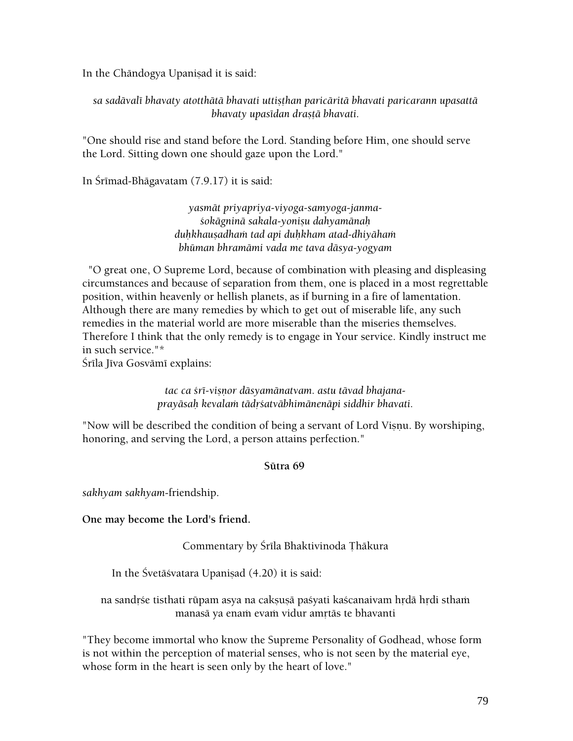In the Chāndogya Upaniṣad it is said:

*sa sadāvalī bhavaty atotthātā bhavati uttiṣṭhan paricāritā bhavati paricarann upasattā bhavaty upasīdan draṣṭā bhavati.*

"One should rise and stand before the Lord. Standing before Him, one should serve the Lord. Sitting down one should gaze upon the Lord."

In Śrīmad-Bhāgavatam (7.9.17) it is said:

*yasmāt priyapriya-viyoga-samyoga-janma-*
*śokāgninā sakala-yoniṣu dahyamānaḥ*
*duḥkhauṣadhaṁ tad api duḥkham atad-dhiyāhaṁ*
*bhūman bhramāmi vada me tava dāsya-yogyam*

"O great one, O Supreme Lord, because of combination with pleasing and displeasing circumstances and because of separation from them, one is placed in a most regrettable position, within heavenly or hellish planets, as if burning in a fire of lamentation. Although there are many remedies by which to get out of miserable life, any such remedies in the material world are more miserable than the miseries themselves. Therefore I think that the only remedy is to engage in Your service. Kindly instruct me in such service."*

Śrīla Jīva Gosvāmī explains:

*tac ca śrī-viṣṇor dāsyamānatvam. astu tāvad bhajana-*
*prayāsaḥ kevalaṁ tādṛśatvābhimānenāpi siddhir bhavati.*

"Now will be described the condition of being a servant of Lord Viṣṇu. By worshiping, honoring, and serving the Lord, a person attains perfection."

**Sūtra 69**

*sakhyam sakhyam*-friendship.

**One may become the Lord's friend.**

Commentary by Śrīla Bhaktivinoda Ṭhākura

In the Śvetāśvatara Upaniṣad (4.20) it is said:

na sandṛśe tisthati rūpam asya na cakṣuṣā paśyati kaścanaivam hṛdā hṛdi sthaṁ manasā ya enaṁ evaṁ vidur amṛtās te bhavanti

"They become immortal who know the Supreme Personality of Godhead, whose form is not within the perception of material senses, who is not seen by the material eye, whose form in the heart is seen only by the heart of love."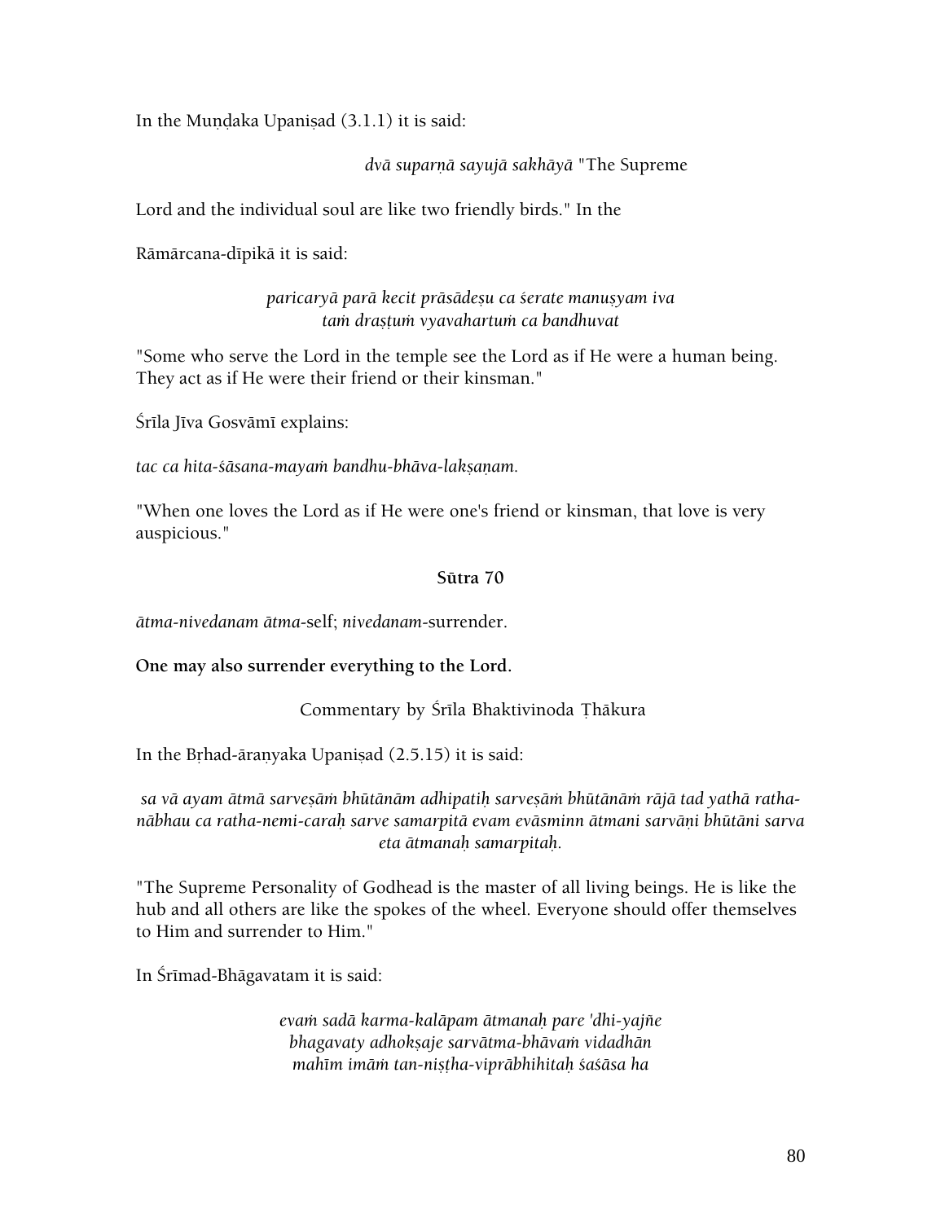In the Muṇḍaka Upaniṣad (3.1.1) it is said:

*dvā suparṇā sayujā sakhāyā* "The Supreme Lord and the individual soul are like two friendly birds." In the Rāmārcana-dīpikā it is said:

*paricaryā parā kecit prāsādeṣu ca śerate manuṣyam iva*
*taṁ draṣṭuṁ vyavahartuṁ ca bandhuvat*

"Some who serve the Lord in the temple see the Lord as if He were a human being. They act as if He were their friend or their kinsman."

Śrīla Jīva Gosvāmī explains:

*tac ca hita-śāsana-mayaṁ bandhu-bhāva-lakṣaṇam.*

"When one loves the Lord as if He were one's friend or kinsman, that love is very auspicious."

**Sūtra 70**

*ātma-nivedanam ātma*-self; *nivedanam*-surrender.

**One may also surrender everything to the Lord.**

Commentary by Śrīla Bhaktivinoda Ṭhākura

In the Bṛhad-āraṇyaka Upaniṣad (2.5.15) it is said:

*sa vā ayam ātmā sarveṣāṁ bhūtānām adhipatiḥ sarveṣāṁ bhūtānāṁ rājā tad yathā ratha-nābhau ca ratha-nemi-caraḥ sarve samarpitā evam evāsminn ātmani sarvāṇi bhūtāni sarva eta ātmanaḥ samarpitaḥ.*

"The Supreme Personality of Godhead is the master of all living beings. He is like the hub and all others are like the spokes of the wheel. Everyone should offer themselves to Him and surrender to Him."

In Śrīmad-Bhāgavatam it is said:

*evaṁ sadā karma-kalāpam ātmanaḥ pare 'dhi-yajñe*
*bhagavaty adhokṣaje sarvātma-bhāvaṁ vidadhān*
*mahīm imāṁ tan-niṣṭha-viprābhihitaḥ śaśāsa ha*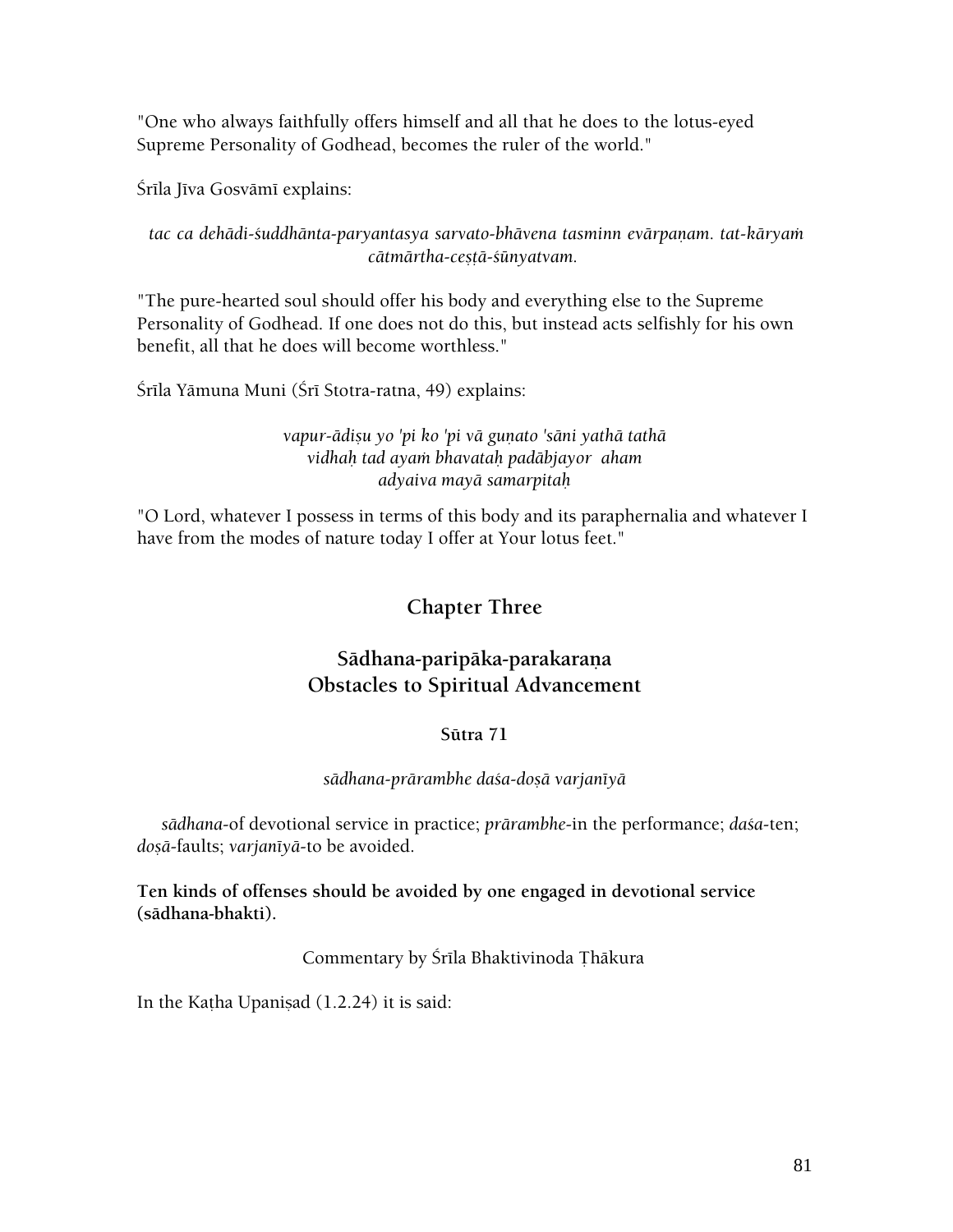"One who always faithfully offers himself and all that he does to the lotus-eyed Supreme Personality of Godhead, becomes the ruler of the world."

Śrīla Jīva Gosvāmī explains:

*tac ca dehādi-śuddhānta-paryantasya sarvato-bhāvena tasminn evārpaṇam. tat-kāryaṁ cātmārtha-ceṣṭā-śūnyatvam.*

"The pure-hearted soul should offer his body and everything else to the Supreme Personality of Godhead. If one does not do this, but instead acts selfishly for his own benefit, all that he does will become worthless."

Śrīla Yāmuna Muni (Śrī Stotra-ratna, 49) explains:

*vapur-ādiṣu yo 'pi ko 'pi vā guṇato 'sāni yathā tathā*
*vidhaḥ tad ayaṁ bhavataḥ padābjayor aham*
*adyaiva mayā samarpitaḥ*

"O Lord, whatever I possess in terms of this body and its paraphernalia and whatever I have from the modes of nature today I offer at Your lotus feet."

## Chapter Three

## Sādhana-paripāka-parakaraṇa
## Obstacles to Spiritual Advancement

### Sūtra 71

*sādhana-prārambhe daśa-doṣā varjanīyā*

*sādhana*-of devotional service in practice; *prārambhe*-in the performance; *daśa*-ten; *doṣā*-faults; *varjanīyā*-to be avoided.

**Ten kinds of offenses should be avoided by one engaged in devotional service (sādhana-bhakti).**

Commentary by Śrīla Bhaktivinoda Ṭhākura

In the Kaṭha Upaniṣad (1.2.24) it is said: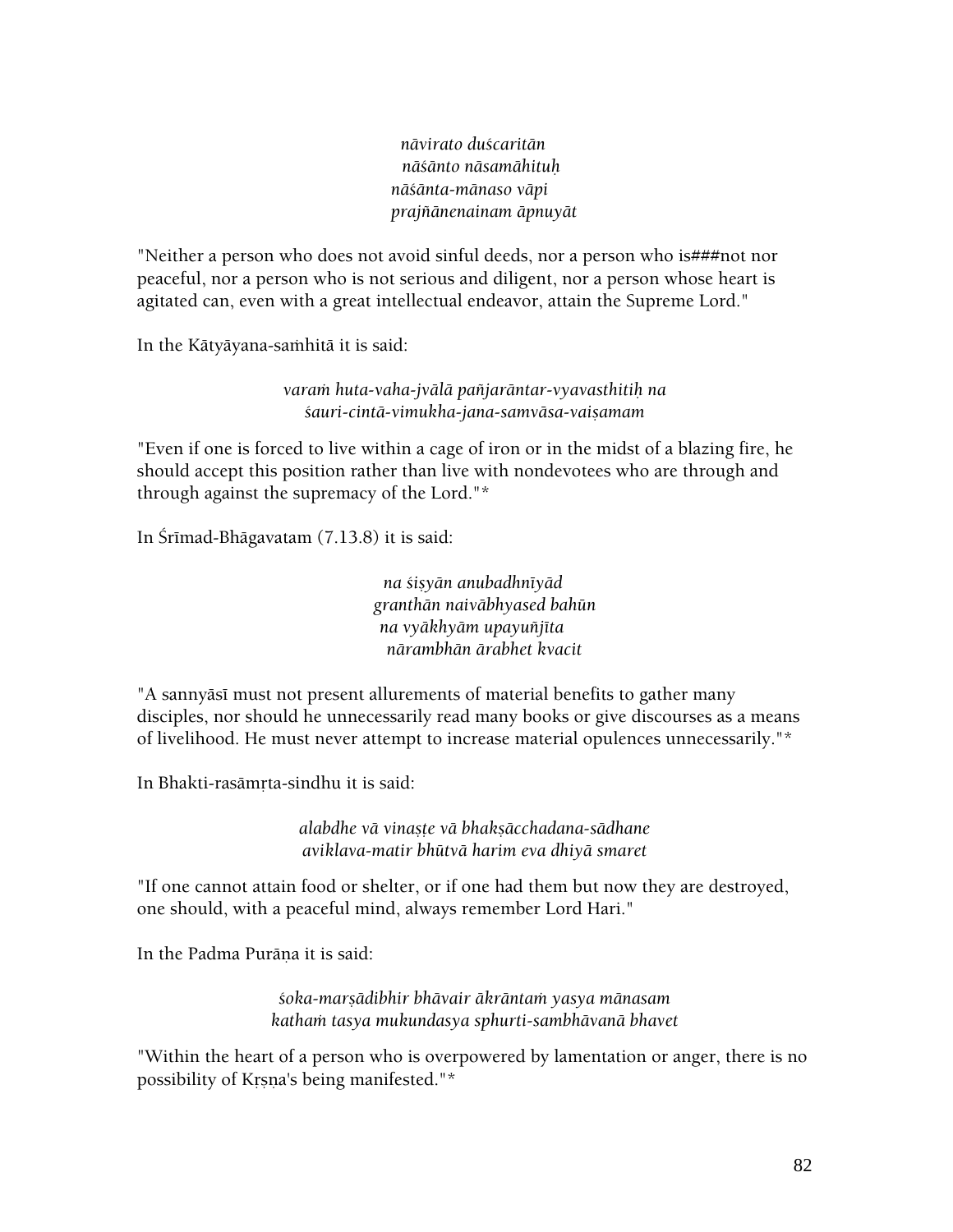*nāvirato duścaritān*  
*nāśānto nāsamāhituḥ*  
*nāśānta-mānaso vāpi*  
*prajñānenainam āpnuyāt*

"Neither a person who does not avoid sinful deeds, nor a person who is###not nor peaceful, nor a person who is not serious and diligent, nor a person whose heart is agitated can, even with a great intellectual endeavor, attain the Supreme Lord."

In the Kātyāyana-saṁhitā it is said:

*varaṁ huta-vaha-jvālā pañjarāntar-vyavasthitiḥ na*  
*śauri-cintā-vimukha-jana-samvāsa-vaiṣamam*

"Even if one is forced to live within a cage of iron or in the midst of a blazing fire, he should accept this position rather than live with nondevotees who are through and through against the supremacy of the Lord."*

In Śrīmad-Bhāgavatam (7.13.8) it is said:

*na śiṣyān anubadhnīyād*  
*granthān naivābhyased bahūn*  
*na vyākhyām upayuñjīta*  
*nārambhān ārabhet kvacit*

"A sannyāsī must not present allurements of material benefits to gather many disciples, nor should he unnecessarily read many books or give discourses as a means of livelihood. He must never attempt to increase material opulences unnecessarily."*

In Bhakti-rasāmṛta-sindhu it is said:

*alabdhe vā vinaṣṭe vā bhakṣācchadana-sādhane*  
*aviklava-matir bhūtvā harim eva dhiyā smaret*

"If one cannot attain food or shelter, or if one had them but now they are destroyed, one should, with a peaceful mind, always remember Lord Hari."

In the Padma Purāṇa it is said:

*śoka-marṣādibhir bhāvair ākrāntaṁ yasya mānasam*  
*kathaṁ tasya mukundasya sphurti-sambhāvanā bhavet*

"Within the heart of a person who is overpowered by lamentation or anger, there is no possibility of Kṛṣṇa's being manifested."*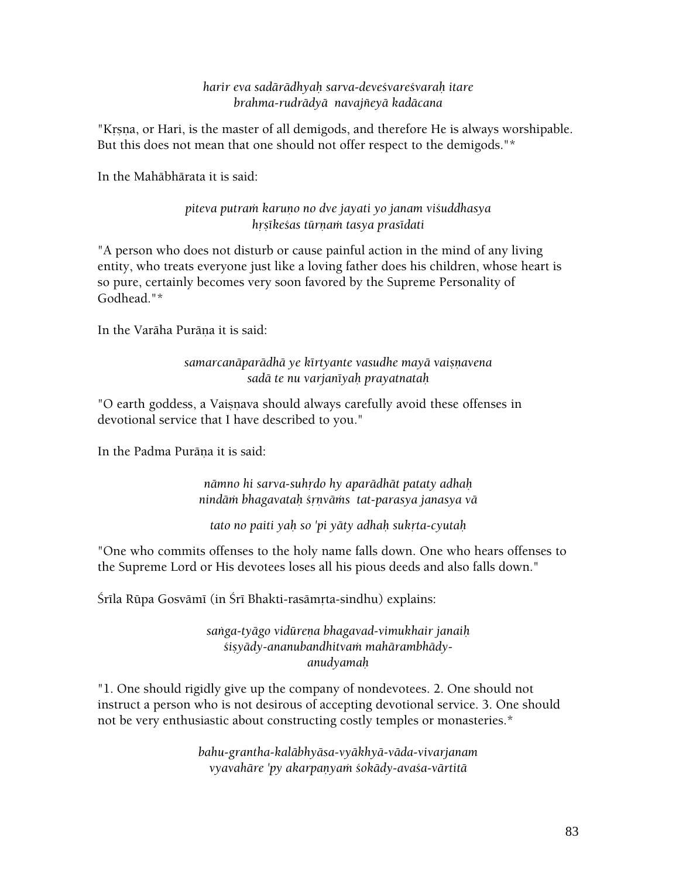*harir eva sadārādhyaḥ sarva-deveśvareśvaraḥ itare*
*brahma-rudrādyā navajñeyā kadācana*

"Kṛṣṇa, or Hari, is the master of all demigods, and therefore He is always worshipable. But this does not mean that one should not offer respect to the demigods."*

In the Mahābhārata it is said:

*piteva putraṁ karuṇo no dve jayati yo janam viśuddhasya*
*hṛṣīkeśas tūrṇaṁ tasya prasīdati*

"A person who does not disturb or cause painful action in the mind of any living entity, who treats everyone just like a loving father does his children, whose heart is so pure, certainly becomes very soon favored by the Supreme Personality of Godhead."*

In the Varāha Purāṇa it is said:

*samarcanāparādhā ye kīrtyante vasudhe mayā vaiṣṇavena*
*sadā te nu varjanīyaḥ prayatnataḥ*

"O earth goddess, a Vaiṣṇava should always carefully avoid these offenses in devotional service that I have described to you."

In the Padma Purāṇa it is said:

*nāmno hi sarva-suhṛdo hy aparādhāt pataty adhaḥ*
*nindāṁ bhagavataḥ śṛṇvāṁs tat-parasya janasya vā*

*tato no paiti yaḥ so 'pi yāty adhaḥ sukṛta-cyutaḥ*

"One who commits offenses to the holy name falls down. One who hears offenses to the Supreme Lord or His devotees loses all his pious deeds and also falls down."

Śrīla Rūpa Gosvāmī (in Śrī Bhakti-rasāmṛta-sindhu) explains:

*saṅga-tyāgo vidūreṇa bhagavad-vimukhair janaiḥ*
*śiṣyādy-ananubandhitvaṁ mahārambhādy-*
*anudyamaḥ*

"1. One should rigidly give up the company of nondevotees. 2. One should not instruct a person who is not desirous of accepting devotional service. 3. One should not be very enthusiastic about constructing costly temples or monasteries.*

*bahu-grantha-kalābhyāsa-vyākhyā-vāda-vivarjanam*
*vyavahāre 'py akarpaṇyaṁ śokādy-avaśa-vārtitā*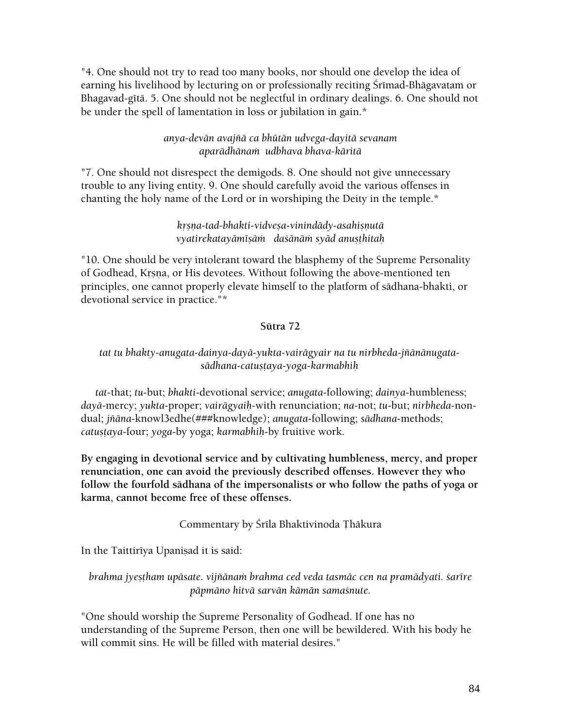"4. One should not try to read too many books, nor should one develop the idea of earning his livelihood by lecturing on or professionally reciting Śrīmad-Bhāgavatam or Bhagavad-gītā. 5. One should not be neglectful in ordinary dealings. 6. One should not be under the spell of lamentation in loss or jubilation in gain.*

*anya-devān avajñā ca bhūtān udvega-dayitā sevanam*
*aparādhānaṁ udbhava bhava-kāritā*

"7. One should not disrespect the demigods. 8. One should not give unnecessary trouble to any living entity. 9. One should carefully avoid the various offenses in chanting the holy name of the Lord or in worshiping the Deity in the temple.*

*kṛṣṇa-tad-bhakti-vidveṣa-vinindādy-asahiṣṇutā*
*vyatirekatayāmīṣāṁ daśānāṁ syād anuṣṭhitaḥ*

"10. One should be very intolerant toward the blasphemy of the Supreme Personality of Godhead, Kṛṣṇa, or His devotees. Without following the above-mentioned ten principles, one cannot properly elevate himself to the platform of sādhana-bhakti, or devotional service in practice."*

### Sūtra 72

*tat tu bhakty-anugata-dainya-dayā-yukta-vairāgyair na tu nirbheda-jñānānugata-sādhana-catuṣṭaya-yoga-karmabhiḥ*

*tat*-that; *tu*-but; *bhakti*-devotional service; *anugata*-following; *dainya*-humbleness; *dayā*-mercy; *yukta*-proper; *vairāgyaiḥ*-with renunciation; *na*-not; *tu*-but; *nirbheda*-non-dual; *jñāna*-knowl3edhe(###knowledge); *anugata*-following; *sādhana*-methods; *catuṣṭaya*-four; *yoga*-by yoga; *karmabhiḥ*-by fruitive work.

**By engaging in devotional service and by cultivating humbleness, mercy, and proper renunciation, one can avoid the previously described offenses. However they who follow the fourfold sādhana of the impersonalists or who follow the paths of yoga or karma, cannot become free of these offenses.**

Commentary by Śrīla Bhaktivinoda Ṭhākura

In the Taittirīya Upaniṣad it is said:

*brahma jyeṣṭham upāsate. vijñānaṁ brahma ced veda tasmāc cen na pramādyati. śarīre pāpmāno hitvā sarvān kāmān samaśnute.*

"One should worship the Supreme Personality of Godhead. If one has no understanding of the Supreme Person, then one will be bewildered. With his body he will commit sins. He will be filled with material desires."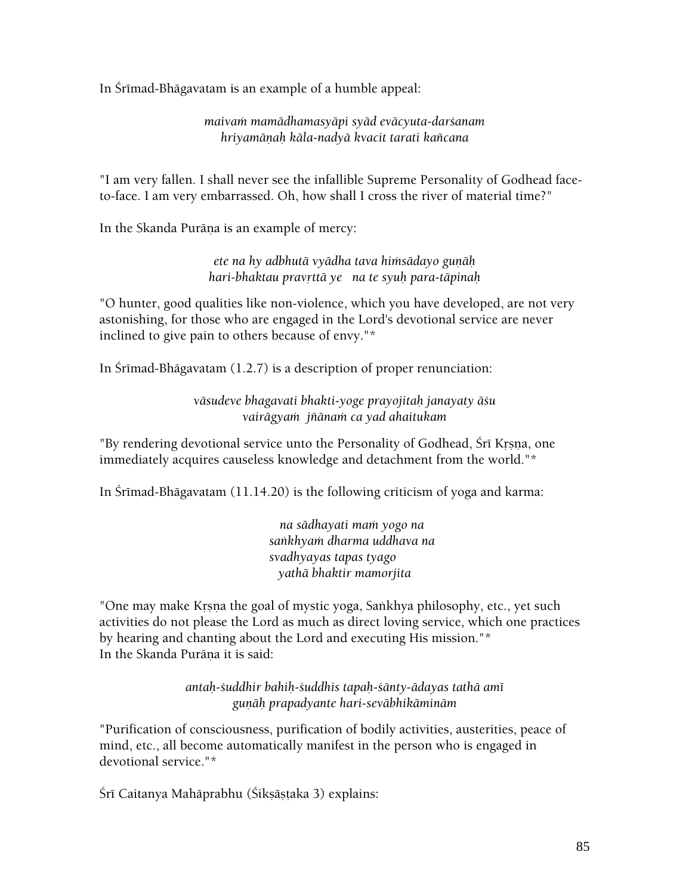In Śrīmad-Bhāgavatam is an example of a humble appeal:

*maivaṁ mamādhamasyāpi syād evācyuta-darśanam*
*hriyamāṇaḥ kāla-nadyā kvacit tarati kañcana*

"I am very fallen. I shall never see the infallible Supreme Personality of Godhead face-to-face. I am very embarrassed. Oh, how shall I cross the river of material time?"

In the Skanda Purāṇa is an example of mercy:

*ete na hy adbhutā vyādha tava hiṁsādayo guṇāḥ*
*hari-bhaktau pravṛttā ye  na te syuḥ para-tāpinaḥ*

"O hunter, good qualities like non-violence, which you have developed, are not very astonishing, for those who are engaged in the Lord's devotional service are never inclined to give pain to others because of envy."*

In Śrīmad-Bhāgavatam (1.2.7) is a description of proper renunciation:

*vāsudeve bhagavati bhakti-yoge prayojitaḥ janayaty āśu*
*vairāgyaṁ  jñānaṁ ca yad ahaitukam*

"By rendering devotional service unto the Personality of Godhead, Śrī Kṛṣṇa, one immediately acquires causeless knowledge and detachment from the world."*

In Śrīmad-Bhāgavatam (11.14.20) is the following criticism of yoga and karma:

*na sādhayati maṁ yogo na*
*saṅkhyaṁ dharma uddhava na*
*svadhyayas tapas tyago*
*yathā bhaktir mamorjita*

"One may make Kṛṣṇa the goal of mystic yoga, Saṅkhya philosophy, etc., yet such activities do not please the Lord as much as direct loving service, which one practices by hearing and chanting about the Lord and executing His mission."*
In the Skanda Purāṇa it is said:

*antaḥ-śuddhir bahiḥ-śuddhis tapaḥ-śānty-ādayas tathā amī*
*guṇāḥ prapadyante hari-sevābhikāminām*

"Purification of consciousness, purification of bodily activities, austerities, peace of mind, etc., all become automatically manifest in the person who is engaged in devotional service."*

Śrī Caitanya Mahāprabhu (Śikṣāṣṭaka 3) explains: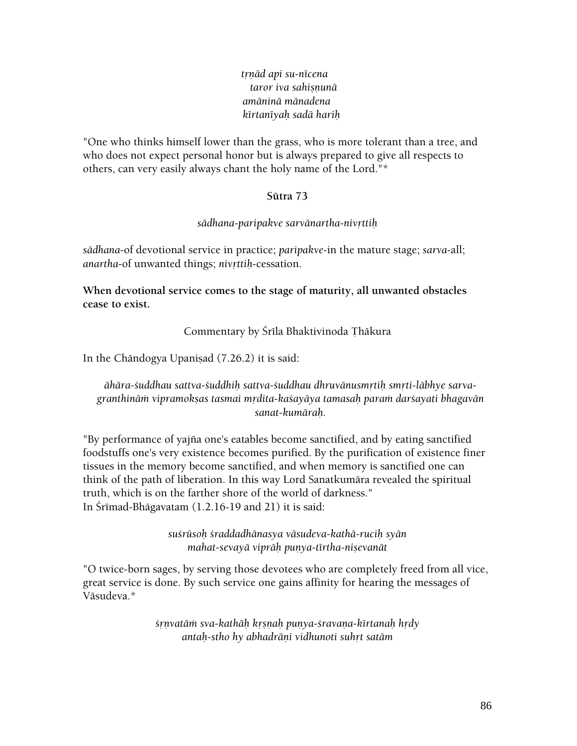*tṛṇād api su-nīcena*
*taror iva sahiṣṇunā*
*amāninā mānadena*
*kīrtanīyaḥ sadā hariḥ*

"One who thinks himself lower than the grass, who is more tolerant than a tree, and who does not expect personal honor but is always prepared to give all respects to others, can very easily always chant the holy name of the Lord."*

### Sūtra 73

*sādhana-paripakve sarvānartha-nivṛttiḥ*

*sādhana*-of devotional service in practice; *paripakve*-in the mature stage; *sarva*-all; *anartha*-of unwanted things; *nivṛttiḥ*-cessation.

**When devotional service comes to the stage of maturity, all unwanted obstacles cease to exist.**

Commentary by Śrīla Bhaktivinoda Ṭhākura

In the Chāndogya Upaniṣad (7.26.2) it is said:

*āhāra-śuddhau sattva-śuddhiḥ sattva-śuddhau dhruvānusmṛtiḥ smṛti-lābhye sarva-granthināṁ vipramokṣas tasmai mṛdita-kaśayāya tamasaḥ paraṁ darśayati bhagavān sanat-kumāraḥ.*

"By performance of yajña one's eatables become sanctified, and by eating sanctified foodstuffs one's very existence becomes purified. By the purification of existence finer tissues in the memory become sanctified, and when memory is sanctified one can think of the path of liberation. In this way Lord Sanatkumāra revealed the spiritual truth, which is on the farther shore of the world of darkness."
In Śrīmad-Bhāgavatam (1.2.16-19 and 21) it is said:

*suśrūsoḥ śraddadhānasya vāsudeva-kathā-ruciḥ syān*
*mahat-sevayā viprāḥ puṇya-tīrtha-niṣevanāt*

"O twice-born sages, by serving those devotees who are completely freed from all vice, great service is done. By such service one gains affinity for hearing the messages of Vāsudeva.*

*śṛṇvatāṁ sva-kathāḥ kṛṣṇaḥ puṇya-śravaṇa-kīrtanaḥ hṛdy*
*antaḥ-stho hy abhadrāṇi vidhunoti suhṛt satām*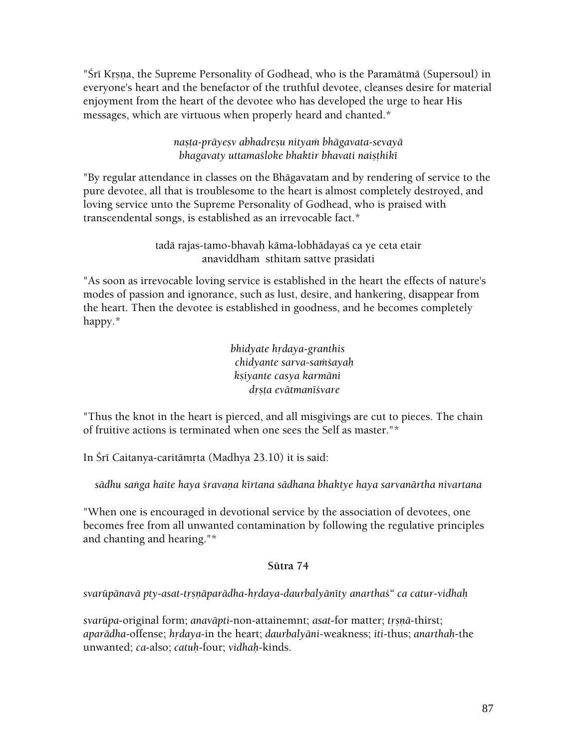"Śrī Kṛṣṇa, the Supreme Personality of Godhead, who is the Paramātmā (Supersoul) in everyone's heart and the benefactor of the truthful devotee, cleanses desire for material enjoyment from the heart of the devotee who has developed the urge to hear His messages, which are virtuous when properly heard and chanted.*

*naṣṭa-prāyeṣv abhadreṣu nityaṁ bhāgavata-sevayā*
*bhagavaty uttamaśloke bhaktir bhavati naiṣṭhikī*

"By regular attendance in classes on the Bhāgavatam and by rendering of service to the pure devotee, all that is troublesome to the heart is almost completely destroyed, and loving service unto the Supreme Personality of Godhead, who is praised with transcendental songs, is established as an irrevocable fact.*

tadā rajas-tamo-bhavaḥ kāma-lobhādayaś ca ye ceta etair
anaviddhaṁ sthitaṁ sattve prasidati

"As soon as irrevocable loving service is established in the heart the effects of nature's modes of passion and ignorance, such as lust, desire, and hankering, disappear from the heart. Then the devotee is established in goodness, and he becomes completely happy.*

*bhidyate hṛdaya-granthis*
*chidyante sarva-saṁśayaḥ*
*kṣiyante casya karmāni*
*dṛṣṭa evātmanīśvare*

"Thus the knot in the heart is pierced, and all misgivings are cut to pieces. The chain of fruitive actions is terminated when one sees the Self as master."*

In Śrī Caitanya-caritāmṛta (Madhya 23.10) it is said:

*sādhu saṅga haite haya śravaṇa kīrtana sādhana bhaktye haya sarvanārtha nivartana*

"When one is encouraged in devotional service by the association of devotees, one becomes free from all unwanted contamination by following the regulative principles and chanting and hearing."*

### Sūtra 74

*svarūpānavā pty-asat-tṛṣṇāparādha-hṛdaya-daurbalyānīty anarthaś" ca catur-vidhaḥ*

*svarūpa*-original form; *anavāpti*-non-attainemnt; *asat*-for matter; *tṛṣṇā*-thirst; *aparādha*-offense; *hṛdaya*-in the heart; *daurbalyāni*-weakness; *iti*-thus; *anarthaḥ*-the unwanted; *ca*-also; *catuḥ*-four; *vidhaḥ*-kinds.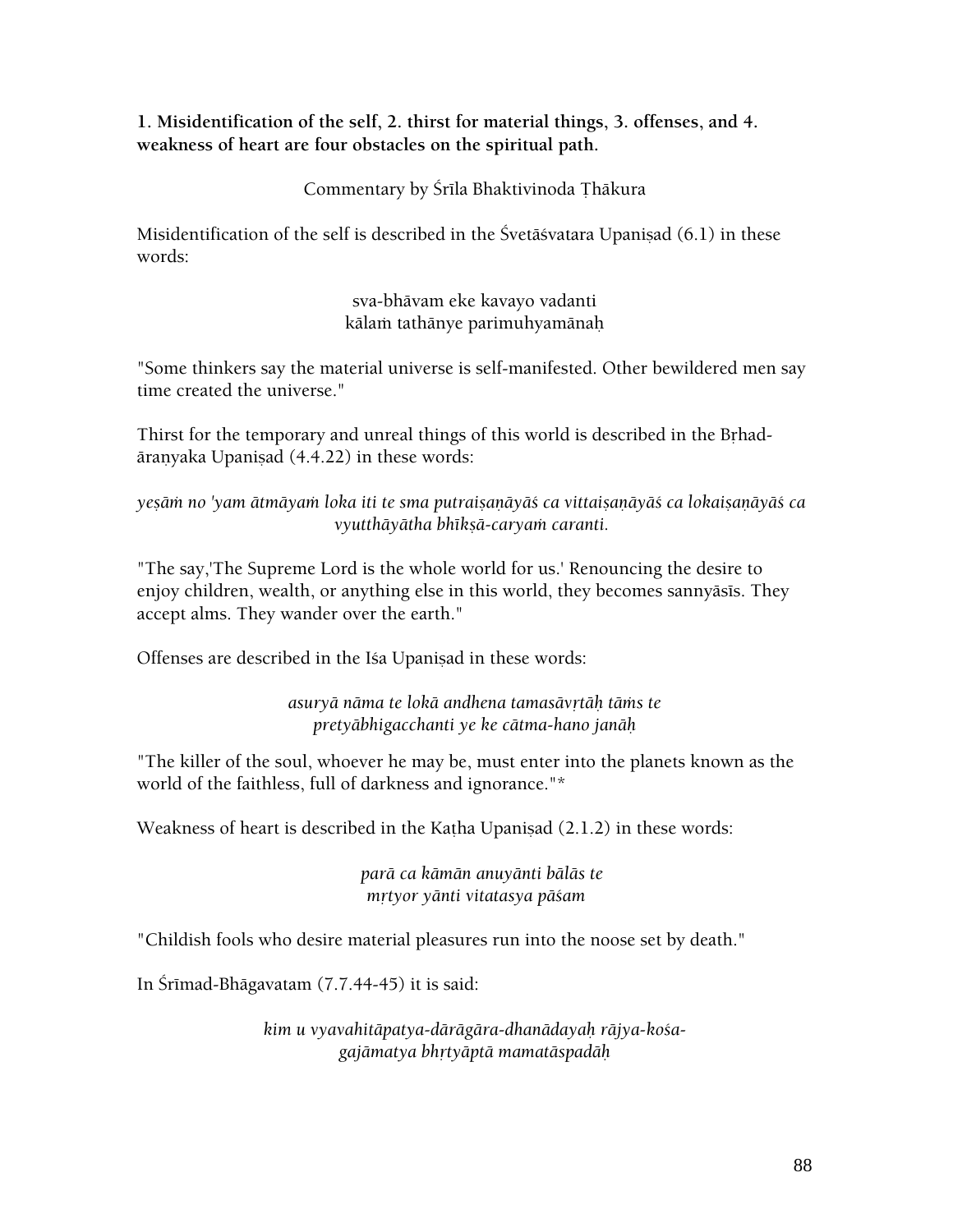**1. Misidentification of the self, 2. thirst for material things, 3. offenses, and 4. weakness of heart are four obstacles on the spiritual path.**

Commentary by Śrīla Bhaktivinoda Ṭhākura

Misidentification of the self is described in the Śvetāśvatara Upaniṣad (6.1) in these words:

sva-bhāvam eke kavayo vadanti
kālaṁ tathānye parimuhyamānaḥ

"Some thinkers say the material universe is self-manifested. Other bewildered men say time created the universe."

Thirst for the temporary and unreal things of this world is described in the Bṛhad-āraṇyaka Upaniṣad (4.4.22) in these words:

*yeṣāṁ no 'yam ātmāyaṁ loka iti te sma putraiṣaṇāyāś ca vittaiṣaṇāyāś ca lokaiṣaṇāyāś ca vyutthāyātha bhīkṣā-caryaṁ caranti.*

"The say,'The Supreme Lord is the whole world for us.' Renouncing the desire to enjoy children, wealth, or anything else in this world, they becomes sannyāsīs. They accept alms. They wander over the earth."

Offenses are described in the Iśa Upaniṣad in these words:

*asuryā nāma te lokā andhena tamasāvṛtāḥ tāṁs te*
*pretyābhigacchanti ye ke cātma-hano janāḥ*

"The killer of the soul, whoever he may be, must enter into the planets known as the world of the faithless, full of darkness and ignorance."*

Weakness of heart is described in the Kaṭha Upaniṣad (2.1.2) in these words:

*parā ca kāmān anuyānti bālās te*
*mṛtyor yānti vitatasya pāśam*

"Childish fools who desire material pleasures run into the noose set by death."

In Śrīmad-Bhāgavatam (7.7.44-45) it is said:

*kim u vyavahitāpatya-dārāgāra-dhanādayaḥ rājya-kośa-*
*gajāmatya bhṛtyāptā mamatāspadāḥ*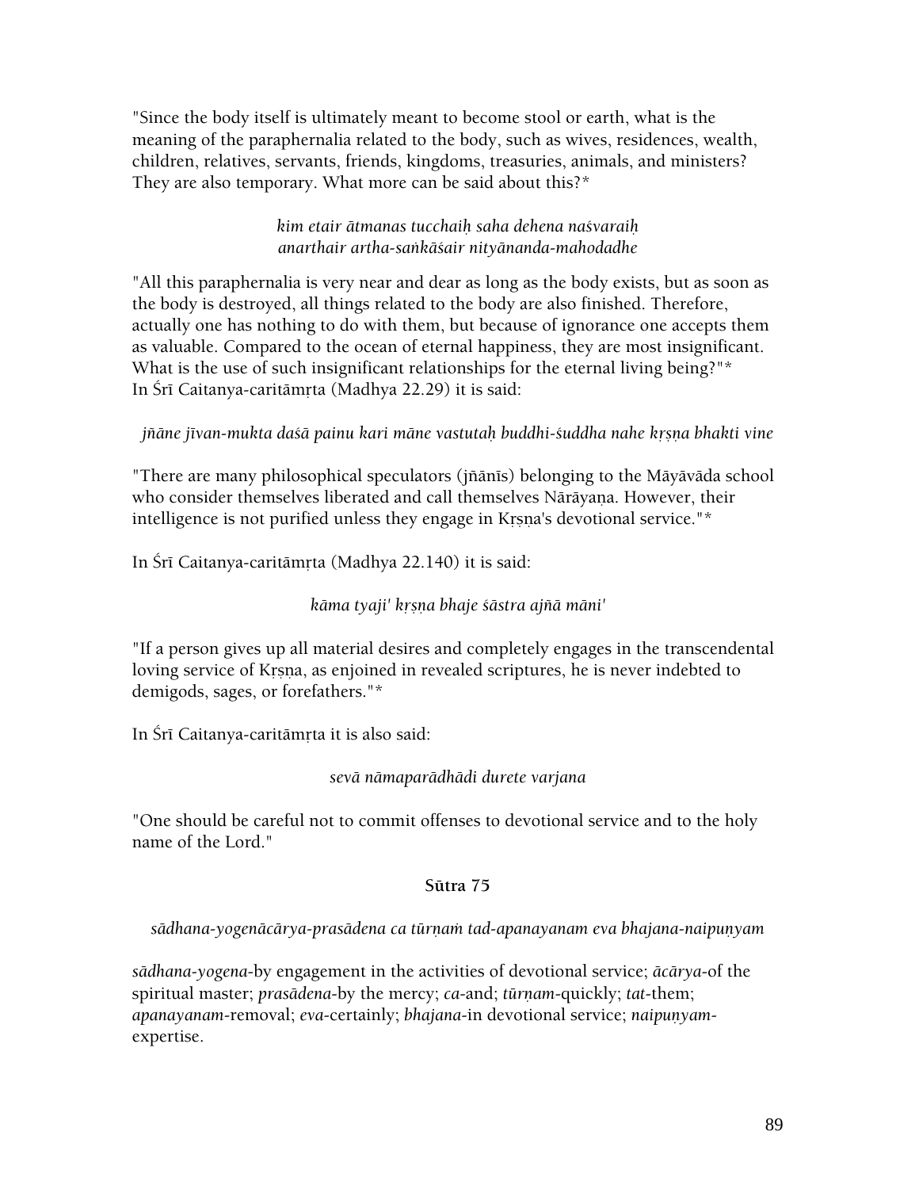"Since the body itself is ultimately meant to become stool or earth, what is the meaning of the paraphernalia related to the body, such as wives, residences, wealth, children, relatives, servants, friends, kingdoms, treasuries, animals, and ministers? They are also temporary. What more can be said about this?*

*kim etair ātmanas tucchaiḥ saha dehena naśvaraiḥ*
*anarthair artha-saṅkāśair nityānanda-mahodadhe*

"All this paraphernalia is very near and dear as long as the body exists, but as soon as the body is destroyed, all things related to the body are also finished. Therefore, actually one has nothing to do with them, but because of ignorance one accepts them as valuable. Compared to the ocean of eternal happiness, they are most insignificant. What is the use of such insignificant relationships for the eternal living being?"*
In Śrī Caitanya-caritāmṛta (Madhya 22.29) it is said:

*jñāne jīvan-mukta daśā painu kari māne vastutaḥ buddhi-śuddha nahe kṛṣṇa bhakti vine*

"There are many philosophical speculators (jñānīs) belonging to the Māyāvāda school who consider themselves liberated and call themselves Nārāyaṇa. However, their intelligence is not purified unless they engage in Kṛṣṇa's devotional service."*

In Śrī Caitanya-caritāmṛta (Madhya 22.140) it is said:

*kāma tyaji' kṛṣṇa bhaje śāstra ajñā māni'*

"If a person gives up all material desires and completely engages in the transcendental loving service of Kṛṣṇa, as enjoined in revealed scriptures, he is never indebted to demigods, sages, or forefathers."*

In Śrī Caitanya-caritāmṛta it is also said:

*sevā nāmaparādhādi durete varjana*

"One should be careful not to commit offenses to devotional service and to the holy name of the Lord."

**Sūtra 75**

*sādhana-yogenācārya-prasādena ca tūrṇaṁ tad-apanayanam eva bhajana-naipuṇyam*

*sādhana-yogena*-by engagement in the activities of devotional service; *ācārya*-of the spiritual master; *prasādena*-by the mercy; *ca*-and; *tūrṇam*-quickly; *tat*-them; *apanayanam*-removal; *eva*-certainly; *bhajana*-in devotional service; *naipuṇyam*-expertise.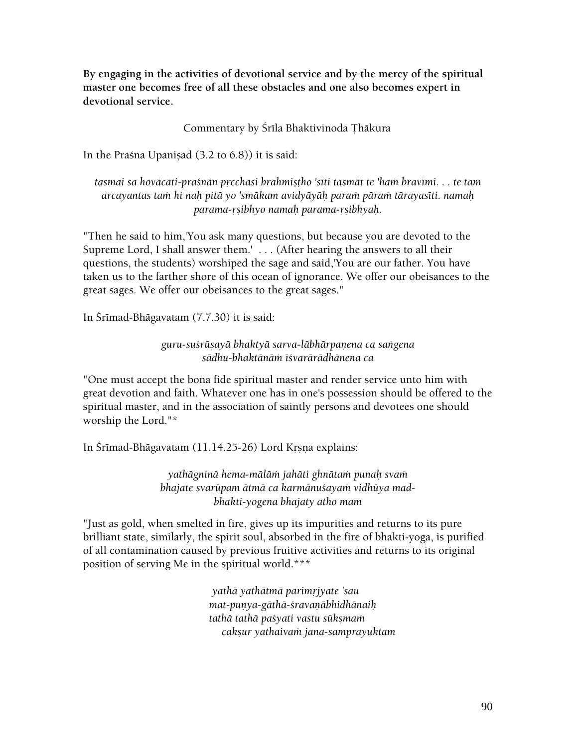**By engaging in the activities of devotional service and by the mercy of the spiritual master one becomes free of all these obstacles and one also becomes expert in devotional service.**

Commentary by Śrīla Bhaktivinoda Ṭhākura

In the Praśna Upaniṣad (3.2 to 6.8)) it is said:

*tasmai sa hovācāti-praśnān pṛcchasi brahmiṣṭho 'sīti tasmāt te 'haṁ bravīmi. . . te tam arcayantas taṁ hi naḥ pitā yo 'smākam avidyāyāḥ paraṁ pāraṁ tārayasīti. namaḥ parama-ṛṣibhyo namaḥ parama-ṛṣibhyaḥ.*

"Then he said to him,'You ask many questions, but because you are devoted to the Supreme Lord, I shall answer them.' . . . (After hearing the answers to all their questions, the students) worshiped the sage and said,'You are our father. You have taken us to the farther shore of this ocean of ignorance. We offer our obeisances to the great sages. We offer our obeisances to the great sages."

In Śrīmad-Bhāgavatam (7.7.30) it is said:

*guru-suśrūṣayā bhaktyā sarva-lābhārpaṇena ca saṅgena*
*sādhu-bhaktānāṁ īśvarārādhānena ca*

"One must accept the bona fide spiritual master and render service unto him with great devotion and faith. Whatever one has in one's possession should be offered to the spiritual master, and in the association of saintly persons and devotees one should worship the Lord."*

In Śrīmad-Bhāgavatam (11.14.25-26) Lord Kṛṣṇa explains:

*yathāgninā hema-mālāṁ jahāti ghnātaṁ punaḥ svaṁ*
*bhajate svarūpam ātmā ca karmānuśayaṁ vidhūya mad-*
*bhakti-yogena bhajaty atho mam*

"Just as gold, when smelted in fire, gives up its impurities and returns to its pure brilliant state, similarly, the spirit soul, absorbed in the fire of bhakti-yoga, is purified of all contamination caused by previous fruitive activities and returns to its original position of serving Me in the spiritual world.***

*yathā yathātmā parimṛjyate 'sau*
*mat-puṇya-gāthā-śravaṇābhidhānaiḥ*
*tathā tathā paśyati vastu sūkṣmaṁ*
*cakṣur yathaivaṁ jana-samprayuktam*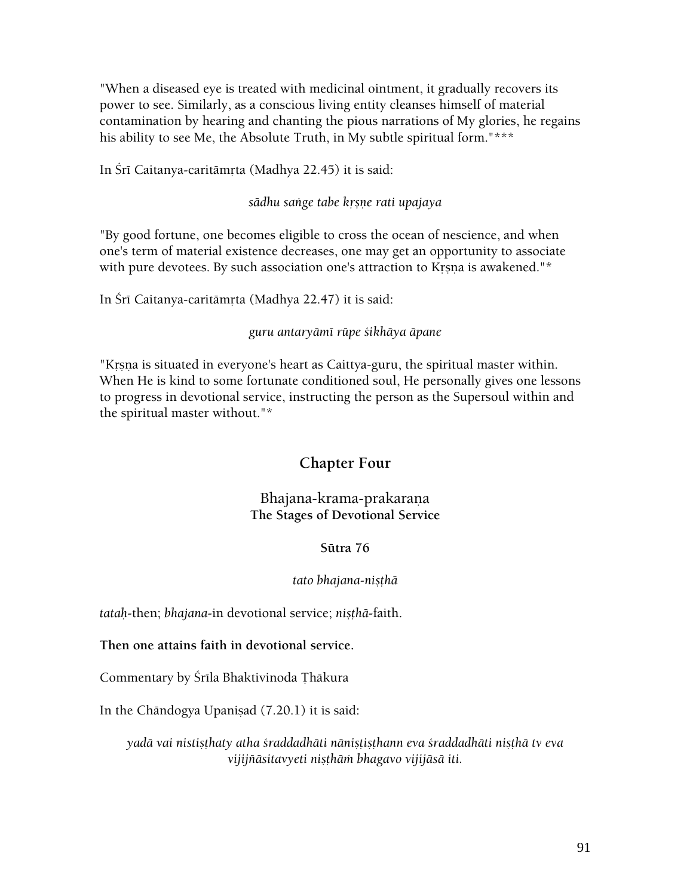"When a diseased eye is treated with medicinal ointment, it gradually recovers its power to see. Similarly, as a conscious living entity cleanses himself of material contamination by hearing and chanting the pious narrations of My glories, he regains his ability to see Me, the Absolute Truth, in My subtle spiritual form."***

In Śrī Caitanya-caritāmṛta (Madhya 22.45) it is said:

*sādhu saṅge tabe kṛṣṇe rati upajaya*

"By good fortune, one becomes eligible to cross the ocean of nescience, and when one's term of material existence decreases, one may get an opportunity to associate with pure devotees. By such association one's attraction to Kṛṣṇa is awakened."*

In Śrī Caitanya-caritāmṛta (Madhya 22.47) it is said:

*guru antaryāmī rūpe śikhāya āpane*

"Kṛṣṇa is situated in everyone's heart as Caittya-guru, the spiritual master within. When He is kind to some fortunate conditioned soul, He personally gives one lessons to progress in devotional service, instructing the person as the Supersoul within and the spiritual master without."*

## Chapter Four

### Bhajana-krama-prakaraṇa
**The Stages of Devotional Service**

**Sūtra 76**

*tato bhajana-niṣṭhā*

*tataḥ*-then; *bhajana*-in devotional service; *niṣṭhā*-faith.

**Then one attains faith in devotional service.**

Commentary by Śrīla Bhaktivinoda Ṭhākura

In the Chāndogya Upaniṣad (7.20.1) it is said:

*yadā vai nistiṣṭhaty atha śraddadhāti nāniṣṭiṣṭhann eva śraddadhāti niṣṭhā tv eva vijijñāsitavyeti niṣṭhāṁ bhagavo vijijāsā iti.*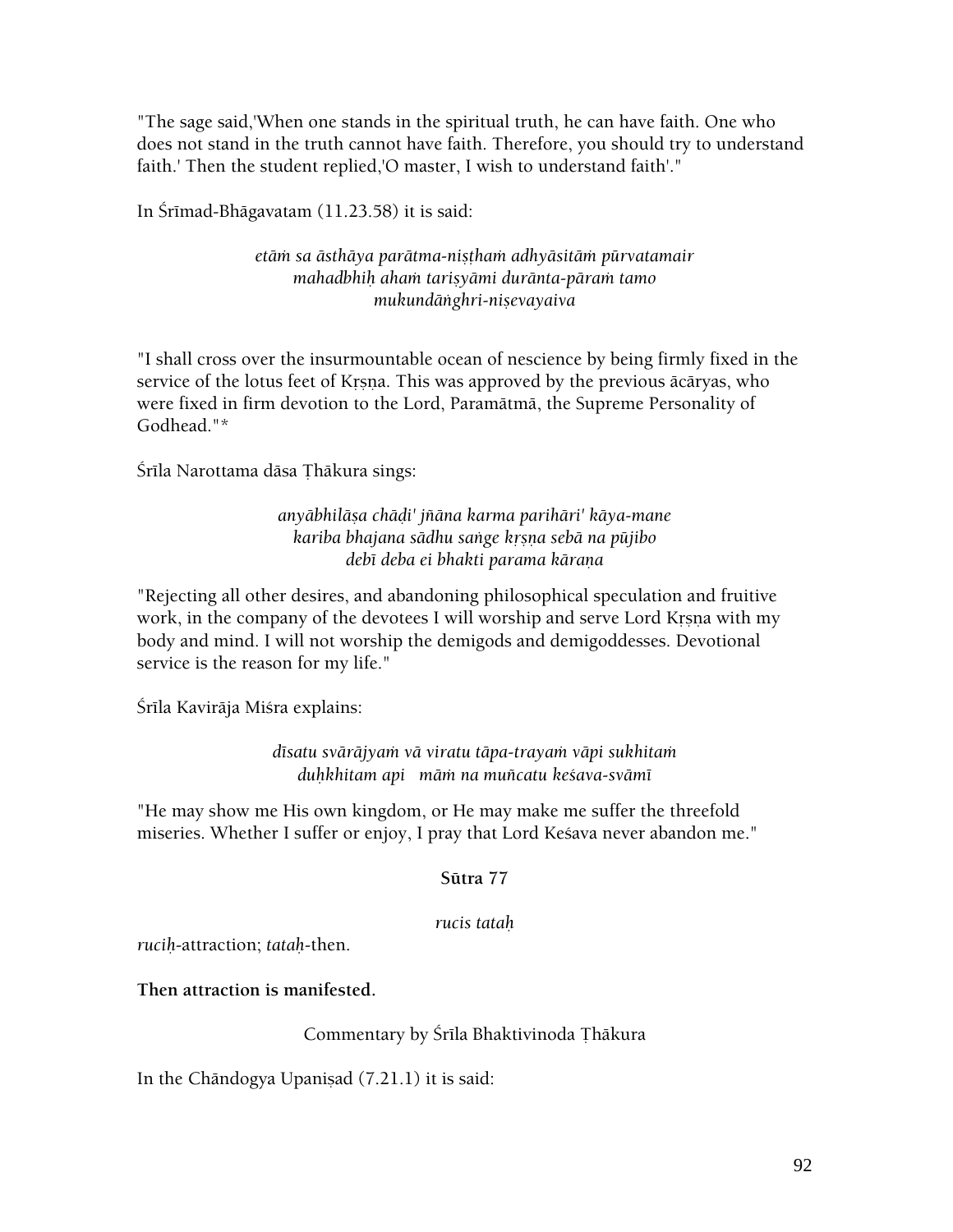"The sage said,'When one stands in the spiritual truth, he can have faith. One who does not stand in the truth cannot have faith. Therefore, you should try to understand faith.' Then the student replied,'O master, I wish to understand faith'."

In Śrīmad-Bhāgavatam (11.23.58) it is said:

*etāṁ sa āsthāya parātma-niṣṭhaṁ adhyāsitāṁ pūrvatamair*
*mahadbhiḥ ahaṁ tariṣyāmi duranta-pāraṁ tamo*
*mukundāṅghri-niṣevayaiva*

"I shall cross over the insurmountable ocean of nescience by being firmly fixed in the service of the lotus feet of Kṛṣṇa. This was approved by the previous ācāryas, who were fixed in firm devotion to the Lord, Paramātmā, the Supreme Personality of Godhead."*

Śrīla Narottama dāsa Ṭhākura sings:

*anyābhilāṣa chāḍi' jñāna karma parihāri' kāya-mane*
*kariba bhajana sādhu saṅge kṛṣṇa sebā na pūjibo*
*debī deba ei bhakti parama kāraṇa*

"Rejecting all other desires, and abandoning philosophical speculation and fruitive work, in the company of the devotees I will worship and serve Lord Kṛṣṇa with my body and mind. I will not worship the demigods and demigoddesses. Devotional service is the reason for my life."

Śrīla Kavirāja Miśra explains:

*dīsatu svārājyaṁ vā viratu tāpa-trayaṁ vāpi sukhitaṁ*
*duḥkhitam api māṁ na muñcatu keśava-svāmī*

"He may show me His own kingdom, or He may make me suffer the threefold miseries. Whether I suffer or enjoy, I pray that Lord Keśava never abandon me."

### Sūtra 77

*rucis tataḥ*

*ruciḥ*-attraction; *tataḥ*-then.

**Then attraction is manifested.**

Commentary by Śrīla Bhaktivinoda Ṭhākura

In the Chāndogya Upaniṣad (7.21.1) it is said: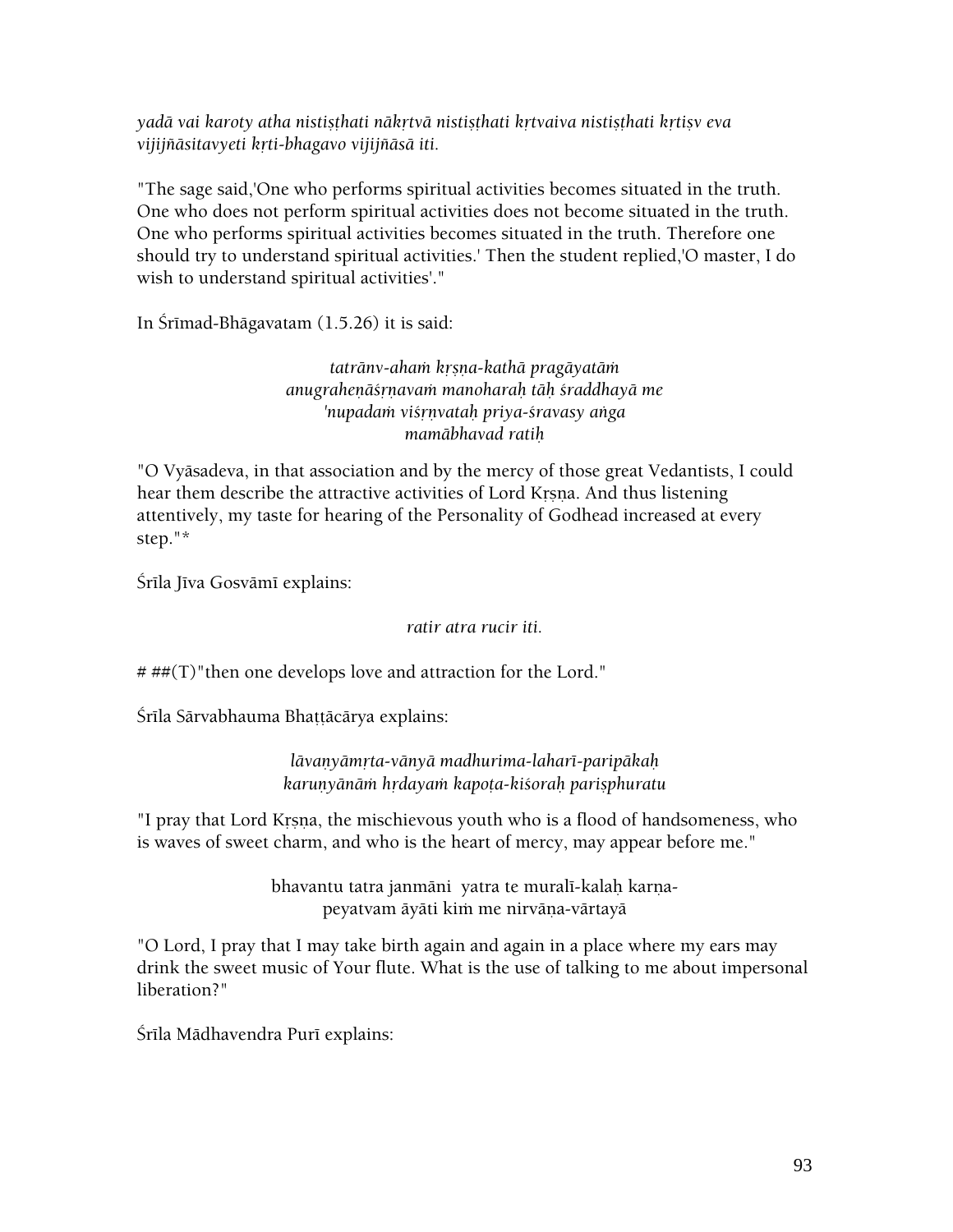*yadā vai karoty atha nistiṣṭhati nākṛtvā nistiṣṭhati kṛtvaiva nistiṣṭhati kṛtiṣv eva vijijñāsitavyeti kṛti-bhagavo vijijñāsā iti.*

"The sage said,'One who performs spiritual activities becomes situated in the truth. One who does not perform spiritual activities does not become situated in the truth. One who performs spiritual activities becomes situated in the truth. Therefore one should try to understand spiritual activities.' Then the student replied,'O master, I do wish to understand spiritual activities'."

In Śrīmad-Bhāgavatam (1.5.26) it is said:

*tatrānv-ahaṁ kṛṣṇa-kathā pragāyatāṁ*
*anugraheṇāśṛṇavaṁ manoharaḥ tāḥ śraddhayā me*
*'nupadaṁ viśṛṇvataḥ priya-śravasy aṅga*
*mamābhavad ratiḥ*

"O Vyāsadeva, in that association and by the mercy of those great Vedantists, I could hear them describe the attractive activities of Lord Kṛṣṇa. And thus listening attentively, my taste for hearing of the Personality of Godhead increased at every step."*

Śrīla Jīva Gosvāmī explains:

*ratir atra rucir iti.*

# ##(T)"then one develops love and attraction for the Lord."

Śrīla Sārvabhauma Bhaṭṭācārya explains:

*lāvaṇyāmṛta-vānyā madhurima-laharī-paripākaḥ*
*karuṇyānāṁ hṛdayaṁ kapoṭa-kiśoraḥ pariṣphuratu*

"I pray that Lord Kṛṣṇa, the mischievous youth who is a flood of handsomeness, who is waves of sweet charm, and who is the heart of mercy, may appear before me."

bhavantu tatra janmāni yatra te muralī-kalaḥ karṇa-
peyatvam āyāti kiṁ me nirvāṇa-vārtayā

"O Lord, I pray that I may take birth again and again in a place where my ears may drink the sweet music of Your flute. What is the use of talking to me about impersonal liberation?"

Śrīla Mādhavendra Purī explains: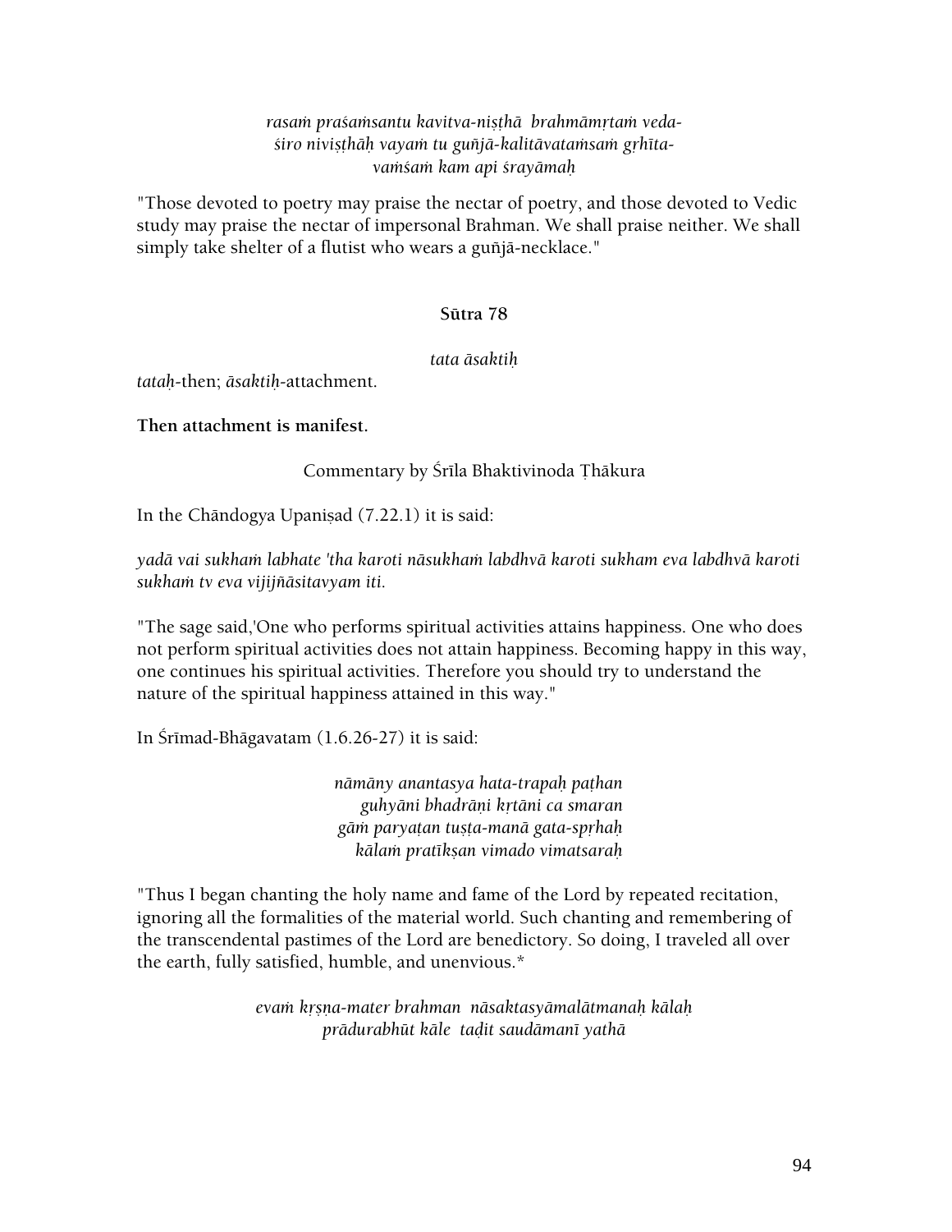*rasaṁ praśaṁsantu kavitva-niṣṭhā brahmāmṛtaṁ veda-*
*śiro niviṣṭhāḥ vayaṁ tu guñjā-kalitāvataṁsaṁ gṛhīta-*
*vaṁśaṁ kam api śrayāmaḥ*

"Those devoted to poetry may praise the nectar of poetry, and those devoted to Vedic study may praise the nectar of impersonal Brahman. We shall praise neither. We shall simply take shelter of a flutist who wears a guñjā-necklace."

**Sūtra 78**

*tata āsaktiḥ*

*tataḥ*-then; *āsaktiḥ*-attachment.

**Then attachment is manifest.**

Commentary by Śrīla Bhaktivinoda Ṭhākura

In the Chāndogya Upaniṣad (7.22.1) it is said:

*yadā vai sukhaṁ labhate 'tha karoti nāsukhaṁ labdhvā karoti sukham eva labdhvā karoti sukhaṁ tv eva vijijñāsitavyam iti.*

"The sage said,'One who performs spiritual activities attains happiness. One who does not perform spiritual activities does not attain happiness. Becoming happy in this way, one continues his spiritual activities. Therefore you should try to understand the nature of the spiritual happiness attained in this way."

In Śrīmad-Bhāgavatam (1.6.26-27) it is said:

*nāmāny anantasya hata-trapaḥ paṭhan*
*guhyāni bhadrāṇi kṛtāni ca smaran*
*gāṁ paryaṭan tuṣṭa-manā gata-spṛhaḥ*
*kālaṁ pratīkṣan vimado vimatsaraḥ*

"Thus I began chanting the holy name and fame of the Lord by repeated recitation, ignoring all the formalities of the material world. Such chanting and remembering of the transcendental pastimes of the Lord are benedictory. So doing, I traveled all over the earth, fully satisfied, humble, and unenvious.*

*evaṁ kṛṣṇa-mater brahman nāsaktasyāmalātmanaḥ kālaḥ*
*prādurabhūt kāle taḍit saudāmanī yathā*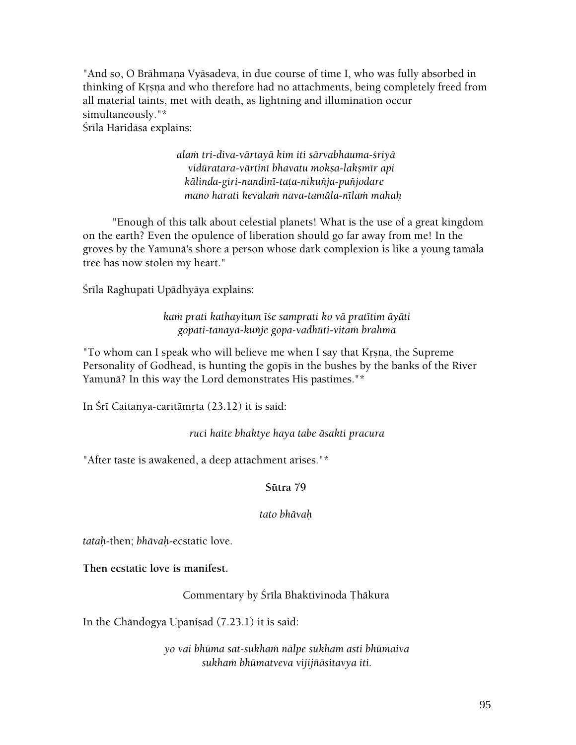"And so, O Brāhmaṇa Vyāsadeva, in due course of time I, who was fully absorbed in thinking of Kṛṣṇa and who therefore had no attachments, being completely freed from all material taints, met with death, as lightning and illumination occur simultaneously."*

Śrīla Haridāsa explains:

*alaṁ tri-diva-vārtayā kim iti sārvabhauma-śriyā*
*vidūratara-vārtinī bhavatu mokṣa-lakṣmīr api*
*kālinda-giri-nandinī-taṭa-nikuñja-puñjodare*
*mano harati kevalaṁ nava-tamāla-nīlaṁ mahaḥ*

"Enough of this talk about celestial planets! What is the use of a great kingdom on the earth? Even the opulence of liberation should go far away from me! In the groves by the Yamunā's shore a person whose dark complexion is like a young tamāla tree has now stolen my heart."

Śrīla Raghupati Upādhyāya explains:

*kaṁ prati kathayitum īśe samprati ko vā pratītim āyāti*
*gopati-tanayā-kuñje gopa-vadhūti-vitaṁ brahma*

"To whom can I speak who will believe me when I say that Kṛṣṇa, the Supreme Personality of Godhead, is hunting the gopīs in the bushes by the banks of the River Yamunā? In this way the Lord demonstrates His pastimes."*

In Śrī Caitanya-caritāmṛta (23.12) it is said:

*ruci haite bhaktye haya tabe āsakti pracura*

"After taste is awakened, a deep attachment arises."*

**Sūtra 79**

*tato bhāvaḥ*

*tataḥ*-then; *bhāvaḥ*-ecstatic love.

**Then ecstatic love is manifest.**

Commentary by Śrīla Bhaktivinoda Ṭhākura

In the Chāndogya Upaniṣad (7.23.1) it is said:

*yo vai bhūma sat-sukhaṁ nālpe sukham asti bhūmaiva*
*sukhaṁ bhūmatveva vijijñāsitavya iti.*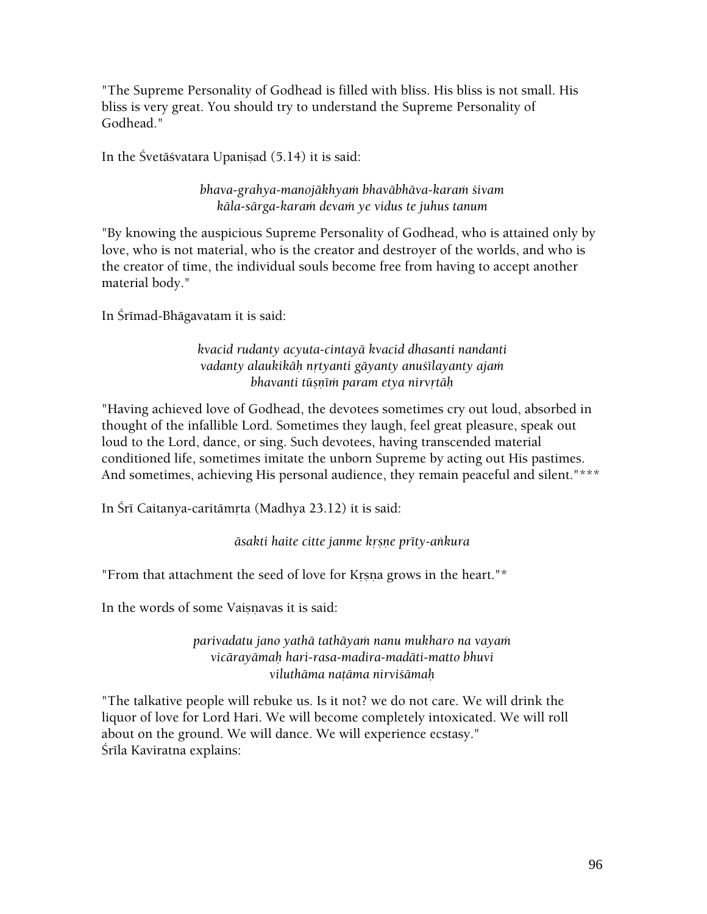"The Supreme Personality of Godhead is filled with bliss. His bliss is not small. His bliss is very great. You should try to understand the Supreme Personality of Godhead."

In the Śvetāśvatara Upaniṣad (5.14) it is said:

*bhava-grahya-manojākhyaṁ bhavābhāva-karaṁ śivam*
*kāla-sārga-karaṁ devaṁ ye vidus te juhus tanum*

"By knowing the auspicious Supreme Personality of Godhead, who is attained only by love, who is not material, who is the creator and destroyer of the worlds, and who is the creator of time, the individual souls become free from having to accept another material body."

In Śrīmad-Bhāgavatam it is said:

*kvacid rudanty acyuta-cintayā kvacid dhasanti nandanti*
*vadanty alaukikāḥ nṛtyanti gāyanty anuśīlayanty ajaṁ*
*bhavanti tūṣṇīṁ param etya nirvṛtāḥ*

"Having achieved love of Godhead, the devotees sometimes cry out loud, absorbed in thought of the infallible Lord. Sometimes they laugh, feel great pleasure, speak out loud to the Lord, dance, or sing. Such devotees, having transcended material conditioned life, sometimes imitate the unborn Supreme by acting out His pastimes. And sometimes, achieving His personal audience, they remain peaceful and silent."***

In Śrī Caitanya-caritāmṛta (Madhya 23.12) it is said:

*āsakti haite citte janme kṛṣṇe prīty-aṅkura*

"From that attachment the seed of love for Kṛṣṇa grows in the heart."*

In the words of some Vaiṣṇavas it is said:

*parivadatu jano yathā tathāyaṁ nanu mukharo na vayaṁ*
*vicārayāmaḥ hari-rasa-madira-madāti-matto bhuvi*
*viluthāma naṭāma nirviśāmaḥ*

"The talkative people will rebuke us. Is it not? we do not care. We will drink the liquor of love for Lord Hari. We will become completely intoxicated. We will roll about on the ground. We will dance. We will experience ecstasy."
Śrīla Kaviratna explains: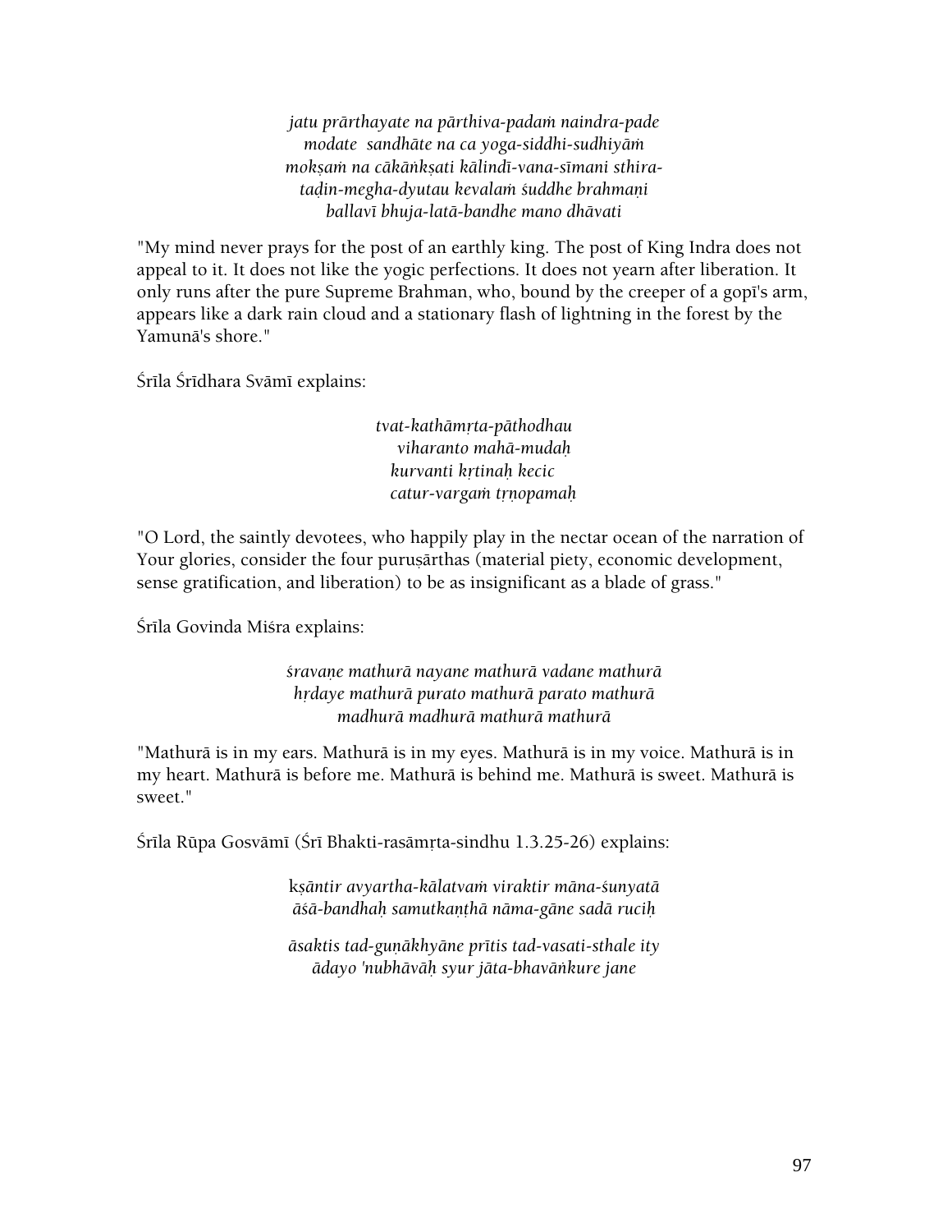*jatu prārthayate na pārthiva-padaṁ naindra-pade*
*modate sandhāte na ca yoga-siddhi-sudhiyāṁ*
*mokṣaṁ na cākāṅkṣati kālindī-vana-sīmani sthira-*
*taḍin-megha-dyutau kevalaṁ śuddhe brahmaṇi*
*ballavī bhuja-latā-bandhe mano dhāvati*

"My mind never prays for the post of an earthly king. The post of King Indra does not appeal to it. It does not like the yogic perfections. It does not yearn after liberation. It only runs after the pure Supreme Brahman, who, bound by the creeper of a gopī's arm, appears like a dark rain cloud and a stationary flash of lightning in the forest by the Yamunā's shore."

Śrīla Śrīdhara Svāmī explains:

*tvat-kathāmṛta-pāthodhau*
*viharanto mahā-mudaḥ*
*kurvanti kṛtinaḥ kecic*
*catur-vargaṁ tṛṇopamaḥ*

"O Lord, the saintly devotees, who happily play in the nectar ocean of the narration of Your glories, consider the four puruṣārthas (material piety, economic development, sense gratification, and liberation) to be as insignificant as a blade of grass."

Śrīla Govinda Miśra explains:

*śravaṇe mathurā nayane mathurā vadane mathurā*
*hṛdaye mathurā purato mathurā parato mathurā*
*madhurā madhurā mathurā mathurā*

"Mathurā is in my ears. Mathurā is in my eyes. Mathurā is in my voice. Mathurā is in my heart. Mathurā is before me. Mathurā is behind me. Mathurā is sweet. Mathurā is sweet."

Śrīla Rūpa Gosvāmī (Śrī Bhakti-rasāmṛta-sindhu 1.3.25-26) explains:

*kṣāntir avyartha-kālatvaṁ viraktir māna-śunyatā*
*āśā-bandhaḥ samutkaṇṭhā nāma-gāne sadā ruciḥ*

*āsaktis tad-guṇākhyāne prītis tad-vasati-sthale ity*
*ādayo 'nubhāvāḥ syur jāta-bhavāṅkure jane*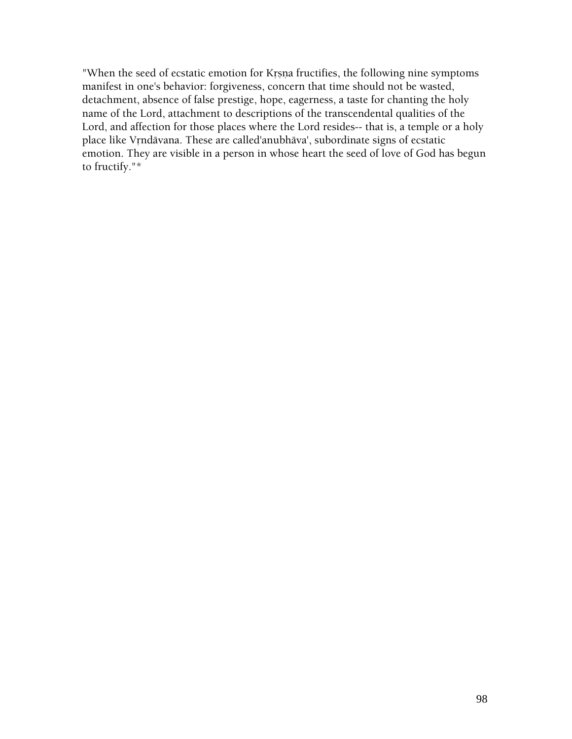"When the seed of ecstatic emotion for Kṛṣṇa fructifies, the following nine symptoms manifest in one's behavior: forgiveness, concern that time should not be wasted, detachment, absence of false prestige, hope, eagerness, a taste for chanting the holy name of the Lord, attachment to descriptions of the transcendental qualities of the Lord, and affection for those places where the Lord resides-- that is, a temple or a holy place like Vṛndāvana. These are called'anubhāva', subordinate signs of ecstatic emotion. They are visible in a person in whose heart the seed of love of God has begun to fructify."*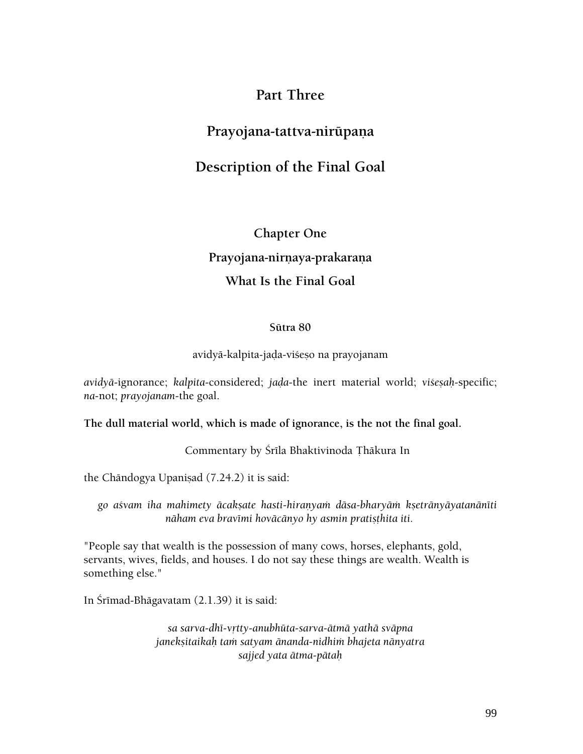# Part Three

# Prayojana-tattva-nirūpaṇa

# Description of the Final Goal

## Chapter One

## Prayojana-nirṇaya-prakaraṇa

## What Is the Final Goal

### Sūtra 80

avidyā-kalpita-jaḍa-viśeṣo na prayojanam

*avidyā*-ignorance; *kalpita*-considered; *jaḍa*-the inert material world; *viśeṣaḥ*-specific; *na*-not; *prayojanam*-the goal.

**The dull material world, which is made of ignorance, is the not the final goal.**

Commentary by Śrīla Bhaktivinoda Ṭhākura In

the Chāndogya Upaniṣad (7.24.2) it is said:

*go aśvam iha mahimety ācakṣate hasti-hiraṇyaṁ dāsa-bharyāṁ kṣetrānyāyatanānīti nāham eva bravīmi hovācānyo hy asmin pratiṣṭhita iti.*

"People say that wealth is the possession of many cows, horses, elephants, gold, servants, wives, fields, and houses. I do not say these things are wealth. Wealth is something else."

In Śrīmad-Bhāgavatam (2.1.39) it is said:

*sa sarva-dhī-vṛtty-anubhūta-sarva-ātmā yathā svāpna*
*janekṣitaikaḥ taṁ satyam ānanda-nidhiṁ bhajeta nānyatra*
*sajjed yata ātma-pātaḥ*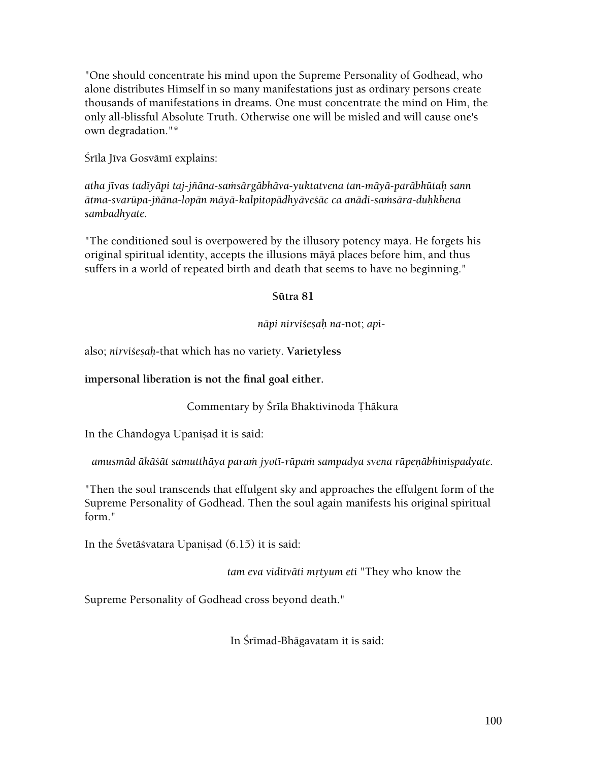"One should concentrate his mind upon the Supreme Personality of Godhead, who alone distributes Himself in so many manifestations just as ordinary persons create thousands of manifestations in dreams. One must concentrate the mind on Him, the only all-blissful Absolute Truth. Otherwise one will be misled and will cause one's own degradation."*

Śrīla Jīva Gosvāmī explains:

*atha jīvas tadīyāpi taj-jñāna-saṁsārgābhāva-yuktatvena tan-māyā-parābhūtaḥ sann ātma-svarūpa-jñāna-lopān māyā-kalpitopādhyāveśāc ca anādi-saṁsāra-duḥkhena sambadhyate.*

"The conditioned soul is overpowered by the illusory potency māyā. He forgets his original spiritual identity, accepts the illusions māyā places before him, and thus suffers in a world of repeated birth and death that seems to have no beginning."

**Sūtra 81**

*nāpi nirviśeṣaḥ na*-not; *api*-also; *nirviśeṣaḥ*-that which has no variety. **Varietyless impersonal liberation is not the final goal either.**

Commentary by Śrīla Bhaktivinoda Ṭhākura

In the Chāndogya Upaniṣad it is said:

*amusmād ākāśāt samutthāya paraṁ jyotī-rūpaṁ sampadya svena rūpeṇābhiniṣpadyate.*

"Then the soul transcends that effulgent sky and approaches the effulgent form of the Supreme Personality of Godhead. Then the soul again manifests his original spiritual form."

In the Śvetāśvatara Upaniṣad (6.15) it is said:

*tam eva viditvāti mṛtyum eti* "They who know the Supreme Personality of Godhead cross beyond death."

In Śrīmad-Bhāgavatam it is said: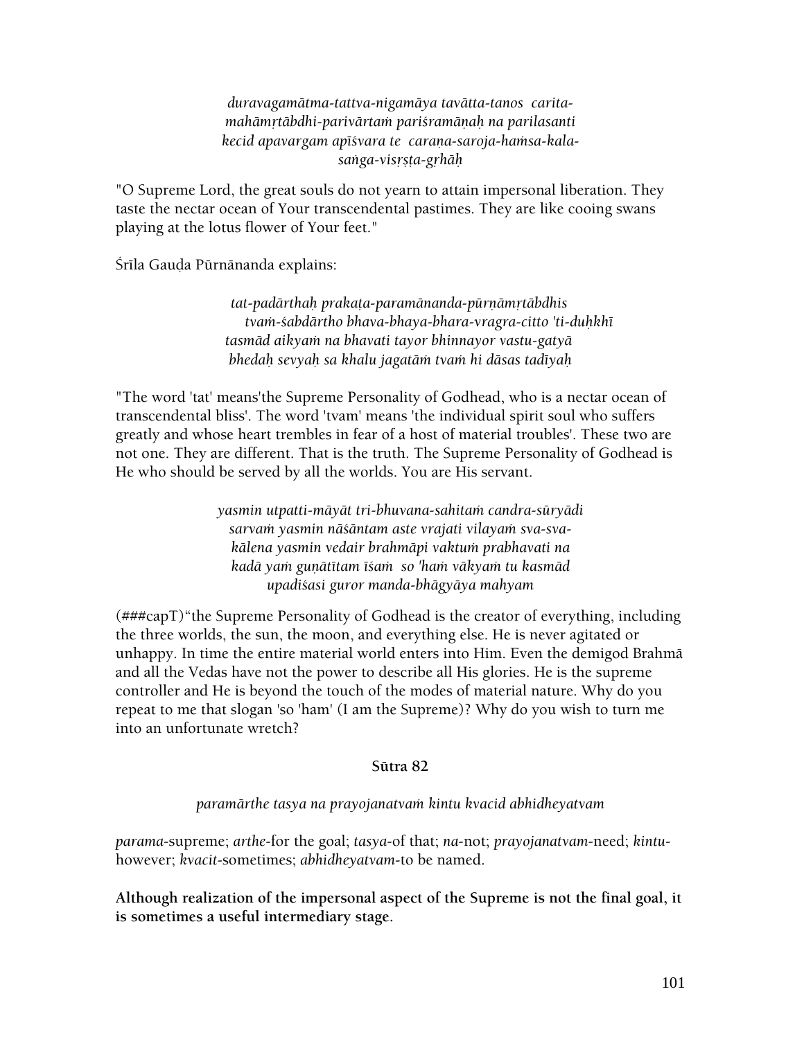*duravagamātma-tattva-nigamāya tavātta-tanos carita-*
*mahāmṛtābdhi-parivārtaṁ pariśramāṇaḥ na parilasanti*
*kecid apavargam apīśvara te caraṇa-saroja-haṁsa-kala-*
*saṅga-visṛṣṭa-gṛhāḥ*

"O Supreme Lord, the great souls do not yearn to attain impersonal liberation. They taste the nectar ocean of Your transcendental pastimes. They are like cooing swans playing at the lotus flower of Your feet."

Śrīla Gauḍa Pūrnānanda explains:

*tat-padārthaḥ prakaṭa-paramānanda-pūrṇāmṛtābdhis*
*tvaṁ-śabdārtho bhava-bhaya-bhara-vragra-citto 'ti-duḥkhī*
*tasmād aikyaṁ na bhavati tayor bhinnayor vastu-gatyā*
*bhedaḥ sevyaḥ sa khalu jagatāṁ tvaṁ hi dāsas tadīyaḥ*

"The word 'tat' means'the Supreme Personality of Godhead, who is a nectar ocean of transcendental bliss'. The word 'tvam' means 'the individual spirit soul who suffers greatly and whose heart trembles in fear of a host of material troubles'. These two are not one. They are different. That is the truth. The Supreme Personality of Godhead is He who should be served by all the worlds. You are His servant.

*yasmin utpatti-māyāt tri-bhuvana-sahitaṁ candra-sūryādi*
*sarvaṁ yasmin nāśāntam aste vrajati vilayaṁ sva-sva-*
*kālena yasmin vedair brahmāpi vaktuṁ prabhavati na*
*kadā yaṁ guṇātītam īśaṁ so 'haṁ vākyaṁ tu kasmād*
*upadiśasi guror manda-bhāgyāya mahyam*

(###capT)"the Supreme Personality of Godhead is the creator of everything, including the three worlds, the sun, the moon, and everything else. He is never agitated or unhappy. In time the entire material world enters into Him. Even the demigod Brahmā and all the Vedas have not the power to describe all His glories. He is the supreme controller and He is beyond the touch of the modes of material nature. Why do you repeat to me that slogan 'so 'ham' (I am the Supreme)? Why do you wish to turn me into an unfortunate wretch?

### Sūtra 82

*paramārthe tasya na prayojanatvaṁ kintu kvacid abhidheyatvam*

*parama*-supreme; *arthe*-for the goal; *tasya*-of that; *na*-not; *prayojanatvam*-need; *kintu*-however; *kvacit*-sometimes; *abhidheyatvam*-to be named.

**Although realization of the impersonal aspect of the Supreme is not the final goal, it is sometimes a useful intermediary stage.**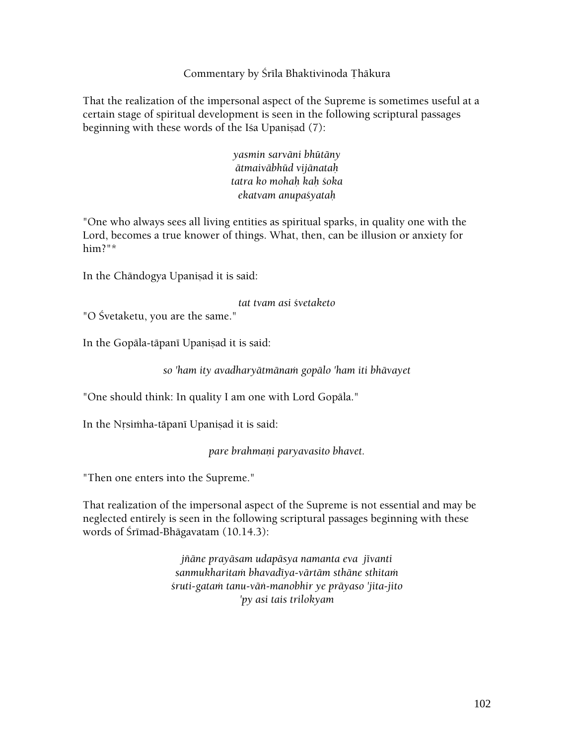Commentary by Śrīla Bhaktivinoda Ṭhākura

That the realization of the impersonal aspect of the Supreme is sometimes useful at a certain stage of spiritual development is seen in the following scriptural passages beginning with these words of the Iśa Upaniṣad (7):

*yasmin sarvāni bhūtāny*
*ātmaivābhūd vijānataḥ*
*tatra ko mohaḥ kaḥ śoka*
*ekatvam anupaśyataḥ*

"One who always sees all living entities as spiritual sparks, in quality one with the Lord, becomes a true knower of things. What, then, can be illusion or anxiety for him?"*

In the Chāndogya Upaniṣad it is said:

*tat tvam asi śvetaketo*

"O Śvetaketu, you are the same."

In the Gopāla-tāpanī Upaniṣad it is said:

*so 'ham ity avadharyātmānaṁ gopālo 'ham iti bhāvayet*

"One should think: In quality I am one with Lord Gopāla."

In the Nṛsiṁha-tāpanī Upaniṣad it is said:

*pare brahmaṇi paryavasito bhavet.*

"Then one enters into the Supreme."

That realization of the impersonal aspect of the Supreme is not essential and may be neglected entirely is seen in the following scriptural passages beginning with these words of Śrīmad-Bhāgavatam (10.14.3):

*jñāne prayāsam udapāsya namanta eva jīvanti*
*sanmukharitaṁ bhavadīya-vārtām sthāne sthitaṁ*
*śruti-gataṁ tanu-vāṅ-manobhir ye prāyaso 'jita-jito*
*'py asi tais trilokyam*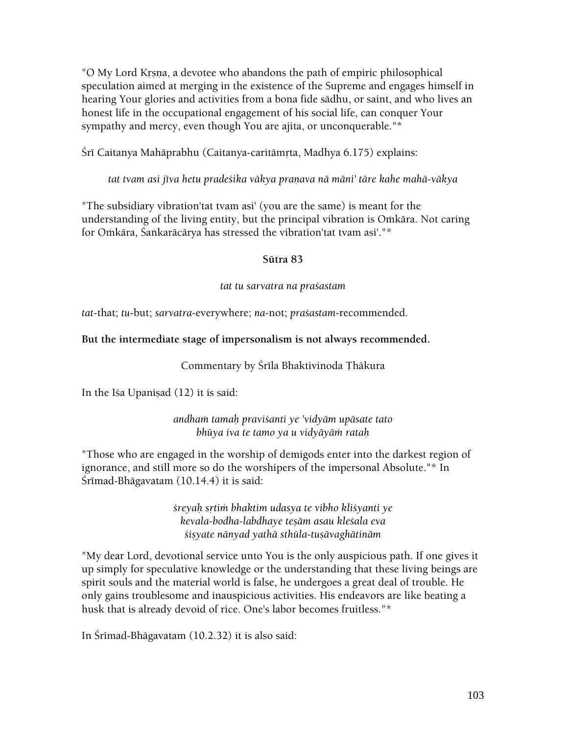"O My Lord Kṛṣṇa, a devotee who abandons the path of empiric philosophical speculation aimed at merging in the existence of the Supreme and engages himself in hearing Your glories and activities from a bona fide sādhu, or saint, and who lives an honest life in the occupational engagement of his social life, can conquer Your sympathy and mercy, even though You are ajita, or unconquerable."*

Śrī Caitanya Mahāprabhu (Caitanya-caritāmṛta, Madhya 6.175) explains:

*tat tvam asi jīva hetu pradeśika vākya praṇava nā māni' tāre kahe mahā-vākya*

"The subsidiary vibration'tat tvam asi' (you are the same) is meant for the understanding of the living entity, but the principal vibration is Oṁkāra. Not caring for Oṁkāra, Śaṅkarācārya has stressed the vibration'tat tvam asi'."*

### Sūtra 83

*tat tu sarvatra na praśastam*

*tat*-that; *tu*-but; *sarvatra*-everywhere; *na*-not; *praśastam*-recommended.

**But the intermediate stage of impersonalism is not always recommended.**

Commentary by Śrīla Bhaktivinoda Ṭhākura

In the Iśa Upaniṣad (12) it is said:

*andhaṁ tamaḥ praviśanti ye 'vidyām upāsate tato*
*bhūya iva te tamo ya u vidyāyāṁ rataḥ*

"Those who are engaged in the worship of demigods enter into the darkest region of ignorance, and still more so do the worshipers of the impersonal Absolute."* In Śrīmad-Bhāgavatam (10.14.4) it is said:

*śreyaḥ sṛtiṁ bhaktim udasya te vibho kliśyanti ye*
*kevala-bodha-labdhaye teṣām asau kleśala eva*
*śiṣyate nānyad yathā sthūla-tuṣāvaghātinām*

"My dear Lord, devotional service unto You is the only auspicious path. If one gives it up simply for speculative knowledge or the understanding that these living beings are spirit souls and the material world is false, he undergoes a great deal of trouble. He only gains troublesome and inauspicious activities. His endeavors are like beating a husk that is already devoid of rice. One's labor becomes fruitless."*

In Śrīmad-Bhāgavatam (10.2.32) it is also said: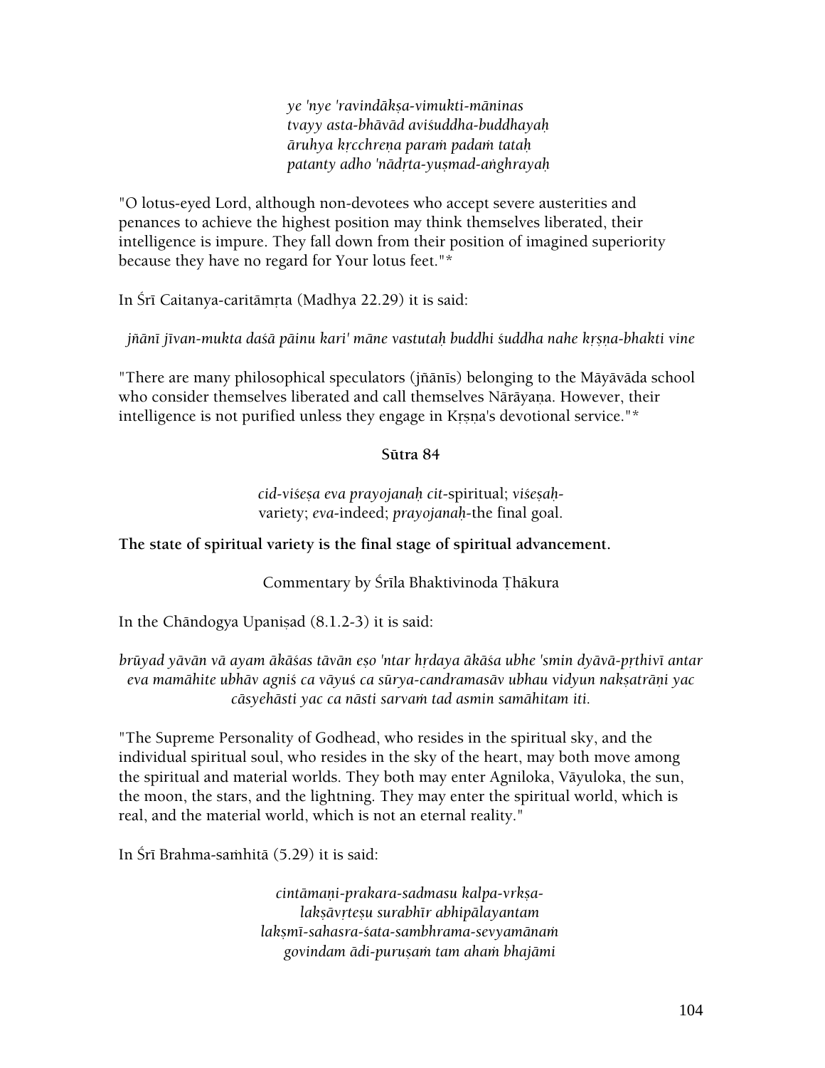*ye 'nye 'ravindākṣa-vimukti-māninas*
*tvayy asta-bhāvād aviśuddha-buddhayaḥ*
*āruhya kṛcchreṇa paraṁ padaṁ tataḥ*
*patanty adho 'nādṛta-yuṣmad-aṅghrayaḥ*

"O lotus-eyed Lord, although non-devotees who accept severe austerities and penances to achieve the highest position may think themselves liberated, their intelligence is impure. They fall down from their position of imagined superiority because they have no regard for Your lotus feet."*

In Śrī Caitanya-caritāmṛta (Madhya 22.29) it is said:

*jñānī jīvan-mukta daśā pāinu kari' māne vastutaḥ buddhi śuddha nahe kṛṣṇa-bhakti vine*

"There are many philosophical speculators (jñānīs) belonging to the Māyāvāda school who consider themselves liberated and call themselves Nārāyaṇa. However, their intelligence is not purified unless they engage in Kṛṣṇa's devotional service."*

**Sūtra 84**

*cid-viśeṣa eva prayojanaḥ cit*-spiritual; *viśeṣaḥ*-variety; *eva*-indeed; *prayojanaḥ*-the final goal.

**The state of spiritual variety is the final stage of spiritual advancement.**

Commentary by Śrīla Bhaktivinoda Ṭhākura

In the Chāndogya Upaniṣad (8.1.2-3) it is said:

*brūyad yāvān vā ayam ākāśas tāvān eṣo 'ntar hṛdaya ākāśa ubhe 'smin dyāvā-pṛthivī antar eva mamāhite ubhāv agniś ca vāyuś ca sūrya-candramasāv ubhau vidyun nakṣatrāṇi yac cāsyehāsti yac ca nāsti sarvaṁ tad asmin samāhitam iti.*

"The Supreme Personality of Godhead, who resides in the spiritual sky, and the individual spiritual soul, who resides in the sky of the heart, may both move among the spiritual and material worlds. They both may enter Agniloka, Vāyuloka, the sun, the moon, the stars, and the lightning. They may enter the spiritual world, which is real, and the material world, which is not an eternal reality."

In Śrī Brahma-saṁhitā (5.29) it is said:

*cintāmaṇi-prakara-sadmasu kalpa-vṛkṣa-*
*lakṣāvṛteṣu surabhīr abhipālayantam*
*lakṣmī-sahasra-śata-sambhrama-sevyamānaṁ*
*govindam ādi-puruṣaṁ tam ahaṁ bhajāmi*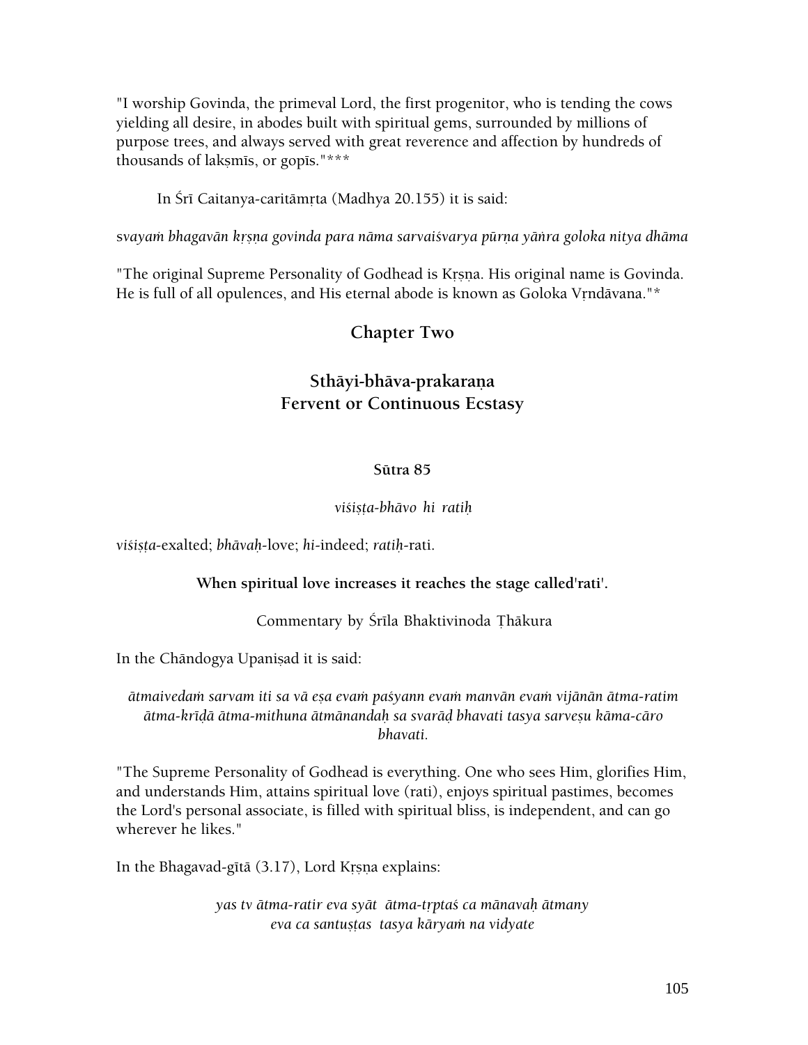"I worship Govinda, the primeval Lord, the first progenitor, who is tending the cows yielding all desire, in abodes built with spiritual gems, surrounded by millions of purpose trees, and always served with great reverence and affection by hundreds of thousands of lakṣmīs, or gopīs."***

In Śrī Caitanya-caritāmṛta (Madhya 20.155) it is said:

*svayaṁ bhagavān kṛṣṇa govinda para nāma sarvaiśvarya pūrṇa yāṅra goloka nitya dhāma*

"The original Supreme Personality of Godhead is Kṛṣṇa. His original name is Govinda. He is full of all opulences, and His eternal abode is known as Goloka Vṛndāvana."*

## Chapter Two

## Sthāyi-bhāva-prakaraṇa
## Fervent or Continuous Ecstasy

### Sūtra 85

*viśiṣṭa-bhāvo hi ratiḥ*

*viśiṣṭa*-exalted; *bhāvaḥ*-love; *hi*-indeed; *ratiḥ*-rati.

**When spiritual love increases it reaches the stage called'rati'.**

Commentary by Śrīla Bhaktivinoda Ṭhākura

In the Chāndogya Upaniṣad it is said:

*ātmaivedaṁ sarvam iti sa vā eṣa evaṁ paśyann evaṁ manvān evaṁ vijānān ātma-ratim ātma-krīḍā ātma-mithuna ātmānandaḥ sa svarāḍ bhavati tasya sarveṣu kāma-cāro bhavati.*

"The Supreme Personality of Godhead is everything. One who sees Him, glorifies Him, and understands Him, attains spiritual love (rati), enjoys spiritual pastimes, becomes the Lord's personal associate, is filled with spiritual bliss, is independent, and can go wherever he likes."

In the Bhagavad-gītā (3.17), Lord Kṛṣṇa explains:

*yas tv ātma-ratir eva syāt ātma-tṛptaś ca mānavaḥ ātmany*
*eva ca santuṣṭas tasya kāryaṁ na vidyate*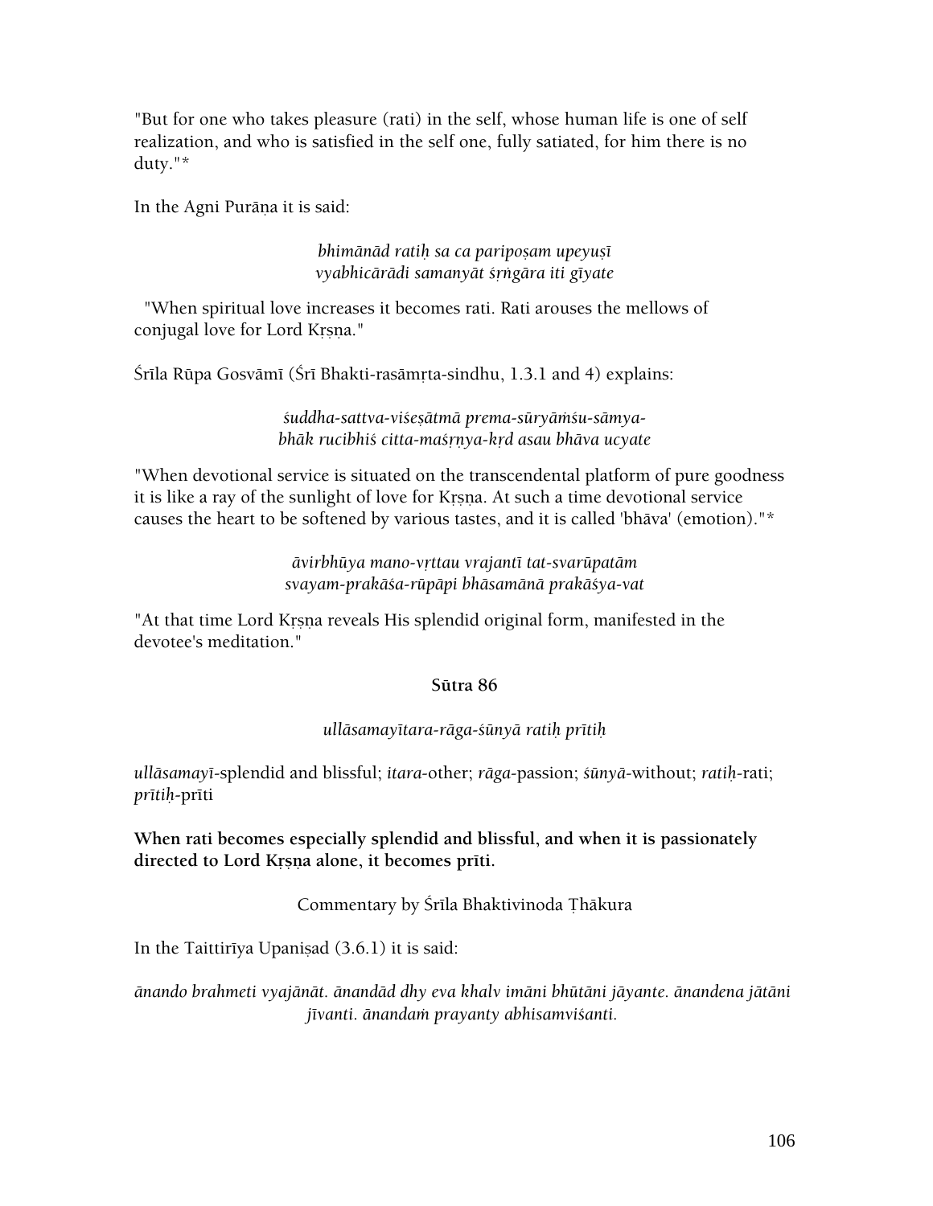"But for one who takes pleasure (rati) in the self, whose human life is one of self realization, and who is satisfied in the self one, fully satiated, for him there is no duty."*

In the Agni Purāṇa it is said:

*bhimānād ratiḥ sa ca paripoṣam upeyuṣī*
*vyabhicārādi samanyāt śṛṅgāra iti gīyate*

"When spiritual love increases it becomes rati. Rati arouses the mellows of conjugal love for Lord Kṛṣṇa."

Śrīla Rūpa Gosvāmī (Śrī Bhakti-rasāmṛta-sindhu, 1.3.1 and 4) explains:

*śuddha-sattva-viśeṣātmā prema-sūryāṁśu-sāmya-*
*bhāk rucibhiś citta-maśṛṇya-kṛd asau bhāva ucyate*

"When devotional service is situated on the transcendental platform of pure goodness it is like a ray of the sunlight of love for Kṛṣṇa. At such a time devotional service causes the heart to be softened by various tastes, and it is called 'bhāva' (emotion)."*

*āvirbhūya mano-vṛttau vrajantī tat-svarūpatām*
*svayam-prakāśa-rūpāpi bhāsamānā prakāśya-vat*

"At that time Lord Kṛṣṇa reveals His splendid original form, manifested in the devotee's meditation."

## Sūtra 86

*ullāsamayītara-rāga-śūnyā ratiḥ prītiḥ*

*ullāsamayī*-splendid and blissful; *itara*-other; *rāga*-passion; *śūnyā*-without; *ratiḥ*-rati; *prītiḥ*-prīti

**When rati becomes especially splendid and blissful, and when it is passionately directed to Lord Kṛṣṇa alone, it becomes prīti.**

Commentary by Śrīla Bhaktivinoda Ṭhākura

In the Taittirīya Upaniṣad (3.6.1) it is said:

*ānando brahmeti vyajānāt. ānandād dhy eva khalv imāni bhūtāni jāyante. ānandena jātāni jīvanti. ānandaṁ prayanty abhisamviśanti.*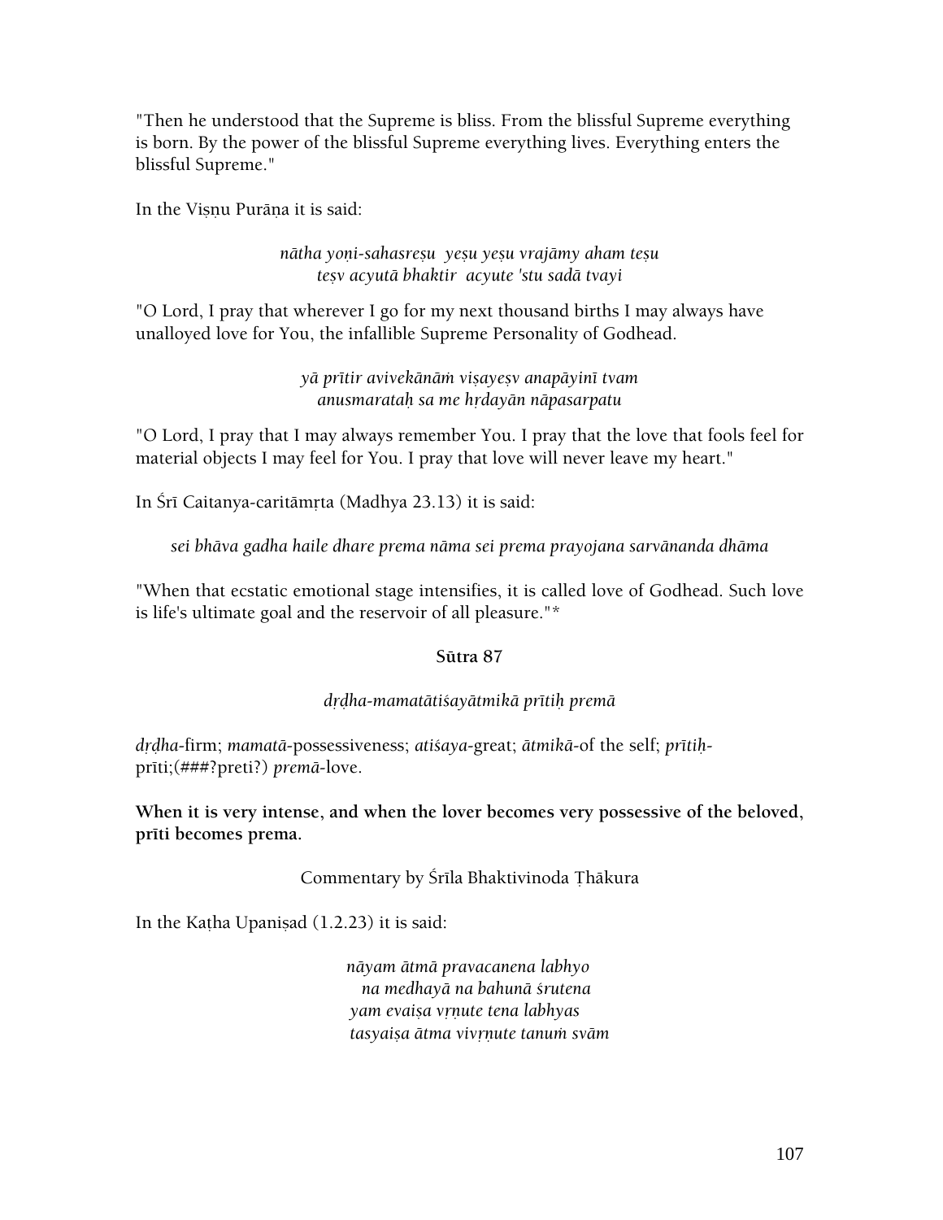"Then he understood that the Supreme is bliss. From the blissful Supreme everything is born. By the power of the blissful Supreme everything lives. Everything enters the blissful Supreme."

In the Viṣṇu Purāṇa it is said:

*nātha yoṇi-sahasreṣu yeṣu yeṣu vrajāmy aham teṣu*
*teṣv acyutā bhaktir acyute 'stu sadā tvayi*

"O Lord, I pray that wherever I go for my next thousand births I may always have unalloyed love for You, the infallible Supreme Personality of Godhead.

*yā prītir avivekānāṁ viṣayeṣv anapāyinī tvam*
*anusmarataḥ sa me hṛdayān nāpasarpatu*

"O Lord, I pray that I may always remember You. I pray that the love that fools feel for material objects I may feel for You. I pray that love will never leave my heart."

In Śrī Caitanya-caritāmṛta (Madhya 23.13) it is said:

*sei bhāva gadha haile dhare prema nāma sei prema prayojana sarvānanda dhāma*

"When that ecstatic emotional stage intensifies, it is called love of Godhead. Such love is life's ultimate goal and the reservoir of all pleasure."*

**Sūtra 87**

*dṛḍha-mamatātiśayātmikā prītiḥ premā*

*dṛḍha*-firm; *mamatā*-possessiveness; *atiśaya*-great; *ātmikā*-of the self; *prītiḥ*-prīti;(###?preti?) *premā*-love.

**When it is very intense, and when the lover becomes very possessive of the beloved, prīti becomes prema.**

Commentary by Śrīla Bhaktivinoda Ṭhākura

In the Kaṭha Upaniṣad (1.2.23) it is said:

*nāyam ātmā pravacanena labhyo*
*na medhayā na bahunā śrutena*
*yam evaiṣa vṛṇute tena labhyas*
*tasyaiṣa ātma vivṛṇute tanuṁ svām*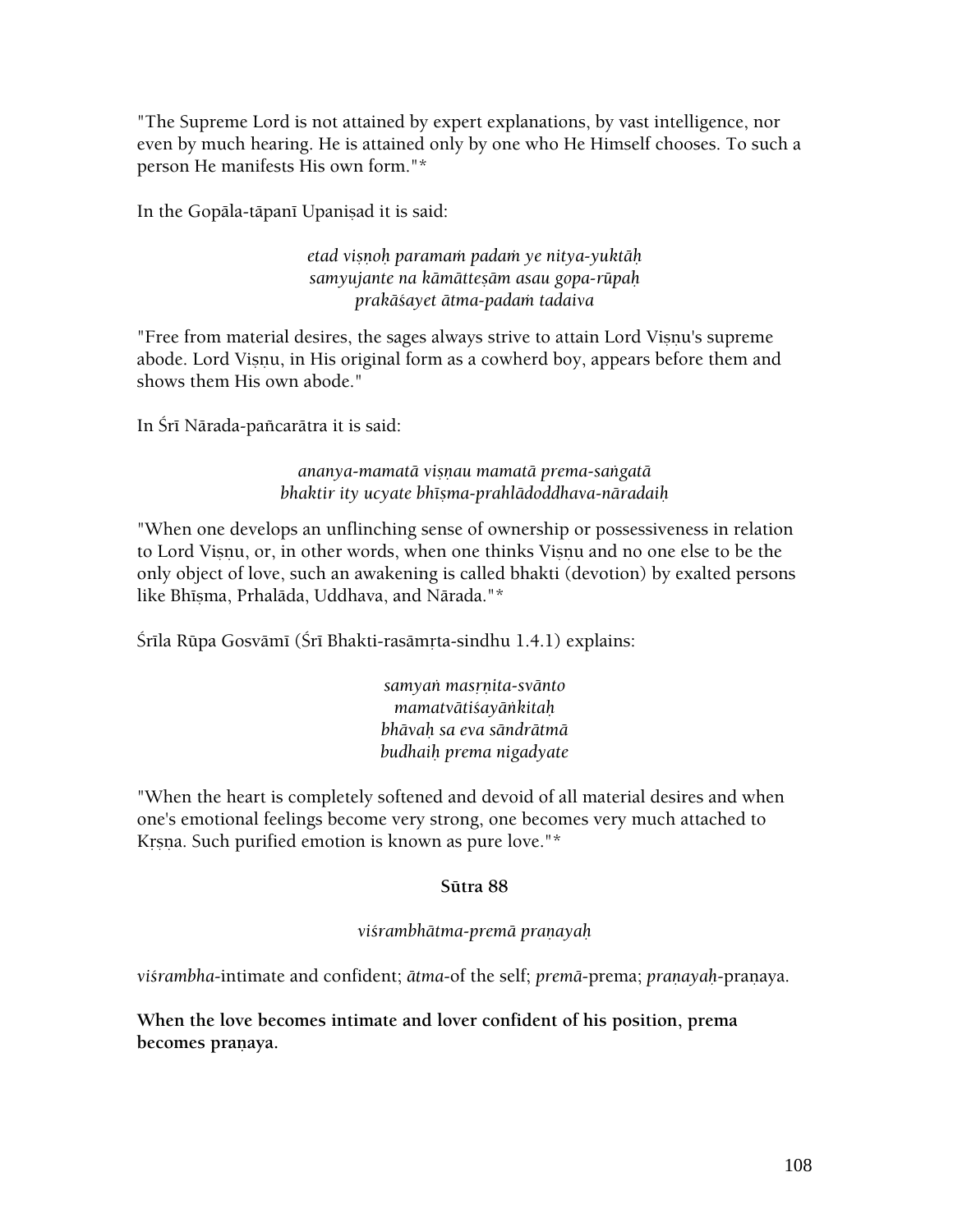"The Supreme Lord is not attained by expert explanations, by vast intelligence, nor even by much hearing. He is attained only by one who He Himself chooses. To such a person He manifests His own form."*

In the Gopāla-tāpanī Upaniṣad it is said:

*etad viṣṇoḥ paramaṁ padaṁ ye nitya-yuktāḥ*
*samyujante na kāmātteṣām asau gopa-rūpaḥ*
*prakāśayet ātma-padaṁ tadaiva*

"Free from material desires, the sages always strive to attain Lord Viṣṇu's supreme abode. Lord Viṣṇu, in His original form as a cowherd boy, appears before them and shows them His own abode."

In Śrī Nārada-pañcarātra it is said:

*ananya-mamatā viṣṇau mamatā prema-saṅgatā*
*bhaktir ity ucyate bhīṣma-prahlādoddhava-nāradaiḥ*

"When one develops an unflinching sense of ownership or possessiveness in relation to Lord Viṣṇu, or, in other words, when one thinks Viṣṇu and no one else to be the only object of love, such an awakening is called bhakti (devotion) by exalted persons like Bhīṣma, Prhalāda, Uddhava, and Nārada."*

Śrīla Rūpa Gosvāmī (Śrī Bhakti-rasāmṛta-sindhu 1.4.1) explains:

*samyaṅ masṛṇita-svānto*
*mamatvātiśayāṅkitaḥ*
*bhāvaḥ sa eva sāndrātmā*
*budhaiḥ prema nigadyate*

"When the heart is completely softened and devoid of all material desires and when one's emotional feelings become very strong, one becomes very much attached to Kṛṣṇa. Such purified emotion is known as pure love."*

**Sūtra 88**

*viśrambhātma-premā praṇayaḥ*

*viśrambha*-intimate and confident; *ātma*-of the self; *premā*-prema; *praṇayaḥ*-praṇaya.

**When the love becomes intimate and lover confident of his position, prema becomes praṇaya.**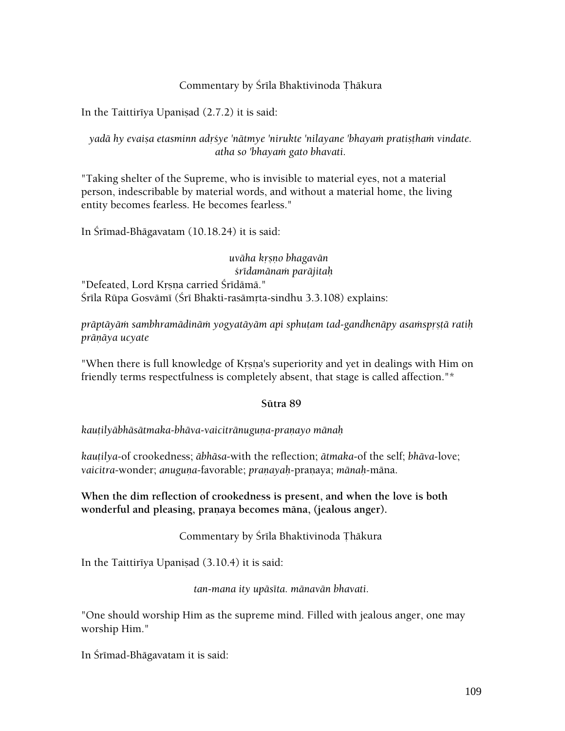Commentary by Śrīla Bhaktivinoda Ṭhākura

In the Taittirīya Upaniṣad (2.7.2) it is said:

*yadā hy evaiṣa etasminn adṛśye 'nātmye 'nirukte 'nilayane 'bhayaṁ pratiṣṭhaṁ vindate. atha so 'bhayaṁ gato bhavati.*

"Taking shelter of the Supreme, who is invisible to material eyes, not a material person, indescribable by material words, and without a material home, the living entity becomes fearless. He becomes fearless."

In Śrīmad-Bhāgavatam (10.18.24) it is said:

*uvāha kṛṣṇo bhagavān*
*śrīdamānaṁ parājitaḥ*

"Defeated, Lord Kṛṣṇa carried Śrīdāmā."
Śrīla Rūpa Gosvāmī (Śrī Bhakti-rasāmṛta-sindhu 3.3.108) explains:

*prāptāyāṁ sambhramādināṁ yogyatāyām api sphuṭam tad-gandhenāpy asaṁspṛṣṭā ratiḥ prāṇāya ucyate*

"When there is full knowledge of Kṛṣṇa's superiority and yet in dealings with Him on friendly terms respectfulness is completely absent, that stage is called affection."*

**Sūtra 89**

*kauṭilyābhāsātmaka-bhāva-vaicitrānuguṇa-praṇayo mānaḥ*

*kauṭilya*-of crookedness; *ābhāsa*-with the reflection; *ātmaka*-of the self; *bhāva*-love; *vaicitra*-wonder; *anuguṇa*-favorable; *praṇayaḥ*-praṇaya; *mānaḥ*-māna.

**When the dim reflection of crookedness is present, and when the love is both wonderful and pleasing, praṇaya becomes māna, (jealous anger).**

Commentary by Śrīla Bhaktivinoda Ṭhākura

In the Taittirīya Upaniṣad (3.10.4) it is said:

*tan-mana ity upāsīta. mānavān bhavati.*

"One should worship Him as the supreme mind. Filled with jealous anger, one may worship Him."

In Śrīmad-Bhāgavatam it is said: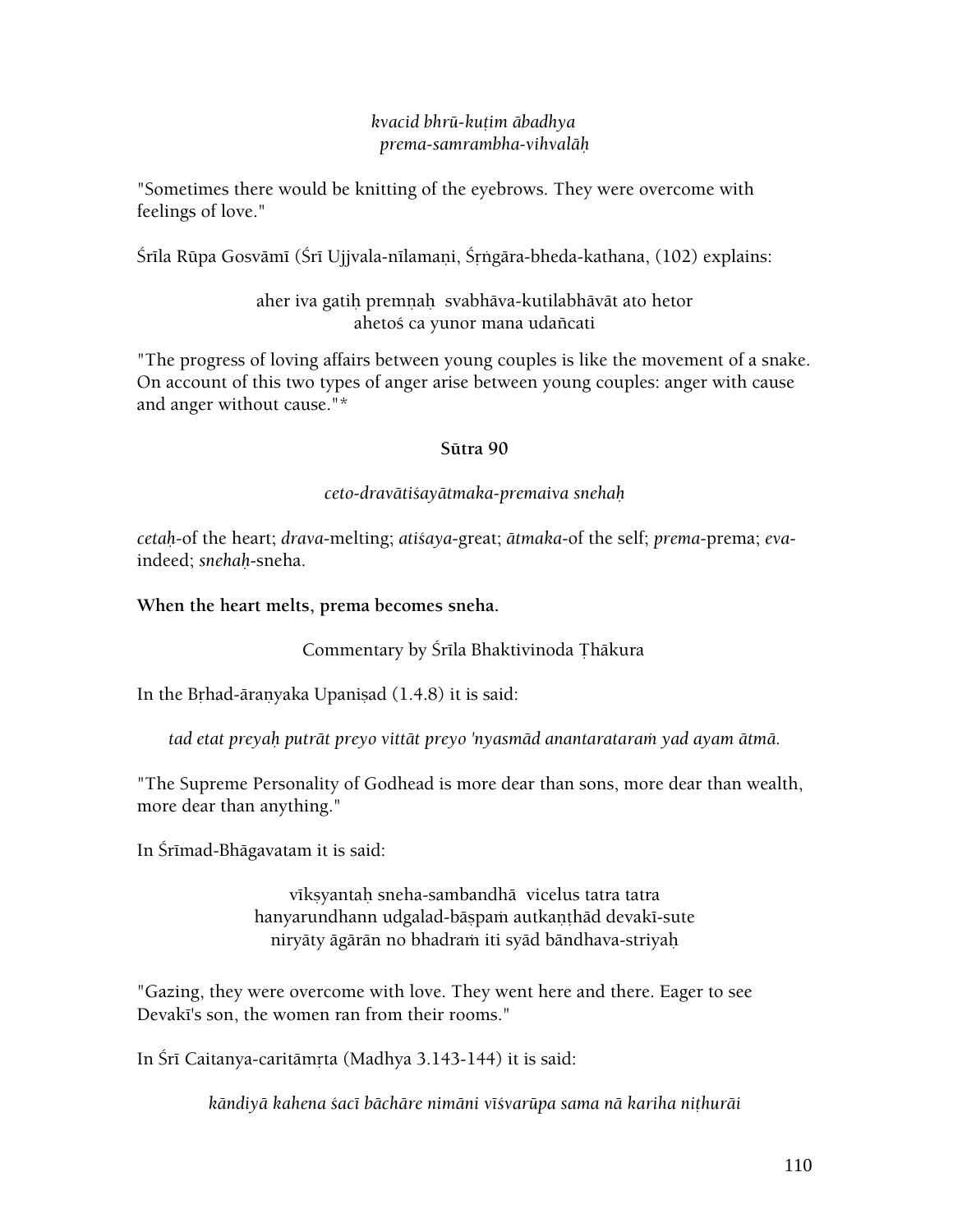*kvacid bhrū-kuṭim ābadhya*
*prema-samrambha-vihvalāḥ*

"Sometimes there would be knitting of the eyebrows. They were overcome with feelings of love."

Śrīla Rūpa Gosvāmī (Śrī Ujjvala-nīlamaṇi, Śṛṅgāra-bheda-kathana, (102) explains:

aher iva gatiḥ premṇaḥ svabhāva-kutilabhāvāt ato hetor
ahetoś ca yunor mana udañcati

"The progress of loving affairs between young couples is like the movement of a snake. On account of this two types of anger arise between young couples: anger with cause and anger without cause."*

**Sūtra 90**

*ceto-dravātiśayātmaka-premaiva snehaḥ*

*cetaḥ*-of the heart; *drava*-melting; *atiśaya*-great; *ātmaka*-of the self; *prema*-prema; *eva*-indeed; *snehaḥ*-sneha.

**When the heart melts, prema becomes sneha.**

Commentary by Śrīla Bhaktivinoda Ṭhākura

In the Bṛhad-āraṇyaka Upaniṣad (1.4.8) it is said:

*tad etat preyaḥ putrāt preyo vittāt preyo 'nyasmād anantarataraṁ yad ayam ātmā.*

"The Supreme Personality of Godhead is more dear than sons, more dear than wealth, more dear than anything."

In Śrīmad-Bhāgavatam it is said:

vīkṣyantaḥ sneha-sambandhā vicelus tatra tatra
hanyarundhann udgalad-bāṣpaṁ autkaṇṭhād devakī-sute
niryāty āgārān no bhadraṁ iti syād bāndhava-striyaḥ

"Gazing, they were overcome with love. They went here and there. Eager to see Devakī's son, the women ran from their rooms."

In Śrī Caitanya-caritāmṛta (Madhya 3.143-144) it is said:

*kāndiyā kahena śacī bāchāre nimāni vīśvarūpa sama nā kariha niṭhurāi*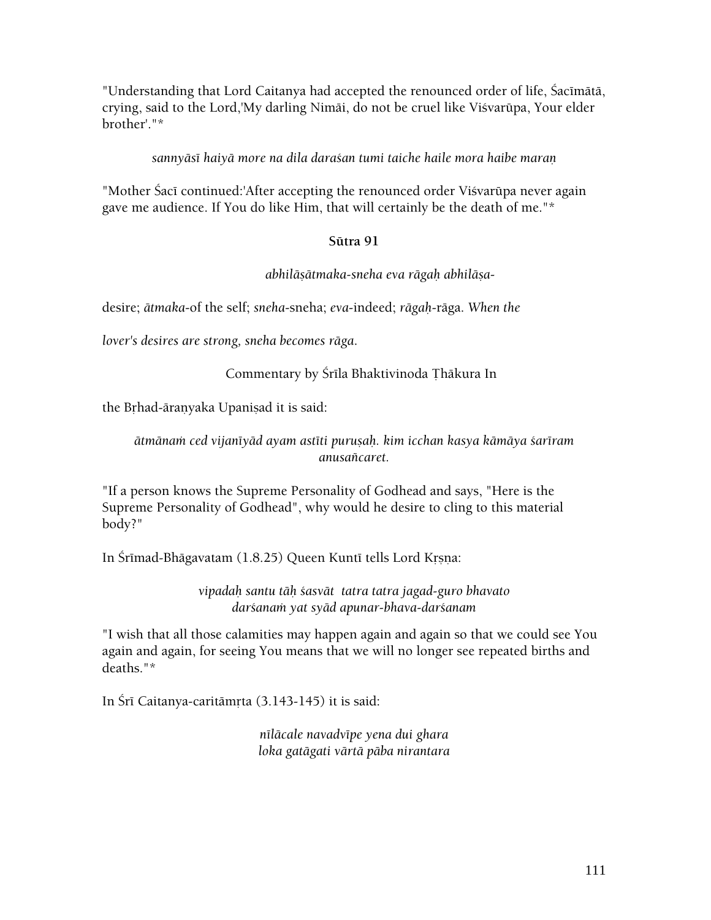"Understanding that Lord Caitanya had accepted the renounced order of life, Śacīmātā, crying, said to the Lord,'My darling Nimāi, do not be cruel like Viśvarūpa, Your elder brother'."*

*sannyāsī haiyā more na dila daraśan tumi taiche haile mora haibe maraṇ*

"Mother Śacī continued:'After accepting the renounced order Viśvarūpa never again gave me audience. If You do like Him, that will certainly be the death of me."*

**Sūtra 91**

*abhilāṣātmaka-sneha eva rāgaḥ abhilāṣa-*

desire; *ātmaka*-of the self; *sneha*-sneha; *eva*-indeed; *rāgaḥ*-rāga. *When the lover's desires are strong, sneha becomes rāga.*

Commentary by Śrīla Bhaktivinoda Ṭhākura In the Bṛhad-āraṇyaka Upaniṣad it is said:

*ātmānaṁ ced vijanīyād ayam astīti puruṣaḥ. kim icchan kasya kāmāya śarīram anusañcaret.*

"If a person knows the Supreme Personality of Godhead and says, "Here is the Supreme Personality of Godhead", why would he desire to cling to this material body?"

In Śrīmad-Bhāgavatam (1.8.25) Queen Kuntī tells Lord Kṛṣṇa:

*vipadaḥ santu tāḥ śasvāt tatra tatra jagad-guro bhavato*
*darśanaṁ yat syād apunar-bhava-darśanam*

"I wish that all those calamities may happen again and again so that we could see You again and again, for seeing You means that we will no longer see repeated births and deaths."*

In Śrī Caitanya-caritāmṛta (3.143-145) it is said:

*nīlācale navadvīpe yena dui ghara*
*loka gatāgati vārtā pāba nirantara*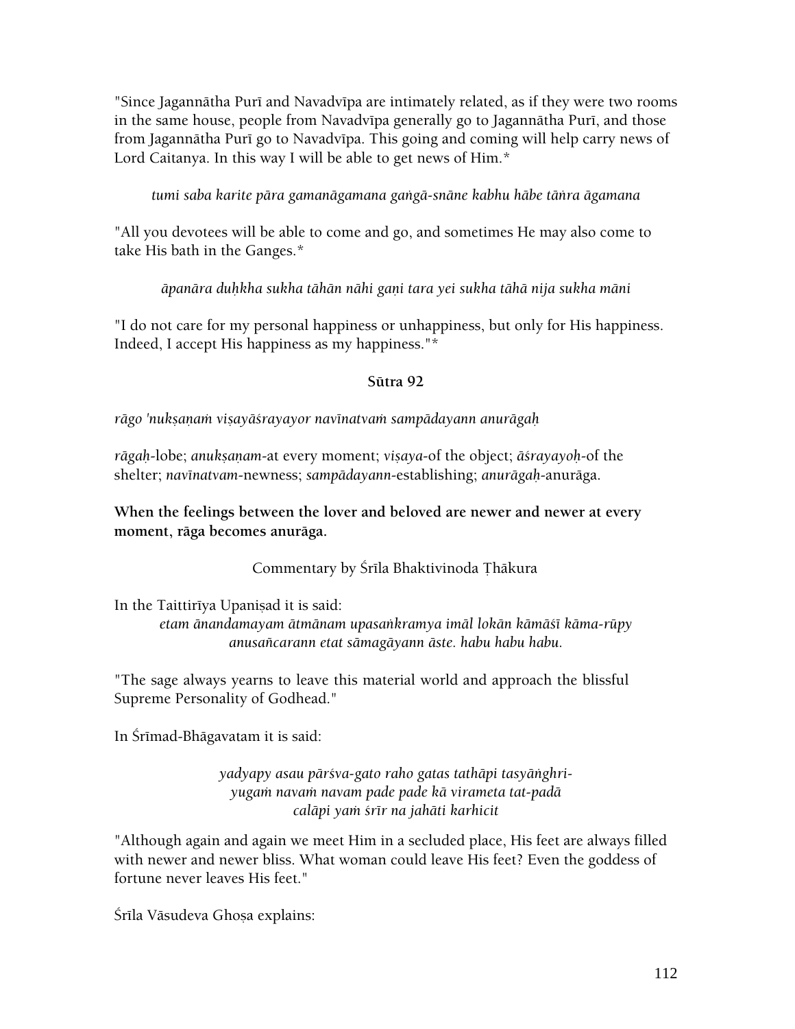"Since Jagannātha Purī and Navadvīpa are intimately related, as if they were two rooms in the same house, people from Navadvīpa generally go to Jagannātha Purī, and those from Jagannātha Purī go to Navadvīpa. This going and coming will help carry news of Lord Caitanya. In this way I will be able to get news of Him.*

*tumi saba karite pāra gamanāgamana gaṅgā-snāne kabhu hābe tāṅra āgamana*

"All you devotees will be able to come and go, and sometimes He may also come to take His bath in the Ganges.*

*āpanāra duḥkha sukha tāhān nāhi gaṇi tara yei sukha tāhā nija sukha māni*

"I do not care for my personal happiness or unhappiness, but only for His happiness. Indeed, I accept His happiness as my happiness."*

**Sūtra 92**

*rāgo 'nukṣaṇaṁ viṣayāśrayayor navīnatvaṁ sampādayann anurāgaḥ*

*rāgaḥ*-lobe; *anukṣaṇam*-at every moment; *viṣaya*-of the object; *āśrayayoḥ*-of the shelter; *navīnatvam*-newness; *sampādayann*-establishing; *anurāgaḥ*-anurāga.

**When the feelings between the lover and beloved are newer and newer at every moment, rāga becomes anurāga.**

Commentary by Śrīla Bhaktivinoda Ṭhākura

In the Taittirīya Upaniṣad it is said:

*etam ānandamayam ātmānam upasaṅkramya imāl lokān kāmāśī kāma-rūpy anusañcarann etat sāmagāyann āste. habu habu habu.*

"The sage always yearns to leave this material world and approach the blissful Supreme Personality of Godhead."

In Śrīmad-Bhāgavatam it is said:

*yadyapy asau pārśva-gato raho gatas tathāpi tasyāṅghri-*
*yugaṁ navaṁ navam pade pade kā virameta tat-padā*
*calāpi yaṁ śrīr na jahāti karhicit*

"Although again and again we meet Him in a secluded place, His feet are always filled with newer and newer bliss. What woman could leave His feet? Even the goddess of fortune never leaves His feet."

Śrīla Vāsudeva Ghoṣa explains: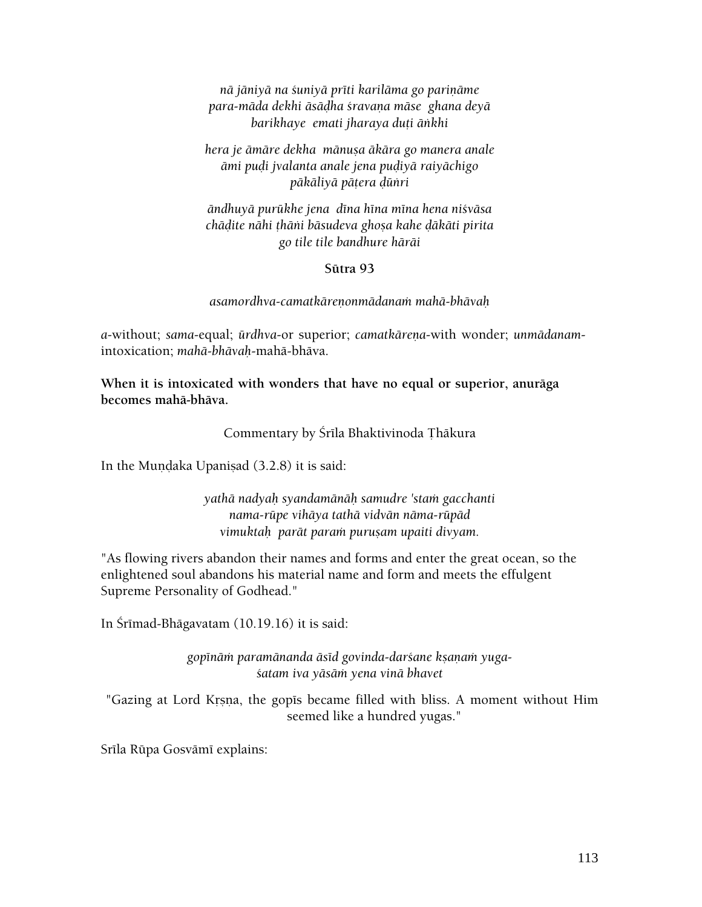*nā jāniyā na śuniyā prīti karilāma go pariṇāme*
*para-māda dekhi āsāḍha śravaṇa māse ghana deyā*
*barikhaye emati jharaya duṭi āṅkhi*

*hera je āmāre dekha mānuṣa ākāra go manera anale*
*āmi puḍi jvalanta anale jena puḍiyā raiyāchigo*
*pākāliyā pāṭera ḍūṅri*

*āndhuyā purūkhe jena dīna hīna mīna hena niśvāsa*
*chāḍite nāhi ṭhāṅi bāsudeva ghoṣa kahe ḍākāti pirita*
*go tile tile bandhure hārāi*

**Sūtra 93**

*asamordhva-camatkāreṇonmādanaṁ mahā-bhāvaḥ*

*a*-without; *sama*-equal; *ūrdhva*-or superior; *camatkāreṇa*-with wonder; *unmādanam*-intoxication; *mahā-bhāvaḥ*-mahā-bhāva.

**When it is intoxicated with wonders that have no equal or superior, anurāga becomes mahā-bhāva.**

Commentary by Śrīla Bhaktivinoda Ṭhākura

In the Muṇḍaka Upaniṣad (3.2.8) it is said:

*yathā nadyaḥ syandamānāḥ samudre 'staṁ gacchanti*
*nama-rūpe vihāya tathā vidvān nāma-rūpād*
*vimuktaḥ parāt paraṁ puruṣam upaiti divyam.*

"As flowing rivers abandon their names and forms and enter the great ocean, so the enlightened soul abandons his material name and form and meets the effulgent Supreme Personality of Godhead."

In Śrīmad-Bhāgavatam (10.19.16) it is said:

*gopīnāṁ paramānanda āsīd govinda-darśane kṣaṇaṁ yuga-*
*śatam iva yāsāṁ yena vinā bhavet*

"Gazing at Lord Kṛṣṇa, the gopīs became filled with bliss. A moment without Him seemed like a hundred yugas."

Srīla Rūpa Gosvāmī explains: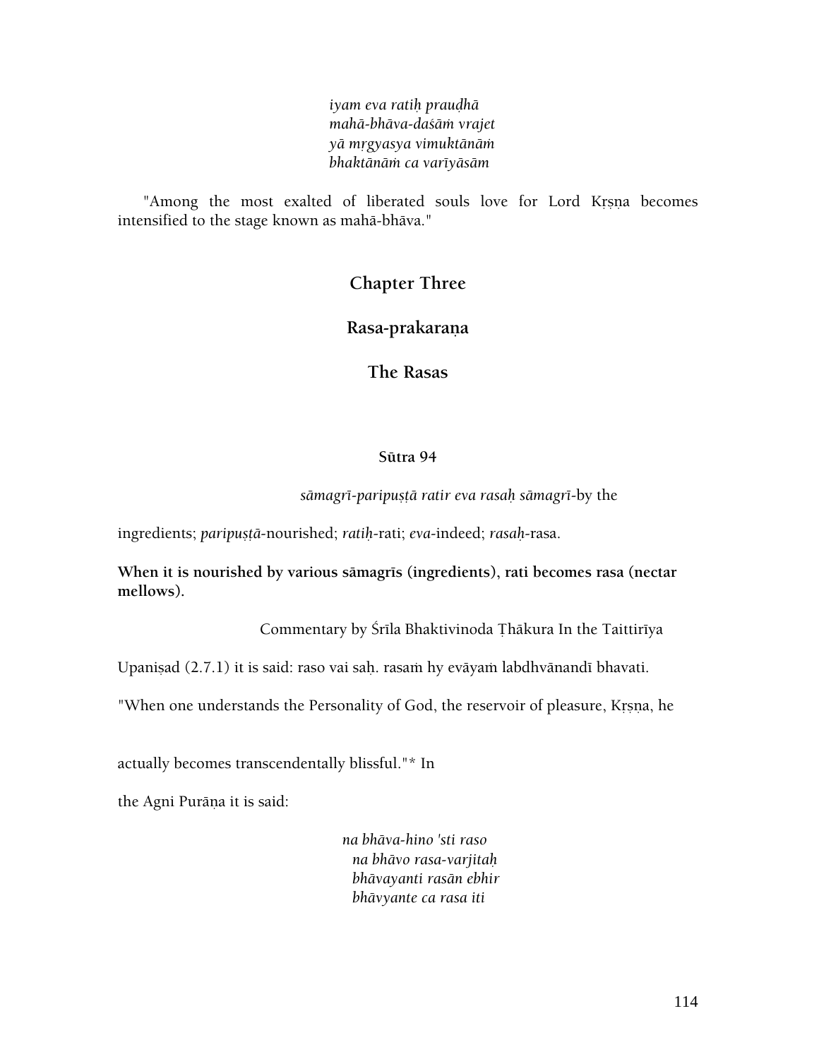*iyam eva ratiḥ prauḍhā*
*mahā-bhāva-daśāṁ vrajet*
*yā mṛgyasya vimuktānāṁ*
*bhaktānāṁ ca varīyāsām*

"Among the most exalted of liberated souls love for Lord Kṛṣṇa becomes intensified to the stage known as mahā-bhāva."

## Chapter Three

## Rasa-prakaraṇa

## The Rasas

### Sūtra 94

*sāmagrī-paripuṣṭā ratir eva rasaḥ* *sāmagrī*-by the ingredients; *paripuṣṭā*-nourished; *ratiḥ*-rati; *eva*-indeed; *rasaḥ*-rasa.

**When it is nourished by various sāmagrīs (ingredients), rati becomes rasa (nectar mellows).**

Commentary by Śrīla Bhaktivinoda Ṭhākura In the Taittirīya Upaniṣad (2.7.1) it is said: raso vai saḥ. rasaṁ hy evāyaṁ labdhvānandī bhavati. "When one understands the Personality of God, the reservoir of pleasure, Kṛṣṇa, he actually becomes transcendentally blissful."* In the Agni Purāṇa it is said:

*na bhāva-hino 'sti raso*
*na bhāvo rasa-varjitaḥ*
*bhāvayanti rasān ebhir*
*bhāvyante ca rasa iti*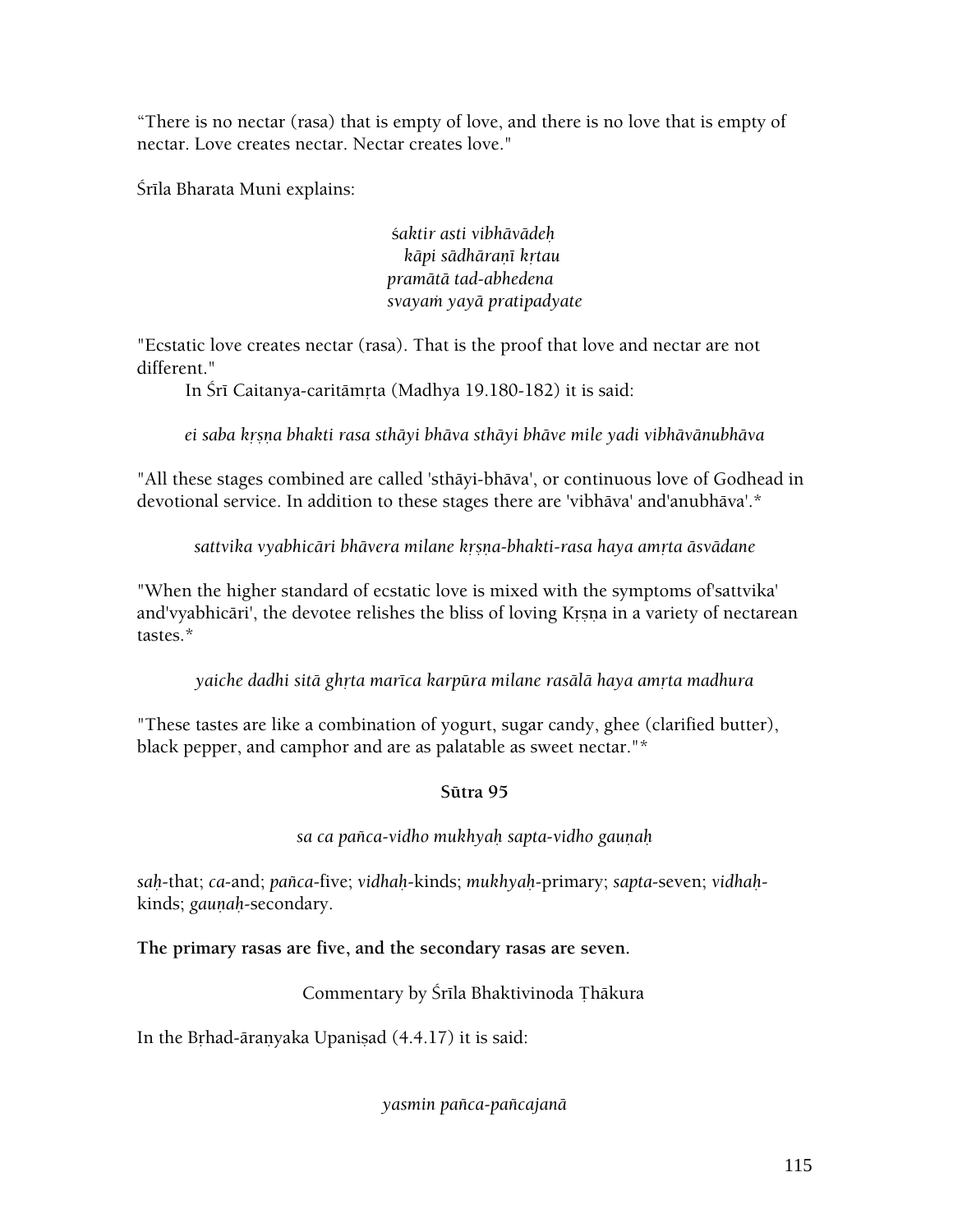"There is no nectar (rasa) that is empty of love, and there is no love that is empty of nectar. Love creates nectar. Nectar creates love."

Śrīla Bharata Muni explains:

*śaktir asti vibhāvādeḥ*
*kāpi sādhāraṇī kṛtau*
*pramātā tad-abhedena*
*svayaṁ yayā pratipadyate*

"Ecstatic love creates nectar (rasa). That is the proof that love and nectar are not different."

In Śrī Caitanya-caritāmṛta (Madhya 19.180-182) it is said:

*ei saba kṛṣṇa bhakti rasa sthāyi bhāva sthāyi bhāve mile yadi vibhāvānubhāva*

"All these stages combined are called 'sthāyi-bhāva', or continuous love of Godhead in devotional service. In addition to these stages there are 'vibhāva' and'anubhāva'.*

*sattvika vyabhicāri bhāvera milane kṛṣṇa-bhakti-rasa haya amṛta āsvādane*

"When the higher standard of ecstatic love is mixed with the symptoms of'sattvika' and'vyabhicāri', the devotee relishes the bliss of loving Kṛṣṇa in a variety of nectarean tastes.*

*yaiche dadhi sitā ghṛta marīca karpūra milane rasālā haya amṛta madhura*

"These tastes are like a combination of yogurt, sugar candy, ghee (clarified butter), black pepper, and camphor and are as palatable as sweet nectar."*

**Sūtra 95**

*sa ca pañca-vidho mukhyaḥ sapta-vidho gauṇaḥ*

*saḥ*-that; *ca*-and; *pañca*-five; *vidhaḥ*-kinds; *mukhyaḥ*-primary; *sapta*-seven; *vidhaḥ*-kinds; *gauṇaḥ*-secondary.

**The primary rasas are five, and the secondary rasas are seven.**

Commentary by Śrīla Bhaktivinoda Ṭhākura

In the Bṛhad-āraṇyaka Upaniṣad (4.4.17) it is said:

*yasmin pañca-pañcajanā*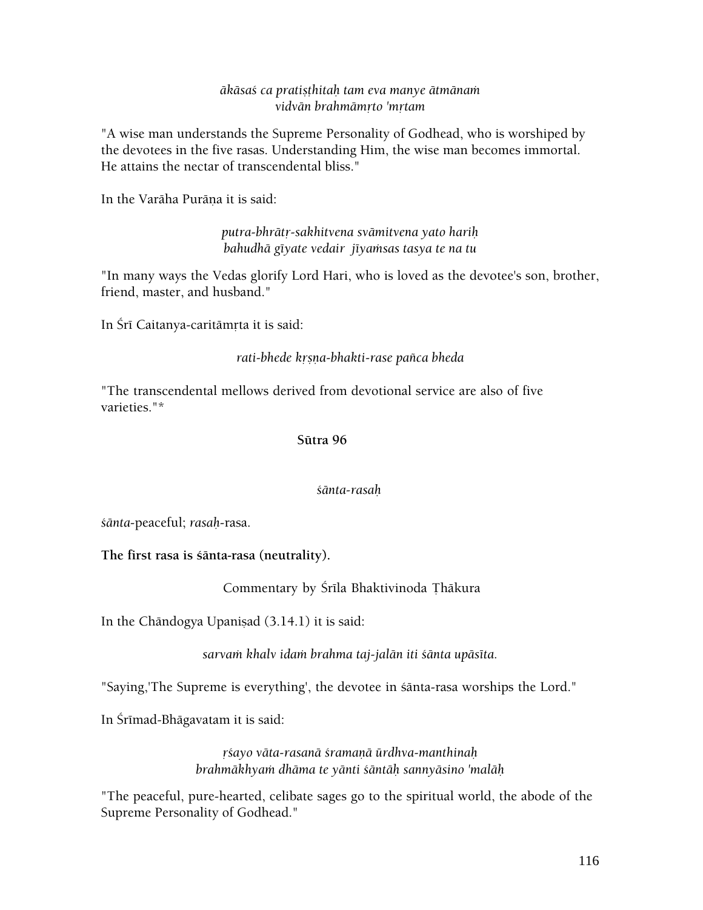*ākāsaś ca pratiṣṭhitaḥ tam eva manye ātmānaṁ*
*vidvān brahmāmṛto 'mṛtam*

"A wise man understands the Supreme Personality of Godhead, who is worshiped by the devotees in the five rasas. Understanding Him, the wise man becomes immortal. He attains the nectar of transcendental bliss."

In the Varāha Purāṇa it is said:

*putra-bhrāṭṛ-sakhitvena svāmitvena yato hariḥ*
*bahudhā gīyate vedair jīyaṁsas tasya te na tu*

"In many ways the Vedas glorify Lord Hari, who is loved as the devotee's son, brother, friend, master, and husband."

In Śrī Caitanya-caritāmṛta it is said:

*rati-bhede kṛṣṇa-bhakti-rase pañca bheda*

"The transcendental mellows derived from devotional service are also of five varieties."*

**Sūtra 96**

*śānta-rasaḥ*

*śānta*-peaceful; *rasaḥ*-rasa.

**The first rasa is śānta-rasa (neutrality).**

Commentary by Śrīla Bhaktivinoda Ṭhākura

In the Chāndogya Upaniṣad (3.14.1) it is said:

*sarvaṁ khalv idaṁ brahma taj-jalān iti śānta upāsīta.*

"Saying,'The Supreme is everything', the devotee in śānta-rasa worships the Lord."

In Śrīmad-Bhāgavatam it is said:

*ṛśayo vāta-rasanā śramaṇā ūrdhva-manthinaḥ*
*brahmākhyaṁ dhāma te yānti śāntāḥ sannyāsino 'malāḥ*

"The peaceful, pure-hearted, celibate sages go to the spiritual world, the abode of the Supreme Personality of Godhead."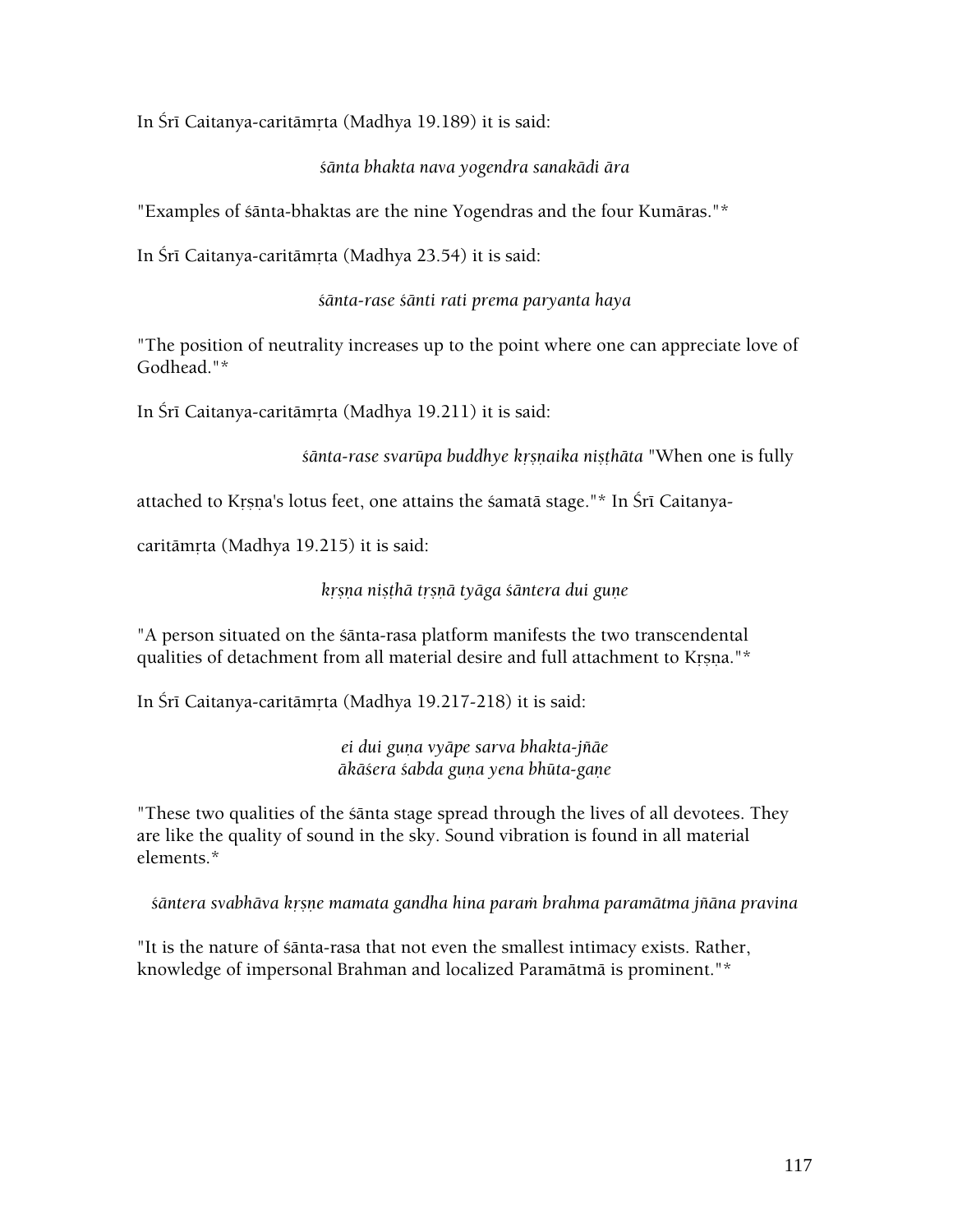In Śrī Caitanya-caritāmṛta (Madhya 19.189) it is said:

*śānta bhakta nava yogendra sanakādi āra*

"Examples of śānta-bhaktas are the nine Yogendras and the four Kumāras."*

In Śrī Caitanya-caritāmṛta (Madhya 23.54) it is said:

*śānta-rase śānti rati prema paryanta haya*

"The position of neutrality increases up to the point where one can appreciate love of Godhead."*

In Śrī Caitanya-caritāmṛta (Madhya 19.211) it is said:

*śānta-rase svarūpa buddhye kṛṣṇaika niṣṭhāta* "When one is fully attached to Kṛṣṇa's lotus feet, one attains the śamatā stage."* In Śrī Caitanya-caritāmṛta (Madhya 19.215) it is said:

*kṛṣna niṣṭhā tṛṣṇā tyāga śāntera dui guṇe*

"A person situated on the śānta-rasa platform manifests the two transcendental qualities of detachment from all material desire and full attachment to Kṛṣṇa."*

In Śrī Caitanya-caritāmṛta (Madhya 19.217-218) it is said:

*ei dui guṇa vyāpe sarva bhakta-jñāe*
*ākāśera śabda guṇa yena bhūta-gaṇe*

"These two qualities of the śānta stage spread through the lives of all devotees. They are like the quality of sound in the sky. Sound vibration is found in all material elements.*

*śāntera svabhāva kṛṣṇe mamata gandha hina paraṁ brahma paramātma jñāna pravina*

"It is the nature of śānta-rasa that not even the smallest intimacy exists. Rather, knowledge of impersonal Brahman and localized Paramātmā is prominent."*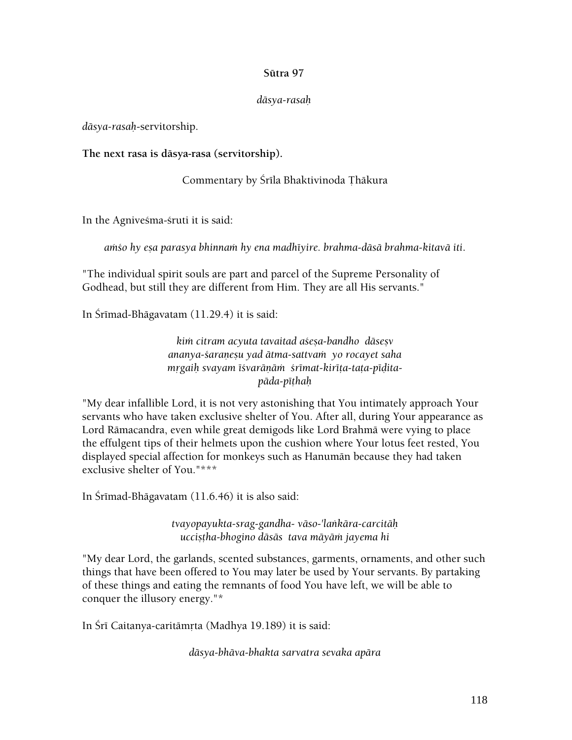**Sūtra 97**

*dāsya-rasaḥ*

*dāsya-rasaḥ*-servitorship.

**The next rasa is dāsya-rasa (servitorship).**

Commentary by Śrīla Bhaktivinoda Ṭhākura

In the Agniveśma-śruti it is said:

*aṁśo hy eṣa parasya bhinnaṁ hy ena madhīyire. brahma-dāsā brahma-kitavā iti.*

"The individual spirit souls are part and parcel of the Supreme Personality of Godhead, but still they are different from Him. They are all His servants."

In Śrīmad-Bhāgavatam (11.29.4) it is said:

*kiṁ citram acyuta tavaitad aśeṣa-bandho dāseṣv*
*ananya-śaraṇeṣu yad ātma-sattvaṁ yo rocayet saha*
*mṛgaiḥ svayam īśvarāṇāṁ śrīmat-kirīṭa-taṭa-pīḍita-*
*pāda-pīṭhaḥ*

"My dear infallible Lord, it is not very astonishing that You intimately approach Your servants who have taken exclusive shelter of You. After all, during Your appearance as Lord Rāmacandra, even while great demigods like Lord Brahmā were vying to place the effulgent tips of their helmets upon the cushion where Your lotus feet rested, You displayed special affection for monkeys such as Hanumān because they had taken exclusive shelter of You."***

In Śrīmad-Bhāgavatam (11.6.46) it is also said:

*tvayopayukta-srag-gandha- vāso-'laṅkāra-carcitāḥ*
*ucciṣṭha-bhogino dāsās tava māyāṁ jayema hi*

"My dear Lord, the garlands, scented substances, garments, ornaments, and other such things that have been offered to You may later be used by Your servants. By partaking of these things and eating the remnants of food You have left, we will be able to conquer the illusory energy."*

In Śrī Caitanya-caritāmṛta (Madhya 19.189) it is said:

*dāsya-bhāva-bhakta sarvatra sevaka apāra*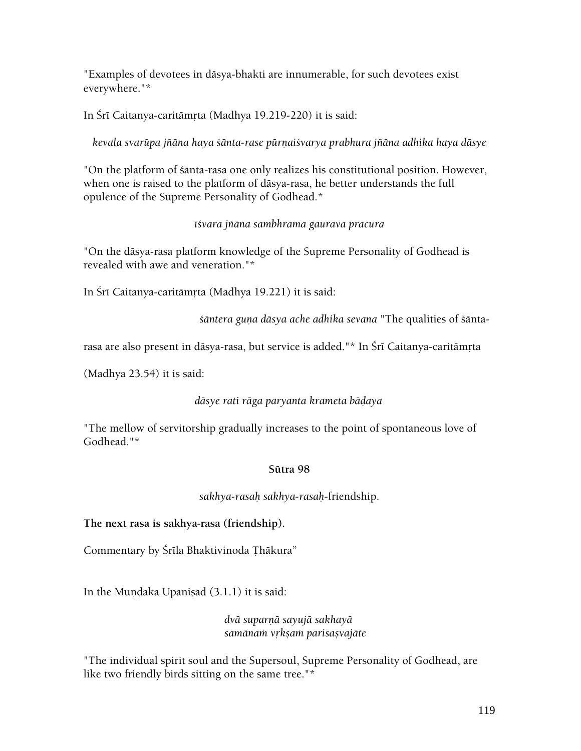"Examples of devotees in dāsya-bhakti are innumerable, for such devotees exist everywhere."*

In Śrī Caitanya-caritāmṛta (Madhya 19.219-220) it is said:

*kevala svarūpa jñāna haya śānta-rase pūrṇaiśvarya prabhura jñāna adhika haya dāsye*

"On the platform of śānta-rasa one only realizes his constitutional position. However, when one is raised to the platform of dāsya-rasa, he better understands the full opulence of the Supreme Personality of Godhead.*

*īśvara jñāna sambhrama gaurava pracura*

"On the dāsya-rasa platform knowledge of the Supreme Personality of Godhead is revealed with awe and veneration."*

In Śrī Caitanya-caritāmṛta (Madhya 19.221) it is said:

*śāntera guṇa dāsya ache adhika sevana* "The qualities of śānta-rasa are also present in dāsya-rasa, but service is added."* In Śrī Caitanya-caritāmṛta (Madhya 23.54) it is said:

*dāsye rati rāga paryanta krameta bāḍaya*

"The mellow of servitorship gradually increases to the point of spontaneous love of Godhead."*

**Sūtra 98**

*sakhya-rasaḥ sakhya-rasaḥ*-friendship.

**The next rasa is sakhya-rasa (friendship).**

Commentary by Śrīla Bhaktivinoda Ṭhākura"

In the Muṇḍaka Upaniṣad (3.1.1) it is said:

*dvā suparṇā sayujā sakhayā*
*samānaṁ vṛkṣaṁ parisaṣvajāte*

"The individual spirit soul and the Supersoul, Supreme Personality of Godhead, are like two friendly birds sitting on the same tree."*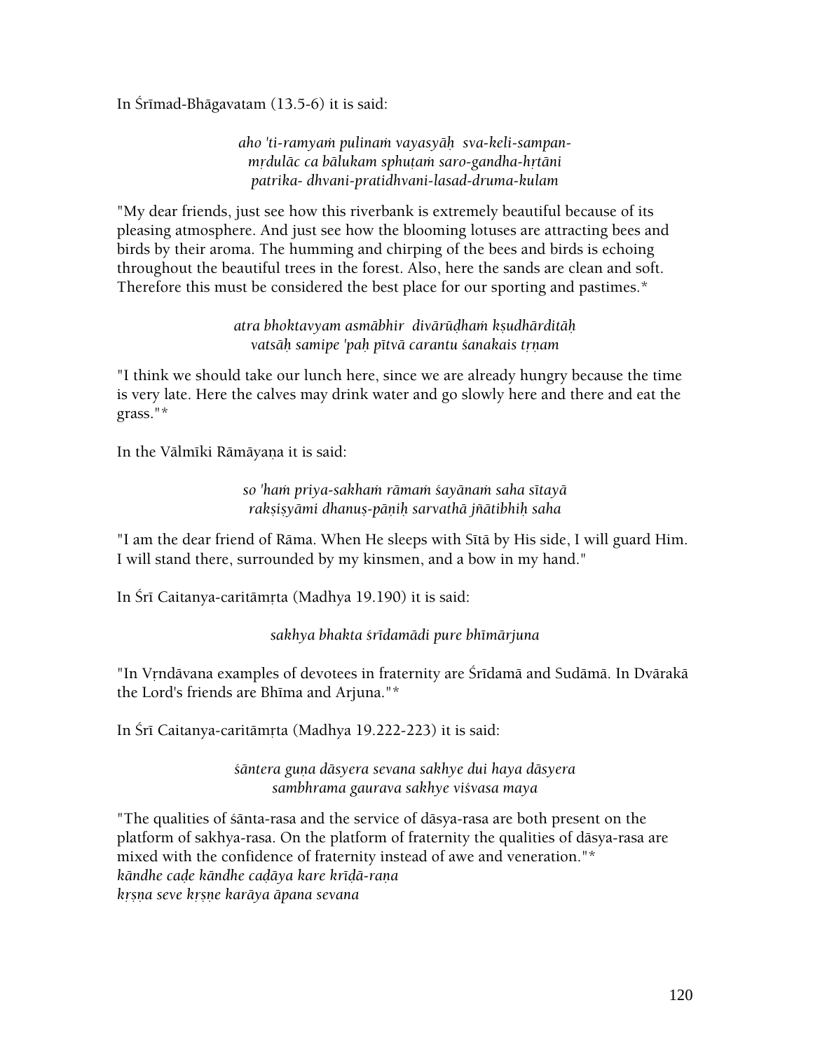In Śrīmad-Bhāgavatam (13.5-6) it is said:

*aho 'ti-ramyaṁ pulinaṁ vayasyāḥ sva-keli-sampan-*
*mṛdulāc ca bālukam sphuṭaṁ saro-gandha-hṛtāni*
*patrika- dhvani-pratidhvani-lasad-druma-kulam*

"My dear friends, just see how this riverbank is extremely beautiful because of its pleasing atmosphere. And just see how the blooming lotuses are attracting bees and birds by their aroma. The humming and chirping of the bees and birds is echoing throughout the beautiful trees in the forest. Also, here the sands are clean and soft. Therefore this must be considered the best place for our sporting and pastimes.*

*atra bhoktavyam asmābhir divārūḍhaṁ kṣudhārditāḥ*
*vatsāḥ samipe 'paḥ pītvā carantu śanakais tṛṇam*

"I think we should take our lunch here, since we are already hungry because the time is very late. Here the calves may drink water and go slowly here and there and eat the grass."*

In the Vālmīki Rāmāyaṇa it is said:

*so 'haṁ priya-sakhaṁ rāmaṁ śayānaṁ saha sītayā*
*rakṣiṣyāmi dhanuṣ-pāṇiḥ sarvathā jñātibhiḥ saha*

"I am the dear friend of Rāma. When He sleeps with Sītā by His side, I will guard Him. I will stand there, surrounded by my kinsmen, and a bow in my hand."

In Śrī Caitanya-caritāmṛta (Madhya 19.190) it is said:

*sakhya bhakta śrīdamādi pure bhīmārjuna*

"In Vṛndāvana examples of devotees in fraternity are Śrīdamā and Sudāmā. In Dvārakā the Lord's friends are Bhīma and Arjuna."*

In Śrī Caitanya-caritāmṛta (Madhya 19.222-223) it is said:

*śāntera guṇa dāsyera sevana sakhye dui haya dāsyera*
*sambhrama gaurava sakhye viśvasa maya*

"The qualities of śānta-rasa and the service of dāsya-rasa are both present on the platform of sakhya-rasa. On the platform of fraternity the qualities of dāsya-rasa are mixed with the confidence of fraternity instead of awe and veneration."*
*kāndhe caḍe kāndhe caḍāya kare krīḍā-raṇa*
*kṛṣṇa seve kṛṣṇe karāya āpana sevana*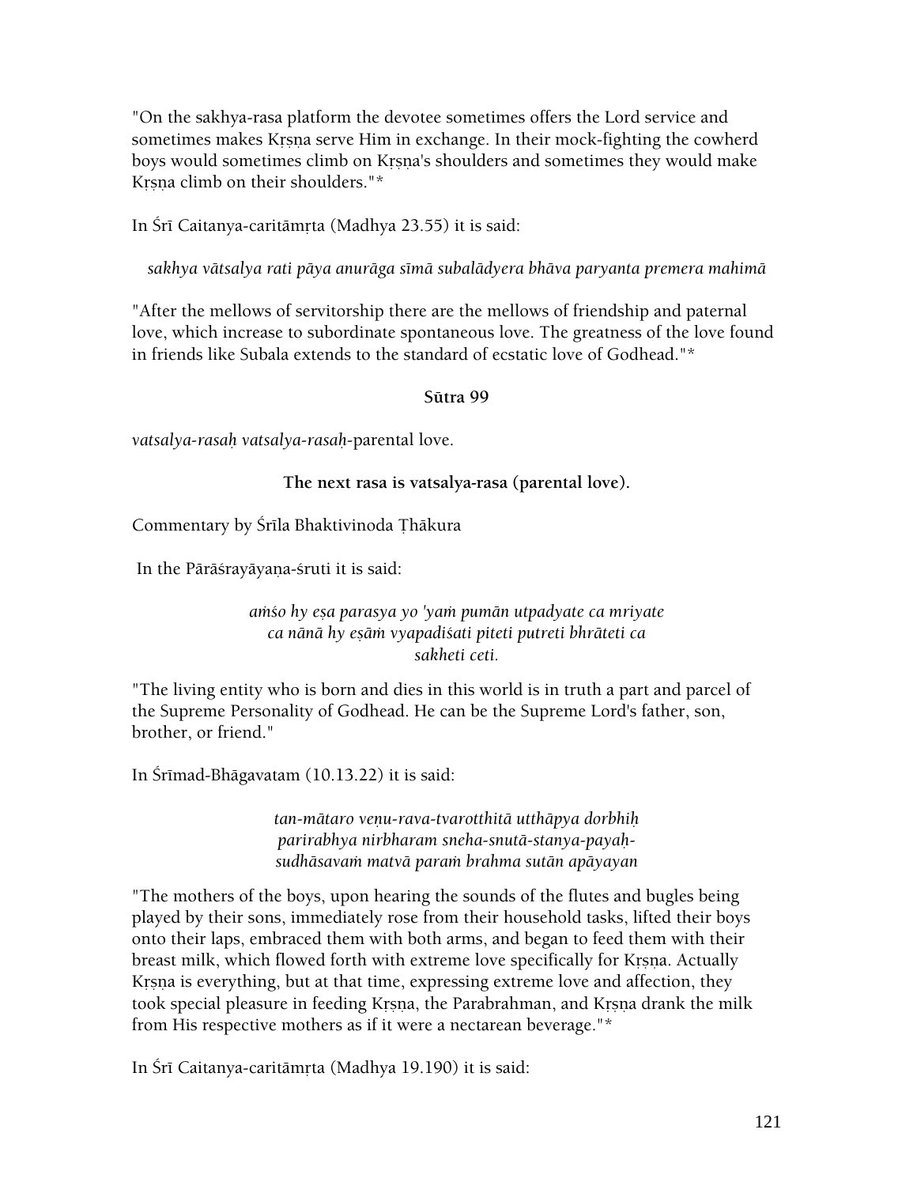"On the sakhya-rasa platform the devotee sometimes offers the Lord service and sometimes makes Kṛṣṇa serve Him in exchange. In their mock-fighting the cowherd boys would sometimes climb on Kṛṣṇa's shoulders and sometimes they would make Kṛṣṇa climb on their shoulders."*

In Śrī Caitanya-caritāmṛta (Madhya 23.55) it is said:

*sakhya vātsalya rati pāya anurāga sīmā subalādyera bhāva paryanta premera mahimā*

"After the mellows of servitorship there are the mellows of friendship and paternal love, which increase to subordinate spontaneous love. The greatness of the love found in friends like Subala extends to the standard of ecstatic love of Godhead."*

**Sūtra 99**

*vatsalya-rasaḥ vatsalya-rasaḥ*-parental love.

**The next rasa is vatsalya-rasa (parental love).**

Commentary by Śrīla Bhaktivinoda Ṭhākura

In the Pārāśrayāyaṇa-śruti it is said:

*aṁśo hy eṣa parasya yo 'yaṁ pumān utpadyate ca mriyate*
*ca nānā hy eṣāṁ vyapadiśati piteti putreti bhrāteti ca*
*sakheti ceti.*

"The living entity who is born and dies in this world is in truth a part and parcel of the Supreme Personality of Godhead. He can be the Supreme Lord's father, son, brother, or friend."

In Śrīmad-Bhāgavatam (10.13.22) it is said:

*tan-mātaro veṇu-rava-tvarotthitā utthāpya dorbhiḥ*
*parirabhya nirbharam sneha-snutā-stanya-payaḥ-*
*sudhāsavaṁ matvā paraṁ brahma sutān apāyayan*

"The mothers of the boys, upon hearing the sounds of the flutes and bugles being played by their sons, immediately rose from their household tasks, lifted their boys onto their laps, embraced them with both arms, and began to feed them with their breast milk, which flowed forth with extreme love specifically for Kṛṣṇa. Actually Kṛṣṇa is everything, but at that time, expressing extreme love and affection, they took special pleasure in feeding Kṛṣṇa, the Parabrahman, and Kṛṣṇa drank the milk from His respective mothers as if it were a nectarean beverage."*

In Śrī Caitanya-caritāmṛta (Madhya 19.190) it is said: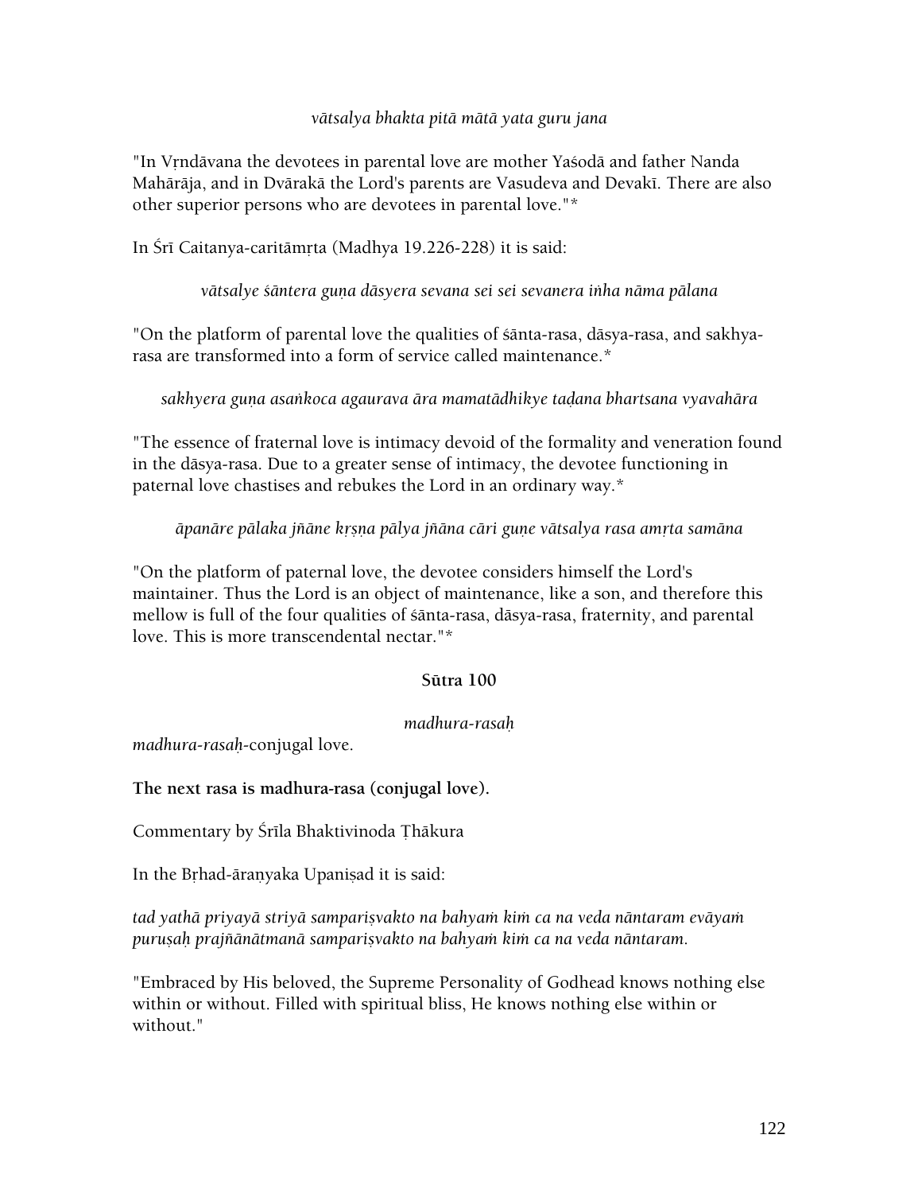*vātsalya bhakta pitā mātā yata guru jana*

"In Vṛndāvana the devotees in parental love are mother Yaśodā and father Nanda Mahārāja, and in Dvārakā the Lord's parents are Vasudeva and Devakī. There are also other superior persons who are devotees in parental love."*

In Śrī Caitanya-caritāmṛta (Madhya 19.226-228) it is said:

*vātsalye śāntera guṇa dāsyera sevana sei sei sevanera iṅha nāma pālana*

"On the platform of parental love the qualities of śānta-rasa, dāsya-rasa, and sakhya-rasa are transformed into a form of service called maintenance.*

*sakhyera guṇa asaṅkoca agaurava āra mamatādhikye taḍana bhartsana vyavahāra*

"The essence of fraternal love is intimacy devoid of the formality and veneration found in the dāsya-rasa. Due to a greater sense of intimacy, the devotee functioning in paternal love chastises and rebukes the Lord in an ordinary way.*

*āpanāre pālaka jñāne kṛṣṇa pālya jñāna cāri guṇe vātsalya rasa amṛta samāna*

"On the platform of paternal love, the devotee considers himself the Lord's maintainer. Thus the Lord is an object of maintenance, like a son, and therefore this mellow is full of the four qualities of śānta-rasa, dāsya-rasa, fraternity, and parental love. This is more transcendental nectar."*

**Sūtra 100**

*madhura-rasaḥ*

*madhura-rasaḥ*-conjugal love.

**The next rasa is madhura-rasa (conjugal love).**

Commentary by Śrīla Bhaktivinoda Ṭhākura

In the Bṛhad-āraṇyaka Upaniṣad it is said:

*tad yathā priyayā striyā sampariṣvakto na bahyaṁ kiṁ ca na veda nāntaram evāyaṁ puruṣaḥ prajñānātmanā sampariṣvakto na bahyaṁ kiṁ ca na veda nāntaram.*

"Embraced by His beloved, the Supreme Personality of Godhead knows nothing else within or without. Filled with spiritual bliss, He knows nothing else within or without."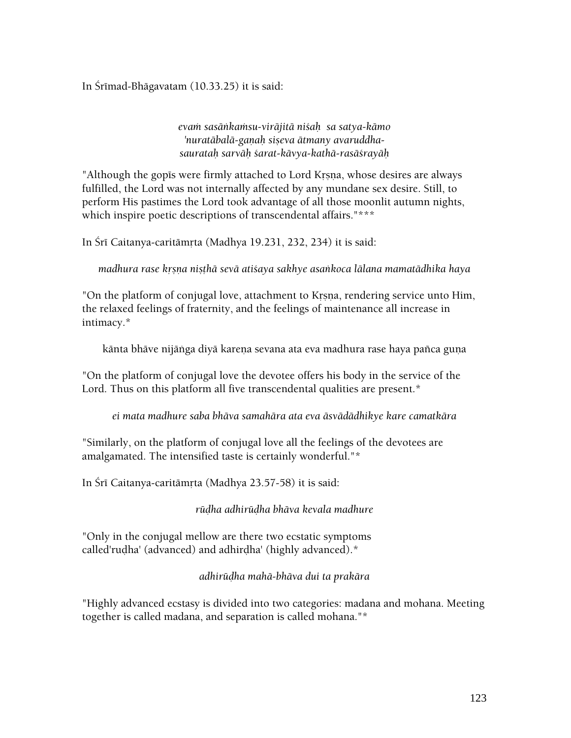In Śrīmad-Bhāgavatam (10.33.25) it is said:

*evaṁ sasāṅkaṁsu-virājitā niśaḥ sa satya-kāmo*
*'nuratābalā-gaṇaḥ siṣeva ātmany avaruddha-*
*sauratah sarvāḥ śarat-kāvya-kathā-rasāśrayāḥ*

"Although the gopīs were firmly attached to Lord Kṛṣṇa, whose desires are always fulfilled, the Lord was not internally affected by any mundane sex desire. Still, to perform His pastimes the Lord took advantage of all those moonlit autumn nights, which inspire poetic descriptions of transcendental affairs."***

In Śrī Caitanya-caritāmṛta (Madhya 19.231, 232, 234) it is said:

*madhura rase kṛṣṇa niṣṭhā sevā atiśaya sakhye asaṅkoca lālana mamatādhika haya*

"On the platform of conjugal love, attachment to Kṛṣṇa, rendering service unto Him, the relaxed feelings of fraternity, and the feelings of maintenance all increase in intimacy.*

kānta bhāve nijāṅga diyā kareṇa sevana ata eva madhura rase haya pañca guṇa

"On the platform of conjugal love the devotee offers his body in the service of the Lord. Thus on this platform all five transcendental qualities are present.*

*ei mata madhure saba bhāva samahāra ata eva āsvādādhikye kare camatkāra*

"Similarly, on the platform of conjugal love all the feelings of the devotees are amalgamated. The intensified taste is certainly wonderful."*

In Śrī Caitanya-caritāmṛta (Madhya 23.57-58) it is said:

*rūḍha adhirūḍha bhāva kevala madhure*

"Only in the conjugal mellow are there two ecstatic symptoms called'ruḍha' (advanced) and adhirḍha' (highly advanced).*

*adhirūḍha mahā-bhāva dui ta prakāra*

"Highly advanced ecstasy is divided into two categories: madana and mohana. Meeting together is called madana, and separation is called mohana."*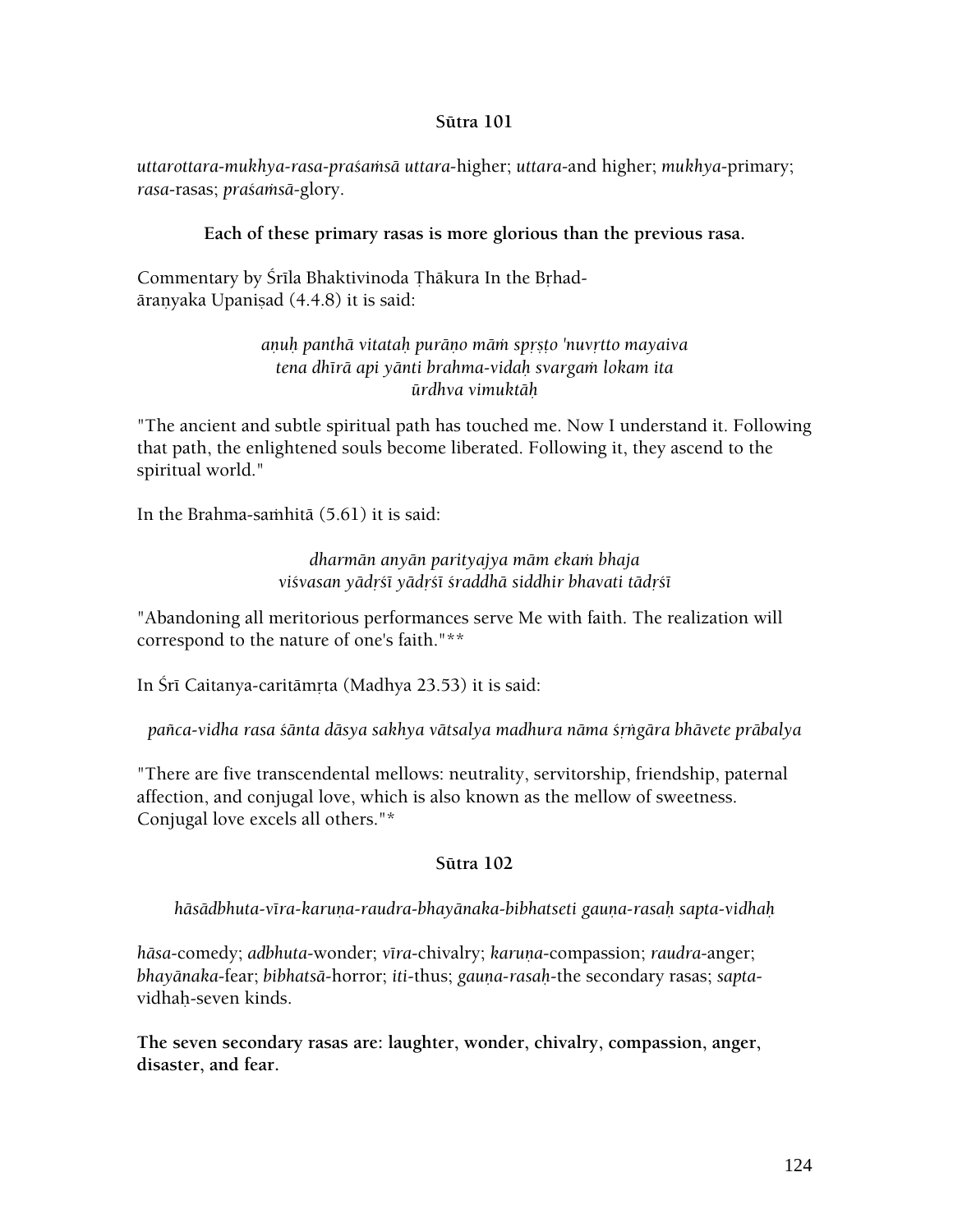### Sūtra 101

*uttarottara-mukhya-rasa-praśaṁsā uttara*-higher; *uttara*-and higher; *mukhya*-primary; *rasa*-rasas; *praśaṁsā*-glory.

**Each of these primary rasas is more glorious than the previous rasa.**

Commentary by Śrīla Bhaktivinoda Ṭhākura In the Bṛhad-āraṇyaka Upaniṣad (4.4.8) it is said:

*aṇuḥ panthā vitataḥ purāṇo māṁ spṛṣṭo 'nuvṛtto mayaiva*
*tena dhīrā api yānti brahma-vidaḥ svargaṁ lokam ita*
*ūrdhva vimuktāḥ*

"The ancient and subtle spiritual path has touched me. Now I understand it. Following that path, the enlightened souls become liberated. Following it, they ascend to the spiritual world."

In the Brahma-saṁhitā (5.61) it is said:

*dharmān anyān parityajya mām ekaṁ bhaja*
*viśvasan yādṛśī yādṛśī śraddhā siddhir bhavati tādṛśī*

"Abandoning all meritorious performances serve Me with faith. The realization will correspond to the nature of one's faith."**

In Śrī Caitanya-caritāmṛta (Madhya 23.53) it is said:

*pañca-vidha rasa śānta dāsya sakhya vātsalya madhura nāma śṛṅgāra bhāvete prābalya*

"There are five transcendental mellows: neutrality, servitorship, friendship, paternal affection, and conjugal love, which is also known as the mellow of sweetness. Conjugal love excels all others."*

### Sūtra 102

*hāsādbhuta-vīra-karuṇa-raudra-bhayānaka-bibhatseti gauṇa-rasaḥ sapta-vidhaḥ*

*hāsa*-comedy; *adbhuta*-wonder; *vīra*-chivalry; *karuṇa*-compassion; *raudra*-anger; *bhayānaka*-fear; *bibhatsā*-horror; *iti*-thus; *gauṇa-rasaḥ*-the secondary rasas; *sapta*-vidhaḥ-seven kinds.

**The seven secondary rasas are: laughter, wonder, chivalry, compassion, anger, disaster, and fear.**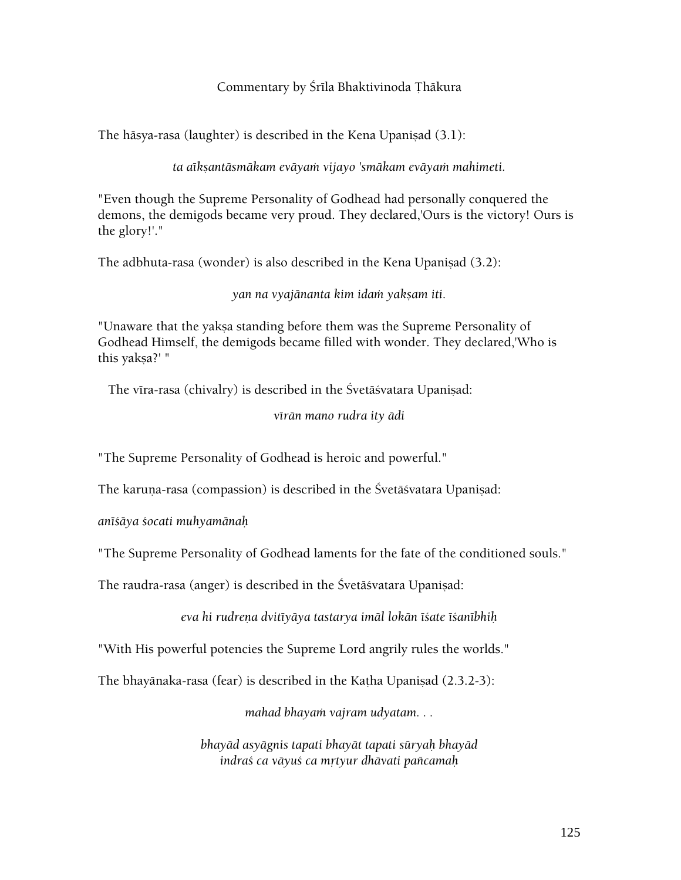Commentary by Śrīla Bhaktivinoda Ṭhākura

The hāsya-rasa (laughter) is described in the Kena Upaniṣad (3.1):

*ta aīkṣantāsmākam evāyaṁ vijayo 'smākam evāyaṁ mahimeti.*

"Even though the Supreme Personality of Godhead had personally conquered the demons, the demigods became very proud. They declared,'Ours is the victory! Ours is the glory!'."

The adbhuta-rasa (wonder) is also described in the Kena Upaniṣad (3.2):

*yan na vyajānanta kim idaṁ yakṣam iti.*

"Unaware that the yakṣa standing before them was the Supreme Personality of Godhead Himself, the demigods became filled with wonder. They declared,'Who is this yakṣa?' "

The vīra-rasa (chivalry) is described in the Śvetāśvatara Upaniṣad:

*vīrān mano rudra ity ādi*

"The Supreme Personality of Godhead is heroic and powerful."

The karuṇa-rasa (compassion) is described in the Śvetāśvatara Upaniṣad:

*anīśāya śocati muhyamānaḥ*

"The Supreme Personality of Godhead laments for the fate of the conditioned souls."

The raudra-rasa (anger) is described in the Śvetāśvatara Upaniṣad:

*eva hi rudreṇa dvitīyāya tastarya imāl lokān īśate īśanībhiḥ*

"With His powerful potencies the Supreme Lord angrily rules the worlds."

The bhayānaka-rasa (fear) is described in the Kaṭha Upaniṣad (2.3.2-3):

*mahad bhayaṁ vajram udyatam. . .*

*bhayād asyāgnis tapati bhayāt tapati sūryaḥ bhayād*
*indraś ca vāyuś ca mṛtyur dhāvati pañcamaḥ*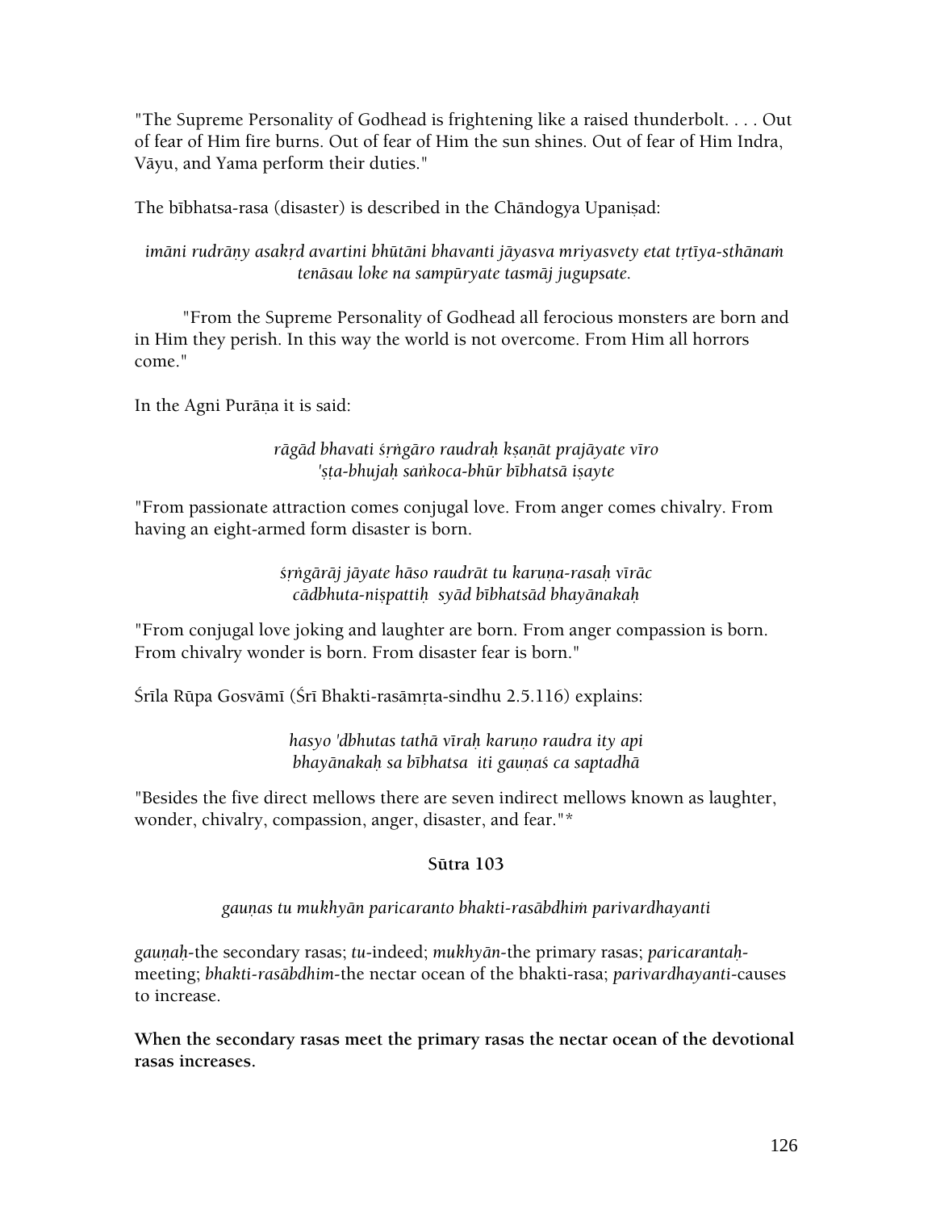"The Supreme Personality of Godhead is frightening like a raised thunderbolt. . . . Out of fear of Him fire burns. Out of fear of Him the sun shines. Out of fear of Him Indra, Vāyu, and Yama perform their duties."

The bībhatsa-rasa (disaster) is described in the Chāndogya Upaniṣad:

*imāni rudrāṇy asakṛd avartini bhūtāni bhavanti jāyasva mriyasvety etat tṛtīya-sthānaṁ tenāsau loke na sampūryate tasmāj jugupsate.*

"From the Supreme Personality of Godhead all ferocious monsters are born and in Him they perish. In this way the world is not overcome. From Him all horrors come."

In the Agni Purāṇa it is said:

*rāgād bhavati śṛṅgāro raudraḥ kṣaṇāt prajāyate vīro 'ṣṭa-bhujaḥ saṅkoca-bhūr bībhatsā iṣayte*

"From passionate attraction comes conjugal love. From anger comes chivalry. From having an eight-armed form disaster is born.

*śṛṅgārāj jāyate hāso raudrāt tu karuṇa-rasaḥ vīrāc cādbhuta-niṣpattiḥ syād bībhatsād bhayānakaḥ*

"From conjugal love joking and laughter are born. From anger compassion is born. From chivalry wonder is born. From disaster fear is born."

Śrīla Rūpa Gosvāmī (Śrī Bhakti-rasāmṛta-sindhu 2.5.116) explains:

*hasyo 'dbhutas tathā vīraḥ karuṇo raudra ity api bhayānakaḥ sa bībhatsa iti gauṇaś ca saptadhā*

"Besides the five direct mellows there are seven indirect mellows known as laughter, wonder, chivalry, compassion, anger, disaster, and fear."*

**Sūtra 103**

*gauṇas tu mukhyān paricaranto bhakti-rasābdhiṁ parivardhayanti*

*gauṇaḥ*-the secondary rasas; *tu*-indeed; *mukhyān*-the primary rasas; *paricarantaḥ*-meeting; *bhakti-rasābdhim*-the nectar ocean of the bhakti-rasa; *parivardhayanti*-causes to increase.

**When the secondary rasas meet the primary rasas the nectar ocean of the devotional rasas increases.**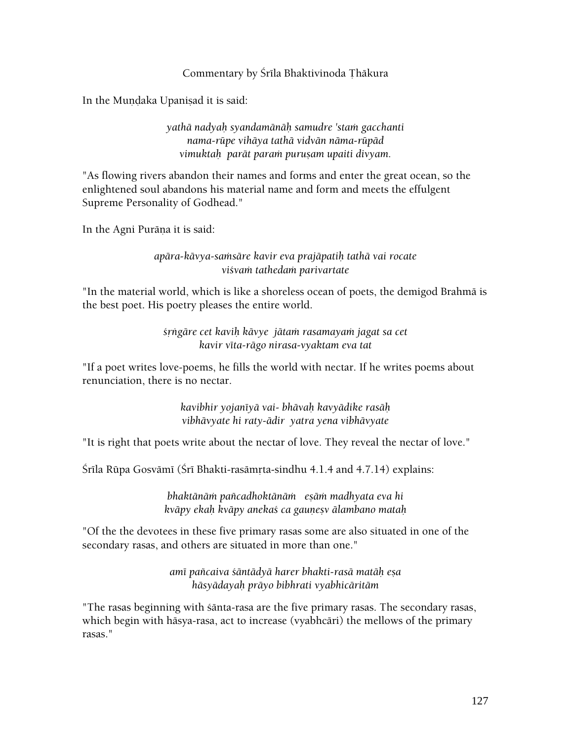Commentary by Śrīla Bhaktivinoda Ṭhākura

In the Muṇḍaka Upaniṣad it is said:

*yathā nadyaḥ syandamānāḥ samudre 'staṁ gacchanti*
*nama-rūpe vihāya tathā vidvān nāma-rūpād*
*vimuktaḥ parāt paraṁ puruṣam upaiti divyam.*

"As flowing rivers abandon their names and forms and enter the great ocean, so the enlightened soul abandons his material name and form and meets the effulgent Supreme Personality of Godhead."

In the Agni Purāṇa it is said:

*apāra-kāvya-saṁsāre kavir eva prajāpatiḥ tathā vai rocate*
*viśvaṁ tathedaṁ parivartate*

"In the material world, which is like a shoreless ocean of poets, the demigod Brahmā is the best poet. His poetry pleases the entire world.

*śṛṅgāre cet kaviḥ kāvye jātaṁ rasamayaṁ jagat sa cet*
*kavir vīta-rāgo nirasa-vyaktam eva tat*

"If a poet writes love-poems, he fills the world with nectar. If he writes poems about renunciation, there is no nectar.

*kavibhir yojanīyā vai- bhāvaḥ kavyādike rasāḥ*
*vibhāvyate hi raty-ādir yatra yena vibhāvyate*

"It is right that poets write about the nectar of love. They reveal the nectar of love."

Śrīla Rūpa Gosvāmī (Śrī Bhakti-rasāmṛta-sindhu 4.1.4 and 4.7.14) explains:

*bhaktānāṁ pañcadhoktānāṁ eṣāṁ madhyata eva hi*
*kvāpy ekaḥ kvāpy anekaś ca gauṇeṣv ālambano mataḥ*

"Of the the devotees in these five primary rasas some are also situated in one of the secondary rasas, and others are situated in more than one."

*amī pañcaiva śāntādyā harer bhakti-rasā matāḥ eṣa*
*hāsyādayaḥ prāyo bibhrati vyabhicāritām*

"The rasas beginning with śānta-rasa are the five primary rasas. The secondary rasas, which begin with hāsya-rasa, act to increase (vyabhcāri) the mellows of the primary rasas."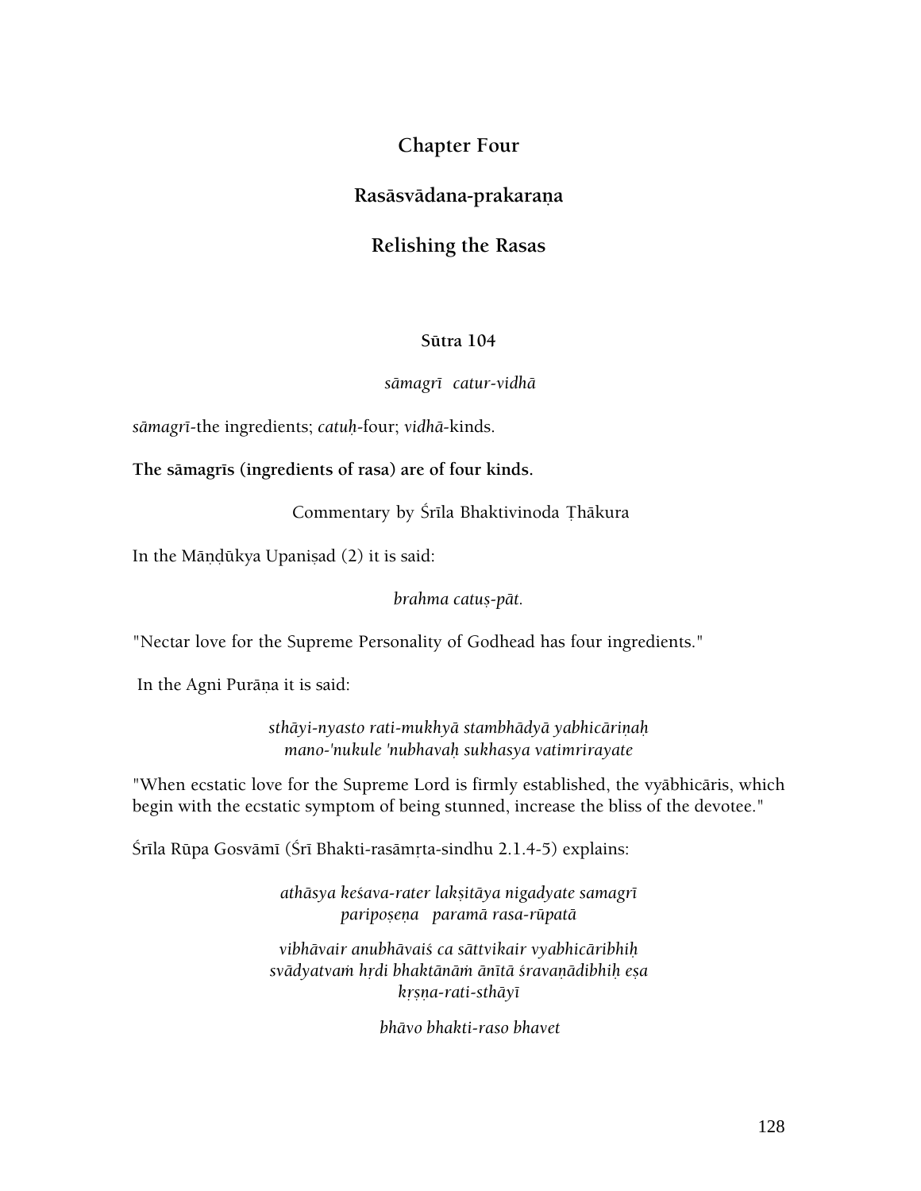# Chapter Four

## Rasāsvādana-prakaraṇa

## Relishing the Rasas

### Sūtra 104

*sāmagrī catur-vidhā*

*sāmagrī*-the ingredients; *catuḥ*-four; *vidhā*-kinds.

**The sāmagrīs (ingredients of rasa) are of four kinds.**

Commentary by Śrīla Bhaktivinoda Ṭhākura

In the Māṇḍūkya Upaniṣad (2) it is said:

*brahma catuṣ-pāt.*

"Nectar love for the Supreme Personality of Godhead has four ingredients."

In the Agni Purāṇa it is said:

*sthāyi-nyasto rati-mukhyā stambhādyā yabhicāriṇaḥ*
*mano-'nukule 'nubhavaḥ sukhasya vatimrirayate*

"When ecstatic love for the Supreme Lord is firmly established, the vyābhicāris, which begin with the ecstatic symptom of being stunned, increase the bliss of the devotee."

Śrīla Rūpa Gosvāmī (Śrī Bhakti-rasāmṛta-sindhu 2.1.4-5) explains:

*athāsya keśava-rater lakṣitāya nigadyate samagrī*
*paripoṣeṇa paramā rasa-rūpatā*

*vibhāvair anubhāvaiś ca sāttvikair vyabhicāribhiḥ*
*svādyatvaṁ hṛdi bhaktānāṁ ānītā śravaṇādibhiḥ eṣa*
*kṛṣṇa-rati-sthāyī*

*bhāvo bhakti-raso bhavet*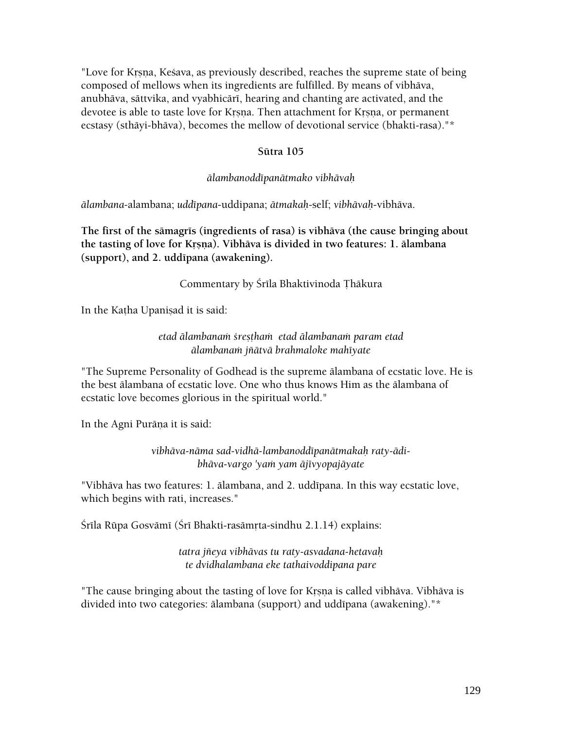"Love for Kṛṣṇa, Keśava, as previously described, reaches the supreme state of being composed of mellows when its ingredients are fulfilled. By means of vibhāva, anubhāva, sāttvika, and vyabhicārī, hearing and chanting are activated, and the devotee is able to taste love for Kṛṣṇa. Then attachment for Kṛṣṇa, or permanent ecstasy (sthāyi-bhāva), becomes the mellow of devotional service (bhakti-rasa)."*

**Sūtra 105**

*ālambanoddīpanātmako vibhāvaḥ*

*ālambana*-alambana; *uddīpana*-uddipana; *ātmakaḥ*-self; *vibhāvaḥ*-vibhāva.

**The first of the sāmagrīs (ingredients of rasa) is vibhāva (the cause bringing about the tasting of love for Kṛṣṇa). Vibhāva is divided in two features: 1. ālambana (support), and 2. uddīpana (awakening).**

Commentary by Śrīla Bhaktivinoda Ṭhākura

In the Kaṭha Upaniṣad it is said:

*etad ālambanaṁ śreṣṭhaṁ etad ālambanaṁ param etad*
*ālambanaṁ jñātvā brahmaloke mahīyate*

"The Supreme Personality of Godhead is the supreme ālambana of ecstatic love. He is the best ālambana of ecstatic love. One who thus knows Him as the ālambana of ecstatic love becomes glorious in the spiritual world."

In the Agni Purāṇa it is said:

*vibhāva-nāma sad-vidhā-lambanoddīpanātmakaḥ raty-ādi-*
*bhāva-vargo 'yaṁ yam ājīvyopajāyate*

"Vibhāva has two features: 1. ālambana, and 2. uddīpana. In this way ecstatic love, which begins with rati, increases."

Śrīla Rūpa Gosvāmī (Śrī Bhakti-rasāmṛta-sindhu 2.1.14) explains:

*tatra jñeya vibhāvas tu raty-asvadana-hetavaḥ*
*te dvidhalambana eke tathaivoddipana pare*

"The cause bringing about the tasting of love for Kṛṣṇa is called vibhāva. Vibhāva is divided into two categories: ālambana (support) and uddīpana (awakening)."*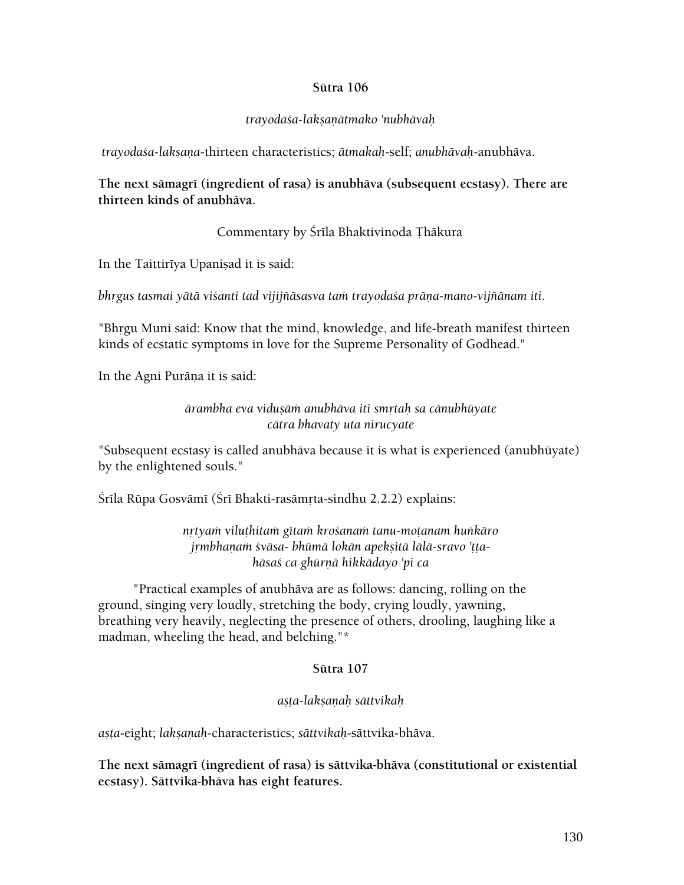### Sūtra 106

*trayodaśa-lakṣaṇātmako 'nubhāvaḥ*

*trayodaśa-lakṣaṇa*-thirteen characteristics; *ātmakaḥ*-self; *anubhāvaḥ*-anubhāva.

**The next sāmagrī (ingredient of rasa) is anubhāva (subsequent ecstasy). There are thirteen kinds of anubhāva.**

Commentary by Śrīla Bhaktivinoda Ṭhākura

In the Taittirīya Upaniṣad it is said:

*bhṛgus tasmai yātā viśanti tad vijijñāsasva taṁ trayodaśa prāṇa-mano-vijñānam iti.*

"Bhṛgu Muni said: Know that the mind, knowledge, and life-breath manifest thirteen kinds of ecstatic symptoms in love for the Supreme Personality of Godhead."

In the Agni Purāṇa it is said:

*ārambha eva viduṣāṁ anubhāva iti smṛtaḥ sa cānubhūyate*
*cātra bhavaty uta nirucyate*

"Subsequent ecstasy is called anubhāva because it is what is experienced (anubhūyate) by the enlightened souls."

Śrīla Rūpa Gosvāmī (Śrī Bhakti-rasāmṛta-sindhu 2.2.2) explains:

*nṛtyaṁ viluṭhitaṁ gītaṁ krośanaṁ tanu-moṭanam huṅkāro*
*jṛmbhaṇaṁ śvāsa- bhūmā lokān apekṣitā lālā-sravo 'ṭṭa-*
*hāsaś ca ghūrṇā hikkādayo 'pi ca*

"Practical examples of anubhāva are as follows: dancing, rolling on the ground, singing very loudly, stretching the body, crying loudly, yawning, breathing very heavily, neglecting the presence of others, drooling, laughing like a madman, wheeling the head, and belching."*

### Sūtra 107

*aṣṭa-lakṣaṇaḥ sāttvikaḥ*

*aṣṭa*-eight; *lakṣaṇaḥ*-characteristics; *sāttvikaḥ*-sāttvika-bhāva.

**The next sāmagrī (ingredient of rasa) is sāttvika-bhāva (constitutional or existential ecstasy). Sāttvika-bhāva has eight features.**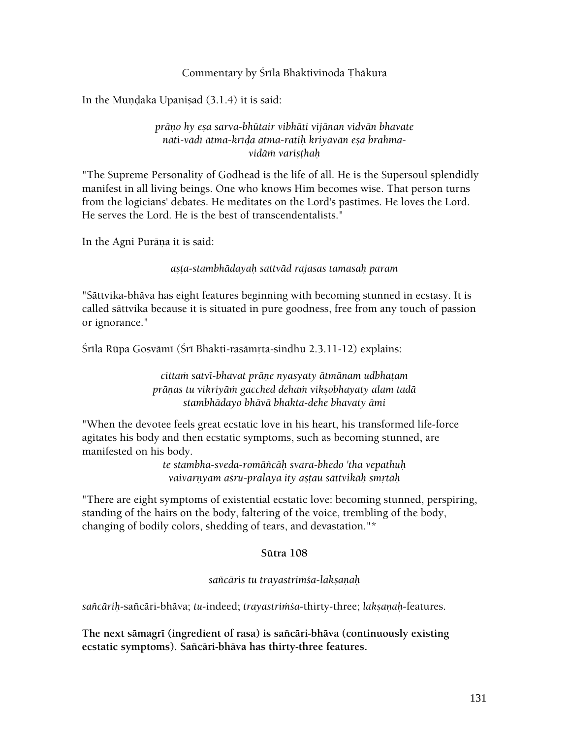Commentary by Śrīla Bhaktivinoda Ṭhākura

In the Muṇḍaka Upaniṣad (3.1.4) it is said:

*prāṇo hy eṣa sarva-bhūtair vibhāti vijānan vidvān bhavate*
*nāti-vādī ātma-krīḍa ātma-ratiḥ kriyāvān eṣa brahma-*
*vidāṁ variṣṭhaḥ*

"The Supreme Personality of Godhead is the life of all. He is the Supersoul splendidly manifest in all living beings. One who knows Him becomes wise. That person turns from the logicians' debates. He meditates on the Lord's pastimes. He loves the Lord. He serves the Lord. He is the best of transcendentalists."

In the Agni Purāṇa it is said:

*aṣṭa-stambhādayaḥ sattvād rajasas tamasaḥ param*

"Sāttvika-bhāva has eight features beginning with becoming stunned in ecstasy. It is called sāttvika because it is situated in pure goodness, free from any touch of passion or ignorance."

Śrīla Rūpa Gosvāmī (Śrī Bhakti-rasāmṛta-sindhu 2.3.11-12) explains:

*cittaṁ satvī-bhavat prāṇe nyasyaty ātmānam udbhaṭam*
*prāṇas tu vikriyāṁ gacched dehaṁ vikṣobhayaty alam tadā*
*stambhādayo bhāvā bhakta-dehe bhavaty āmi*

"When the devotee feels great ecstatic love in his heart, his transformed life-force agitates his body and then ecstatic symptoms, such as becoming stunned, are manifested on his body.

*te stambha-sveda-romāñcāḥ svara-bhedo 'tha vepathuḥ*
*vaivarṇyam aśru-pralaya ity aṣṭau sāttvikāḥ smṛtāḥ*

"There are eight symptoms of existential ecstatic love: becoming stunned, perspiring, standing of the hairs on the body, faltering of the voice, trembling of the body, changing of bodily colors, shedding of tears, and devastation."*

**Sūtra 108**

*sañcāris tu trayastriṁśa-lakṣaṇaḥ*

*sañcāriḥ*-sañcāri-bhāva; *tu*-indeed; *trayastriṁśa*-thirty-three; *lakṣaṇaḥ*-features.

**The next sāmagrī (ingredient of rasa) is sañcāri-bhāva (continuously existing ecstatic symptoms). Sañcāri-bhāva has thirty-three features.**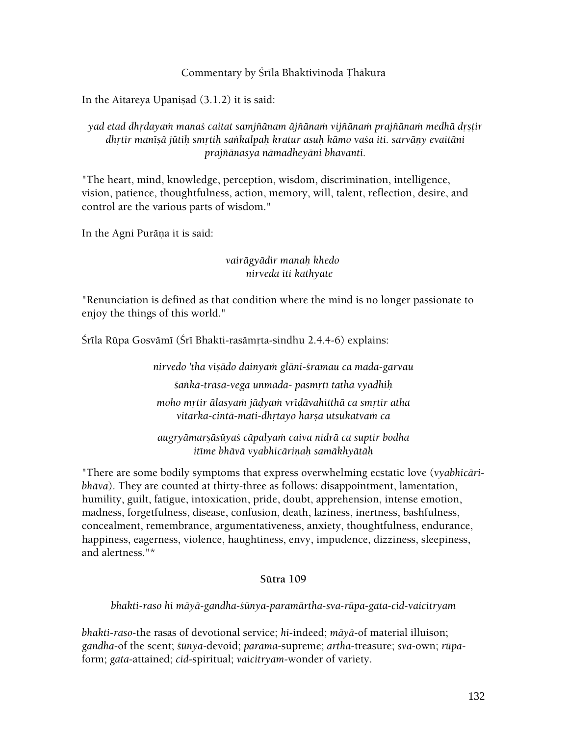Commentary by Śrīla Bhaktivinoda Ṭhākura

In the Aitareya Upaniṣad (3.1.2) it is said:

*yad etad dhṛdayaṁ manaś caitat samjñānam ājñānaṁ vijñānaṁ prajñānaṁ medhā dṛṣṭir dhṛtir manīṣā jūtiḥ smṛtiḥ saṅkalpaḥ kratur asuḥ kāmo vaśa iti. sarvāṇy evaitāni prajñānasya nāmadheyāni bhavanti.*

"The heart, mind, knowledge, perception, wisdom, discrimination, intelligence, vision, patience, thoughtfulness, action, memory, will, talent, reflection, desire, and control are the various parts of wisdom."

In the Agni Purāṇa it is said:

*vairāgyādir manaḥ khedo*
*nirveda iti kathyate*

"Renunciation is defined as that condition where the mind is no longer passionate to enjoy the things of this world."

Śrīla Rūpa Gosvāmī (Śrī Bhakti-rasāmṛta-sindhu 2.4.4-6) explains:

*nirvedo 'tha viṣādo dainyaṁ glāni-śramau ca mada-garvau*
*śaṅkā-trāsā-vega unmādā- pasmṛtī tathā vyādhiḥ*
*moho mṛtir ālasyaṁ jāḍyaṁ vrīḍāvahitthā ca smṛtir atha*
*vitarka-cintā-mati-dhṛtayo harṣa utsukatvaṁ ca*

*augryāmarṣāsūyaś cāpalyaṁ caiva nidrā ca suptir bodha*
*itīme bhāvā vyabhicāriṇaḥ samākhyātāḥ*

"There are some bodily symptoms that express overwhelming ecstatic love (*vyabhicāri-bhāva*). They are counted at thirty-three as follows: disappointment, lamentation, humility, guilt, fatigue, intoxication, pride, doubt, apprehension, intense emotion, madness, forgetfulness, disease, confusion, death, laziness, inertness, bashfulness, concealment, remembrance, argumentativeness, anxiety, thoughtfulness, endurance, happiness, eagerness, violence, haughtiness, envy, impudence, dizziness, sleepiness, and alertness."*

**Sūtra 109**

*bhakti-raso hi māyā-gandha-śūnya-paramārtha-sva-rūpa-gata-cid-vaicitryam*

*bhakti-raso*-the rasas of devotional service; *hi*-indeed; *māyā*-of material illuison; *gandha*-of the scent; *śūnya*-devoid; *parama*-supreme; *artha*-treasure; *sva*-own; *rūpa*-form; *gata*-attained; *cid*-spiritual; *vaicitryam*-wonder of variety.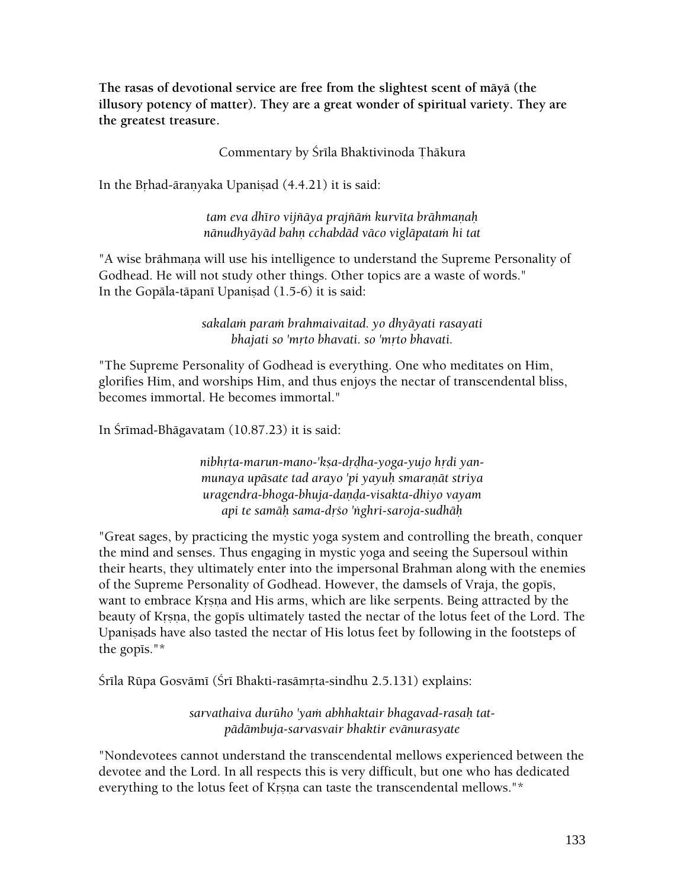**The rasas of devotional service are free from the slightest scent of māyā (the illusory potency of matter). They are a great wonder of spiritual variety. They are the greatest treasure.**

Commentary by Śrīla Bhaktivinoda Ṭhākura

In the Bṛhad-āraṇyaka Upaniṣad (4.4.21) it is said:

*tam eva dhīro vijñāya prajñāṁ kurvīta brāhmaṇaḥ*
*nānudhyāyād bahṇ cchabdād vāco viglāpataṁ hi tat*

"A wise brāhmaṇa will use his intelligence to understand the Supreme Personality of Godhead. He will not study other things. Other topics are a waste of words."
In the Gopāla-tāpanī Upaniṣad (1.5-6) it is said:

*sakalaṁ paraṁ brahmaivaitad. yo dhyāyati rasayati*
*bhajati so 'mṛto bhavati. so 'mṛto bhavati.*

"The Supreme Personality of Godhead is everything. One who meditates on Him, glorifies Him, and worships Him, and thus enjoys the nectar of transcendental bliss, becomes immortal. He becomes immortal."

In Śrīmad-Bhāgavatam (10.87.23) it is said:

*nibhṛta-marun-mano-'kṣa-dṛḍha-yoga-yujo hṛdi yan-*
*munaya upāsate tad arayo 'pi yayuḥ smaraṇāt striya*
*uragendra-bhoga-bhuja-daṇḍa-visakta-dhiyo vayam*
*api te samāḥ sama-dṛśo 'ṅghri-saroja-sudhāḥ*

"Great sages, by practicing the mystic yoga system and controlling the breath, conquer the mind and senses. Thus engaging in mystic yoga and seeing the Supersoul within their hearts, they ultimately enter into the impersonal Brahman along with the enemies of the Supreme Personality of Godhead. However, the damsels of Vraja, the gopīs, want to embrace Kṛṣṇa and His arms, which are like serpents. Being attracted by the beauty of Kṛṣṇa, the gopīs ultimately tasted the nectar of the lotus feet of the Lord. The Upaniṣads have also tasted the nectar of His lotus feet by following in the footsteps of the gopīs."*

Śrīla Rūpa Gosvāmī (Śrī Bhakti-rasāmṛta-sindhu 2.5.131) explains:

*sarvathaiva durūho 'yaṁ abhhaktair bhagavad-rasaḥ tat-*
*pādāmbuja-sarvasvair bhaktir evānurasyate*

"Nondevotees cannot understand the transcendental mellows experienced between the devotee and the Lord. In all respects this is very difficult, but one who has dedicated everything to the lotus feet of Kṛṣṇa can taste the transcendental mellows."*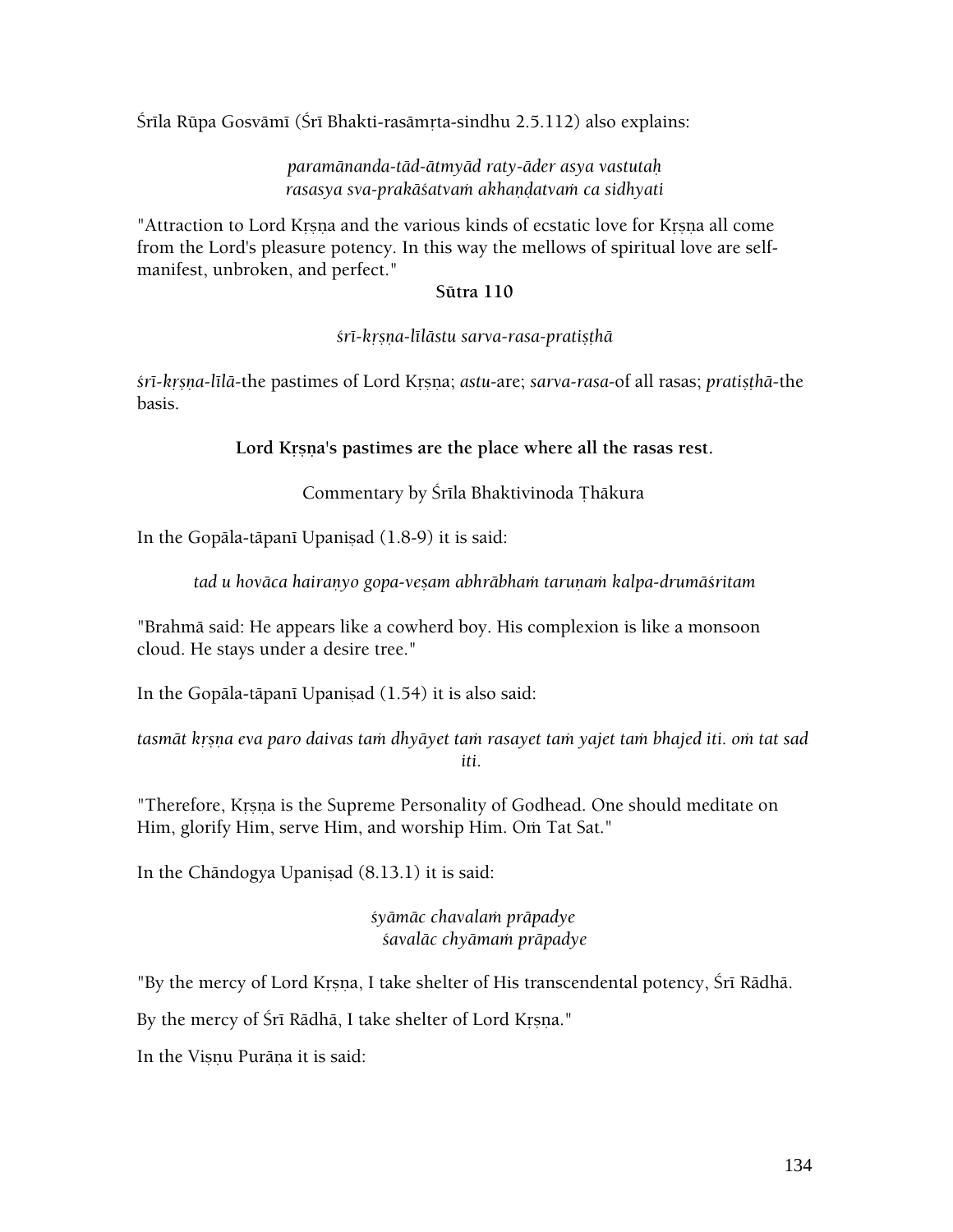Śrīla Rūpa Gosvāmī (Śrī Bhakti-rasāmṛta-sindhu 2.5.112) also explains:

*paramānanda-tād-ātmyād raty-āder asya vastutaḥ*
*rasasya sva-prakāśatvaṁ akhaṇḍatvaṁ ca sidhyati*

"Attraction to Lord Kṛṣṇa and the various kinds of ecstatic love for Kṛṣṇa all come from the Lord's pleasure potency. In this way the mellows of spiritual love are self-manifest, unbroken, and perfect."

**Sūtra 110**

*śrī-kṛṣṇa-līlāstu sarva-rasa-pratiṣṭhā*

*śrī-kṛṣṇa-līlā*-the pastimes of Lord Kṛṣṇa; *astu*-are; *sarva-rasa*-of all rasas; *pratiṣṭhā*-the basis.

**Lord Kṛṣṇa's pastimes are the place where all the rasas rest.**

Commentary by Śrīla Bhaktivinoda Ṭhākura

In the Gopāla-tāpanī Upaniṣad (1.8-9) it is said:

*tad u hovāca hairaṇyo gopa-veṣam abhrābhaṁ taruṇaṁ kalpa-drumāśritam*

"Brahmā said: He appears like a cowherd boy. His complexion is like a monsoon cloud. He stays under a desire tree."

In the Gopāla-tāpanī Upaniṣad (1.54) it is also said:

*tasmāt kṛṣṇa eva paro daivas taṁ dhyāyet taṁ rasayet taṁ yajet taṁ bhajed iti. oṁ tat sad iti.*

"Therefore, Kṛṣṇa is the Supreme Personality of Godhead. One should meditate on Him, glorify Him, serve Him, and worship Him. Oṁ Tat Sat."

In the Chāndogya Upaniṣad (8.13.1) it is said:

*śyāmāc chavalaṁ prāpadye*
*śavalāc chyāmaṁ prāpadye*

"By the mercy of Lord Kṛṣṇa, I take shelter of His transcendental potency, Śrī Rādhā.

By the mercy of Śrī Rādhā, I take shelter of Lord Kṛṣṇa."

In the Viṣṇu Purāṇa it is said: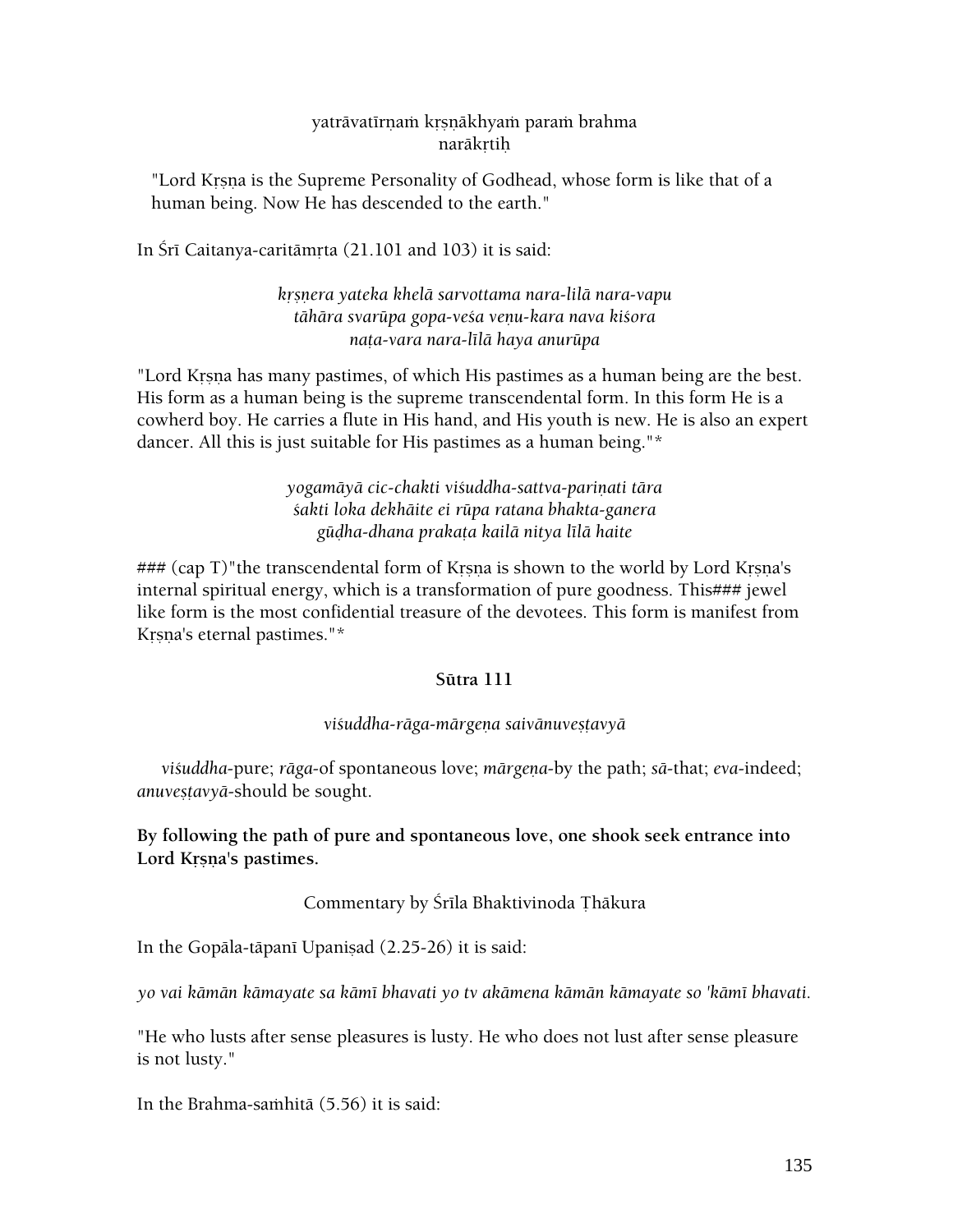yatrāvatīrṇaṁ kṛṣṇākhyaṁ paraṁ brahma
narākṛtiḥ

"Lord Kṛṣṇa is the Supreme Personality of Godhead, whose form is like that of a human being. Now He has descended to the earth."

In Śrī Caitanya-caritāmṛta (21.101 and 103) it is said:

*kṛṣṇera yateka khelā sarvottama nara-lilā nara-vapu*
*tāhāra svarūpa gopa-veśa veṇu-kara nava kiśora*
*naṭa-vara nara-līlā haya anurūpa*

"Lord Kṛṣṇa has many pastimes, of which His pastimes as a human being are the best. His form as a human being is the supreme transcendental form. In this form He is a cowherd boy. He carries a flute in His hand, and His youth is new. He is also an expert dancer. All this is just suitable for His pastimes as a human being."*

*yogamāyā cic-chakti viśuddha-sattva-pariṇati tāra*
*śakti loka dekhāite ei rūpa ratana bhakta-ganera*
*gūḍha-dhana prakaṭa kailā nitya līlā haite*

### (cap T)"the transcendental form of Kṛṣṇa is shown to the world by Lord Kṛṣṇa's internal spiritual energy, which is a transformation of pure goodness. This### jewel like form is the most confidential treasure of the devotees. This form is manifest from Kṛṣṇa's eternal pastimes."*

**Sūtra 111**

*viśuddha-rāga-mārgeṇa saivānuveṣṭavyā*

*viśuddha*-pure; *rāga*-of spontaneous love; *mārgeṇa*-by the path; *sā*-that; *eva*-indeed; *anuveṣṭavyā*-should be sought.

**By following the path of pure and spontaneous love, one shook seek entrance into Lord Kṛṣṇa's pastimes.**

Commentary by Śrīla Bhaktivinoda Ṭhākura

In the Gopāla-tāpanī Upaniṣad (2.25-26) it is said:

*yo vai kāmān kāmayate sa kāmī bhavati yo tv akāmena kāmān kāmayate so 'kāmī bhavati.*

"He who lusts after sense pleasures is lusty. He who does not lust after sense pleasure is not lusty."

In the Brahma-saṁhitā (5.56) it is said: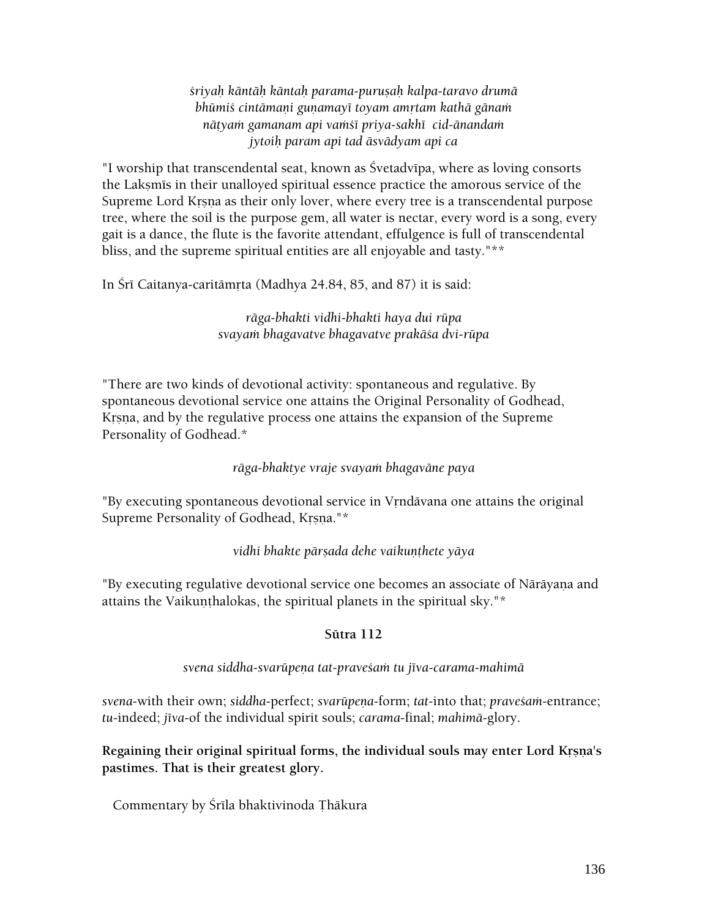*śriyaḥ kāntāḥ kāntaḥ parama-puruṣaḥ kalpa-taravo drumā*
*bhūmiś cintāmaṇi guṇamayī toyam amṛtam kathā gānaṁ*
*nāṭyaṁ gamanam api vaṁśī priya-sakhī cid-ānandaṁ*
*jytoiḥ param api tad āsvādyam api ca*

"I worship that transcendental seat, known as Śvetadvīpa, where as loving consorts the Lakṣmīs in their unalloyed spiritual essence practice the amorous service of the Supreme Lord Kṛṣṇa as their only lover, where every tree is a transcendental purpose tree, where the soil is the purpose gem, all water is nectar, every word is a song, every gait is a dance, the flute is the favorite attendant, effulgence is full of transcendental bliss, and the supreme spiritual entities are all enjoyable and tasty."**

In Śrī Caitanya-caritāmṛta (Madhya 24.84, 85, and 87) it is said:

*rāga-bhakti vidhi-bhakti haya dui rūpa*
*svayaṁ bhagavatve bhagavatve prakāśa dvi-rūpa*

"There are two kinds of devotional activity: spontaneous and regulative. By spontaneous devotional service one attains the Original Personality of Godhead, Kṛṣṇa, and by the regulative process one attains the expansion of the Supreme Personality of Godhead.*

*rāga-bhaktye vraje svayaṁ bhagavāne paya*

"By executing spontaneous devotional service in Vṛndāvana one attains the original Supreme Personality of Godhead, Kṛṣṇa."*

*vidhi bhakte pārṣada dehe vaikuṇṭhete yāya*

"By executing regulative devotional service one becomes an associate of Nārāyaṇa and attains the Vaikuṇṭhalokas, the spiritual planets in the spiritual sky."*

## Sūtra 112

*svena siddha-svarūpeṇa tat-praveśaṁ tu jīva-carama-mahimā*

*svena*-with their own; *siddha*-perfect; *svarūpeṇa*-form; *tat*-into that; *praveśaṁ*-entrance; *tu*-indeed; *jīva*-of the individual spirit souls; *carama*-final; *mahimā*-glory.

**Regaining their original spiritual forms, the individual souls may enter Lord Kṛṣṇa's pastimes. That is their greatest glory.**

Commentary by Śrīla bhaktivinoda Ṭhākura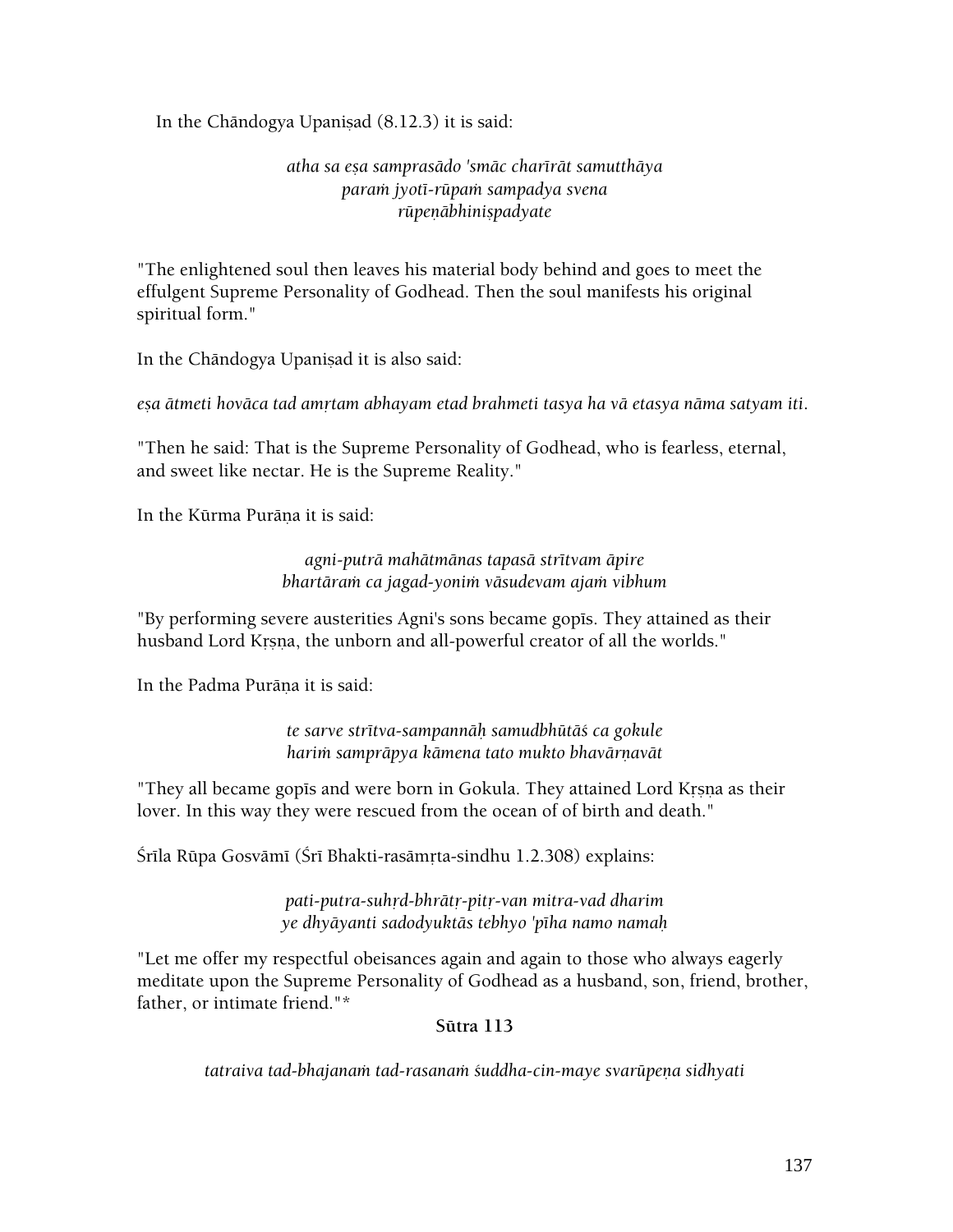In the Chāndogya Upaniṣad (8.12.3) it is said:

*atha sa eṣa samprasādo 'smāc charīrāt samutthāya*
*paraṁ jyotī-rūpaṁ sampadya svena*
*rūpeṇābhiniṣpadyate*

"The enlightened soul then leaves his material body behind and goes to meet the effulgent Supreme Personality of Godhead. Then the soul manifests his original spiritual form."

In the Chāndogya Upaniṣad it is also said:

*eṣa ātmeti hovāca tad amṛtam abhayam etad brahmeti tasya ha vā etasya nāma satyam iti.*

"Then he said: That is the Supreme Personality of Godhead, who is fearless, eternal, and sweet like nectar. He is the Supreme Reality."

In the Kūrma Purāṇa it is said:

*agni-putrā mahātmānas tapasā strītvam āpire*
*bhartāraṁ ca jagad-yoniṁ vāsudevam ajaṁ vibhum*

"By performing severe austerities Agni's sons became gopīs. They attained as their husband Lord Kṛṣṇa, the unborn and all-powerful creator of all the worlds."

In the Padma Purāṇa it is said:

*te sarve strītva-sampannāḥ samudbhūtāś ca gokule*
*hariṁ samprāpya kāmena tato mukto bhavārṇavāt*

"They all became gopīs and were born in Gokula. They attained Lord Kṛṣṇa as their lover. In this way they were rescued from the ocean of of birth and death."

Śrīla Rūpa Gosvāmī (Śrī Bhakti-rasāmṛta-sindhu 1.2.308) explains:

*pati-putra-suhṛd-bhrātṛ-pitṛ-van mitra-vad dharim*
*ye dhyāyanti sadodyuktās tebhyo 'pīha namo namaḥ*

"Let me offer my respectful obeisances again and again to those who always eagerly meditate upon the Supreme Personality of Godhead as a husband, son, friend, brother, father, or intimate friend."*

**Sūtra 113**

*tatraiva tad-bhajanaṁ tad-rasanaṁ śuddha-cin-maye svarūpeṇa sidhyati*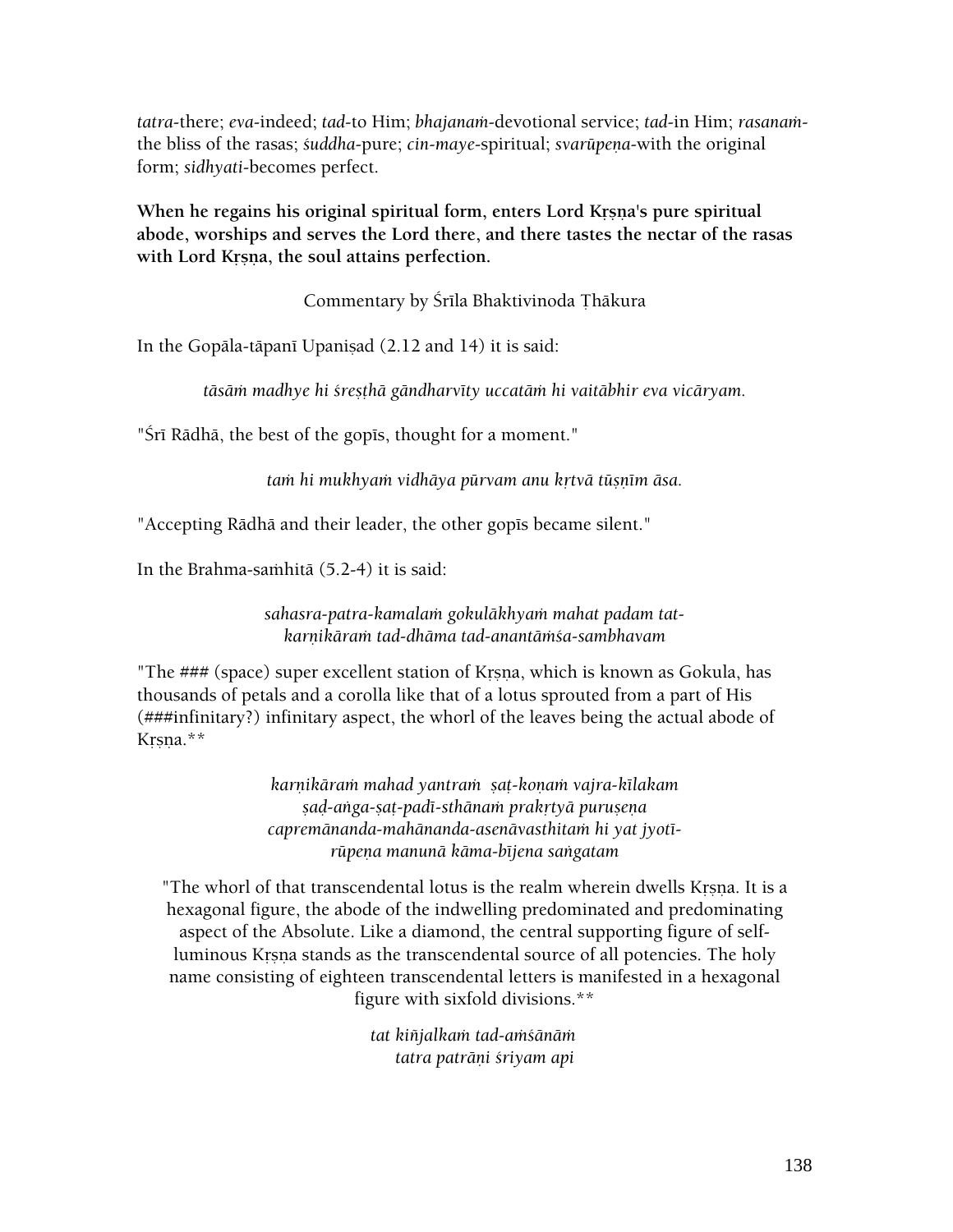*tatra*-there; *eva*-indeed; *tad*-to Him; *bhajanaṁ*-devotional service; *tad*-in Him; *rasanaṁ*-the bliss of the rasas; *śuddha*-pure; *cin-maye*-spiritual; *svarūpeṇa*-with the original form; *sidhyati*-becomes perfect.

**When he regains his original spiritual form, enters Lord Kṛṣṇa's pure spiritual abode, worships and serves the Lord there, and there tastes the nectar of the rasas with Lord Kṛṣṇa, the soul attains perfection.**

Commentary by Śrīla Bhaktivinoda Ṭhākura

In the Gopāla-tāpanī Upaniṣad (2.12 and 14) it is said:

*tāsāṁ madhye hi śreṣṭhā gāndharvīty uccatāṁ hi vaitābhir eva vicāryam.*

"Śrī Rādhā, the best of the gopīs, thought for a moment."

*taṁ hi mukhyaṁ vidhāya pūrvam anu kṛtvā tūṣṇīm āsa.*

"Accepting Rādhā and their leader, the other gopīs became silent."

In the Brahma-saṁhitā (5.2-4) it is said:

*sahasra-patra-kamalaṁ gokulākhyaṁ mahat padam tat-*
*karṇikāraṁ tad-dhāma tad-anantāṁśa-sambhavam*

"The ### (space) super excellent station of Kṛṣṇa, which is known as Gokula, has thousands of petals and a corolla like that of a lotus sprouted from a part of His (###infinitary?) infinitary aspect, the whorl of the leaves being the actual abode of Kṛṣṇa.**

*karṇikāraṁ mahad yantraṁ ṣaṭ-koṇaṁ vajra-kīlakam*
*ṣaḍ-aṅga-ṣaṭ-padī-sthānaṁ prakṛtyā puruṣena*
*capremānanda-mahānanda-asenāvasthitaṁ hi yat jyotī-*
*rūpeṇa manunā kāma-bījena saṅgatam*

"The whorl of that transcendental lotus is the realm wherein dwells Kṛṣṇa. It is a hexagonal figure, the abode of the indwelling predominated and predominating aspect of the Absolute. Like a diamond, the central supporting figure of self-luminous Kṛṣṇa stands as the transcendental source of all potencies. The holy name consisting of eighteen transcendental letters is manifested in a hexagonal figure with sixfold divisions.**

*tat kiñjalkaṁ tad-aṁśānāṁ*
*tatra patrāṇi śriyam api*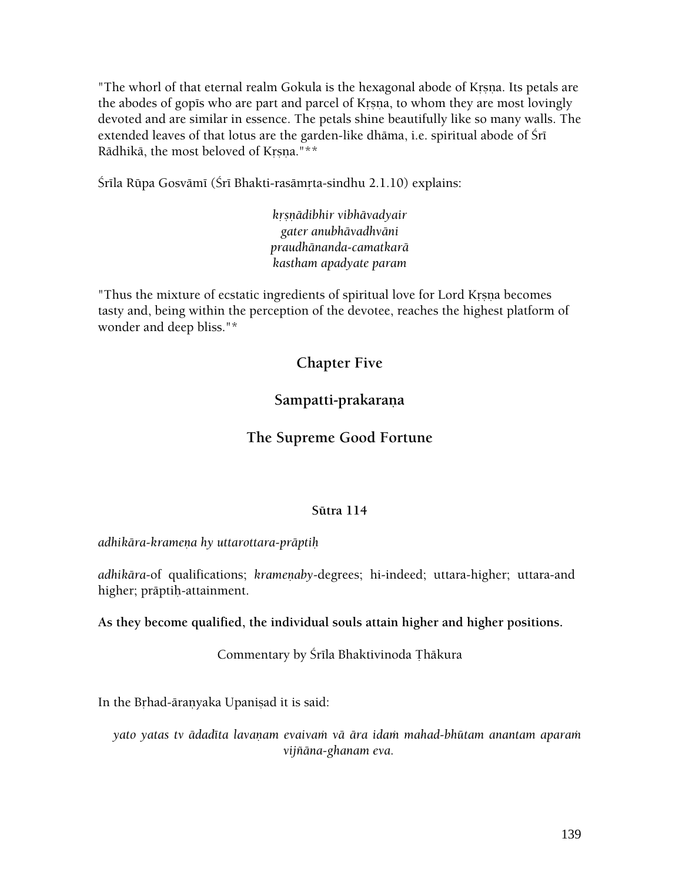"The whorl of that eternal realm Gokula is the hexagonal abode of Kṛṣṇa. Its petals are the abodes of gopīs who are part and parcel of Kṛṣṇa, to whom they are most lovingly devoted and are similar in essence. The petals shine beautifully like so many walls. The extended leaves of that lotus are the garden-like dhāma, i.e. spiritual abode of Śrī Rādhikā, the most beloved of Kṛṣṇa."**

Śrīla Rūpa Gosvāmī (Śrī Bhakti-rasāmṛta-sindhu 2.1.10) explains:

*kṛṣṇādibhir vibhāvadyair*
*gater anubhāvadhvāni*
*praudhānanda-camatkarā*
*kastham apadyate param*

"Thus the mixture of ecstatic ingredients of spiritual love for Lord Kṛṣṇa becomes tasty and, being within the perception of the devotee, reaches the highest platform of wonder and deep bliss."*

## Chapter Five

## Sampatti-prakaraṇa

## The Supreme Good Fortune

#### Sūtra 114

*adhikāra-krameṇa hy uttarottara-prāptiḥ*

*adhikāra*-of qualifications; *krameṇaby*-degrees; hi-indeed; uttara-higher; uttara-and higher; prāptiḥ-attainment.

**As they become qualified, the individual souls attain higher and higher positions.**

Commentary by Śrīla Bhaktivinoda Ṭhākura

In the Bṛhad-āraṇyaka Upaniṣad it is said:

*yato yatas tv ādadīta lavaṇam evaivaṁ vā āra idaṁ mahad-bhūtam anantam aparaṁ vijñāna-ghanam eva.*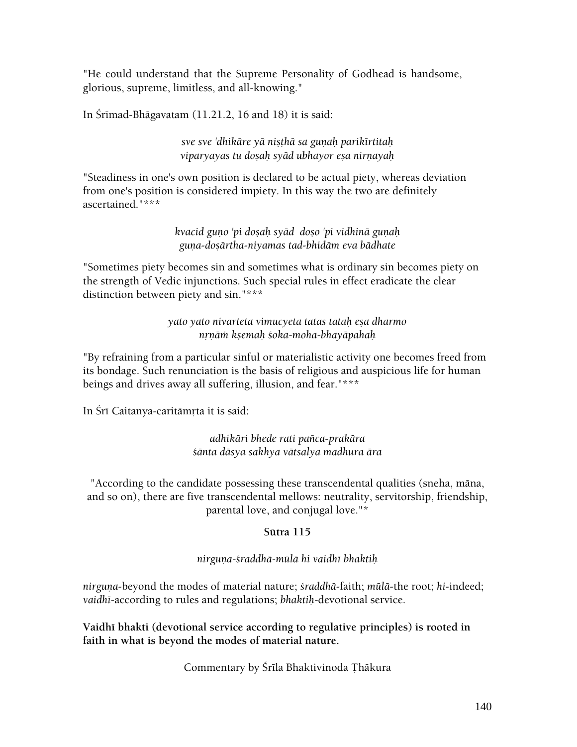"He could understand that the Supreme Personality of Godhead is handsome, glorious, supreme, limitless, and all-knowing."

In Śrīmad-Bhāgavatam (11.21.2, 16 and 18) it is said:

*sve sve 'dhikāre yā niṣṭhā sa guṇaḥ parikīrtitaḥ*
*viparyayas tu doṣaḥ syād ubhayor eṣa nirṇayaḥ*

"Steadiness in one's own position is declared to be actual piety, whereas deviation from one's position is considered impiety. In this way the two are definitely ascertained."***

*kvacid guṇo 'pi doṣaḥ syād doṣo 'pi vidhinā guṇaḥ*
*guṇa-doṣārtha-niyamas tad-bhidām eva bādhate*

"Sometimes piety becomes sin and sometimes what is ordinary sin becomes piety on the strength of Vedic injunctions. Such special rules in effect eradicate the clear distinction between piety and sin."***

*yato yato nivarteta vimucyeta tatas tataḥ eṣa dharmo*
*nṛṇāṁ kṣemaḥ śoka-moha-bhayāpahaḥ*

"By refraining from a particular sinful or materialistic activity one becomes freed from its bondage. Such renunciation is the basis of religious and auspicious life for human beings and drives away all suffering, illusion, and fear."***

In Śrī Caitanya-caritāmṛta it is said:

*adhikāri bhede rati pañca-prakāra*
*śānta dāsya sakhya vātsalya madhura āra*

"According to the candidate possessing these transcendental qualities (sneha, māna, and so on), there are five transcendental mellows: neutrality, servitorship, friendship, parental love, and conjugal love."*

### Sūtra 115

*nirguṇa-śraddhā-mūlā hi vaidhī bhaktiḥ*

*nirguṇa*-beyond the modes of material nature; *śraddhā*-faith; *mūlā*-the root; *hi*-indeed; *vaidhī*-according to rules and regulations; *bhaktiḥ*-devotional service.

**Vaidhī bhakti (devotional service according to regulative principles) is rooted in faith in what is beyond the modes of material nature.**

Commentary by Śrīla Bhaktivinoda Ṭhākura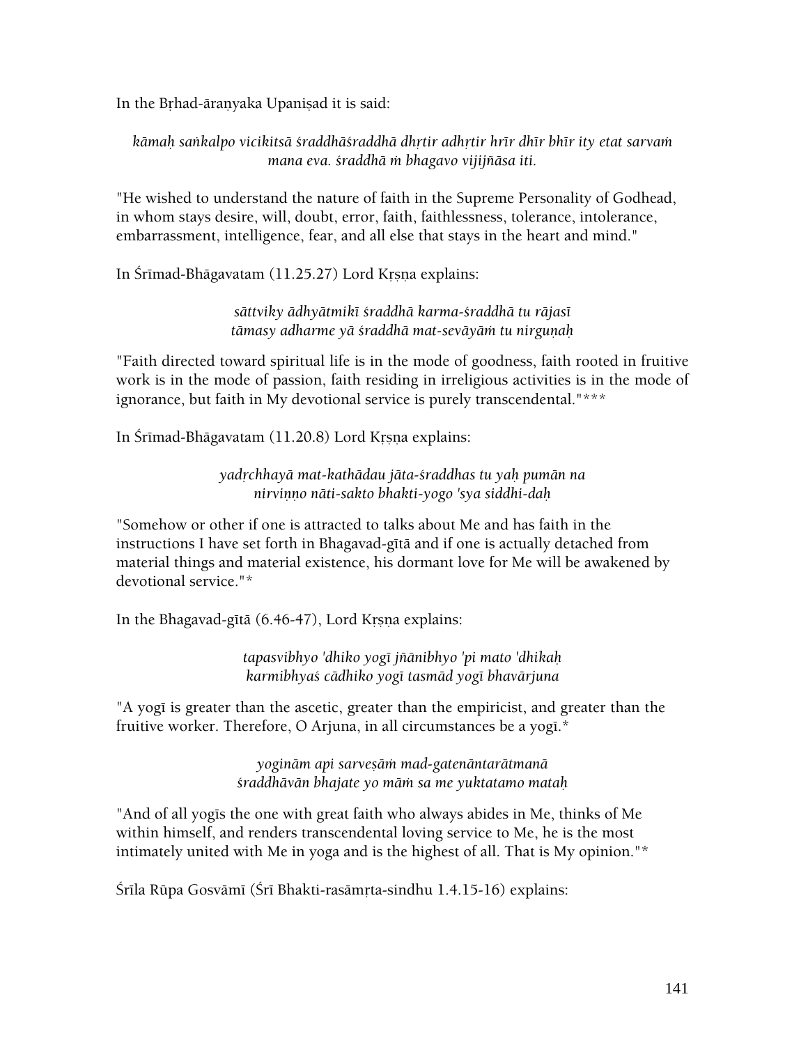In the Bṛhad-āraṇyaka Upaniṣad it is said:

*kāmaḥ saṅkalpo vicikitsā śraddhāśraddhā dhṛtir adhṛtir hrīr dhīr bhīr ity etat sarvaṁ mana eva. śraddhā ṁ bhagavo vijijñāsa iti.*

"He wished to understand the nature of faith in the Supreme Personality of Godhead, in whom stays desire, will, doubt, error, faith, faithlessness, tolerance, intolerance, embarrassment, intelligence, fear, and all else that stays in the heart and mind."

In Śrīmad-Bhāgavatam (11.25.27) Lord Kṛṣṇa explains:

*sāttviky ādhyātmikī śraddhā karma-śraddhā tu rājasī*
*tāmasy adharme yā śraddhā mat-sevāyāṁ tu nirguṇaḥ*

"Faith directed toward spiritual life is in the mode of goodness, faith rooted in fruitive work is in the mode of passion, faith residing in irreligious activities is in the mode of ignorance, but faith in My devotional service is purely transcendental."***

In Śrīmad-Bhāgavatam (11.20.8) Lord Kṛṣṇa explains:

*yadṛchhayā mat-kathādau jāta-śraddhas tu yaḥ pumān na*
*nirviṇṇo nāti-sakto bhakti-yogo 'sya siddhi-daḥ*

"Somehow or other if one is attracted to talks about Me and has faith in the instructions I have set forth in Bhagavad-gītā and if one is actually detached from material things and material existence, his dormant love for Me will be awakened by devotional service."*

In the Bhagavad-gītā (6.46-47), Lord Kṛṣṇa explains:

*tapasvibhyo 'dhiko yogī jñānibhyo 'pi mato 'dhikaḥ*
*karmibhyaś cādhiko yogī tasmād yogī bhavārjuna*

"A yogī is greater than the ascetic, greater than the empiricist, and greater than the fruitive worker. Therefore, O Arjuna, in all circumstances be a yogī.*

*yogīnām api sarveṣāṁ mad-gatenāntarātmanā*
*śraddhāvān bhajate yo māṁ sa me yuktatamo mataḥ*

"And of all yogīs the one with great faith who always abides in Me, thinks of Me within himself, and renders transcendental loving service to Me, he is the most intimately united with Me in yoga and is the highest of all. That is My opinion."*

Śrīla Rūpa Gosvāmī (Śrī Bhakti-rasāmṛta-sindhu 1.4.15-16) explains: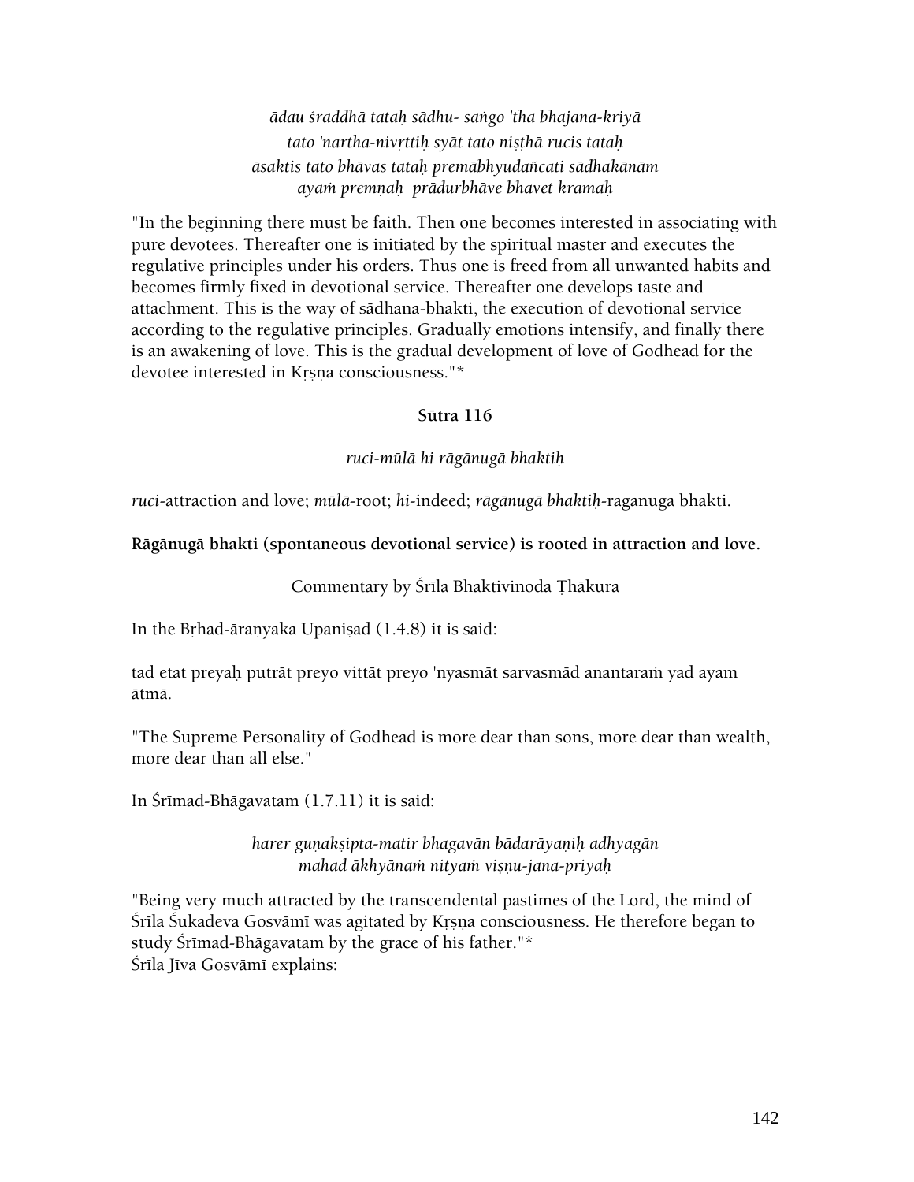*ādau śraddhā tataḥ sādhu- saṅgo 'tha bhajana-kriyā*
*tato 'nartha-nivṛttiḥ syāt tato niṣṭhā rucis tataḥ*
*āsaktis tato bhāvas tataḥ premābhyudañcati sādhakānām*
*ayaṁ premṇaḥ prādurbhāve bhavet kramaḥ*

"In the beginning there must be faith. Then one becomes interested in associating with pure devotees. Thereafter one is initiated by the spiritual master and executes the regulative principles under his orders. Thus one is freed from all unwanted habits and becomes firmly fixed in devotional service. Thereafter one develops taste and attachment. This is the way of sādhana-bhakti, the execution of devotional service according to the regulative principles. Gradually emotions intensify, and finally there is an awakening of love. This is the gradual development of love of Godhead for the devotee interested in Kṛṣṇa consciousness."*

**Sūtra 116**

*ruci-mūlā hi rāgānugā bhaktiḥ*

*ruci*-attraction and love; *mūlā*-root; *hi*-indeed; *rāgānugā bhaktiḥ*-raganuga bhakti.

**Rāgānugā bhakti (spontaneous devotional service) is rooted in attraction and love.**

Commentary by Śrīla Bhaktivinoda Ṭhākura

In the Bṛhad-āraṇyaka Upaniṣad (1.4.8) it is said:

tad etat preyaḥ putrāt preyo vittāt preyo 'nyasmāt sarvasmād anantaraṁ yad ayam ātmā.

"The Supreme Personality of Godhead is more dear than sons, more dear than wealth, more dear than all else."

In Śrīmad-Bhāgavatam (1.7.11) it is said:

*harer guṇakṣipta-matir bhagavān bādarāyaṇiḥ adhyagān*
*mahad ākhyānaṁ nityaṁ viṣṇu-jana-priyaḥ*

"Being very much attracted by the transcendental pastimes of the Lord, the mind of Śrīla Śukadeva Gosvāmī was agitated by Kṛṣṇa consciousness. He therefore began to study Śrīmad-Bhāgavatam by the grace of his father."*
Śrīla Jīva Gosvāmī explains: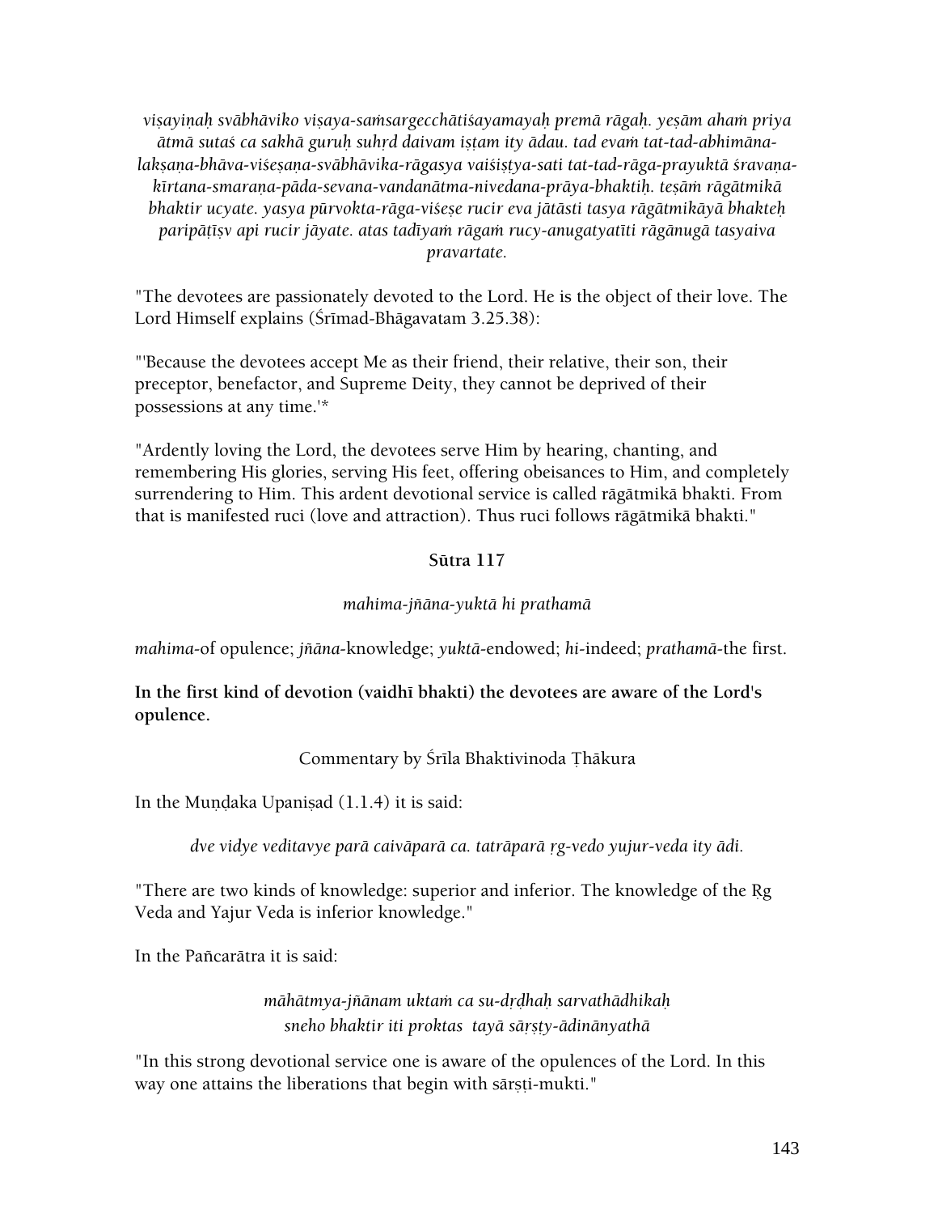*viṣayiṇaḥ svābhāviko viṣaya-saṁsargecchātiśayamayaḥ premā rāgaḥ. yeṣām ahaṁ priya ātmā sutaś ca sakhā guruḥ suhṛd daivam iṣṭam ity ādau. tad evaṁ tat-tad-abhimāna-lakṣaṇa-bhāva-viśeṣaṇa-svābhāvika-rāgasya vaiśiṣṭya-sati tat-tad-rāga-prayuktā śravaṇa-kīrtana-smaraṇa-pāda-sevana-vandanātma-nivedana-prāya-bhaktiḥ. teṣāṁ rāgātmikā bhaktir ucyate. yasya pūrvokta-rāga-viśeṣe rucir eva jātāsti tasya rāgātmikāyā bhakteḥ paripāṭīṣv api rucir jāyate. atas tadīyaṁ rāgaṁ rucy-anugatyatīti rāgānugā tasyaiva pravartate.*

"The devotees are passionately devoted to the Lord. He is the object of their love. The Lord Himself explains (Śrīmad-Bhāgavatam 3.25.38):

"'Because the devotees accept Me as their friend, their relative, their son, their preceptor, benefactor, and Supreme Deity, they cannot be deprived of their possessions at any time.'*

"Ardently loving the Lord, the devotees serve Him by hearing, chanting, and remembering His glories, serving His feet, offering obeisances to Him, and completely surrendering to Him. This ardent devotional service is called rāgātmikā bhakti. From that is manifested ruci (love and attraction). Thus ruci follows rāgātmikā bhakti."

**Sūtra 117**

*mahima-jñāna-yuktā hi prathamā*

*mahima*-of opulence; *jñāna*-knowledge; *yuktā*-endowed; *hi*-indeed; *prathamā*-the first.

**In the first kind of devotion (vaidhī bhakti) the devotees are aware of the Lord's opulence.**

Commentary by Śrīla Bhaktivinoda Ṭhākura

In the Muṇḍaka Upaniṣad (1.1.4) it is said:

*dve vidye veditavye parā caivāparā ca. tatrāparā ṛg-vedo yujur-veda ity ādi.*

"There are two kinds of knowledge: superior and inferior. The knowledge of the Ṛg Veda and Yajur Veda is inferior knowledge."

In the Pañcarātra it is said:

*māhātmya-jñānam uktaṁ ca su-dṛḍhaḥ sarvathādhikaḥ*
*sneho bhaktir iti proktas tayā sārṣṭy-ādinānyathā*

"In this strong devotional service one is aware of the opulences of the Lord. In this way one attains the liberations that begin with sārṣṭi-mukti."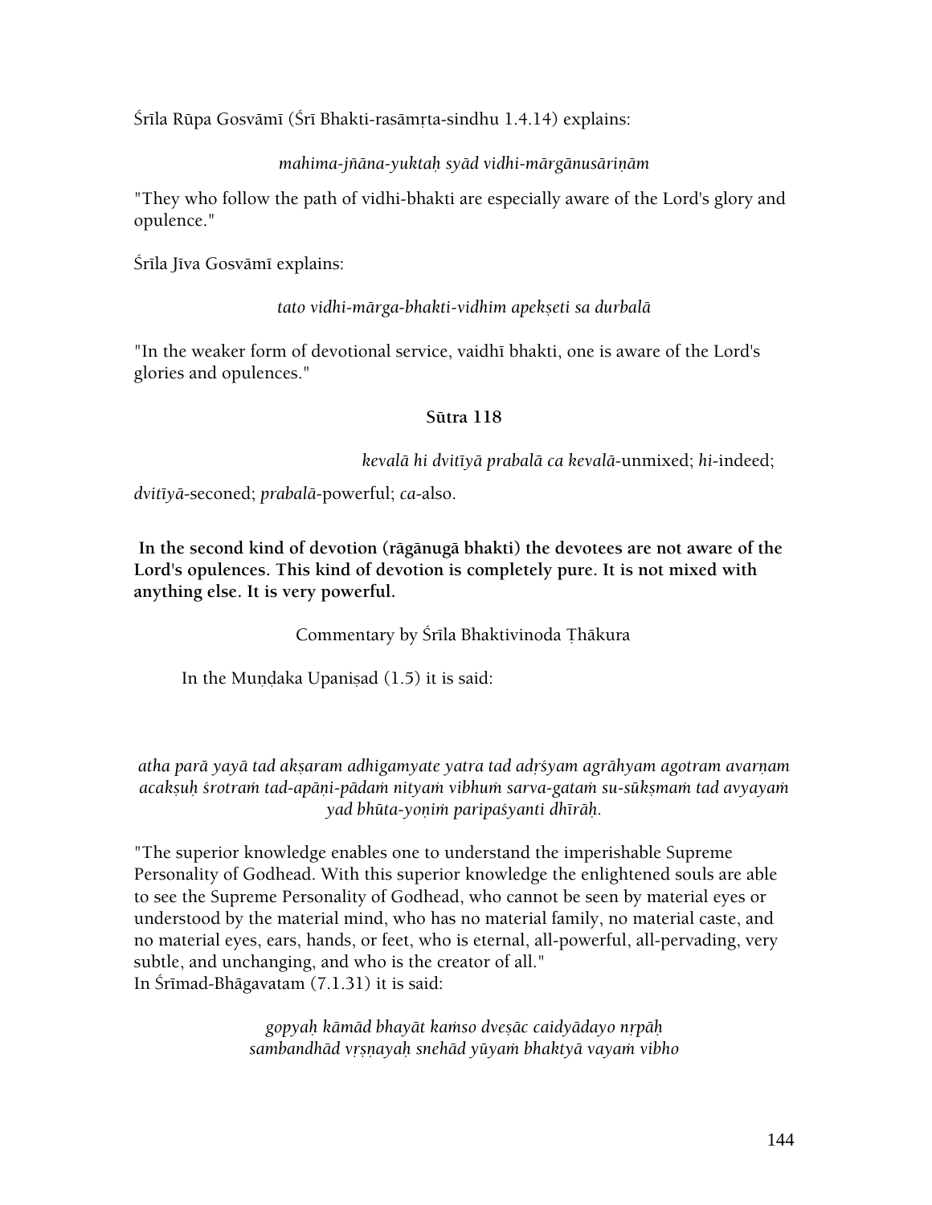Śrīla Rūpa Gosvāmī (Śrī Bhakti-rasāmṛta-sindhu 1.4.14) explains:

*mahima-jñāna-yuktaḥ syād vidhi-mārgānusāriṇām*

"They who follow the path of vidhi-bhakti are especially aware of the Lord's glory and opulence."

Śrīla Jīva Gosvāmī explains:

*tato vidhi-mārga-bhakti-vidhim apekṣeti sa durbalā*

"In the weaker form of devotional service, vaidhī bhakti, one is aware of the Lord's glories and opulences."

### Sūtra 118

*kevalā hi dvitīyā prabalā ca kevalā*-unmixed; *hi*-indeed; *dvitīyā*-seconed; *prabalā*-powerful; *ca*-also.

**In the second kind of devotion (rāgānugā bhakti) the devotees are not aware of the Lord's opulences. This kind of devotion is completely pure. It is not mixed with anything else. It is very powerful.**

Commentary by Śrīla Bhaktivinoda Ṭhākura

In the Muṇḍaka Upaniṣad (1.5) it is said:

*atha parā yayā tad akṣaram adhigamyate yatra tad adṛśyam agrāhyam agotram avarṇam acakṣuḥ śrotraṁ tad-apāṇi-pādaṁ nityaṁ vibhuṁ sarva-gataṁ su-sūkṣmaṁ tad avyayaṁ yad bhūta-yoṇiṁ paripaśyanti dhīrāḥ.*

"The superior knowledge enables one to understand the imperishable Supreme Personality of Godhead. With this superior knowledge the enlightened souls are able to see the Supreme Personality of Godhead, who cannot be seen by material eyes or understood by the material mind, who has no material family, no material caste, and no material eyes, ears, hands, or feet, who is eternal, all-powerful, all-pervading, very subtle, and unchanging, and who is the creator of all."
In Śrīmad-Bhāgavatam (7.1.31) it is said:

*gopyaḥ kāmād bhayāt kaṁso dveṣāc caidyādayo nṛpāḥ*
*sambandhād vṛṣṇayaḥ snehād yūyaṁ bhaktyā vayaṁ vibho*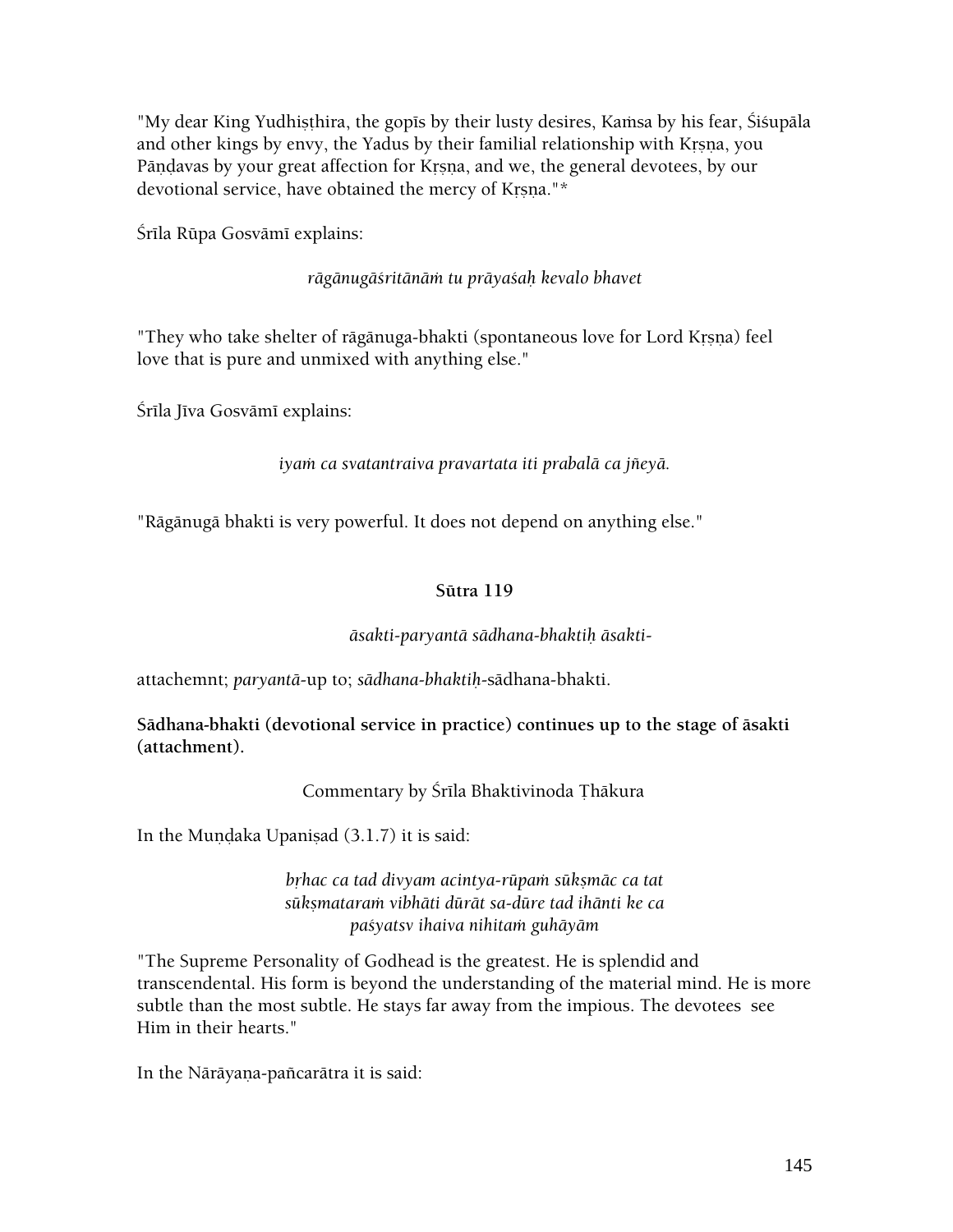"My dear King Yudhiṣṭhira, the gopīs by their lusty desires, Kaṁsa by his fear, Śiśupāla and other kings by envy, the Yadus by their familial relationship with Kṛṣṇa, you Pāṇḍavas by your great affection for Kṛṣṇa, and we, the general devotees, by our devotional service, have obtained the mercy of Kṛṣṇa."*

Śrīla Rūpa Gosvāmī explains:

*rāgānugāśritānāṁ tu prāyaśaḥ kevalo bhavet*

"They who take shelter of rāgānuga-bhakti (spontaneous love for Lord Kṛṣṇa) feel love that is pure and unmixed with anything else."

Śrīla Jīva Gosvāmī explains:

*iyaṁ ca svatantraiva pravartata iti prabalā ca jñeyā.*

"Rāgānugā bhakti is very powerful. It does not depend on anything else."

### Sūtra 119

*āsakti-paryantā sādhana-bhaktiḥ āsakti-*

attachemnt; *paryantā*-up to; *sādhana-bhaktiḥ*-sādhana-bhakti.

**Sādhana-bhakti (devotional service in practice) continues up to the stage of āsakti (attachment).**

Commentary by Śrīla Bhaktivinoda Ṭhākura

In the Muṇḍaka Upaniṣad (3.1.7) it is said:

*bṛhac ca tad divyam acintya-rūpaṁ sūkṣmāc ca tat*
*sūkṣmataraṁ vibhāti dūrāt sa-dūre tad ihānti ke ca*
*paśyatsv ihaiva nihitaṁ guhāyām*

"The Supreme Personality of Godhead is the greatest. He is splendid and transcendental. His form is beyond the understanding of the material mind. He is more subtle than the most subtle. He stays far away from the impious. The devotees see Him in their hearts."

In the Nārāyaṇa-pañcarātra it is said: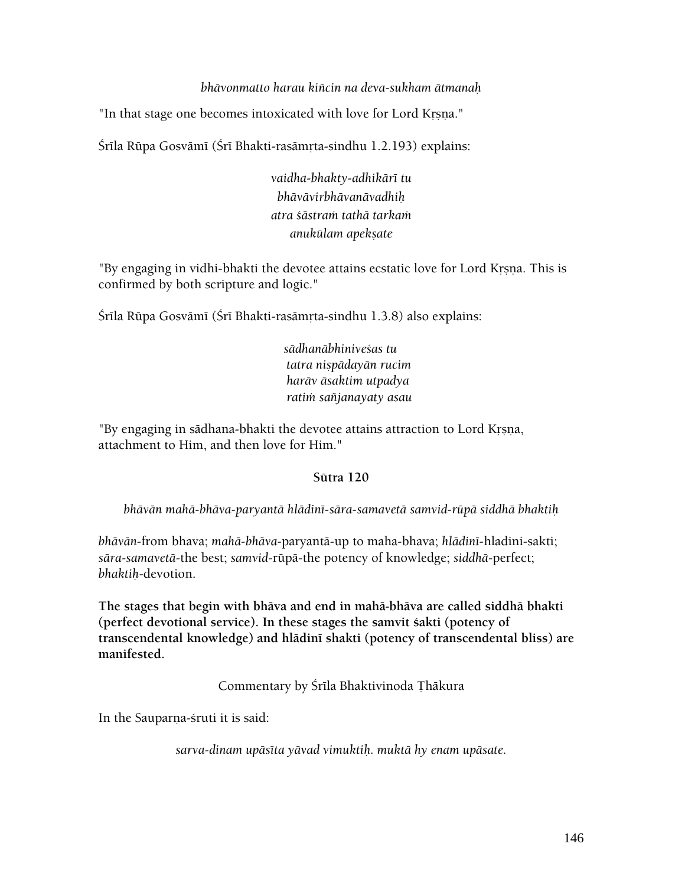*bhāvonmatto harau kiñcin na deva-sukham ātmanaḥ*

"In that stage one becomes intoxicated with love for Lord Kṛṣṇa."

Śrīla Rūpa Gosvāmī (Śrī Bhakti-rasāmṛta-sindhu 1.2.193) explains:

*vaidha-bhakty-adhikārī tu*
*bhāvāvirbhāvanāvadhiḥ*
*atra śāstraṁ tathā tarkaṁ*
*anukūlam apekṣate*

"By engaging in vidhi-bhakti the devotee attains ecstatic love for Lord Kṛṣṇa. This is confirmed by both scripture and logic."

Śrīla Rūpa Gosvāmī (Śrī Bhakti-rasāmṛta-sindhu 1.3.8) also explains:

*sādhanābhiniveśas tu*
*tatra niṣpādayān rucim*
*harāv āsaktim utpadya*
*ratiṁ sañjanayaty asau*

"By engaging in sādhana-bhakti the devotee attains attraction to Lord Kṛṣṇa, attachment to Him, and then love for Him."

### Sūtra 120

*bhāvān mahā-bhāva-paryantā hlādinī-sāra-samavetā samvid-rūpā siddhā bhaktiḥ*

*bhāvān*-from bhava; *mahā-bhāva*-paryantā-up to maha-bhava; *hlādinī*-hladini-sakti; *sāra-samavetā*-the best; *samvid*-rūpā-the potency of knowledge; *siddhā*-perfect; *bhaktiḥ*-devotion.

**The stages that begin with bhāva and end in mahā-bhāva are called siddhā bhakti (perfect devotional service). In these stages the samvit śakti (potency of transcendental knowledge) and hlādinī shakti (potency of transcendental bliss) are manifested.**

Commentary by Śrīla Bhaktivinoda Ṭhākura

In the Sauparṇa-śruti it is said:

*sarva-dinam upāsīta yāvad vimuktiḥ. muktā hy enam upāsate.*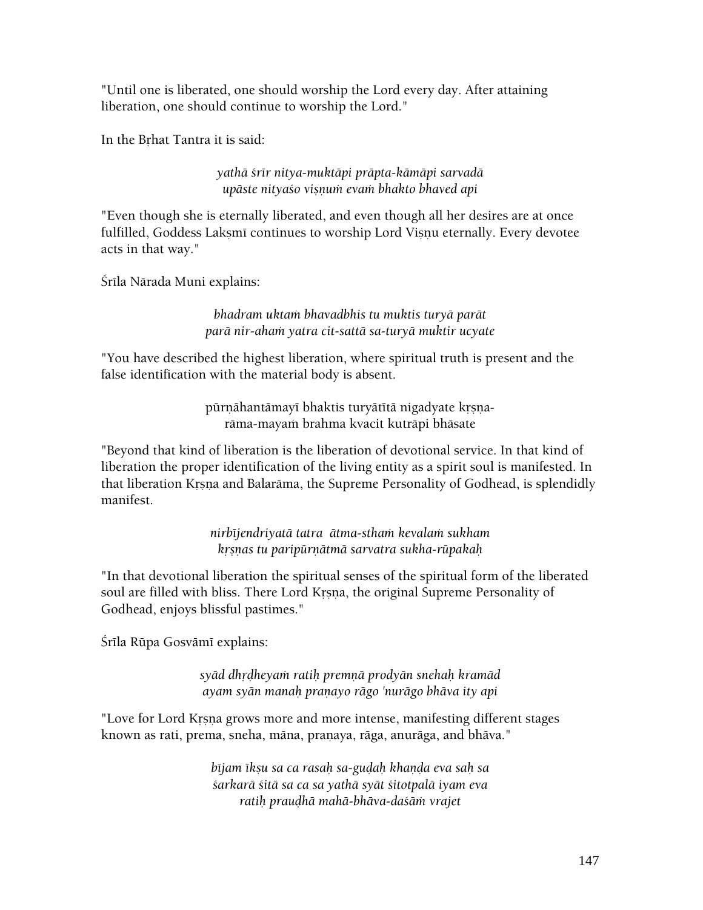"Until one is liberated, one should worship the Lord every day. After attaining liberation, one should continue to worship the Lord."

In the Bṛhat Tantra it is said:

*yathā śrīr nitya-muktāpi prāpta-kāmāpi sarvadā*
*upāste nityaśo viṣṇuṁ evaṁ bhakto bhaved api*

"Even though she is eternally liberated, and even though all her desires are at once fulfilled, Goddess Lakṣmī continues to worship Lord Viṣṇu eternally. Every devotee acts in that way."

Śrīla Nārada Muni explains:

*bhadram uktaṁ bhavadbhis tu muktis turyā parāt*
*parā nir-ahaṁ yatra cit-sattā sa-turyā muktir ucyate*

"You have described the highest liberation, where spiritual truth is present and the false identification with the material body is absent.

pūrṇāhantāmayī bhaktis turyātītā nigadyate kṛṣṇa-
rāma-mayaṁ brahma kvacit kutrāpi bhāsate

"Beyond that kind of liberation is the liberation of devotional service. In that kind of liberation the proper identification of the living entity as a spirit soul is manifested. In that liberation Kṛṣṇa and Balarāma, the Supreme Personality of Godhead, is splendidly manifest.

*nirbījendriyatā tatra ātma-sthaṁ kevalaṁ sukham*
*kṛṣṇas tu paripūrṇātmā sarvatra sukha-rūpakaḥ*

"In that devotional liberation the spiritual senses of the spiritual form of the liberated soul are filled with bliss. There Lord Kṛṣṇa, the original Supreme Personality of Godhead, enjoys blissful pastimes."

Śrīla Rūpa Gosvāmī explains:

*syād dhṛḍheyaṁ ratiḥ premṇā prodyān snehaḥ kramād*
*ayam syān manaḥ praṇayo rāgo 'nurāgo bhāva ity api*

"Love for Lord Kṛṣṇa grows more and more intense, manifesting different stages known as rati, prema, sneha, māna, praṇaya, rāga, anurāga, and bhāva."

*bījam īkṣu sa ca rasaḥ sa-guḍaḥ khaṇḍa eva saḥ sa*
*śarkarā śitā sa ca sa yathā syāt śitotpalā iyam eva*
*ratiḥ prauḍhā mahā-bhāva-daśāṁ vrajet*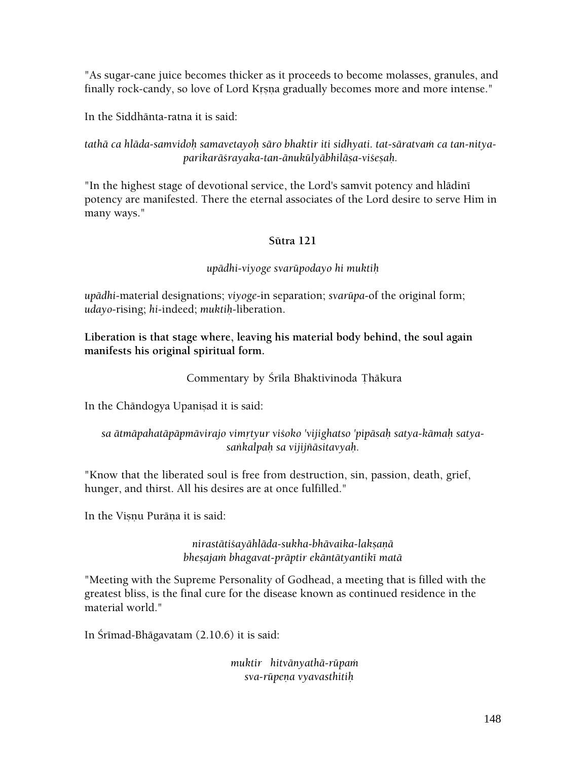"As sugar-cane juice becomes thicker as it proceeds to become molasses, granules, and finally rock-candy, so love of Lord Kṛṣṇa gradually becomes more and more intense."

In the Siddhānta-ratna it is said:

*tathā ca hlāda-samvidoḥ samavetayoḥ sāro bhaktir iti sidhyati. tat-sāratvaṁ ca tan-nitya-parikarāśrayaka-tan-ānukūlyābhilāṣa-viśeṣaḥ.*

"In the highest stage of devotional service, the Lord's samvit potency and hlādinī potency are manifested. There the eternal associates of the Lord desire to serve Him in many ways."

**Sūtra 121**

*upādhi-viyoge svarūpodayo hi muktiḥ*

*upādhi*-material designations; *viyoge*-in separation; *svarūpa*-of the original form; *udayo*-rising; *hi*-indeed; *muktiḥ*-liberation.

**Liberation is that stage where, leaving his material body behind, the soul again manifests his original spiritual form.**

Commentary by Śrīla Bhaktivinoda Ṭhākura

In the Chāndogya Upaniṣad it is said:

*sa ātmāpahatāpāpmāvirajo vimṛtyur viśoko 'vijighatso 'pipāsaḥ satya-kāmaḥ satya-saṅkalpaḥ sa vijijñāsitavyaḥ.*

"Know that the liberated soul is free from destruction, sin, passion, death, grief, hunger, and thirst. All his desires are at once fulfilled."

In the Viṣṇu Purāṇa it is said:

*nirastātiśayāhlāda-sukha-bhāvaika-lakṣaṇā*
*bheṣajaṁ bhagavat-prāptir ekāntātyantikī matā*

"Meeting with the Supreme Personality of Godhead, a meeting that is filled with the greatest bliss, is the final cure for the disease known as continued residence in the material world."

In Śrīmad-Bhāgavatam (2.10.6) it is said:

*muktir hitvānyathā-rūpaṁ*
*sva-rūpeṇa vyavasthitiḥ*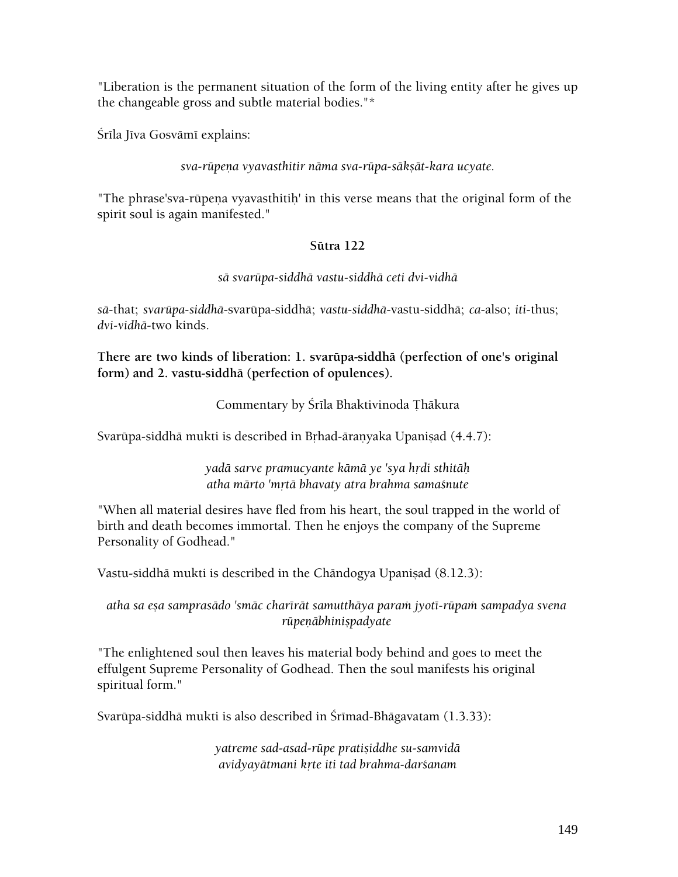"Liberation is the permanent situation of the form of the living entity after he gives up the changeable gross and subtle material bodies."*

Śrīla Jīva Gosvāmī explains:

*sva-rūpeṇa vyavasthitir nāma sva-rūpa-sākṣāt-kara ucyate.*

"The phrase'sva-rūpeṇa vyavasthitiḥ' in this verse means that the original form of the spirit soul is again manifested."

**Sūtra 122**

*sā svarūpa-siddhā vastu-siddhā ceti dvi-vidhā*

*sā*-that; *svarūpa-siddhā*-svarūpa-siddhā; *vastu-siddhā*-vastu-siddhā; *ca*-also; *iti*-thus; *dvi-vidhā*-two kinds.

**There are two kinds of liberation: 1. svarūpa-siddhā (perfection of one's original form) and 2. vastu-siddhā (perfection of opulences).**

Commentary by Śrīla Bhaktivinoda Ṭhākura

Svarūpa-siddhā mukti is described in Bṛhad-āraṇyaka Upaniṣad (4.4.7):

*yadā sarve pramucyante kāmā ye 'sya hṛdi sthitāḥ*
*atha mārto 'mṛtā bhavaty atra brahma samaśnute*

"When all material desires have fled from his heart, the soul trapped in the world of birth and death becomes immortal. Then he enjoys the company of the Supreme Personality of Godhead."

Vastu-siddhā mukti is described in the Chāndogya Upaniṣad (8.12.3):

*atha sa eṣa samprasādo 'smāc charīrāt samutthāya paraṁ jyotī-rūpaṁ sampadya svena rūpeṇābhiniṣpadyate*

"The enlightened soul then leaves his material body behind and goes to meet the effulgent Supreme Personality of Godhead. Then the soul manifests his original spiritual form."

Svarūpa-siddhā mukti is also described in Śrīmad-Bhāgavatam (1.3.33):

*yatreme sad-asad-rūpe pratiṣiddhe su-samvidā*
*avidyayātmani kṛte iti tad brahma-darśanam*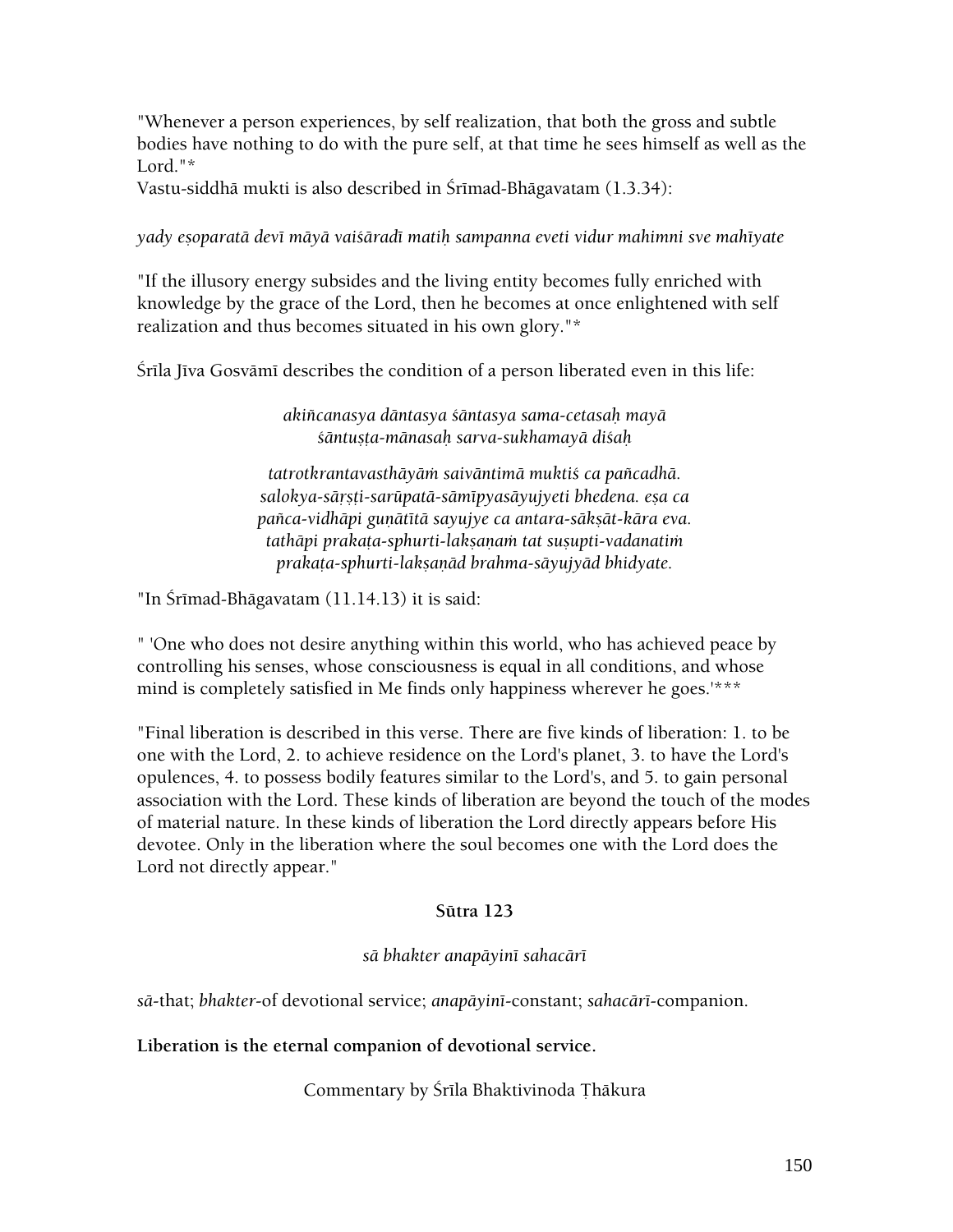"Whenever a person experiences, by self realization, that both the gross and subtle bodies have nothing to do with the pure self, at that time he sees himself as well as the Lord."*

Vastu-siddhā mukti is also described in Śrīmad-Bhāgavatam (1.3.34):

*yady eṣoparatā devī māyā vaiśāradī matiḥ sampanna eveti vidur mahimni sve mahīyate*

"If the illusory energy subsides and the living entity becomes fully enriched with knowledge by the grace of the Lord, then he becomes at once enlightened with self realization and thus becomes situated in his own glory."*

Śrīla Jīva Gosvāmī describes the condition of a person liberated even in this life:

*akiñcanasya dāntasya śāntasya sama-cetasaḥ mayā*
*śāntuṣṭa-mānasaḥ sarva-sukhamayā diśaḥ*

*tatrotkrantavasthāyāṁ saivāntimā muktiś ca pañcadhā.*
*salokya-sārṣṭi-sarūpatā-sāmīpyasāyujyeti bhedena. eṣa ca*
*pañca-vidhāpi guṇātītā sayujye ca antara-sākṣāt-kāra eva.*
*tathāpi prakaṭa-sphurti-lakṣaṇaṁ tat suṣupti-vadanatiṁ*
*prakaṭa-sphurti-lakṣaṇād brahma-sāyujyād bhidyate.*

"In Śrīmad-Bhāgavatam (11.14.13) it is said:

" 'One who does not desire anything within this world, who has achieved peace by controlling his senses, whose consciousness is equal in all conditions, and whose mind is completely satisfied in Me finds only happiness wherever he goes.'***

"Final liberation is described in this verse. There are five kinds of liberation: 1. to be one with the Lord, 2. to achieve residence on the Lord's planet, 3. to have the Lord's opulences, 4. to possess bodily features similar to the Lord's, and 5. to gain personal association with the Lord. These kinds of liberation are beyond the touch of the modes of material nature. In these kinds of liberation the Lord directly appears before His devotee. Only in the liberation where the soul becomes one with the Lord does the Lord not directly appear."

**Sūtra 123**

*sā bhakter anapāyinī sahacārī*

*sā*-that; *bhakter*-of devotional service; *anapāyinī*-constant; *sahacārī*-companion.

**Liberation is the eternal companion of devotional service.**

Commentary by Śrīla Bhaktivinoda Ṭhākura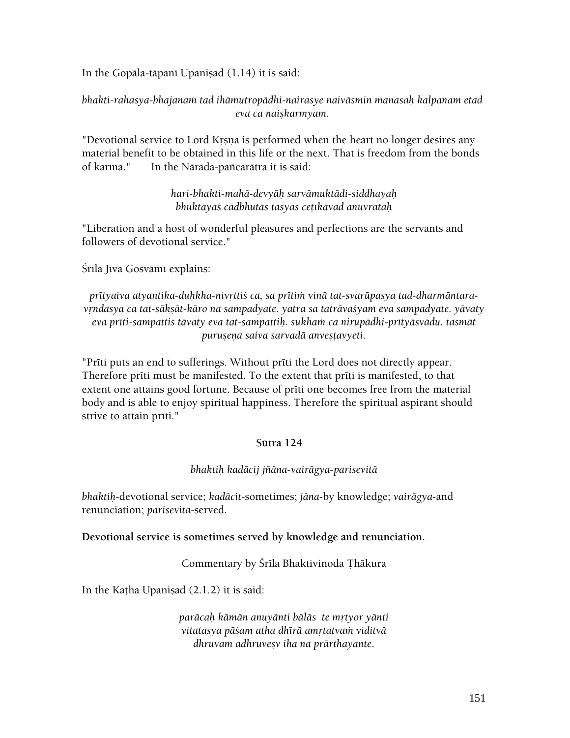In the Gopāla-tāpanī Upaniṣad (1.14) it is said:

*bhakti-rahasya-bhajanaṁ tad ihāmutropādhi-nairasye naivāsmin manasaḥ kalpanam etad eva ca naiṣkarmyam.*

"Devotional service to Lord Kṛṣṇa is performed when the heart no longer desires any material benefit to be obtained in this life or the next. That is freedom from the bonds of karma." In the Nārada-pañcarātra it is said:

*hari-bhakti-mahā-devyāḥ sarvāmuktādi-siddhayaḥ*
*bhuktayaś cādbhutās tasyās ceṭīkāvad anuvratāḥ*

"Liberation and a host of wonderful pleasures and perfections are the servants and followers of devotional service."

Śrīla Jīva Gosvāmī explains:

*prītyaiva atyantika-duḥkha-nivṛttiś ca, sa prītiṁ vinā tat-svarūpasya tad-dharmāntara-vṛndasya ca tat-sākṣāt-kāro na sampadyate. yatra sa tatrāvaśyam eva sampadyate. yāvaty eva prīti-sampattis tāvaty eva tat-sampattiḥ. sukhaṁ ca nirupādhi-prītyāsvādu. tasmāt puruṣeṇa saiva sarvadā anveṣṭavyeti.*

"Prīti puts an end to sufferings. Without prīti the Lord does not directly appear. Therefore prīti must be manifested. To the extent that prīti is manifested, to that extent one attains good fortune. Because of prīti one becomes free from the material body and is able to enjoy spiritual happiness. Therefore the spiritual aspirant should strive to attain prīti."

### Sūtra 124

*bhaktiḥ kadācij jñāna-vairāgya-parisevitā*

*bhaktiḥ*-devotional service; *kadācit*-sometimes; *jāna*-by knowledge; *vairāgya*-and renunciation; *parisevitā*-served.

**Devotional service is sometimes served by knowledge and renunciation.**

Commentary by Śrīla Bhaktivinoda Ṭhākura

In the Kaṭha Upaniṣad (2.1.2) it is said:

*parācaḥ kāmān anuyānti bālās te mṛtyor yānti*
*vitatasya pāśam atha dhīrā amṛtatvaṁ viditvā*
*dhruvam adhruveṣv iha na prārthayante.*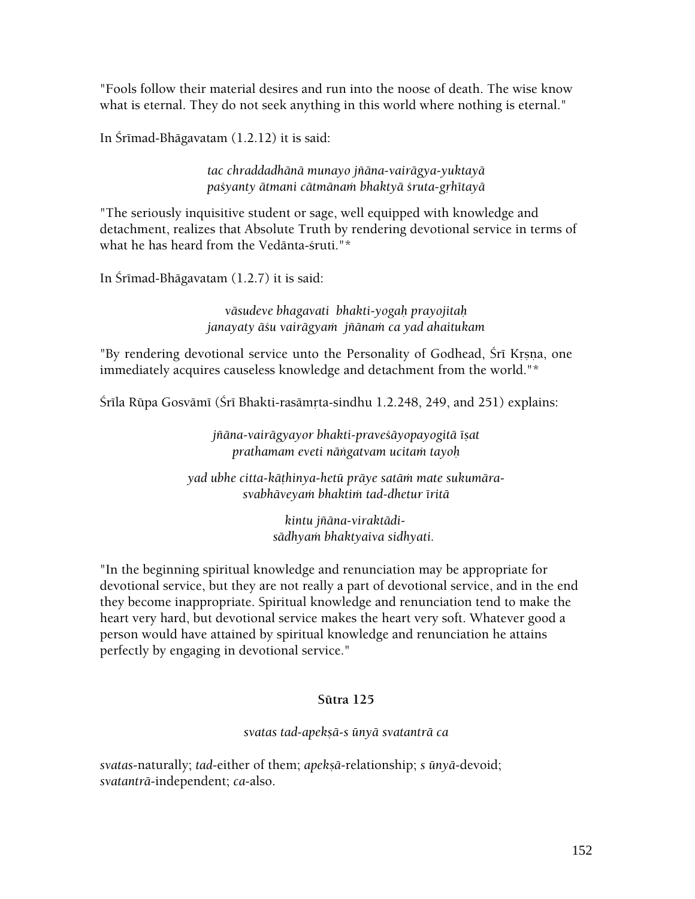"Fools follow their material desires and run into the noose of death. The wise know what is eternal. They do not seek anything in this world where nothing is eternal."

In Śrīmad-Bhāgavatam (1.2.12) it is said:

*tac chraddadhānā munayo jñāna-vairāgya-yuktayā*
*paśyanty ātmani cātmānaṁ bhaktyā śruta-gṛhītayā*

"The seriously inquisitive student or sage, well equipped with knowledge and detachment, realizes that Absolute Truth by rendering devotional service in terms of what he has heard from the Vedānta-śruti."*

In Śrīmad-Bhāgavatam (1.2.7) it is said:

*vāsudeve bhagavati bhakti-yogaḥ prayojitaḥ*
*janayaty āśu vairāgyaṁ jñānaṁ ca yad ahaitukam*

"By rendering devotional service unto the Personality of Godhead, Śrī Kṛṣṇa, one immediately acquires causeless knowledge and detachment from the world."*

Śrīla Rūpa Gosvāmī (Śrī Bhakti-rasāmṛta-sindhu 1.2.248, 249, and 251) explains:

*jñāna-vairāgyayor bhakti-praveśāyopayogitā īṣat*
*prathamam eveti nāṅgatvam ucitaṁ tayoḥ*

*yad ubhe citta-kāṭhinya-hetū prāye satāṁ mate sukumāra-*
*svabhāveyaṁ bhaktiṁ tad-dhetur īritā*

*kintu jñāna-viraktādi-*
*sādhyaṁ bhaktyaiva sidhyati.*

"In the beginning spiritual knowledge and renunciation may be appropriate for devotional service, but they are not really a part of devotional service, and in the end they become inappropriate. Spiritual knowledge and renunciation tend to make the heart very hard, but devotional service makes the heart very soft. Whatever good a person would have attained by spiritual knowledge and renunciation he attains perfectly by engaging in devotional service."

**Sūtra 125**

*svatas tad-apekṣā-s ūnyā svatantrā ca*

*svatas*-naturally; *tad*-either of them; *apekṣā*-relationship; *s ūnyā*-devoid; *svatantrā*-independent; *ca*-also.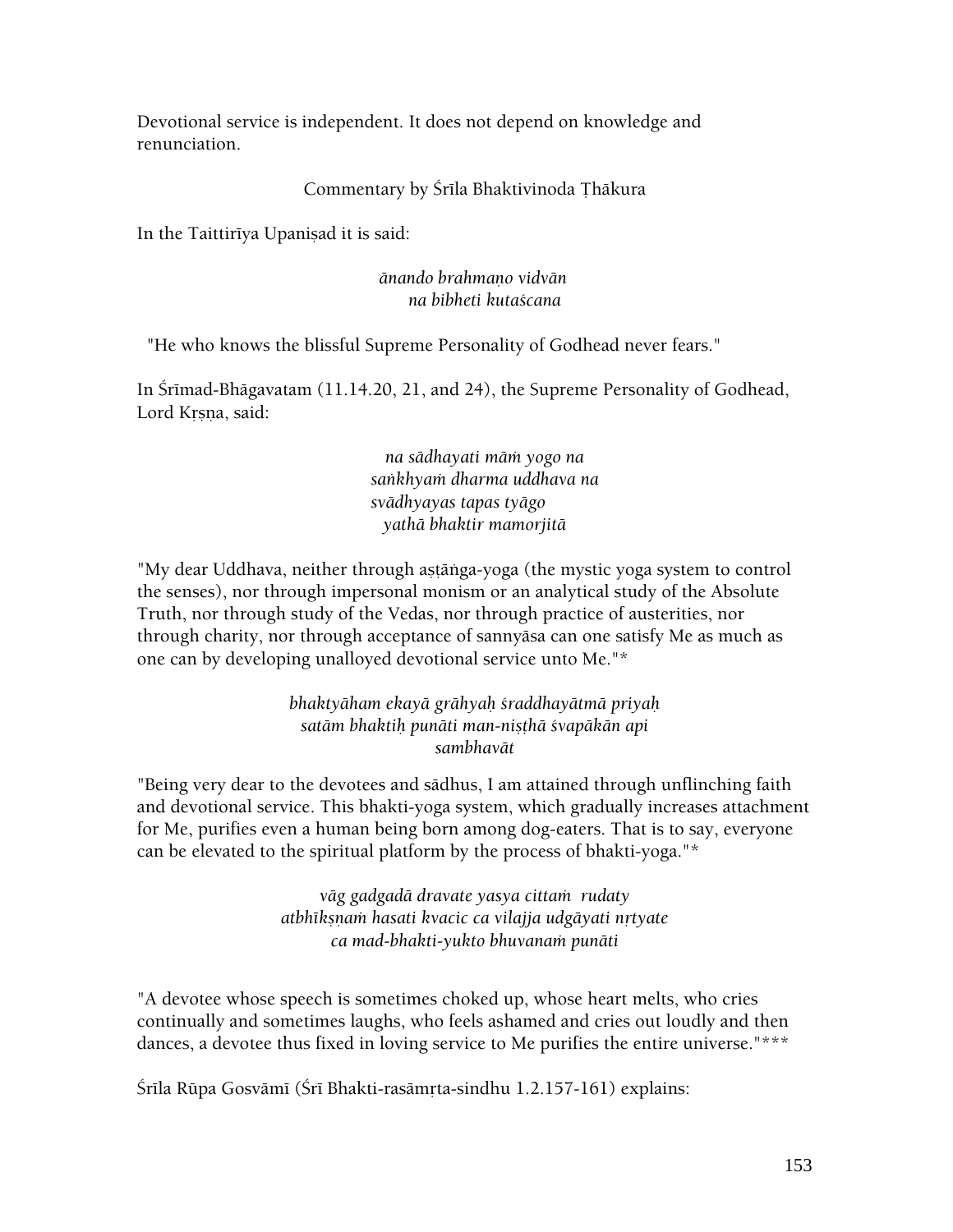Devotional service is independent. It does not depend on knowledge and renunciation.

Commentary by Śrīla Bhaktivinoda Ṭhākura

In the Taittirīya Upaniṣad it is said:

*ānando brahmaṇo vidvān*
*na bibheti kutaścana*

"He who knows the blissful Supreme Personality of Godhead never fears."

In Śrīmad-Bhāgavatam (11.14.20, 21, and 24), the Supreme Personality of Godhead, Lord Kṛṣṇa, said:

*na sādhayati māṁ yogo na*
*saṅkhyaṁ dharma uddhava na*
*svādhyayas tapas tyāgo*
*yathā bhaktir mamorjitā*

"My dear Uddhava, neither through aṣṭāṅga-yoga (the mystic yoga system to control the senses), nor through impersonal monism or an analytical study of the Absolute Truth, nor through study of the Vedas, nor through practice of austerities, nor through charity, nor through acceptance of sannyāsa can one satisfy Me as much as one can by developing unalloyed devotional service unto Me."*

*bhaktyāham ekayā grāhyaḥ śraddhayātmā priyaḥ*
*satām bhaktiḥ punāti man-niṣṭhā śvapākān api*
*sambhavāt*

"Being very dear to the devotees and sādhus, I am attained through unflinching faith and devotional service. This bhakti-yoga system, which gradually increases attachment for Me, purifies even a human being born among dog-eaters. That is to say, everyone can be elevated to the spiritual platform by the process of bhakti-yoga."*

*vāg gadgadā dravate yasya cittaṁ rudaty*
*atbhīkṣṇaṁ hasati kvacic ca vilajja udgāyati nṛtyate*
*ca mad-bhakti-yukto bhuvanaṁ punāti*

"A devotee whose speech is sometimes choked up, whose heart melts, who cries continually and sometimes laughs, who feels ashamed and cries out loudly and then dances, a devotee thus fixed in loving service to Me purifies the entire universe."***

Śrīla Rūpa Gosvāmī (Śrī Bhakti-rasāmṛta-sindhu 1.2.157-161) explains: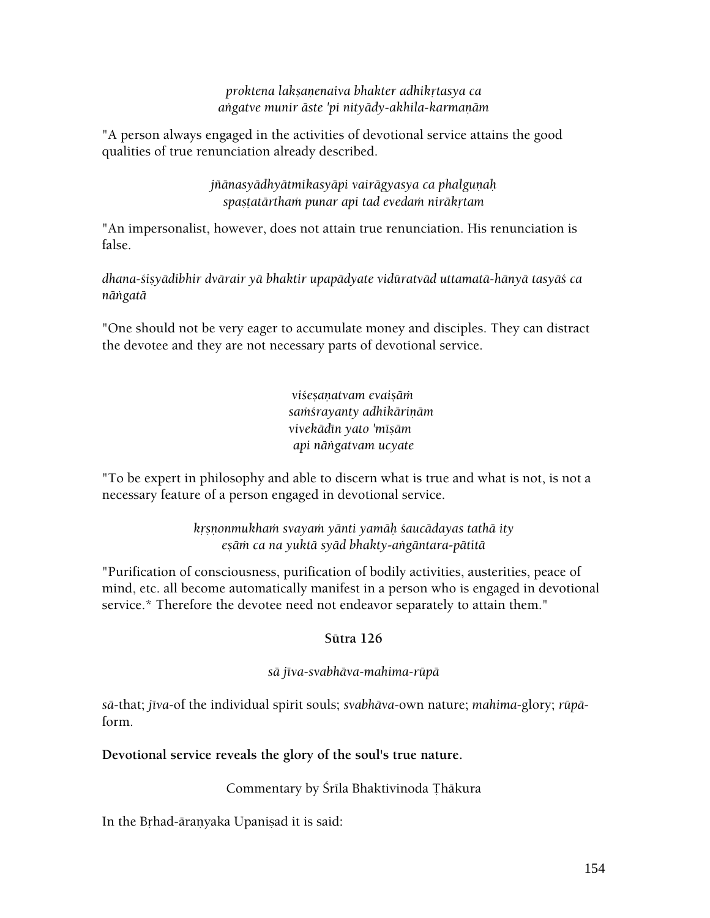*proktena lakṣaṇenaiva bhakter adhikṛtasya ca*
*aṅgatve munir āste 'pi nityādy-akhila-karmaṇām*

"A person always engaged in the activities of devotional service attains the good qualities of true renunciation already described.

*jñānasyādhyātmikasyāpi vairāgyasya ca phalguṇaḥ*
*spaṣṭatārthaṁ punar api tad evedaṁ nirākṛtam*

"An impersonalist, however, does not attain true renunciation. His renunciation is false.

*dhana-śiṣyādibhir dvārair yā bhaktir upapādyate vidūratvād uttamatā-hānyā tasyāś ca nāṅgatā*

"One should not be very eager to accumulate money and disciples. They can distract the devotee and they are not necessary parts of devotional service.

*viśeṣaṇatvam evaiṣāṁ*
*saṁśrayanty adhikāriṇām*
*vivekādīn yato 'mīṣām*
*api nāṅgatvam ucyate*

"To be expert in philosophy and able to discern what is true and what is not, is not a necessary feature of a person engaged in devotional service.

*kṛṣṇonmukhaṁ svayaṁ yānti yamāḥ śaucādayas tathā ity*
*eṣāṁ ca na yuktā syād bhakty-aṅgāntara-pātitā*

"Purification of consciousness, purification of bodily activities, austerities, peace of mind, etc. all become automatically manifest in a person who is engaged in devotional service.* Therefore the devotee need not endeavor separately to attain them."

### Sūtra 126

*sā jīva-svabhāva-mahima-rūpā*

*sā*-that; *jīva*-of the individual spirit souls; *svabhāva*-own nature; *mahima*-glory; *rūpā*-form.

**Devotional service reveals the glory of the soul's true nature.**

Commentary by Śrīla Bhaktivinoda Ṭhākura

In the Bṛhad-āraṇyaka Upaniṣad it is said: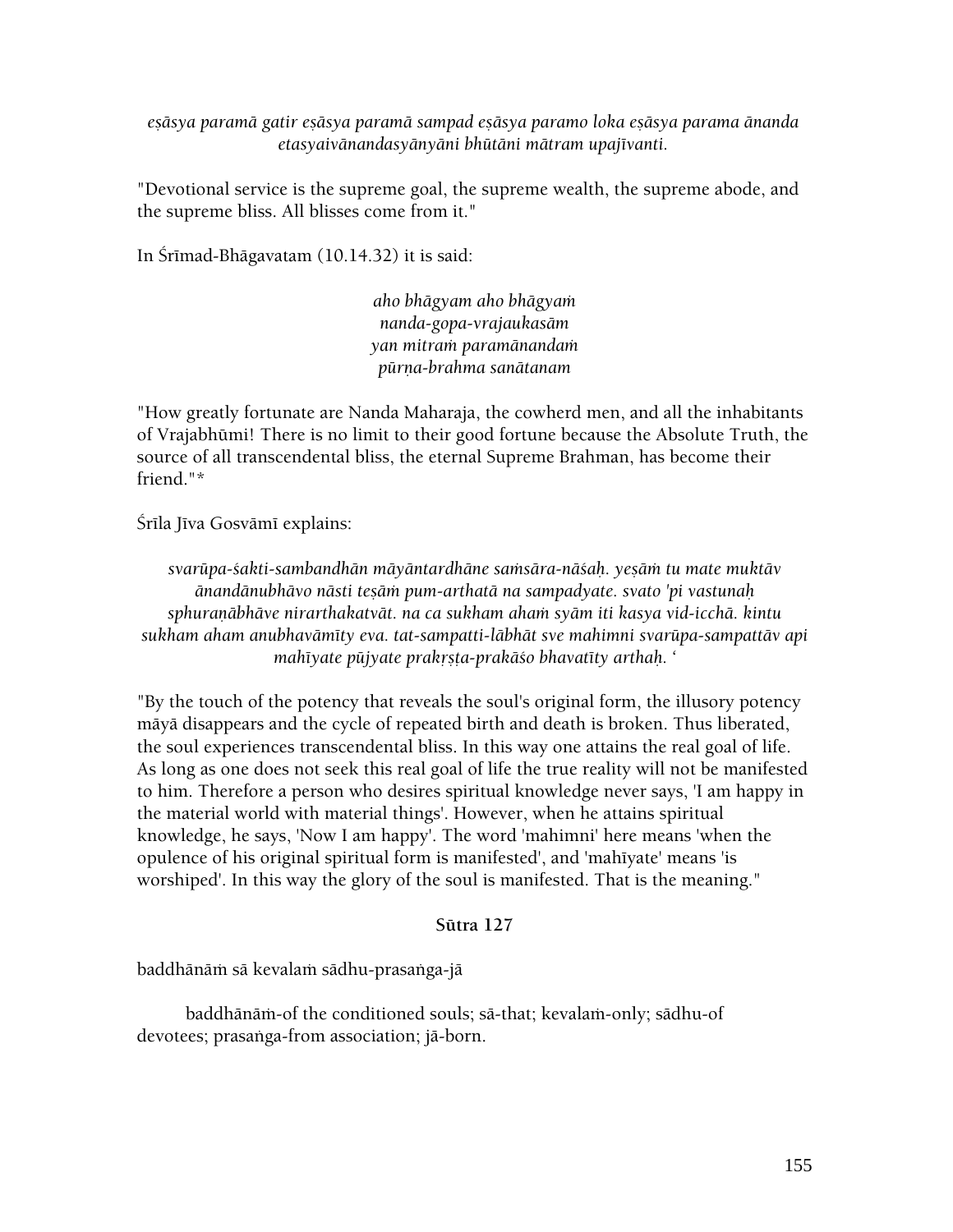*eṣāsya paramā gatir eṣāsya paramā sampad eṣāsya paramo loka eṣāsya parama ānanda etasyaivānandasyānyāni bhūtāni mātram upajīvanti.*

"Devotional service is the supreme goal, the supreme wealth, the supreme abode, and the supreme bliss. All blisses come from it."

In Śrīmad-Bhāgavatam (10.14.32) it is said:

*aho bhāgyam aho bhāgyaṁ*
*nanda-gopa-vrajaukasām*
*yan mitraṁ paramānandaṁ*
*pūrṇa-brahma sanātanam*

"How greatly fortunate are Nanda Maharaja, the cowherd men, and all the inhabitants of Vrajabhūmi! There is no limit to their good fortune because the Absolute Truth, the source of all transcendental bliss, the eternal Supreme Brahman, has become their friend."*

Śrīla Jīva Gosvāmī explains:

*svarūpa-śakti-sambandhān māyāntardhāne saṁsāra-nāśaḥ. yeṣāṁ tu mate muktāv ānandānubhāvo nāsti teṣāṁ pum-arthatā na sampadyate. svato 'pi vastunaḥ sphuraṇābhāve nirarthakatvāt. na ca sukham ahaṁ syām iti kasya vid-icchā. kintu sukham aham anubhavāmīty eva. tat-sampatti-lābhāt sve mahimni svarūpa-sampattāv api mahīyate pūjyate prakṛṣṭa-prakāśo bhavatīty arthaḥ. '*

"By the touch of the potency that reveals the soul's original form, the illusory potency māyā disappears and the cycle of repeated birth and death is broken. Thus liberated, the soul experiences transcendental bliss. In this way one attains the real goal of life. As long as one does not seek this real goal of life the true reality will not be manifested to him. Therefore a person who desires spiritual knowledge never says, 'I am happy in the material world with material things'. However, when he attains spiritual knowledge, he says, 'Now I am happy'. The word 'mahimni' here means 'when the opulence of his original spiritual form is manifested', and 'mahīyate' means 'is worshiped'. In this way the glory of the soul is manifested. That is the meaning."

**Sūtra 127**

baddhānāṁ sā kevalaṁ sādhu-prasaṅga-jā

baddhānāṁ-of the conditioned souls; sā-that; kevalaṁ-only; sādhu-of devotees; prasaṅga-from association; jā-born.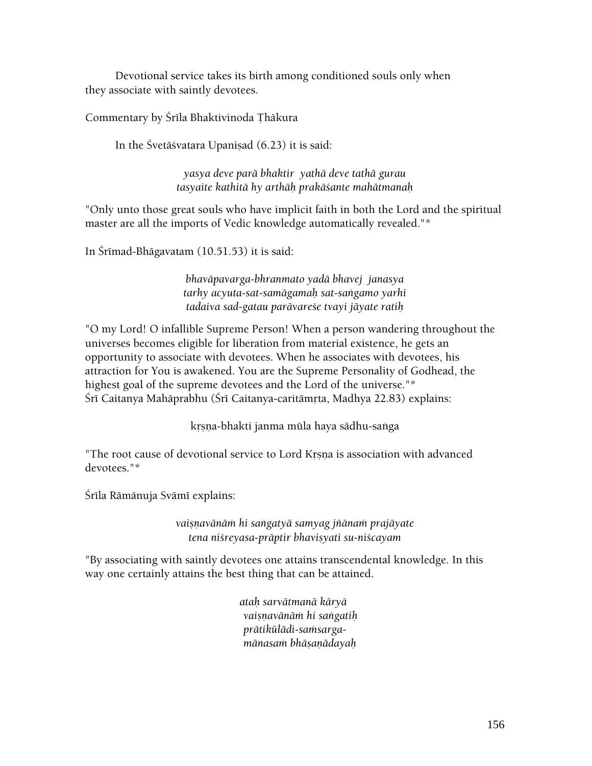Devotional service takes its birth among conditioned souls only when they associate with saintly devotees.

Commentary by Śrīla Bhaktivinoda Ṭhākura

In the Śvetāśvatara Upaniṣad (6.23) it is said:

*yasya deve parā bhaktir yathā deve tathā gurau*
*tasyaite kathitā hy arthāḥ prakāśante mahātmanaḥ*

"Only unto those great souls who have implicit faith in both the Lord and the spiritual master are all the imports of Vedic knowledge automatically revealed."*

In Śrīmad-Bhāgavatam (10.51.53) it is said:

*bhavāpavarga-bhranmato yadā bhavej janasya*
*tarhy acyuta-sat-samāgamaḥ sat-saṅgamo yarhi*
*tadaiva sad-gatau parāvareśe tvayi jāyate ratiḥ*

"O my Lord! O infallible Supreme Person! When a person wandering throughout the universes becomes eligible for liberation from material existence, he gets an opportunity to associate with devotees. When he associates with devotees, his attraction for You is awakened. You are the Supreme Personality of Godhead, the highest goal of the supreme devotees and the Lord of the universe."*
Śrī Caitanya Mahāprabhu (Śrī Caitanya-caritāmṛta, Madhya 22.83) explains:

kṛṣṇa-bhakti janma mūla haya sādhu-saṅga

"The root cause of devotional service to Lord Kṛṣṇa is association with advanced devotees."*

Śrīla Rāmānuja Svāmī explains:

*vaiṣṇavānāṁ hi saṅgatyā samyag jñānaṁ prajāyate*
*tena niśreyasa-prāptir bhaviṣyati su-niścayam*

"By associating with saintly devotees one attains transcendental knowledge. In this way one certainly attains the best thing that can be attained.

*ataḥ sarvātmanā kāryā*
*vaiṣṇavānāṁ hi saṅgatiḥ*
*prātikūlādi-saṁsarga-*
*mānasaṁ bhāṣaṇādayaḥ*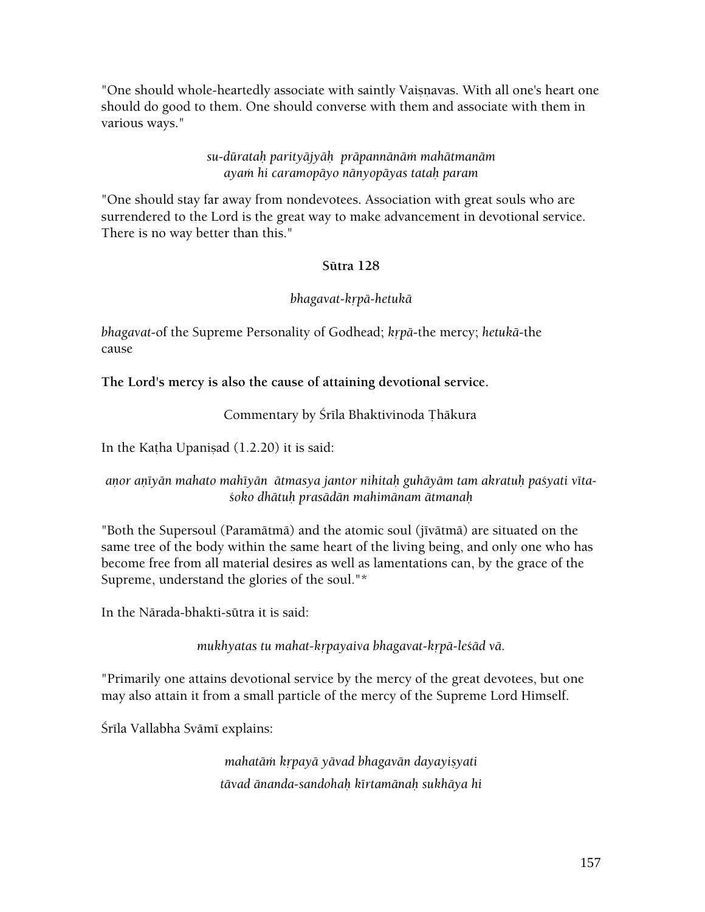"One should whole-heartedly associate with saintly Vaiṣṇavas. With all one's heart one should do good to them. One should converse with them and associate with them in various ways."

*su-dūrataḥ parityājyāḥ prāpannānāṁ mahātmanām*
*ayaṁ hi caramopāyo nānyopāyas tataḥ param*

"One should stay far away from nondevotees. Association with great souls who are surrendered to the Lord is the great way to make advancement in devotional service. There is no way better than this."

**Sūtra 128**

*bhagavat-kṛpā-hetukā*

*bhagavat*-of the Supreme Personality of Godhead; *kṛpā*-the mercy; *hetukā*-the cause

**The Lord's mercy is also the cause of attaining devotional service.**

Commentary by Śrīla Bhaktivinoda Ṭhākura

In the Kaṭha Upaniṣad (1.2.20) it is said:

*aṇor aṇīyān mahato mahīyān ātmasya jantor nihitaḥ guhāyām tam akratuḥ paśyati vīta-śoko dhātuḥ prasādān mahimānam ātmanaḥ*

"Both the Supersoul (Paramātmā) and the atomic soul (jīvātmā) are situated on the same tree of the body within the same heart of the living being, and only one who has become free from all material desires as well as lamentations can, by the grace of the Supreme, understand the glories of the soul."*

In the Nārada-bhakti-sūtra it is said:

*mukhyatas tu mahat-kṛpayaiva bhagavat-kṛpā-leśād vā.*

"Primarily one attains devotional service by the mercy of the great devotees, but one may also attain it from a small particle of the mercy of the Supreme Lord Himself.

Śrīla Vallabha Svāmī explains:

*mahatāṁ kṛpayā yāvad bhagavān dayayiṣyati*
*tāvad ānanda-sandohaḥ kīrtamānaḥ sukhāya hi*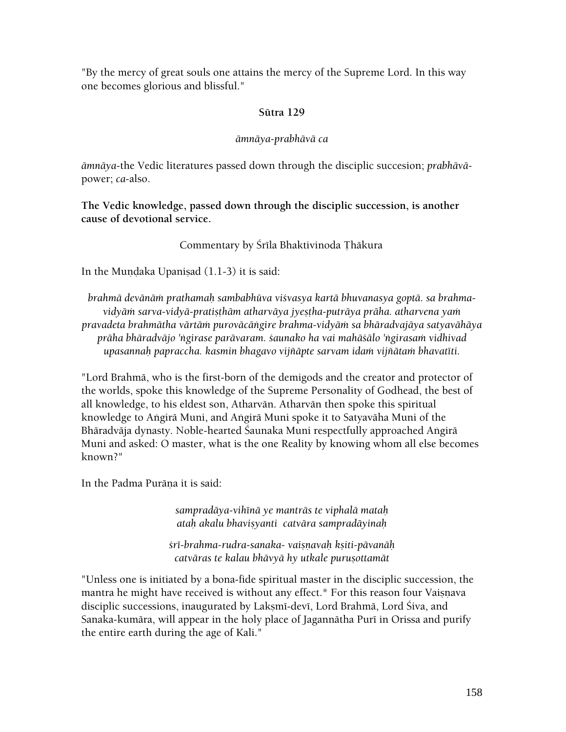"By the mercy of great souls one attains the mercy of the Supreme Lord. In this way one becomes glorious and blissful."

### Sūtra 129

*āmnāya-prabhāvā ca*

*āmnāya*-the Vedic literatures passed down through the disciplic succesion; *prabhāvā*-power; *ca*-also.

**The Vedic knowledge, passed down through the disciplic succession, is another cause of devotional service.**

Commentary by Śrīla Bhaktivinoda Ṭhākura

In the Muṇḍaka Upaniṣad (1.1-3) it is said:

*brahmā devānāṁ prathamaḥ sambabhūva viśvasya kartā bhuvanasya goptā. sa brahma-vidyāṁ sarva-vidyā-pratiṣṭhām atharvāya jyeṣṭha-putrāya prāha. atharvena yaṁ pravadeta brahmātha vārtāṁ purovācāṅgire brahma-vidyāṁ sa bhāradvajāya satyavāhāya prāha bhāradvājo 'ṅgirase parāvaram. śaunako ha vai mahāśālo 'ṅgirasaṁ vidhivad upasannaḥ papraccha. kasmin bhagavo vijñāpte sarvam idaṁ vijñātaṁ bhavatīti.*

"Lord Brahmā, who is the first-born of the demigods and the creator and protector of the worlds, spoke this knowledge of the Supreme Personality of Godhead, the best of all knowledge, to his eldest son, Atharvān. Atharvān then spoke this spiritual knowledge to Aṅgirā Muni, and Aṅgirā Muni spoke it to Satyavāha Muni of the Bhāradvāja dynasty. Noble-hearted Śaunaka Muni respectfully approached Aṅgirā Muni and asked: O master, what is the one Reality by knowing whom all else becomes known?"

In the Padma Purāṇa it is said:

*sampradāya-vihīnā ye mantrās te viphalā mataḥ*
*ataḥ akalu bhaviṣyanti catvāra sampradāyinaḥ*

*śrī-brahma-rudra-sanaka- vaiṣṇavaḥ kṣiti-pāvanāḥ*
*catvāras te kalau bhāvyā hy utkale puruṣottamāt*

"Unless one is initiated by a bona-fide spiritual master in the disciplic succession, the mantra he might have received is without any effect.* For this reason four Vaiṣṇava disciplic successions, inaugurated by Lakṣmī-devī, Lord Brahmā, Lord Śiva, and Sanaka-kumāra, will appear in the holy place of Jagannātha Purī in Orissa and purify the entire earth during the age of Kali."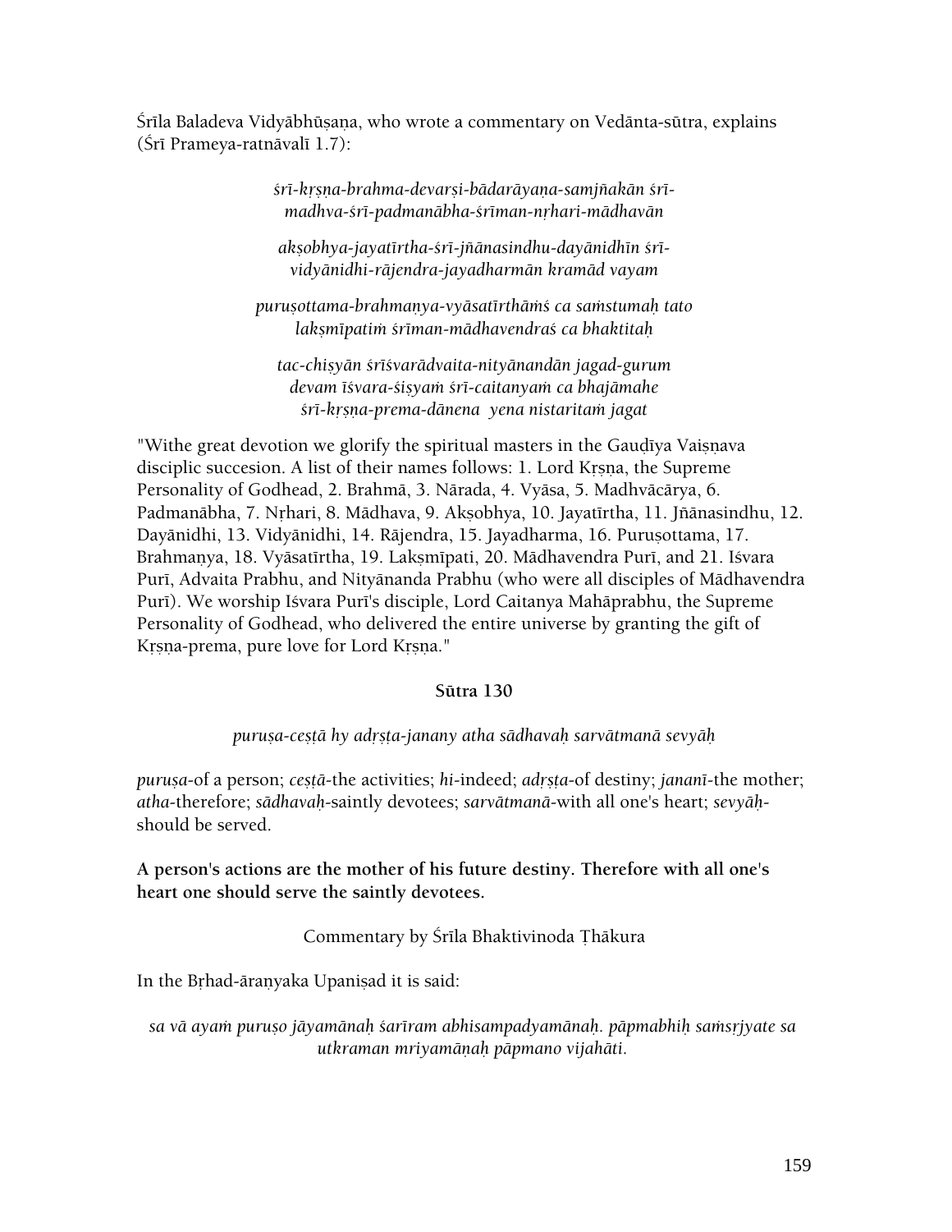Śrīla Baladeva Vidyābhūṣaṇa, who wrote a commentary on Vedānta-sūtra, explains (Śrī Prameya-ratnāvalī 1.7):

*śrī-kṛṣṇa-brahma-devarṣi-bādarāyaṇa-samjñakān śrī-madhva-śrī-padmanābha-śrīman-nṛhari-mādhavān*

*akṣobhya-jayatīrtha-śrī-jñānasindhu-dayānidhīn śrī-vidyānidhi-rājendra-jayadharmān kramād vayam*

*puruṣottama-brahmaṇya-vyāsatīrthāṁś ca saṁstumaḥ tato lakṣmīpatiṁ śrīman-mādhavendraś ca bhaktitaḥ*

*tac-chiṣyān śrīśvarādvaita-nityānandān jagad-gurum devam īśvara-śiṣyaṁ śrī-caitanyaṁ ca bhajāmahe śrī-kṛṣṇa-prema-dānena yena nistaritaṁ jagat*

"Withe great devotion we glorify the spiritual masters in the Gauḍīya Vaiṣṇava disciplic succesion. A list of their names follows: 1. Lord Kṛṣṇa, the Supreme Personality of Godhead, 2. Brahmā, 3. Nārada, 4. Vyāsa, 5. Madhvācārya, 6. Padmanābha, 7. Nṛhari, 8. Mādhava, 9. Akṣobhya, 10. Jayatīrtha, 11. Jñānasindhu, 12. Dayānidhi, 13. Vidyānidhi, 14. Rājendra, 15. Jayadharma, 16. Puruṣottama, 17. Brahmaṇya, 18. Vyāsatīrtha, 19. Lakṣmīpati, 20. Mādhavendra Purī, and 21. Iśvara Purī, Advaita Prabhu, and Nityānanda Prabhu (who were all disciples of Mādhavendra Purī). We worship Iśvara Purī's disciple, Lord Caitanya Mahāprabhu, the Supreme Personality of Godhead, who delivered the entire universe by granting the gift of Kṛṣṇa-prema, pure love for Lord Kṛṣṇa."

### Sūtra 130

*puruṣa-ceṣṭā hy adṛṣṭa-janany atha sādhavaḥ sarvātmanā sevyāḥ*

*puruṣa*-of a person; *ceṣṭā*-the activities; *hi*-indeed; *adṛṣṭa*-of destiny; *jananī*-the mother; *atha*-therefore; *sādhavaḥ*-saintly devotees; *sarvātmanā*-with all one's heart; *sevyāḥ*-should be served.

**A person's actions are the mother of his future destiny. Therefore with all one's heart one should serve the saintly devotees.**

Commentary by Śrīla Bhaktivinoda Ṭhākura

In the Bṛhad-āraṇyaka Upaniṣad it is said:

*sa vā ayaṁ puruṣo jāyamānaḥ śarīram abhisampadyamānaḥ. pāpmabhiḥ saṁsṛjyate sa utkraman mriyamāṇaḥ pāpmano vijahāti.*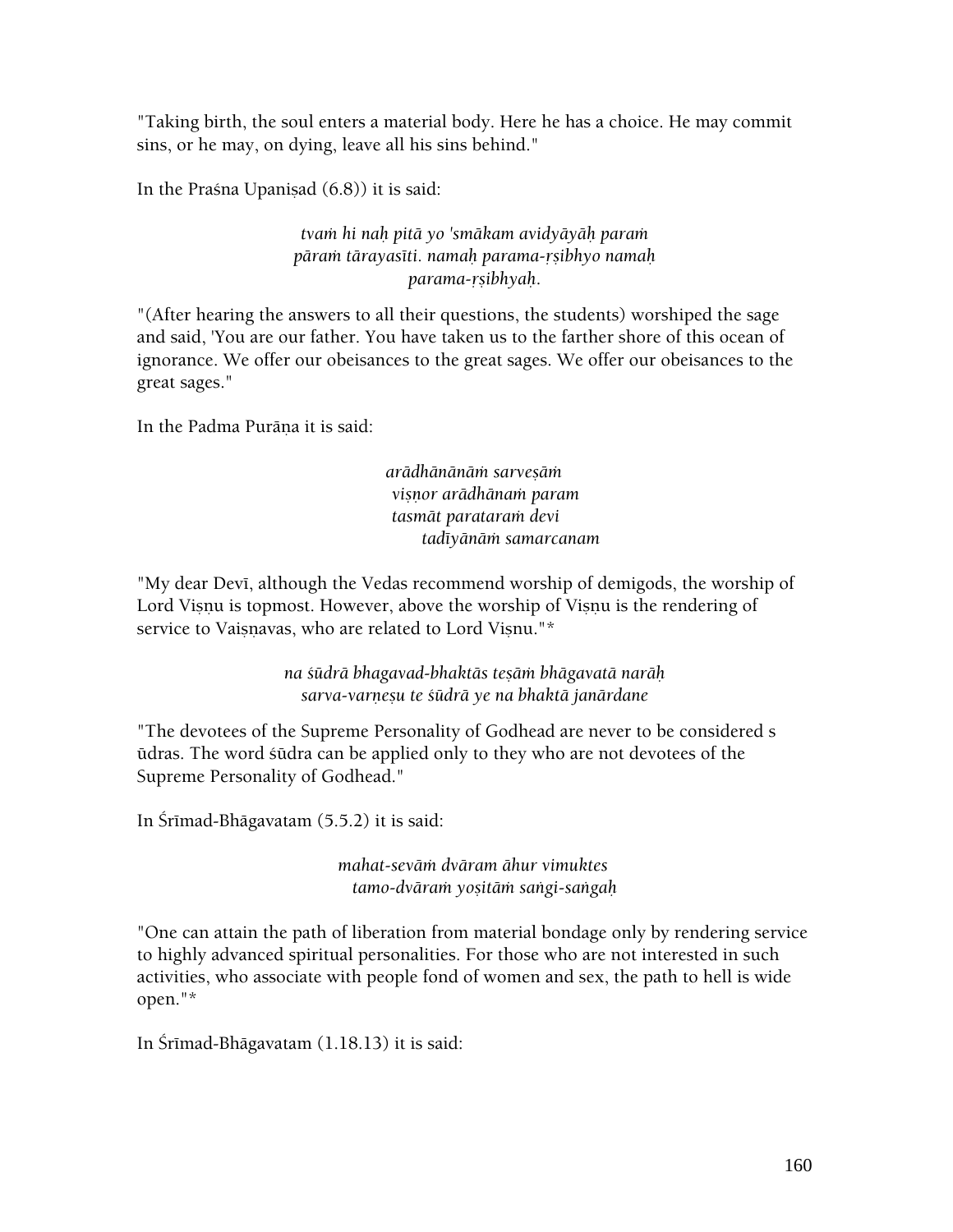"Taking birth, the soul enters a material body. Here he has a choice. He may commit sins, or he may, on dying, leave all his sins behind."

In the Praśna Upaniṣad (6.8)) it is said:

*tvaṁ hi naḥ pitā yo 'smākam avidyāyāḥ paraṁ*
*pāraṁ tārayasīti. namaḥ parama-ṛṣibhyo namaḥ*
*parama-ṛṣibhyaḥ.*

"(After hearing the answers to all their questions, the students) worshiped the sage and said, 'You are our father. You have taken us to the farther shore of this ocean of ignorance. We offer our obeisances to the great sages. We offer our obeisances to the great sages."

In the Padma Purāṇa it is said:

*arādhānānāṁ sarveṣāṁ*
*viṣṇor arādhānaṁ param*
*tasmāt parataraṁ devi*
*tadīyānāṁ samarcanam*

"My dear Devī, although the Vedas recommend worship of demigods, the worship of Lord Viṣṇu is topmost. However, above the worship of Viṣṇu is the rendering of service to Vaiṣṇavas, who are related to Lord Viṣṇu."*

*na śūdrā bhagavad-bhaktās teṣāṁ bhāgavatā narāḥ*
*sarva-varṇeṣu te śūdrā ye na bhaktā janārdane*

"The devotees of the Supreme Personality of Godhead are never to be considered s ūdras. The word śūdra can be applied only to they who are not devotees of the Supreme Personality of Godhead."

In Śrīmad-Bhāgavatam (5.5.2) it is said:

*mahat-sevāṁ dvāram āhur vimuktes*
*tamo-dvāraṁ yoṣitāṁ saṅgi-saṅgaḥ*

"One can attain the path of liberation from material bondage only by rendering service to highly advanced spiritual personalities. For those who are not interested in such activities, who associate with people fond of women and sex, the path to hell is wide open."*

In Śrīmad-Bhāgavatam (1.18.13) it is said: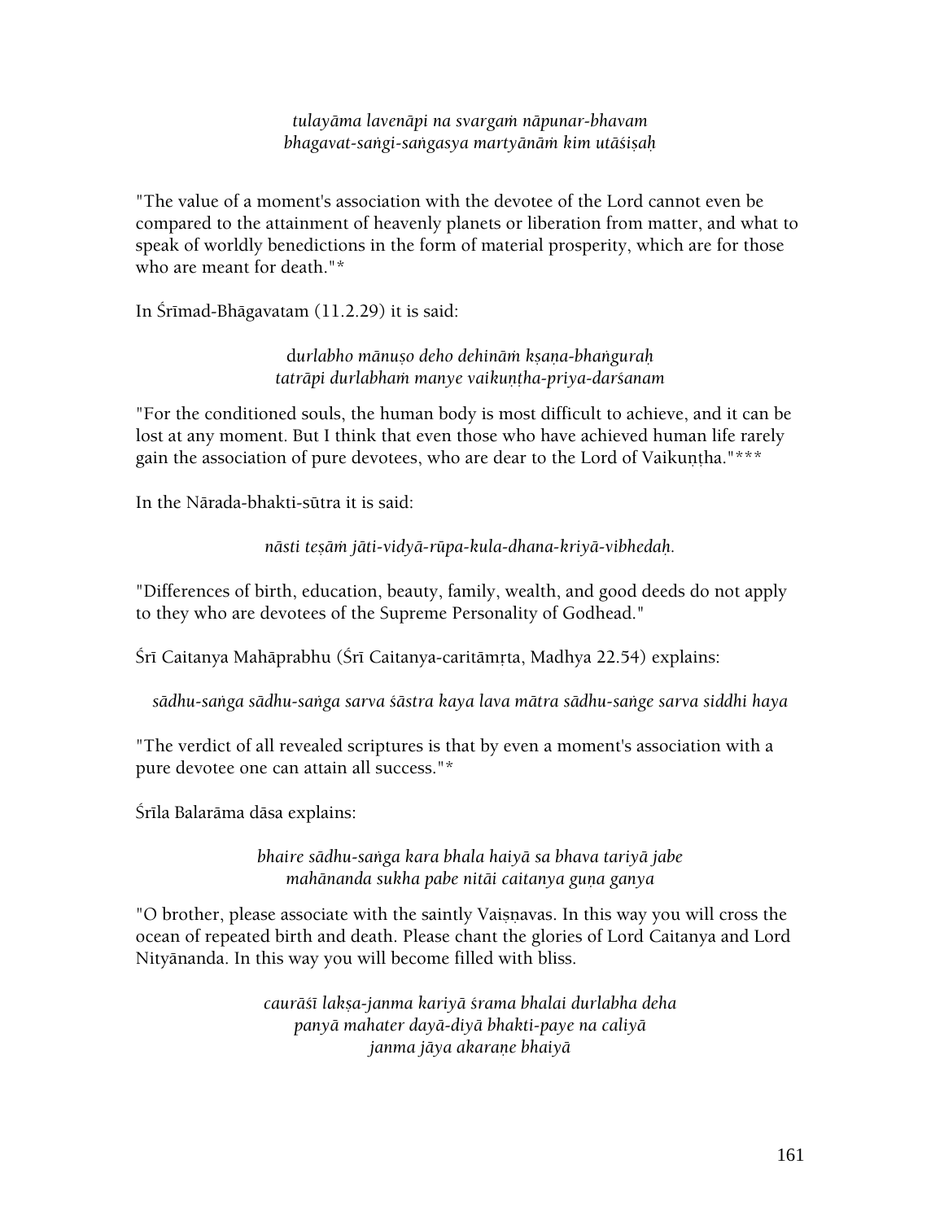*tulayāma lavenāpi na svargaṁ nāpunar-bhavam*
*bhagavat-saṅgi-saṅgasya martyānāṁ kim utāśiṣaḥ*

"The value of a moment's association with the devotee of the Lord cannot even be compared to the attainment of heavenly planets or liberation from matter, and what to speak of worldly benedictions in the form of material prosperity, which are for those who are meant for death."*

In Śrīmad-Bhāgavatam (11.2.29) it is said:

*durlabho mānuṣo deho dehināṁ kṣaṇa-bhaṅguraḥ*
*tatrāpi durlabhaṁ manye vaikuṇṭha-priya-darśanam*

"For the conditioned souls, the human body is most difficult to achieve, and it can be lost at any moment. But I think that even those who have achieved human life rarely gain the association of pure devotees, who are dear to the Lord of Vaikuṇṭha."***

In the Nārada-bhakti-sūtra it is said:

*nāsti teṣāṁ jāti-vidyā-rūpa-kula-dhana-kriyā-vibhedaḥ.*

"Differences of birth, education, beauty, family, wealth, and good deeds do not apply to they who are devotees of the Supreme Personality of Godhead."

Śrī Caitanya Mahāprabhu (Śrī Caitanya-caritāmṛta, Madhya 22.54) explains:

*sādhu-saṅga sādhu-saṅga sarva śāstra kaya lava mātra sādhu-saṅge sarva siddhi haya*

"The verdict of all revealed scriptures is that by even a moment's association with a pure devotee one can attain all success."*

Śrīla Balarāma dāsa explains:

*bhaire sādhu-saṅga kara bhala haiyā sa bhava tariyā jabe*
*mahānanda sukha pabe nitāi caitanya guṇa ganya*

"O brother, please associate with the saintly Vaiṣṇavas. In this way you will cross the ocean of repeated birth and death. Please chant the glories of Lord Caitanya and Lord Nityānanda. In this way you will become filled with bliss.

*caurāśī lakṣa-janma kariyā śrama bhalai durlabha deha*
*panyā mahater dayā-diyā bhakti-paye na caliyā*
*janma jāya akaraṇe bhaiyā*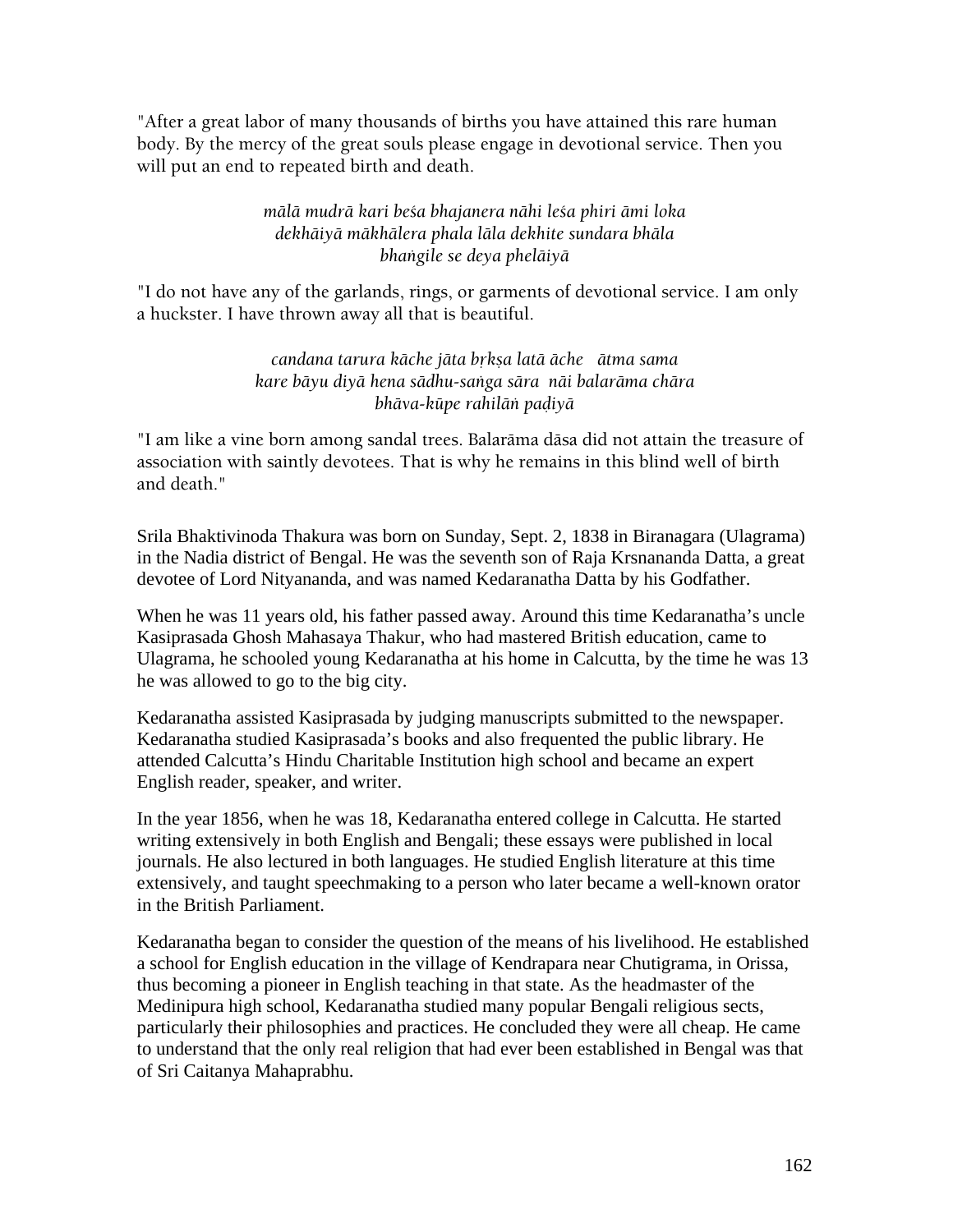"After a great labor of many thousands of births you have attained this rare human body. By the mercy of the great souls please engage in devotional service. Then you will put an end to repeated birth and death.

*mālā mudrā kari beśa bhajanera nāhi leśa phiri āmi loka*  
*dekhāiyā mākhālera phala lāla dekhite sundara bhāla*  
*bhaṅgile se deya phelāiyā*

"I do not have any of the garlands, rings, or garments of devotional service. I am only a huckster. I have thrown away all that is beautiful.

*candana tarura kāche jāta bṛkṣa latā āche ātma sama*  
*kare bāyu diyā hena sādhu-saṅga sāra nāi balarāma chāra*  
*bhāva-kūpe rahilāṅ paḍiyā*

"I am like a vine born among sandal trees. Balarāma dāsa did not attain the treasure of association with saintly devotees. That is why he remains in this blind well of birth and death."

Srila Bhaktivinoda Thakura was born on Sunday, Sept. 2, 1838 in Biranagara (Ulagrama) in the Nadia district of Bengal. He was the seventh son of Raja Krsnananda Datta, a great devotee of Lord Nityananda, and was named Kedaranatha Datta by his Godfather.

When he was 11 years old, his father passed away. Around this time Kedaranatha's uncle Kasiprasada Ghosh Mahasaya Thakur, who had mastered British education, came to Ulagrama, he schooled young Kedaranatha at his home in Calcutta, by the time he was 13 he was allowed to go to the big city.

Kedaranatha assisted Kasiprasada by judging manuscripts submitted to the newspaper. Kedaranatha studied Kasiprasada's books and also frequented the public library. He attended Calcutta's Hindu Charitable Institution high school and became an expert English reader, speaker, and writer.

In the year 1856, when he was 18, Kedaranatha entered college in Calcutta. He started writing extensively in both English and Bengali; these essays were published in local journals. He also lectured in both languages. He studied English literature at this time extensively, and taught speechmaking to a person who later became a well-known orator in the British Parliament.

Kedaranatha began to consider the question of the means of his livelihood. He established a school for English education in the village of Kendrapara near Chutigrama, in Orissa, thus becoming a pioneer in English teaching in that state. As the headmaster of the Medinipura high school, Kedaranatha studied many popular Bengali religious sects, particularly their philosophies and practices. He concluded they were all cheap. He came to understand that the only real religion that had ever been established in Bengal was that of Sri Caitanya Mahaprabhu.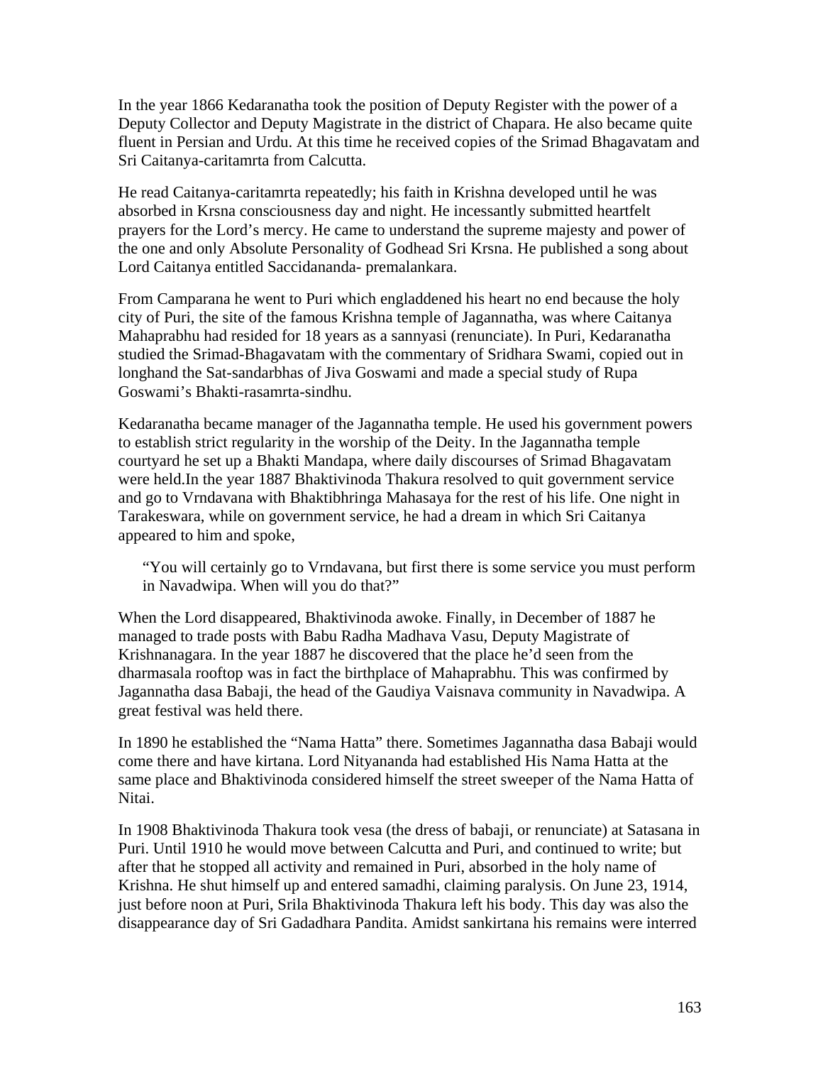In the year 1866 Kedaranatha took the position of Deputy Register with the power of a Deputy Collector and Deputy Magistrate in the district of Chapara. He also became quite fluent in Persian and Urdu. At this time he received copies of the Srimad Bhagavatam and Sri Caitanya-caritamrta from Calcutta.

He read Caitanya-caritamrta repeatedly; his faith in Krishna developed until he was absorbed in Krsna consciousness day and night. He incessantly submitted heartfelt prayers for the Lord's mercy. He came to understand the supreme majesty and power of the one and only Absolute Personality of Godhead Sri Krsna. He published a song about Lord Caitanya entitled Saccidananda- premalankara.

From Camparana he went to Puri which engladdened his heart no end because the holy city of Puri, the site of the famous Krishna temple of Jagannatha, was where Caitanya Mahaprabhu had resided for 18 years as a sannyasi (renunciate). In Puri, Kedaranatha studied the Srimad-Bhagavatam with the commentary of Sridhara Swami, copied out in longhand the Sat-sandarbhas of Jiva Goswami and made a special study of Rupa Goswami's Bhakti-rasamrta-sindhu.

Kedaranatha became manager of the Jagannatha temple. He used his government powers to establish strict regularity in the worship of the Deity. In the Jagannatha temple courtyard he set up a Bhakti Mandapa, where daily discourses of Srimad Bhagavatam were held.In the year 1887 Bhaktivinoda Thakura resolved to quit government service and go to Vrndavana with Bhaktibhringa Mahasaya for the rest of his life. One night in Tarakeswara, while on government service, he had a dream in which Sri Caitanya appeared to him and spoke,

> "You will certainly go to Vrndavana, but first there is some service you must perform in Navadwipa. When will you do that?"

When the Lord disappeared, Bhaktivinoda awoke. Finally, in December of 1887 he managed to trade posts with Babu Radha Madhava Vasu, Deputy Magistrate of Krishnanagara. In the year 1887 he discovered that the place he'd seen from the dharmasala rooftop was in fact the birthplace of Mahaprabhu. This was confirmed by Jagannatha dasa Babaji, the head of the Gaudiya Vaisnava community in Navadwipa. A great festival was held there.

In 1890 he established the "Nama Hatta" there. Sometimes Jagannatha dasa Babaji would come there and have kirtana. Lord Nityananda had established His Nama Hatta at the same place and Bhaktivinoda considered himself the street sweeper of the Nama Hatta of Nitai.

In 1908 Bhaktivinoda Thakura took vesa (the dress of babaji, or renunciate) at Satasana in Puri. Until 1910 he would move between Calcutta and Puri, and continued to write; but after that he stopped all activity and remained in Puri, absorbed in the holy name of Krishna. He shut himself up and entered samadhi, claiming paralysis. On June 23, 1914, just before noon at Puri, Srila Bhaktivinoda Thakura left his body. This day was also the disappearance day of Sri Gadadhara Pandita. Amidst sankirtana his remains were interred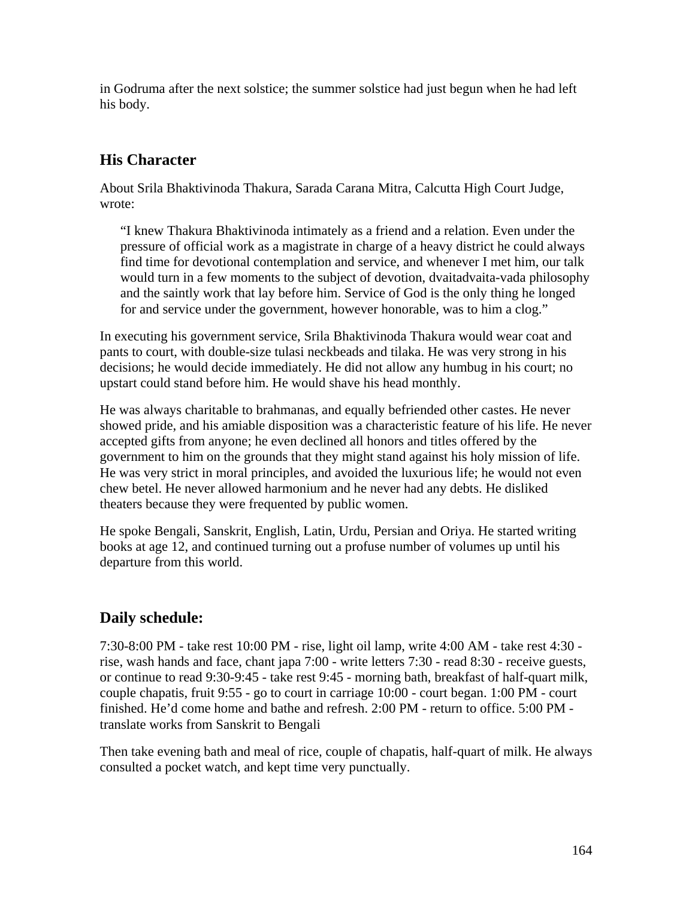in Godruma after the next solstice; the summer solstice had just begun when he had left his body.

## His Character

About Srila Bhaktivinoda Thakura, Sarada Carana Mitra, Calcutta High Court Judge, wrote:

> "I knew Thakura Bhaktivinoda intimately as a friend and a relation. Even under the pressure of official work as a magistrate in charge of a heavy district he could always find time for devotional contemplation and service, and whenever I met him, our talk would turn in a few moments to the subject of devotion, dvaitadvaita-vada philosophy and the saintly work that lay before him. Service of God is the only thing he longed for and service under the government, however honorable, was to him a clog."

In executing his government service, Srila Bhaktivinoda Thakura would wear coat and pants to court, with double-size tulasi neckbeads and tilaka. He was very strong in his decisions; he would decide immediately. He did not allow any humbug in his court; no upstart could stand before him. He would shave his head monthly.

He was always charitable to brahmanas, and equally befriended other castes. He never showed pride, and his amiable disposition was a characteristic feature of his life. He never accepted gifts from anyone; he even declined all honors and titles offered by the government to him on the grounds that they might stand against his holy mission of life. He was very strict in moral principles, and avoided the luxurious life; he would not even chew betel. He never allowed harmonium and he never had any debts. He disliked theaters because they were frequented by public women.

He spoke Bengali, Sanskrit, English, Latin, Urdu, Persian and Oriya. He started writing books at age 12, and continued turning out a profuse number of volumes up until his departure from this world.

## Daily schedule:

7:30-8:00 PM - take rest 10:00 PM - rise, light oil lamp, write 4:00 AM - take rest 4:30 - rise, wash hands and face, chant japa 7:00 - write letters 7:30 - read 8:30 - receive guests, or continue to read 9:30-9:45 - take rest 9:45 - morning bath, breakfast of half-quart milk, couple chapatis, fruit 9:55 - go to court in carriage 10:00 - court began. 1:00 PM - court finished. He'd come home and bathe and refresh. 2:00 PM - return to office. 5:00 PM - translate works from Sanskrit to Bengali

Then take evening bath and meal of rice, couple of chapatis, half-quart of milk. He always consulted a pocket watch, and kept time very punctually.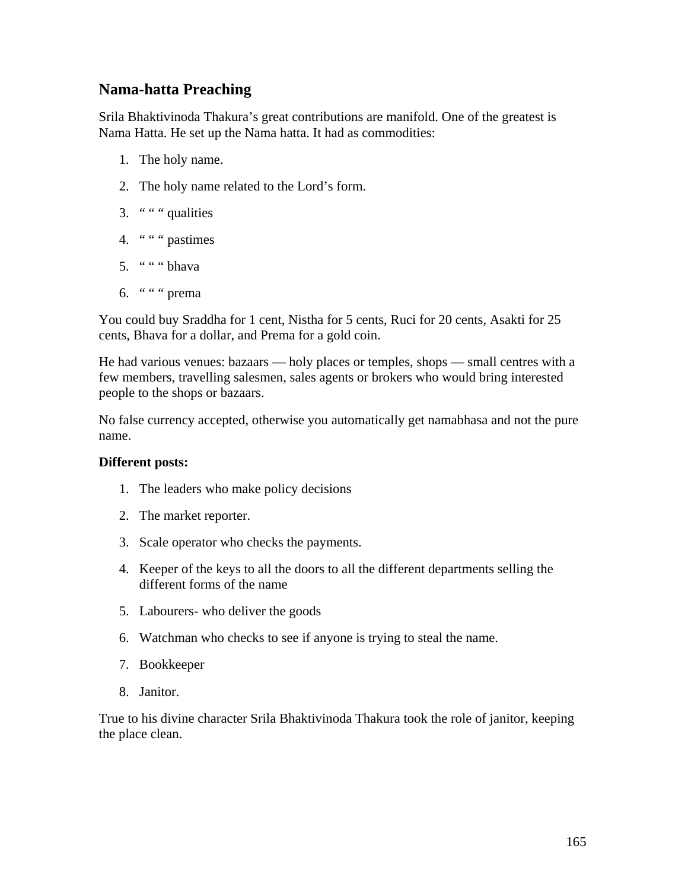## Nama-hatta Preaching

Srila Bhaktivinoda Thakura's great contributions are manifold. One of the greatest is Nama Hatta. He set up the Nama hatta. It had as commodities:

1. The holy name.
2. The holy name related to the Lord's form.
3. " " " qualities
4. " " " pastimes
5. " " " bhava
6. " " " prema

You could buy Sraddha for 1 cent, Nistha for 5 cents, Ruci for 20 cents, Asakti for 25 cents, Bhava for a dollar, and Prema for a gold coin.

He had various venues: bazaars — holy places or temples, shops — small centres with a few members, travelling salesmen, sales agents or brokers who would bring interested people to the shops or bazaars.

No false currency accepted, otherwise you automatically get namabhasa and not the pure name.

**Different posts:**

1. The leaders who make policy decisions
2. The market reporter.
3. Scale operator who checks the payments.
4. Keeper of the keys to all the doors to all the different departments selling the different forms of the name
5. Labourers- who deliver the goods
6. Watchman who checks to see if anyone is trying to steal the name.
7. Bookkeeper
8. Janitor.

True to his divine character Srila Bhaktivinoda Thakura took the role of janitor, keeping the place clean.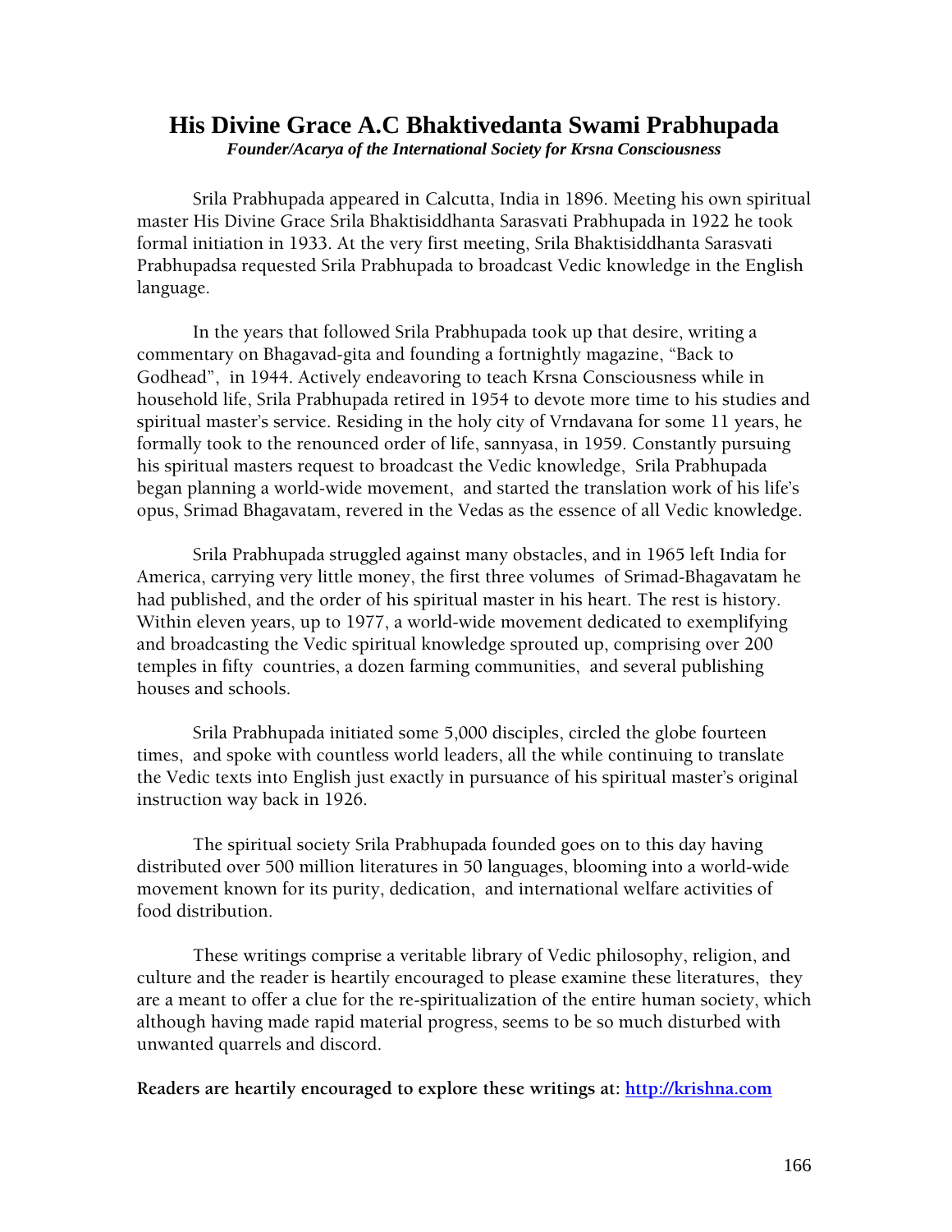# His Divine Grace A.C Bhaktivedanta Swami Prabhupada

***Founder/Acarya of the International Society for Krsna Consciousness***

Srila Prabhupada appeared in Calcutta, India in 1896. Meeting his own spiritual master His Divine Grace Srila Bhaktisiddhanta Sarasvati Prabhupada in 1922 he took formal initiation in 1933. At the very first meeting, Srila Bhaktisiddhanta Sarasvati Prabhupadsa requested Srila Prabhupada to broadcast Vedic knowledge in the English language.

In the years that followed Srila Prabhupada took up that desire, writing a commentary on Bhagavad-gita and founding a fortnightly magazine, "Back to Godhead", in 1944. Actively endeavoring to teach Krsna Consciousness while in household life, Srila Prabhupada retired in 1954 to devote more time to his studies and spiritual master's service. Residing in the holy city of Vrndavana for some 11 years, he formally took to the renounced order of life, sannyasa, in 1959. Constantly pursuing his spiritual masters request to broadcast the Vedic knowledge, Srila Prabhupada began planning a world-wide movement, and started the translation work of his life's opus, Srimad Bhagavatam, revered in the Vedas as the essence of all Vedic knowledge.

Srila Prabhupada struggled against many obstacles, and in 1965 left India for America, carrying very little money, the first three volumes of Srimad-Bhagavatam he had published, and the order of his spiritual master in his heart. The rest is history. Within eleven years, up to 1977, a world-wide movement dedicated to exemplifying and broadcasting the Vedic spiritual knowledge sprouted up, comprising over 200 temples in fifty countries, a dozen farming communities, and several publishing houses and schools.

Srila Prabhupada initiated some 5,000 disciples, circled the globe fourteen times, and spoke with countless world leaders, all the while continuing to translate the Vedic texts into English just exactly in pursuance of his spiritual master's original instruction way back in 1926.

The spiritual society Srila Prabhupada founded goes on to this day having distributed over 500 million literatures in 50 languages, blooming into a world-wide movement known for its purity, dedication, and international welfare activities of food distribution.

These writings comprise a veritable library of Vedic philosophy, religion, and culture and the reader is heartily encouraged to please examine these literatures, they are a meant to offer a clue for the re-spiritualization of the entire human society, which although having made rapid material progress, seems to be so much disturbed with unwanted quarrels and discord.

**Readers are heartily encouraged to explore these writings at: [http://krishna.com](http://krishna.com)**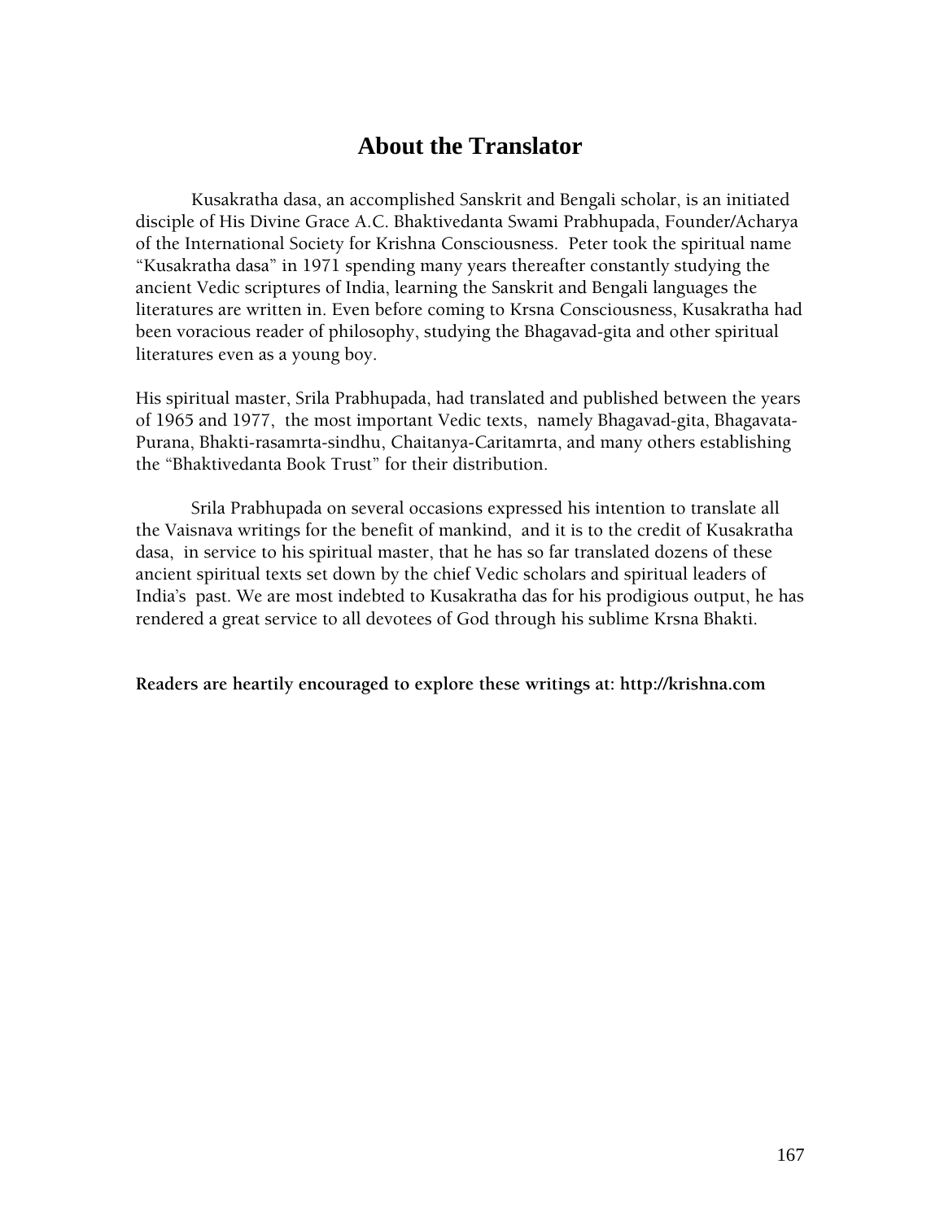# About the Translator

Kusakratha dasa, an accomplished Sanskrit and Bengali scholar, is an initiated disciple of His Divine Grace A.C. Bhaktivedanta Swami Prabhupada, Founder/Acharya of the International Society for Krishna Consciousness. Peter took the spiritual name "Kusakratha dasa" in 1971 spending many years thereafter constantly studying the ancient Vedic scriptures of India, learning the Sanskrit and Bengali languages the literatures are written in. Even before coming to Krsna Consciousness, Kusakratha had been voracious reader of philosophy, studying the Bhagavad-gita and other spiritual literatures even as a young boy.

His spiritual master, Srila Prabhupada, had translated and published between the years of 1965 and 1977, the most important Vedic texts, namely Bhagavad-gita, Bhagavata-Purana, Bhakti-rasamrta-sindhu, Chaitanya-Caritamrta, and many others establishing the "Bhaktivedanta Book Trust" for their distribution.

Srila Prabhupada on several occasions expressed his intention to translate all the Vaisnava writings for the benefit of mankind, and it is to the credit of Kusakratha dasa, in service to his spiritual master, that he has so far translated dozens of these ancient spiritual texts set down by the chief Vedic scholars and spiritual leaders of India's past. We are most indebted to Kusakratha das for his prodigious output, he has rendered a great service to all devotees of God through his sublime Krsna Bhakti.

**Readers are heartily encouraged to explore these writings at: http://krishna.com**